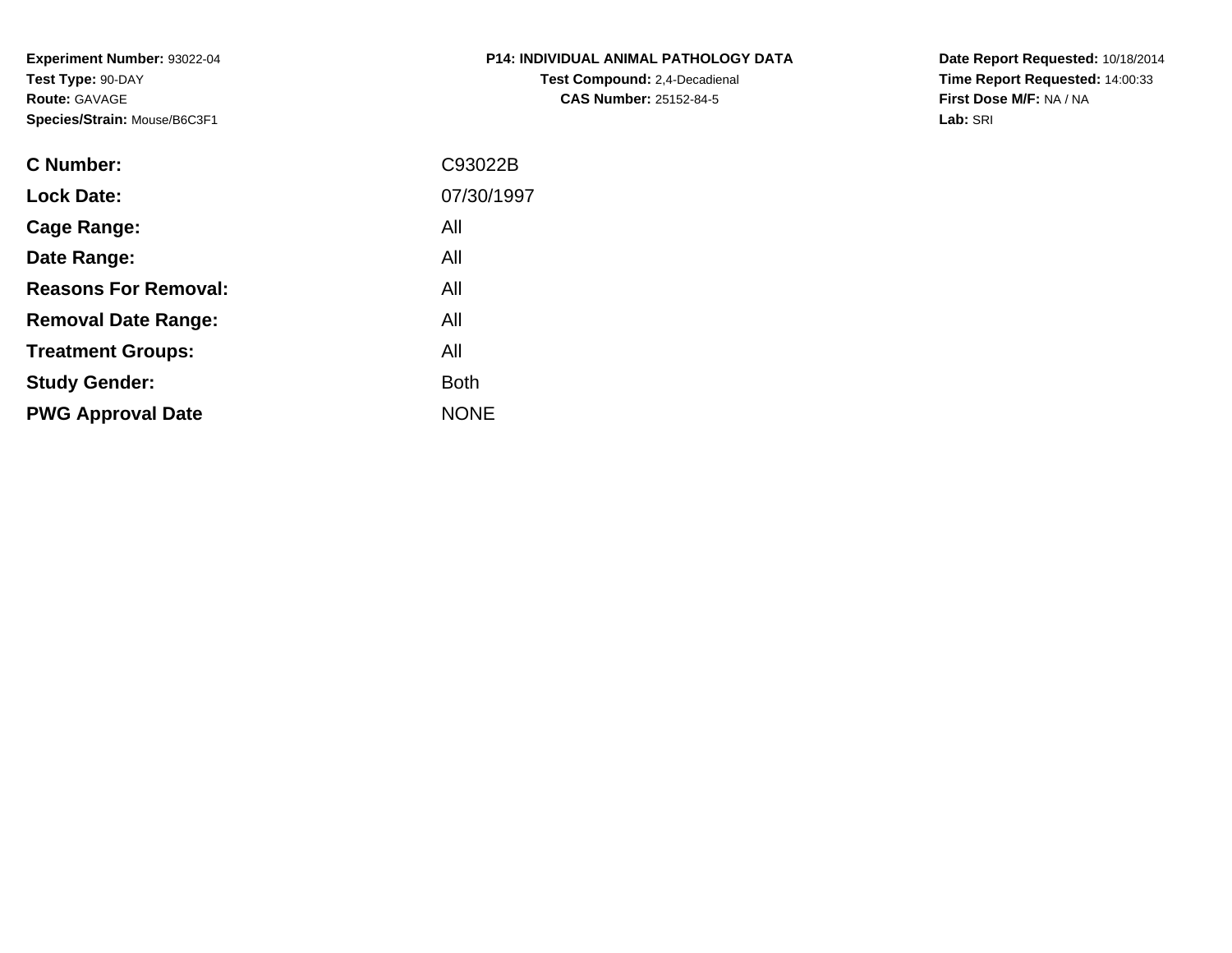**Experiment Number:** 93022-04
**Test Type:** 90-DAY
**Route:** GAVAGE
**Species/Strain:** Mouse/B6C3F1

**P14: INDIVIDUAL ANIMAL PATHOLOGY DATA**
**Test Compound:** 2,4-Decadienal
**CAS Number:** 25152-84-5

**Date Report Requested:** 10/18/2014
**Time Report Requested:** 14:00:33
**First Dose M/F:** NA / NA
**Lab:** SRI

| | |
|---|---|
| **C Number:** | C93022B |
| **Lock Date:** | 07/30/1997 |
| **Cage Range:** | All |
| **Date Range:** | All |
| **Reasons For Removal:** | All |
| **Removal Date Range:** | All |
| **Treatment Groups:** | All |
| **Study Gender:** | Both |
| **PWG Approval Date** | NONE |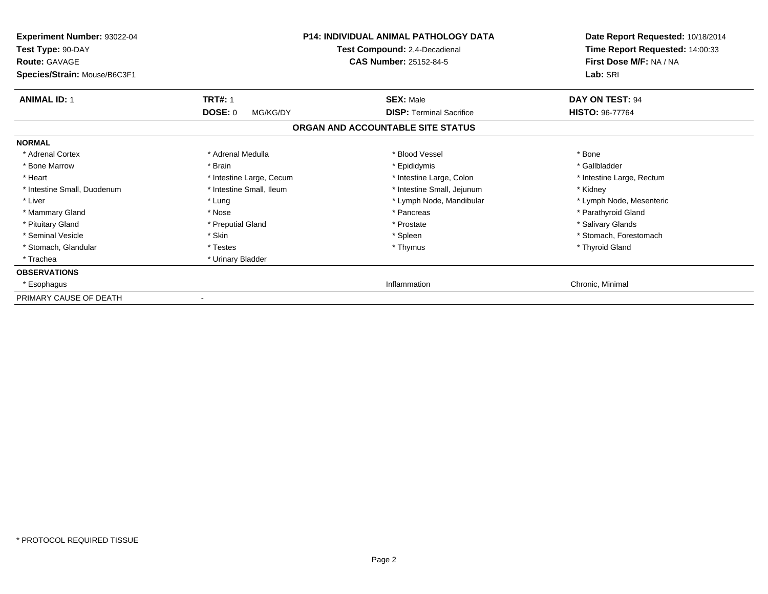**Experiment Number:** 93022-04
**Test Type:** 90-DAY
**Route:** GAVAGE
**Species/Strain:** Mouse/B6C3F1

**P14: INDIVIDUAL ANIMAL PATHOLOGY DATA**
**Test Compound:** 2,4-Decadienal
**CAS Number:** 25152-84-5

**Date Report Requested:** 10/18/2014
**Time Report Requested:** 14:00:33
**First Dose M/F:** NA / NA
**Lab:** SRI

| **ANIMAL ID:** 1 | **TRT#:** 1 | **SEX:** Male | **DAY ON TEST:** 94 |
|---|---|---|---|
| | **DOSE:** 0 MG/KG/DY | **DISP:** Terminal Sacrifice | **HISTO:** 96-77764 |

## ORGAN AND ACCOUNTABLE SITE STATUS

**NORMAL**

| | | | |
|---|---|---|---|
| * Adrenal Cortex | * Adrenal Medulla | * Blood Vessel | * Bone |
| * Bone Marrow | * Brain | * Epididymis | * Gallbladder |
| * Heart | * Intestine Large, Cecum | * Intestine Large, Colon | * Intestine Large, Rectum |
| * Intestine Small, Duodenum | * Intestine Small, Ileum | * Intestine Small, Jejunum | * Kidney |
| * Liver | * Lung | * Lymph Node, Mandibular | * Lymph Node, Mesenteric |
| * Mammary Gland | * Nose | * Pancreas | * Parathyroid Gland |
| * Pituitary Gland | * Preputial Gland | * Prostate | * Salivary Glands |
| * Seminal Vesicle | * Skin | * Spleen | * Stomach, Forestomach |
| * Stomach, Glandular | * Testes | * Thymus | * Thyroid Gland |
| * Trachea | * Urinary Bladder | | |

**OBSERVATIONS**

| | | | |
|---|---|---|---|
| * Esophagus | | Inflammation | Chronic, Minimal |

PRIMARY CAUSE OF DEATH -

* PROTOCOL REQUIRED TISSUE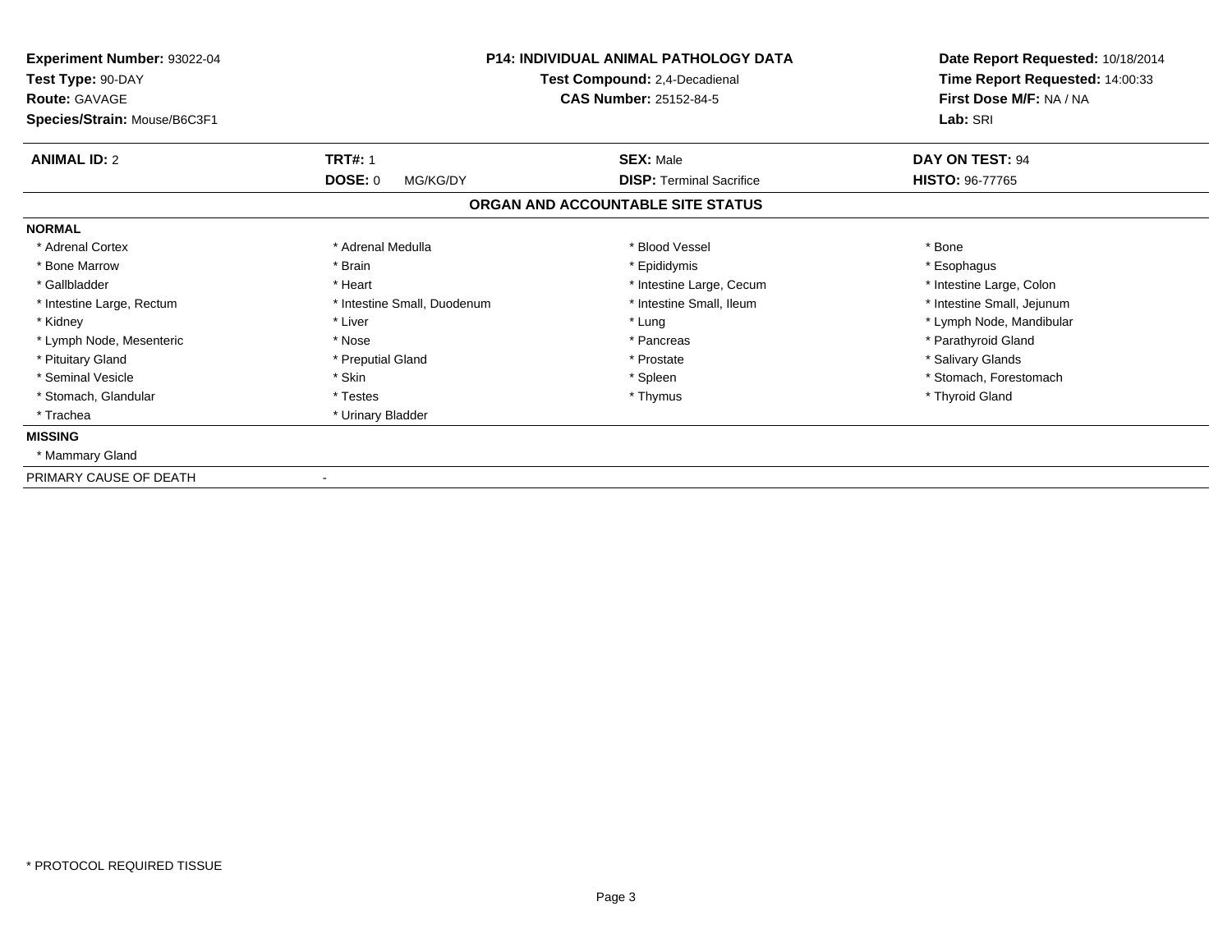**Experiment Number:** 93022-04
**Test Type:** 90-DAY
**Route:** GAVAGE
**Species/Strain:** Mouse/B6C3F1

**P14: INDIVIDUAL ANIMAL PATHOLOGY DATA**
**Test Compound:** 2,4-Decadienal
**CAS Number:** 25152-84-5

**Date Report Requested:** 10/18/2014
**Time Report Requested:** 14:00:33
**First Dose M/F:** NA / NA
**Lab:** SRI

| **ANIMAL ID:** 2 | **TRT#:** 1 | **SEX:** Male | **DAY ON TEST:** 94 |
|---|---|---|---|
| | **DOSE:** 0 MG/KG/DY | **DISP:** Terminal Sacrifice | **HISTO:** 96-77765 |

## ORGAN AND ACCOUNTABLE SITE STATUS

**NORMAL**

| | | | |
|---|---|---|---|
| * Adrenal Cortex | * Adrenal Medulla | * Blood Vessel | * Bone |
| * Bone Marrow | * Brain | * Epididymis | * Esophagus |
| * Gallbladder | * Heart | * Intestine Large, Cecum | * Intestine Large, Colon |
| * Intestine Large, Rectum | * Intestine Small, Duodenum | * Intestine Small, Ileum | * Intestine Small, Jejunum |
| * Kidney | * Liver | * Lung | * Lymph Node, Mandibular |
| * Lymph Node, Mesenteric | * Nose | * Pancreas | * Parathyroid Gland |
| * Pituitary Gland | * Preputial Gland | * Prostate | * Salivary Glands |
| * Seminal Vesicle | * Skin | * Spleen | * Stomach, Forestomach |
| * Stomach, Glandular | * Testes | * Thymus | * Thyroid Gland |
| * Trachea | * Urinary Bladder | | |

**MISSING**

* Mammary Gland

PRIMARY CAUSE OF DEATH -

* PROTOCOL REQUIRED TISSUE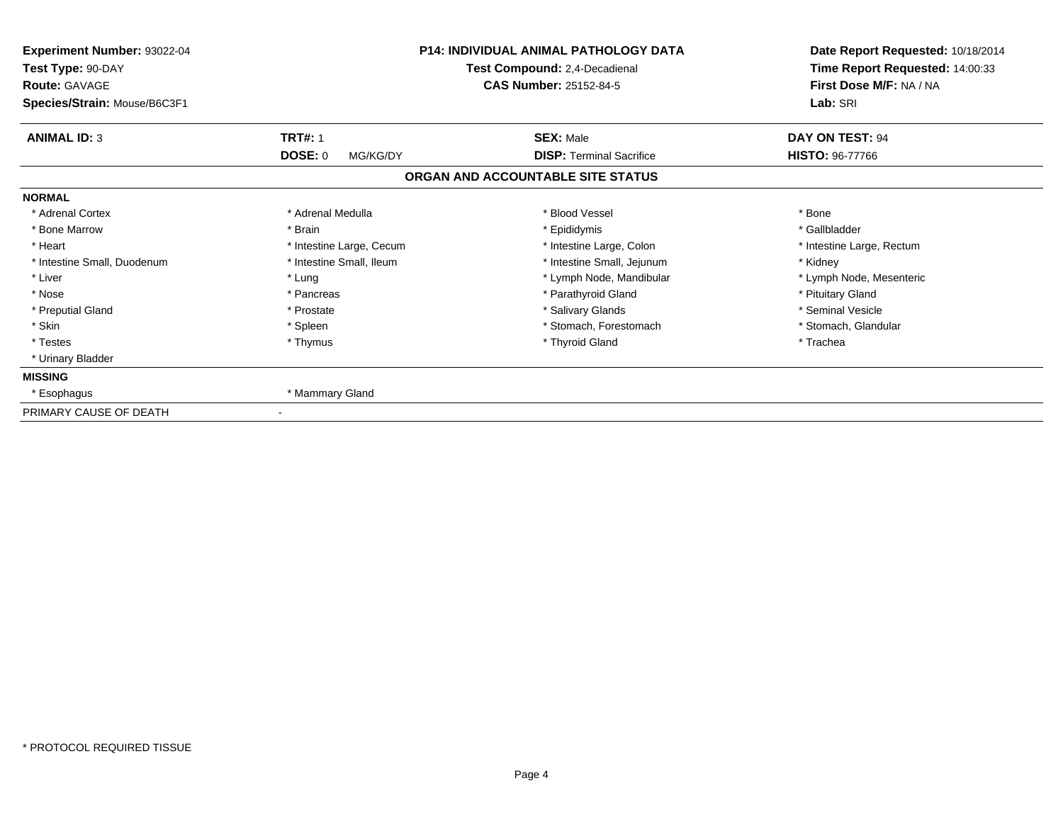**Experiment Number:** 93022-04
**Test Type:** 90-DAY
**Route:** GAVAGE
**Species/Strain:** Mouse/B6C3F1

**P14: INDIVIDUAL ANIMAL PATHOLOGY DATA**
**Test Compound:** 2,4-Decadienal
**CAS Number:** 25152-84-5

**Date Report Requested:** 10/18/2014
**Time Report Requested:** 14:00:33
**First Dose M/F:** NA / NA
**Lab:** SRI

| **ANIMAL ID:** 3 | **TRT#:** 1 | **SEX:** Male | **DAY ON TEST:** 94 |
|---|---|---|---|
| | **DOSE:** 0 MG/KG/DY | **DISP:** Terminal Sacrifice | **HISTO:** 96-77766 |

## ORGAN AND ACCOUNTABLE SITE STATUS

**NORMAL**

| | | | |
|---|---|---|---|
| * Adrenal Cortex | * Adrenal Medulla | * Blood Vessel | * Bone |
| * Bone Marrow | * Brain | * Epididymis | * Gallbladder |
| * Heart | * Intestine Large, Cecum | * Intestine Large, Colon | * Intestine Large, Rectum |
| * Intestine Small, Duodenum | * Intestine Small, Ileum | * Intestine Small, Jejunum | * Kidney |
| * Liver | * Lung | * Lymph Node, Mandibular | * Lymph Node, Mesenteric |
| * Nose | * Pancreas | * Parathyroid Gland | * Pituitary Gland |
| * Preputial Gland | * Prostate | * Salivary Glands | * Seminal Vesicle |
| * Skin | * Spleen | * Stomach, Forestomach | * Stomach, Glandular |
| * Testes | * Thymus | * Thyroid Gland | * Trachea |
| * Urinary Bladder | | | |

**MISSING**

| | |
|---|---|
| * Esophagus | * Mammary Gland |

PRIMARY CAUSE OF DEATH -

* PROTOCOL REQUIRED TISSUE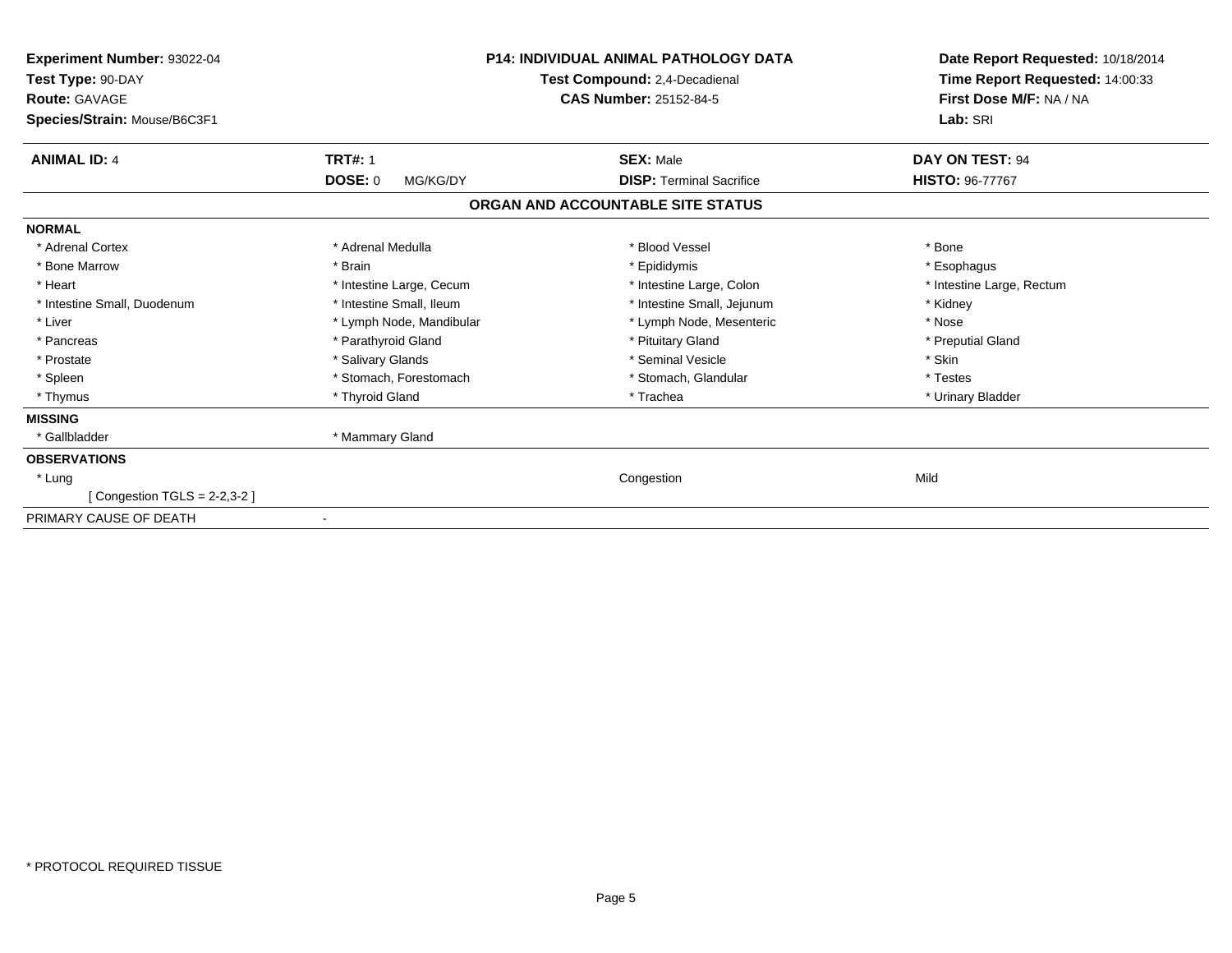**Experiment Number:** 93022-04
**Test Type:** 90-DAY
**Route:** GAVAGE
**Species/Strain:** Mouse/B6C3F1

**P14: INDIVIDUAL ANIMAL PATHOLOGY DATA**
**Test Compound:** 2,4-Decadienal
**CAS Number:** 25152-84-5

**Date Report Requested:** 10/18/2014
**Time Report Requested:** 14:00:33
**First Dose M/F:** NA / NA
**Lab:** SRI

| **ANIMAL ID:** 4 | **TRT#:** 1 | **SEX:** Male | **DAY ON TEST:** 94 |
|---|---|---|---|
| | **DOSE:** 0 MG/KG/DY | **DISP:** Terminal Sacrifice | **HISTO:** 96-77767 |

**ORGAN AND ACCOUNTABLE SITE STATUS**

| | | | |
|---|---|---|---|
| **NORMAL** | | | |
| * Adrenal Cortex | * Adrenal Medulla | * Blood Vessel | * Bone |
| * Bone Marrow | * Brain | * Epididymis | * Esophagus |
| * Heart | * Intestine Large, Cecum | * Intestine Large, Colon | * Intestine Large, Rectum |
| * Intestine Small, Duodenum | * Intestine Small, Ileum | * Intestine Small, Jejunum | * Kidney |
| * Liver | * Lymph Node, Mandibular | * Lymph Node, Mesenteric | * Nose |
| * Pancreas | * Parathyroid Gland | * Pituitary Gland | * Preputial Gland |
| * Prostate | * Salivary Glands | * Seminal Vesicle | * Skin |
| * Spleen | * Stomach, Forestomach | * Stomach, Glandular | * Testes |
| * Thymus | * Thyroid Gland | * Trachea | * Urinary Bladder |
| **MISSING** | | | |
| * Gallbladder | * Mammary Gland | | |
| **OBSERVATIONS** | | | |
| * Lung | | Congestion | Mild |
| [ Congestion TGLS = 2-2,3-2 ] | | | |
| PRIMARY CAUSE OF DEATH | - | | |

* PROTOCOL REQUIRED TISSUE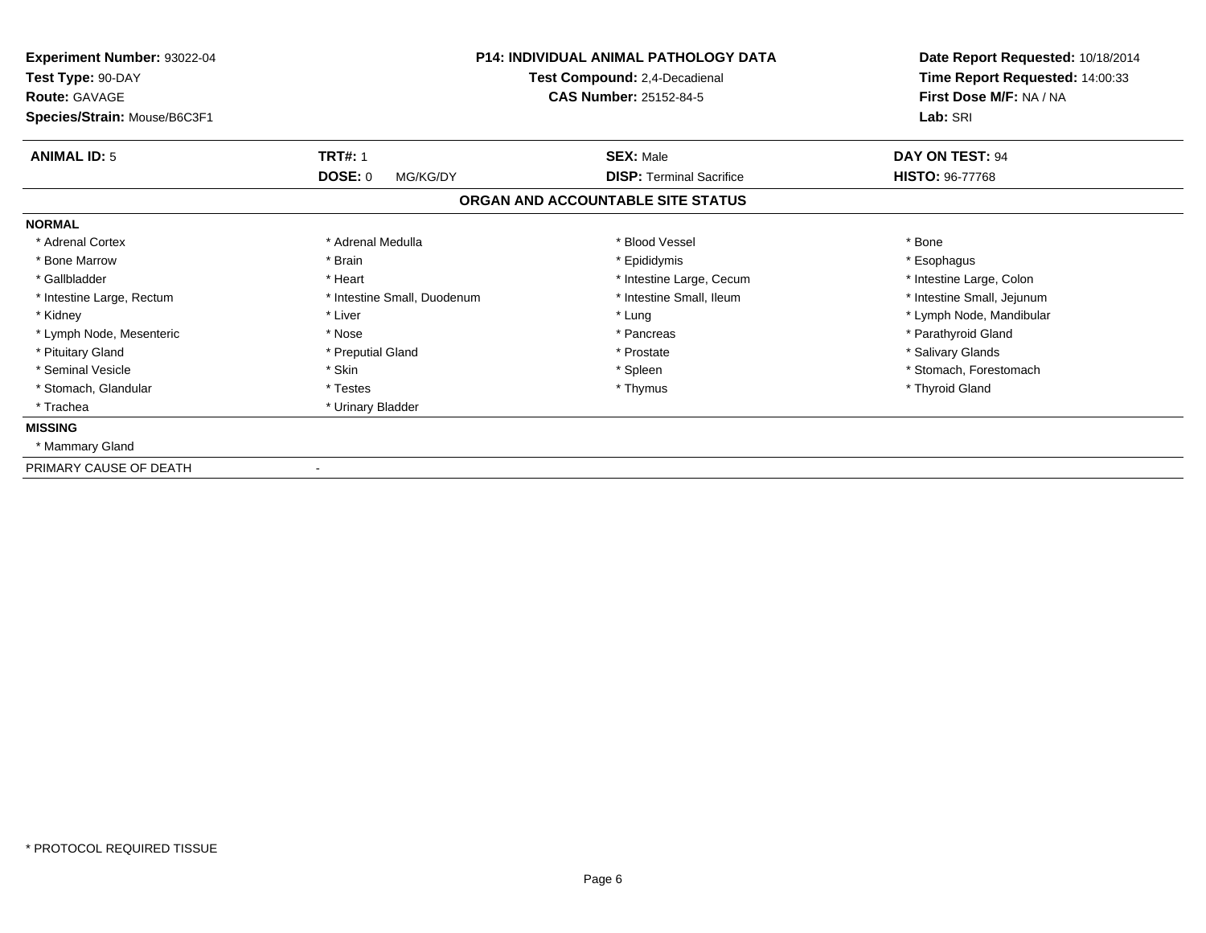**Experiment Number:** 93022-04
**Test Type:** 90-DAY
**Route:** GAVAGE
**Species/Strain:** Mouse/B6C3F1

## P14: INDIVIDUAL ANIMAL PATHOLOGY DATA

**Test Compound:** 2,4-Decadienal
**CAS Number:** 25152-84-5

**Date Report Requested:** 10/18/2014
**Time Report Requested:** 14:00:33
**First Dose M/F:** NA / NA
**Lab:** SRI

| **ANIMAL ID:** 5 | **TRT#:** 1 | **SEX:** Male | **DAY ON TEST:** 94 |
|---|---|---|---|
| | **DOSE:** 0 MG/KG/DY | **DISP:** Terminal Sacrifice | **HISTO:** 96-77768 |

### ORGAN AND ACCOUNTABLE SITE STATUS

**NORMAL**

| | | | |
|---|---|---|---|
| * Adrenal Cortex | * Adrenal Medulla | * Blood Vessel | * Bone |
| * Bone Marrow | * Brain | * Epididymis | * Esophagus |
| * Gallbladder | * Heart | * Intestine Large, Cecum | * Intestine Large, Colon |
| * Intestine Large, Rectum | * Intestine Small, Duodenum | * Intestine Small, Ileum | * Intestine Small, Jejunum |
| * Kidney | * Liver | * Lung | * Lymph Node, Mandibular |
| * Lymph Node, Mesenteric | * Nose | * Pancreas | * Parathyroid Gland |
| * Pituitary Gland | * Preputial Gland | * Prostate | * Salivary Glands |
| * Seminal Vesicle | * Skin | * Spleen | * Stomach, Forestomach |
| * Stomach, Glandular | * Testes | * Thymus | * Thyroid Gland |
| * Trachea | * Urinary Bladder | | |

**MISSING**

* Mammary Gland

PRIMARY CAUSE OF DEATH -

* PROTOCOL REQUIRED TISSUE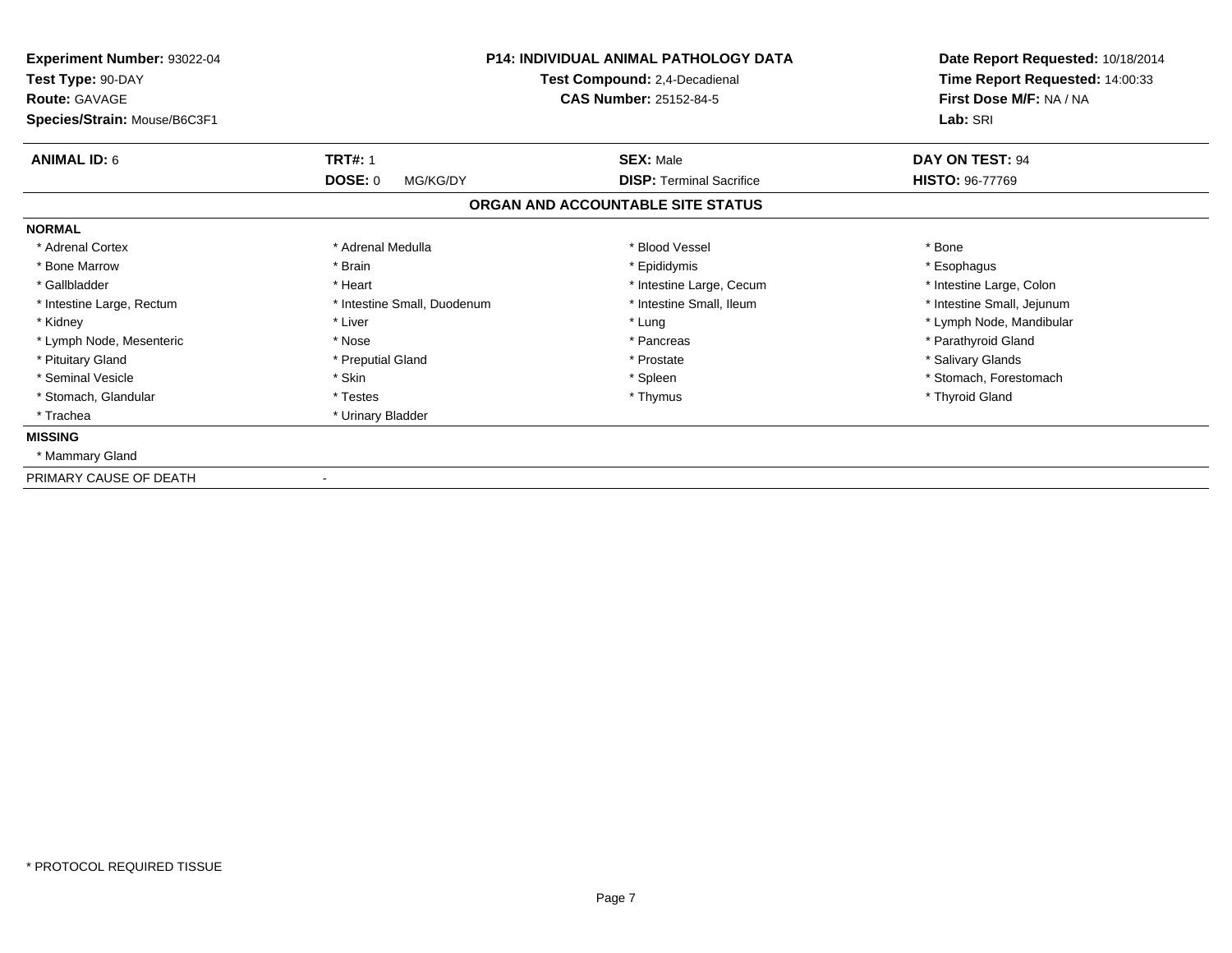**Experiment Number:** 93022-04
**Test Type:** 90-DAY
**Route:** GAVAGE
**Species/Strain:** Mouse/B6C3F1

**P14: INDIVIDUAL ANIMAL PATHOLOGY DATA**
**Test Compound:** 2,4-Decadienal
**CAS Number:** 25152-84-5

**Date Report Requested:** 10/18/2014
**Time Report Requested:** 14:00:33
**First Dose M/F:** NA / NA
**Lab:** SRI

| **ANIMAL ID:** 6 | **TRT#:** 1 | **SEX:** Male | **DAY ON TEST:** 94 |
|---|---|---|---|
| | **DOSE:** 0 MG/KG/DY | **DISP:** Terminal Sacrifice | **HISTO:** 96-77769 |

## ORGAN AND ACCOUNTABLE SITE STATUS

**NORMAL**

| | | | |
|---|---|---|---|
| * Adrenal Cortex | * Adrenal Medulla | * Blood Vessel | * Bone |
| * Bone Marrow | * Brain | * Epididymis | * Esophagus |
| * Gallbladder | * Heart | * Intestine Large, Cecum | * Intestine Large, Colon |
| * Intestine Large, Rectum | * Intestine Small, Duodenum | * Intestine Small, Ileum | * Intestine Small, Jejunum |
| * Kidney | * Liver | * Lung | * Lymph Node, Mandibular |
| * Lymph Node, Mesenteric | * Nose | * Pancreas | * Parathyroid Gland |
| * Pituitary Gland | * Preputial Gland | * Prostate | * Salivary Glands |
| * Seminal Vesicle | * Skin | * Spleen | * Stomach, Forestomach |
| * Stomach, Glandular | * Testes | * Thymus | * Thyroid Gland |
| * Trachea | * Urinary Bladder | | |

**MISSING**

* Mammary Gland

PRIMARY CAUSE OF DEATH -

\* PROTOCOL REQUIRED TISSUE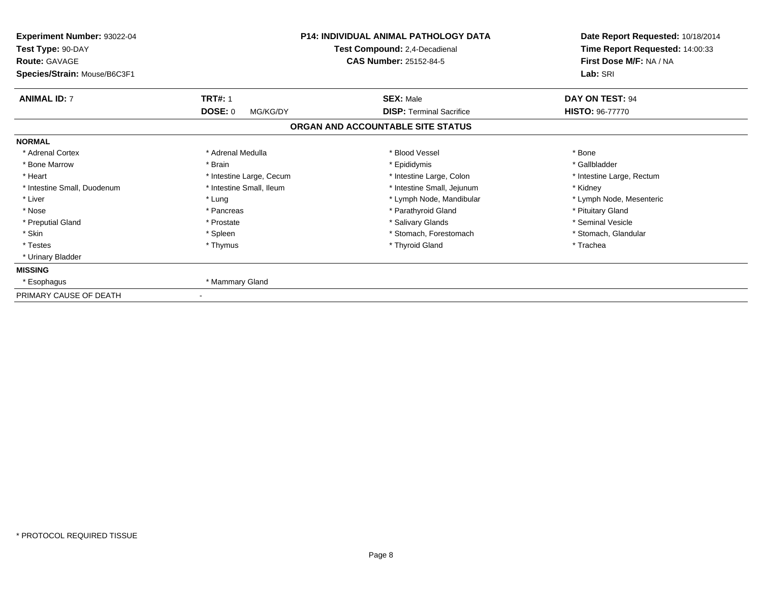**Experiment Number:** 93022-04
**Test Type:** 90-DAY
**Route:** GAVAGE
**Species/Strain:** Mouse/B6C3F1

**P14: INDIVIDUAL ANIMAL PATHOLOGY DATA**
**Test Compound:** 2,4-Decadienal
**CAS Number:** 25152-84-5

**Date Report Requested:** 10/18/2014
**Time Report Requested:** 14:00:33
**First Dose M/F:** NA / NA
**Lab:** SRI

| **ANIMAL ID:** 7 | **TRT#:** 1 | **SEX:** Male | **DAY ON TEST:** 94 |
|---|---|---|---|
| | **DOSE:** 0 MG/KG/DY | **DISP:** Terminal Sacrifice | **HISTO:** 96-77770 |

## ORGAN AND ACCOUNTABLE SITE STATUS

**NORMAL**

| | | | |
|---|---|---|---|
| * Adrenal Cortex | * Adrenal Medulla | * Blood Vessel | * Bone |
| * Bone Marrow | * Brain | * Epididymis | * Gallbladder |
| * Heart | * Intestine Large, Cecum | * Intestine Large, Colon | * Intestine Large, Rectum |
| * Intestine Small, Duodenum | * Intestine Small, Ileum | * Intestine Small, Jejunum | * Kidney |
| * Liver | * Lung | * Lymph Node, Mandibular | * Lymph Node, Mesenteric |
| * Nose | * Pancreas | * Parathyroid Gland | * Pituitary Gland |
| * Preputial Gland | * Prostate | * Salivary Glands | * Seminal Vesicle |
| * Skin | * Spleen | * Stomach, Forestomach | * Stomach, Glandular |
| * Testes | * Thymus | * Thyroid Gland | * Trachea |
| * Urinary Bladder | | | |

**MISSING**

| | |
|---|---|
| * Esophagus | * Mammary Gland |

PRIMARY CAUSE OF DEATH -

* PROTOCOL REQUIRED TISSUE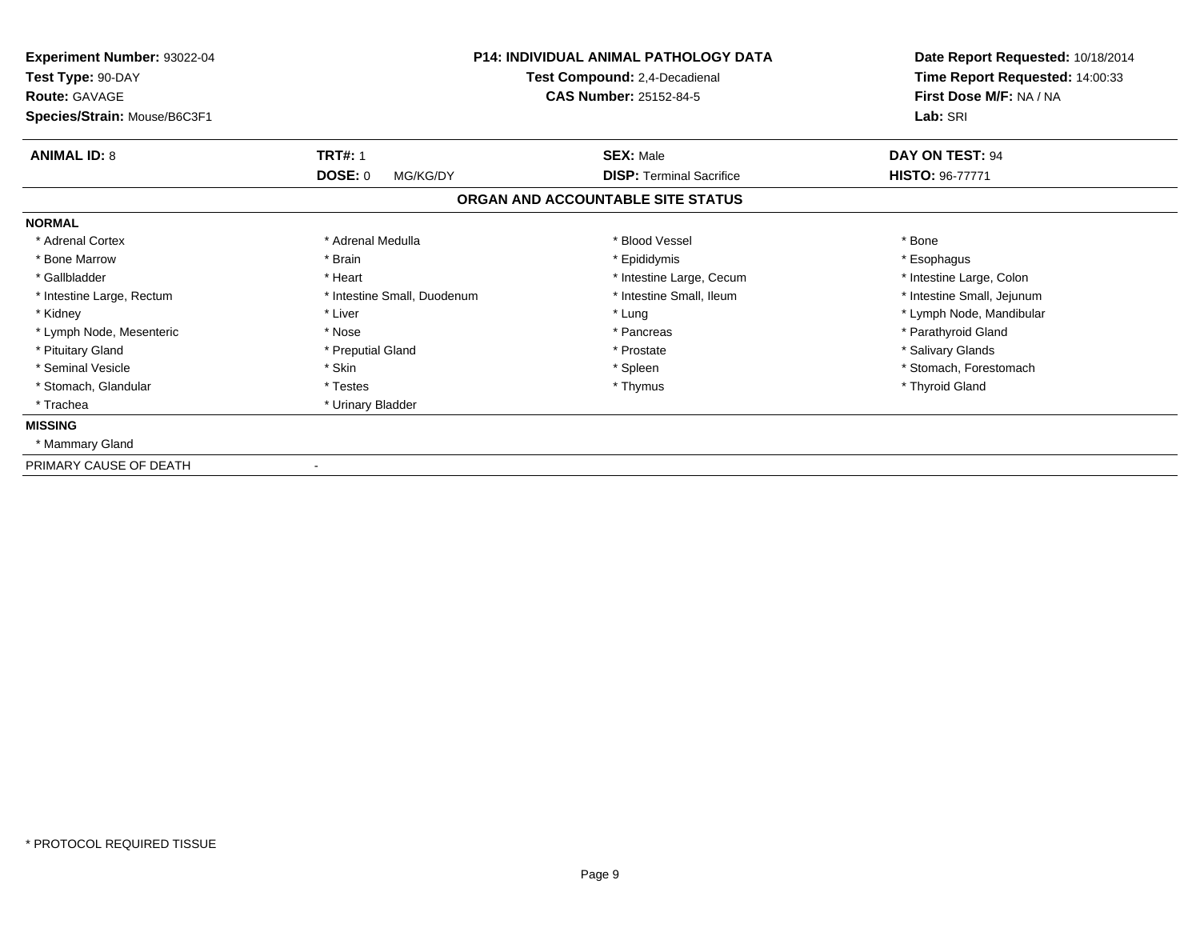**Experiment Number:** 93022-04
**Test Type:** 90-DAY
**Route:** GAVAGE
**Species/Strain:** Mouse/B6C3F1

**P14: INDIVIDUAL ANIMAL PATHOLOGY DATA**
**Test Compound:** 2,4-Decadienal
**CAS Number:** 25152-84-5

**Date Report Requested:** 10/18/2014
**Time Report Requested:** 14:00:33
**First Dose M/F:** NA / NA
**Lab:** SRI

| **ANIMAL ID:** 8 | **TRT#:** 1 | **SEX:** Male | **DAY ON TEST:** 94 |
|---|---|---|---|
| | **DOSE:** 0 MG/KG/DY | **DISP:** Terminal Sacrifice | **HISTO:** 96-77771 |

## ORGAN AND ACCOUNTABLE SITE STATUS

**NORMAL**

| | | | |
|---|---|---|---|
| * Adrenal Cortex | * Adrenal Medulla | * Blood Vessel | * Bone |
| * Bone Marrow | * Brain | * Epididymis | * Esophagus |
| * Gallbladder | * Heart | * Intestine Large, Cecum | * Intestine Large, Colon |
| * Intestine Large, Rectum | * Intestine Small, Duodenum | * Intestine Small, Ileum | * Intestine Small, Jejunum |
| * Kidney | * Liver | * Lung | * Lymph Node, Mandibular |
| * Lymph Node, Mesenteric | * Nose | * Pancreas | * Parathyroid Gland |
| * Pituitary Gland | * Preputial Gland | * Prostate | * Salivary Glands |
| * Seminal Vesicle | * Skin | * Spleen | * Stomach, Forestomach |
| * Stomach, Glandular | * Testes | * Thymus | * Thyroid Gland |
| * Trachea | * Urinary Bladder | | |

**MISSING**

* Mammary Gland

PRIMARY CAUSE OF DEATH -

\* PROTOCOL REQUIRED TISSUE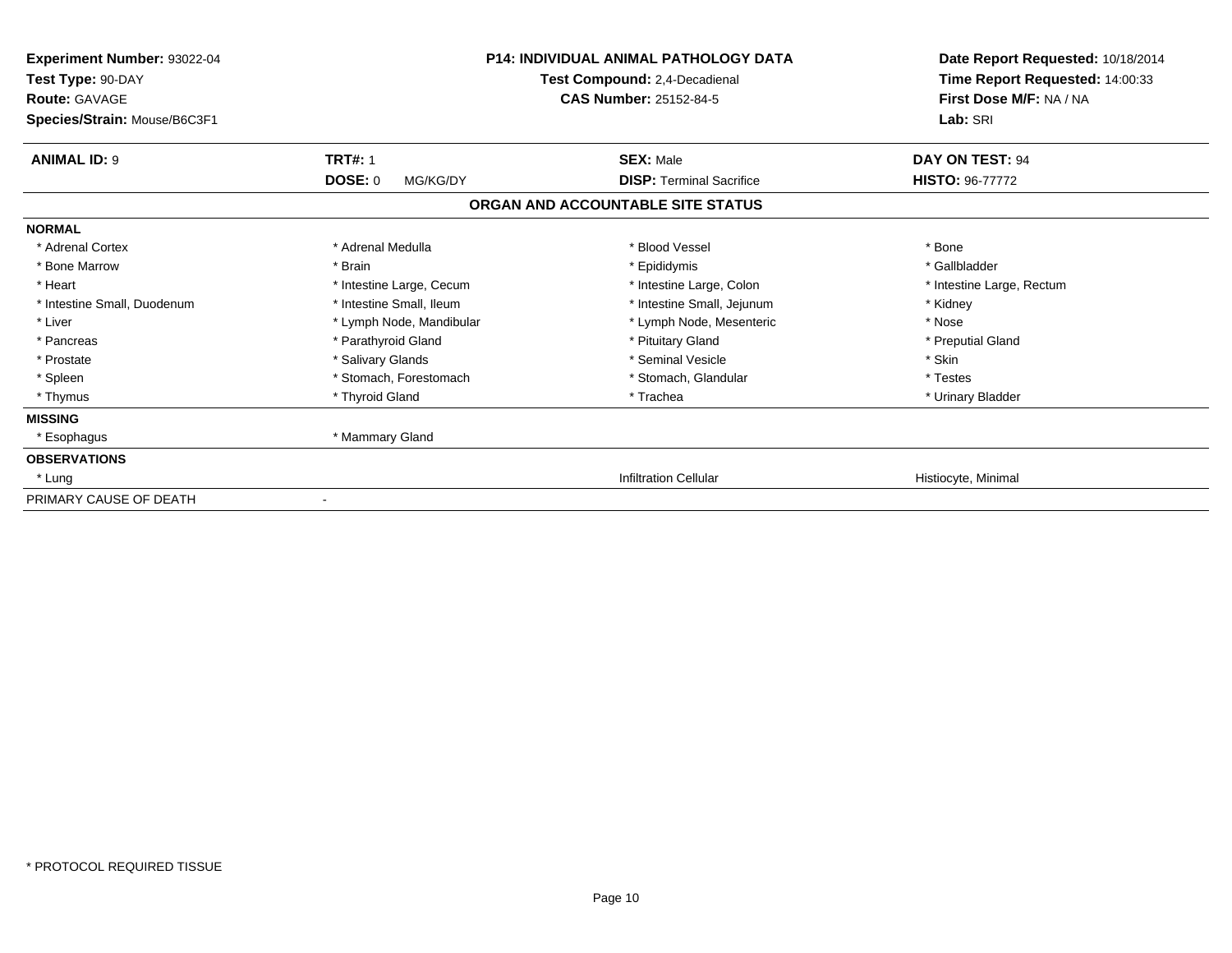**Experiment Number:** 93022-04
**Test Type:** 90-DAY
**Route:** GAVAGE
**Species/Strain:** Mouse/B6C3F1

**P14: INDIVIDUAL ANIMAL PATHOLOGY DATA**
**Test Compound:** 2,4-Decadienal
**CAS Number:** 25152-84-5

**Date Report Requested:** 10/18/2014
**Time Report Requested:** 14:00:33
**First Dose M/F:** NA / NA
**Lab:** SRI

| **ANIMAL ID:** 9 | **TRT#:** 1 | **SEX:** Male | **DAY ON TEST:** 94 |
|---|---|---|---|
| | **DOSE:** 0 MG/KG/DY | **DISP:** Terminal Sacrifice | **HISTO:** 96-77772 |

**ORGAN AND ACCOUNTABLE SITE STATUS**

| | | | |
|---|---|---|---|
| **NORMAL** | | | |
| * Adrenal Cortex | * Adrenal Medulla | * Blood Vessel | * Bone |
| * Bone Marrow | * Brain | * Epididymis | * Gallbladder |
| * Heart | * Intestine Large, Cecum | * Intestine Large, Colon | * Intestine Large, Rectum |
| * Intestine Small, Duodenum | * Intestine Small, Ileum | * Intestine Small, Jejunum | * Kidney |
| * Liver | * Lymph Node, Mandibular | * Lymph Node, Mesenteric | * Nose |
| * Pancreas | * Parathyroid Gland | * Pituitary Gland | * Preputial Gland |
| * Prostate | * Salivary Glands | * Seminal Vesicle | * Skin |
| * Spleen | * Stomach, Forestomach | * Stomach, Glandular | * Testes |
| * Thymus | * Thyroid Gland | * Trachea | * Urinary Bladder |
| **MISSING** | | | |
| * Esophagus | * Mammary Gland | | |
| **OBSERVATIONS** | | | |
| * Lung | | Infiltration Cellular | Histiocyte, Minimal |
| PRIMARY CAUSE OF DEATH | - | | |

* PROTOCOL REQUIRED TISSUE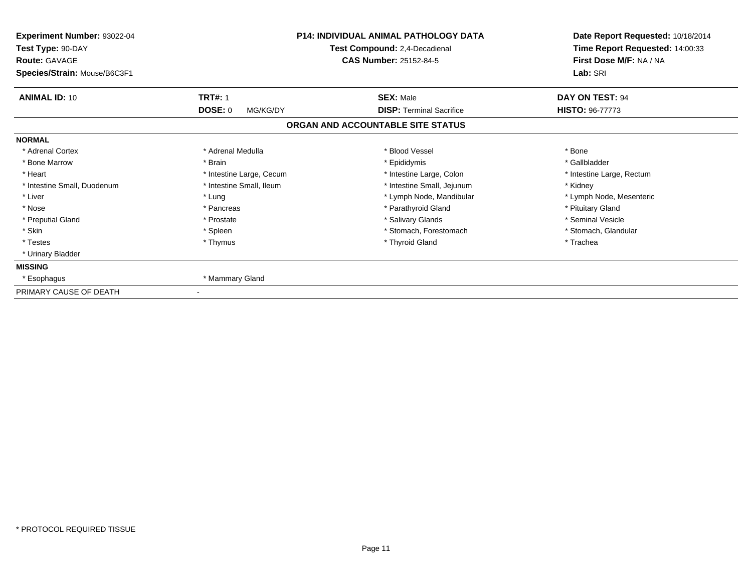**Experiment Number:** 93022-04
**Test Type:** 90-DAY
**Route:** GAVAGE
**Species/Strain:** Mouse/B6C3F1

**P14: INDIVIDUAL ANIMAL PATHOLOGY DATA**
**Test Compound:** 2,4-Decadienal
**CAS Number:** 25152-84-5

**Date Report Requested:** 10/18/2014
**Time Report Requested:** 14:00:33
**First Dose M/F:** NA / NA
**Lab:** SRI

| **ANIMAL ID:** 10 | **TRT#:** 1 | **SEX:** Male | **DAY ON TEST:** 94 |
|---|---|---|---|
| | **DOSE:** 0 MG/KG/DY | **DISP:** Terminal Sacrifice | **HISTO:** 96-77773 |

## ORGAN AND ACCOUNTABLE SITE STATUS

**NORMAL**

| | | | |
|---|---|---|---|
| * Adrenal Cortex | * Adrenal Medulla | * Blood Vessel | * Bone |
| * Bone Marrow | * Brain | * Epididymis | * Gallbladder |
| * Heart | * Intestine Large, Cecum | * Intestine Large, Colon | * Intestine Large, Rectum |
| * Intestine Small, Duodenum | * Intestine Small, Ileum | * Intestine Small, Jejunum | * Kidney |
| * Liver | * Lung | * Lymph Node, Mandibular | * Lymph Node, Mesenteric |
| * Nose | * Pancreas | * Parathyroid Gland | * Pituitary Gland |
| * Preputial Gland | * Prostate | * Salivary Glands | * Seminal Vesicle |
| * Skin | * Spleen | * Stomach, Forestomach | * Stomach, Glandular |
| * Testes | * Thymus | * Thyroid Gland | * Trachea |
| * Urinary Bladder | | | |

**MISSING**

| | |
|---|---|
| * Esophagus | * Mammary Gland |

PRIMARY CAUSE OF DEATH -

* PROTOCOL REQUIRED TISSUE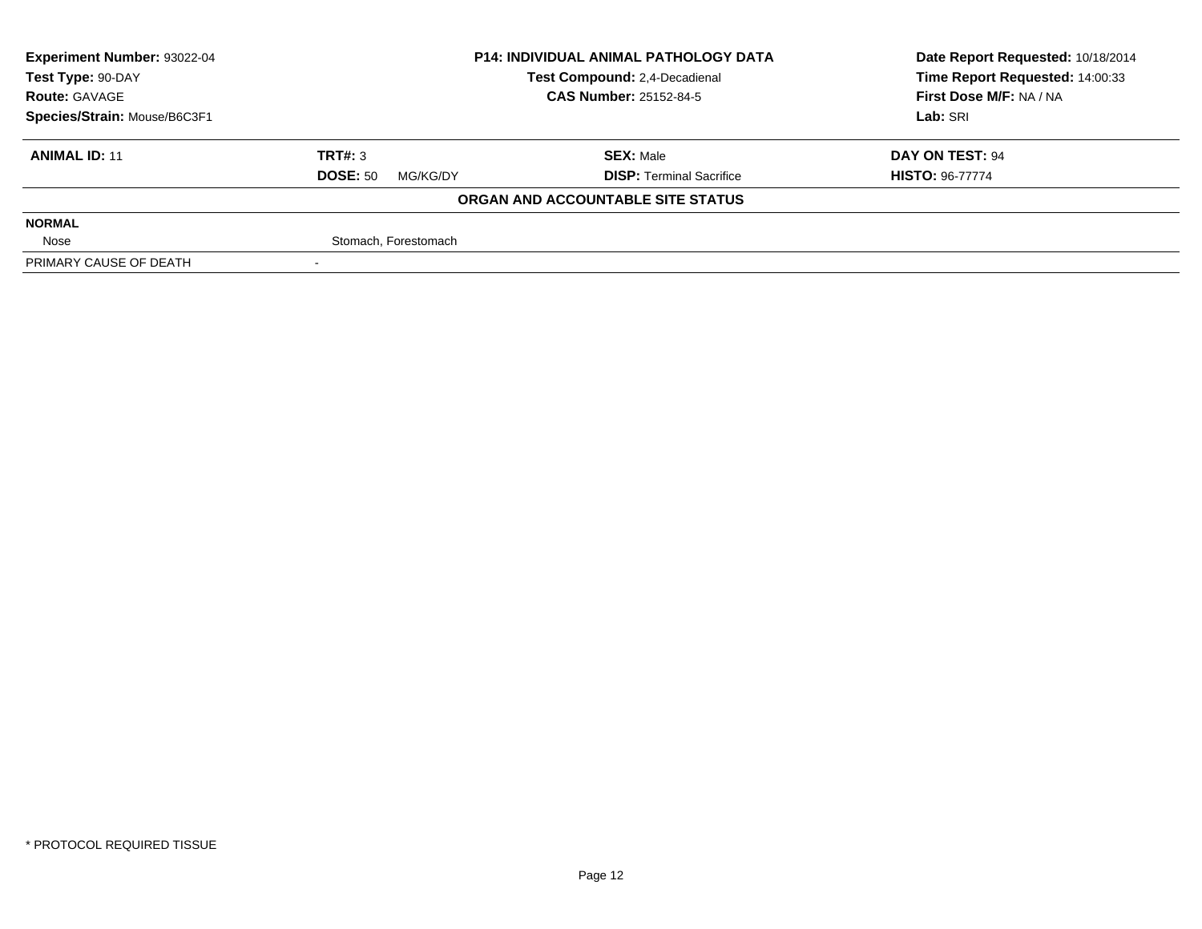| **Experiment Number:** 93022-04 | **P14: INDIVIDUAL ANIMAL PATHOLOGY DATA** | **Date Report Requested:** 10/18/2014 |
|---|---|---|
| **Test Type:** 90-DAY | **Test Compound:** 2,4-Decadienal | **Time Report Requested:** 14:00:33 |
| **Route:** GAVAGE | **CAS Number:** 25152-84-5 | **First Dose M/F:** NA / NA |
| **Species/Strain:** Mouse/B6C3F1 | | **Lab:** SRI |

| **ANIMAL ID:** 11 | **TRT#:** 3 | **SEX:** Male | **DAY ON TEST:** 94 |
|---|---|---|---|
| | **DOSE:** 50 MG/KG/DY | **DISP:** Terminal Sacrifice | **HISTO:** 96-77774 |

**ORGAN AND ACCOUNTABLE SITE STATUS**

| | |
|---|---|
| **NORMAL** | |
| Nose | Stomach, Forestomach |
| PRIMARY CAUSE OF DEATH | - |

* PROTOCOL REQUIRED TISSUE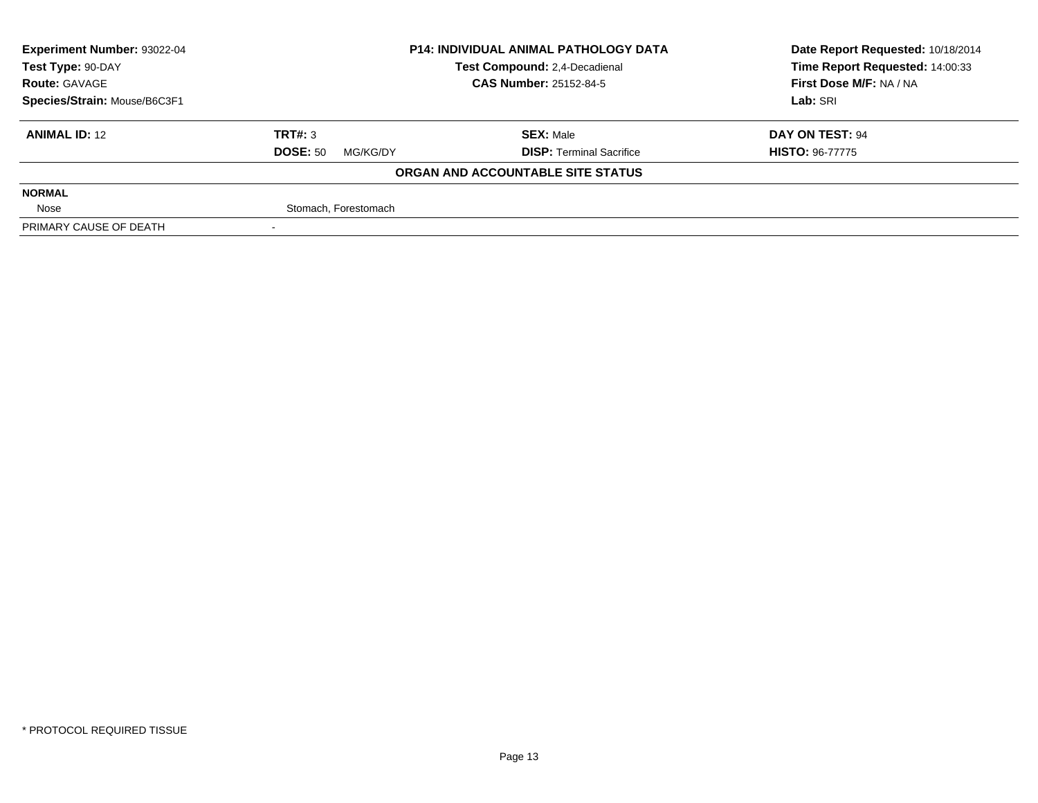| Experiment Number: 93022-04 | P14: INDIVIDUAL ANIMAL PATHOLOGY DATA | Date Report Requested: 10/18/2014 |
|---|---|---|
| Test Type: 90-DAY | Test Compound: 2,4-Decadienal | Time Report Requested: 14:00:33 |
| Route: GAVAGE | CAS Number: 25152-84-5 | First Dose M/F: NA / NA |
| Species/Strain: Mouse/B6C3F1 | | Lab: SRI |

| ANIMAL ID: 12 | TRT#: 3 | SEX: Male | DAY ON TEST: 94 |
|---|---|---|---|
| | DOSE: 50 MG/KG/DY | DISP: Terminal Sacrifice | HISTO: 96-77775 |

**ORGAN AND ACCOUNTABLE SITE STATUS**

| | |
|---|---|
| **NORMAL** | |
| Nose | Stomach, Forestomach |
| PRIMARY CAUSE OF DEATH | - |

\* PROTOCOL REQUIRED TISSUE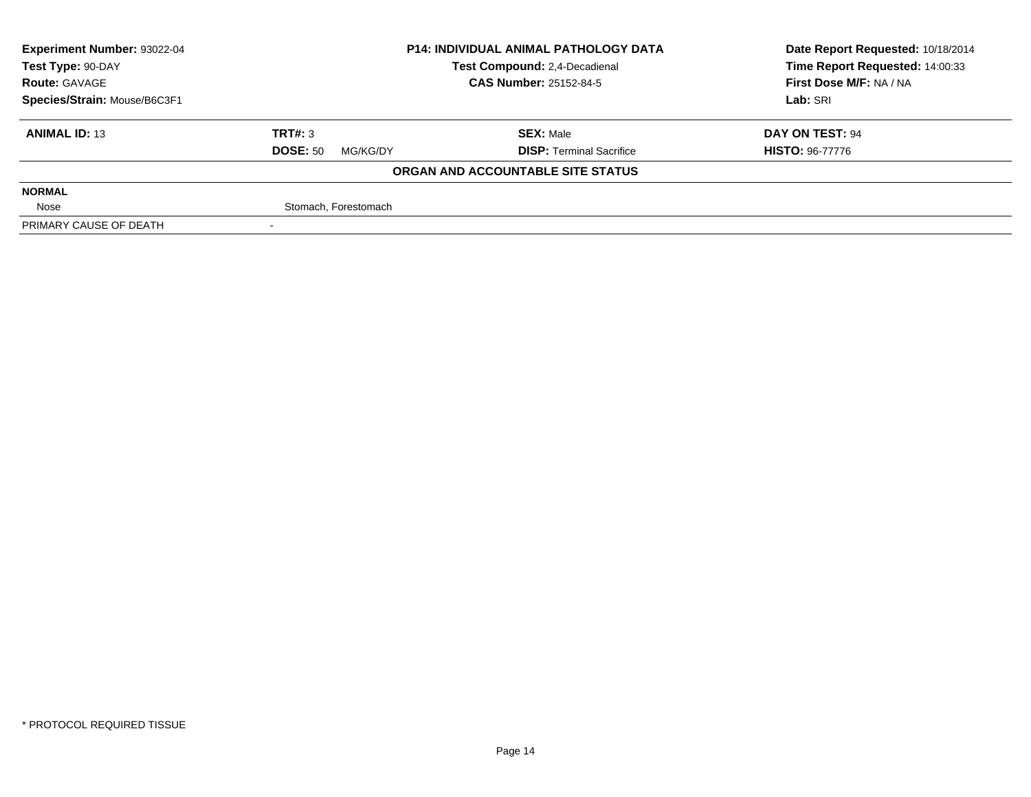**Experiment Number:** 93022-04
**Test Type:** 90-DAY
**Route:** GAVAGE
**Species/Strain:** Mouse/B6C3F1

**P14: INDIVIDUAL ANIMAL PATHOLOGY DATA**
**Test Compound:** 2,4-Decadienal
**CAS Number:** 25152-84-5

**Date Report Requested:** 10/18/2014
**Time Report Requested:** 14:00:33
**First Dose M/F:** NA / NA
**Lab:** SRI

| **ANIMAL ID:** 13 | **TRT#:** 3 | **SEX:** Male | **DAY ON TEST:** 94 |
|---|---|---|---|
| | **DOSE:** 50 MG/KG/DY | **DISP:** Terminal Sacrifice | **HISTO:** 96-77776 |

**ORGAN AND ACCOUNTABLE SITE STATUS**

| | |
|---|---|
| **NORMAL** | |
| Nose | Stomach, Forestomach |
| PRIMARY CAUSE OF DEATH | - |

* PROTOCOL REQUIRED TISSUE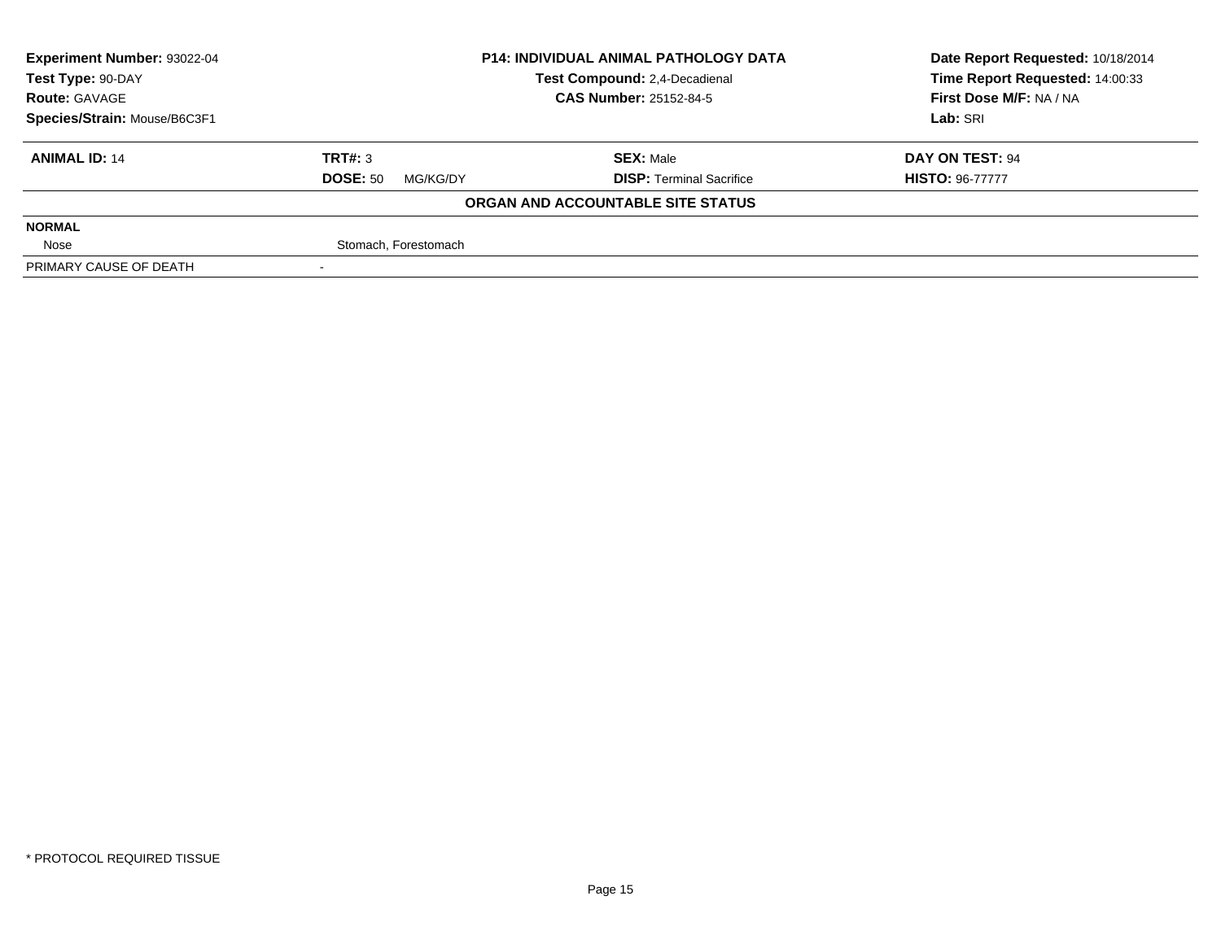| Experiment Number: 93022-04 | P14: INDIVIDUAL ANIMAL PATHOLOGY DATA | Date Report Requested: 10/18/2014 |
|---|---|---|
| Test Type: 90-DAY | Test Compound: 2,4-Decadienal | Time Report Requested: 14:00:33 |
| Route: GAVAGE | CAS Number: 25152-84-5 | First Dose M/F: NA / NA |
| Species/Strain: Mouse/B6C3F1 | | Lab: SRI |

| **ANIMAL ID:** 14 | **TRT#:** 3 | **SEX:** Male | **DAY ON TEST:** 94 |
|---|---|---|---|
| | **DOSE:** 50 MG/KG/DY | **DISP:** Terminal Sacrifice | **HISTO:** 96-77777 |

**ORGAN AND ACCOUNTABLE SITE STATUS**

| | |
|---|---|
| **NORMAL** | |
| Nose | Stomach, Forestomach |
| PRIMARY CAUSE OF DEATH | - |

* PROTOCOL REQUIRED TISSUE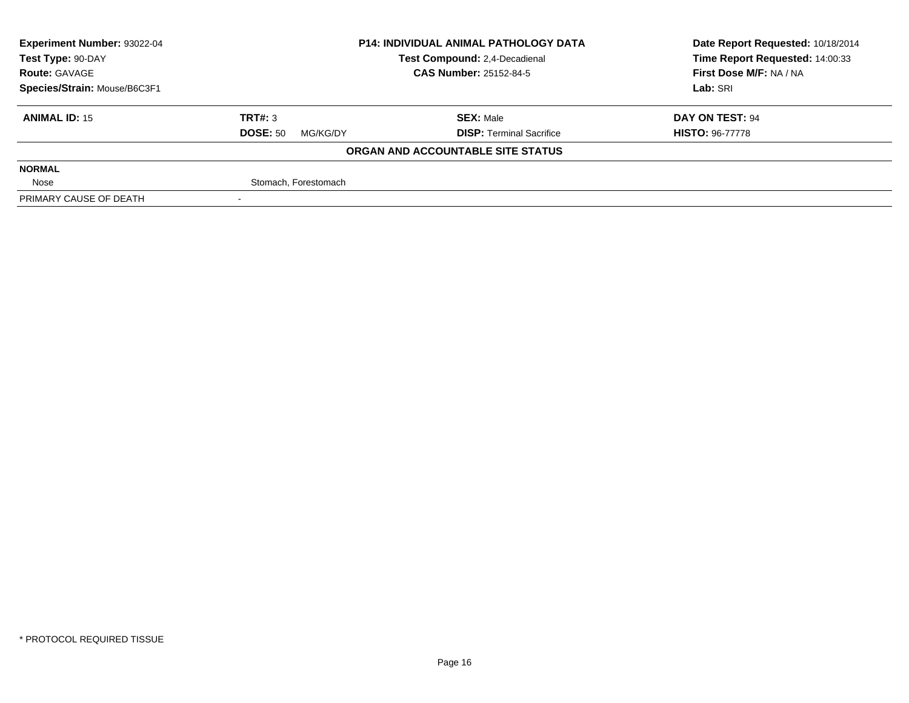| Experiment Number: 93022-04 | P14: INDIVIDUAL ANIMAL PATHOLOGY DATA | | Date Report Requested: 10/18/2014 |
|---|---|---|---|
| Test Type: 90-DAY | Test Compound: 2,4-Decadienal | | Time Report Requested: 14:00:33 |
| Route: GAVAGE | CAS Number: 25152-84-5 | | First Dose M/F: NA / NA |
| Species/Strain: Mouse/B6C3F1 | | | Lab: SRI |

| **ANIMAL ID:** 15 | **TRT#:** 3 | **SEX:** Male | **DAY ON TEST:** 94 |
|---|---|---|---|
| | **DOSE:** 50 MG/KG/DY | **DISP:** Terminal Sacrifice | **HISTO:** 96-77778 |

**ORGAN AND ACCOUNTABLE SITE STATUS**

| | |
|---|---|
| **NORMAL** | |
| Nose | Stomach, Forestomach |
| PRIMARY CAUSE OF DEATH | - |

\* PROTOCOL REQUIRED TISSUE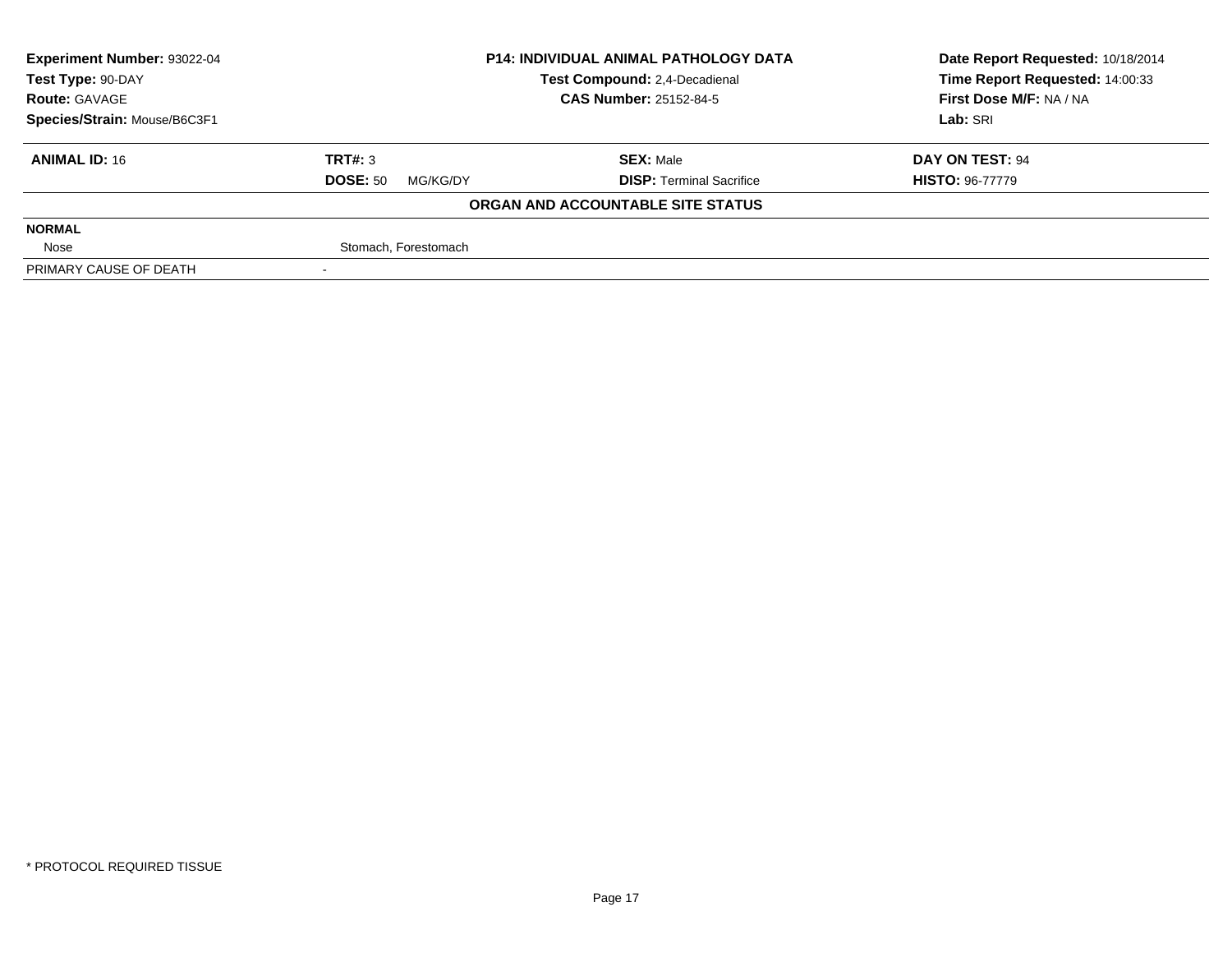| Experiment Number: 93022-04 | P14: INDIVIDUAL ANIMAL PATHOLOGY DATA | Date Report Requested: 10/18/2014 |
|---|---|---|
| Test Type: 90-DAY | Test Compound: 2,4-Decadienal | Time Report Requested: 14:00:33 |
| Route: GAVAGE | CAS Number: 25152-84-5 | First Dose M/F: NA / NA |
| Species/Strain: Mouse/B6C3F1 | | Lab: SRI |

| ANIMAL ID: 16 | TRT#: 3 | SEX: Male | DAY ON TEST: 94 |
|---|---|---|---|
| | DOSE: 50 MG/KG/DY | DISP: Terminal Sacrifice | HISTO: 96-77779 |

**ORGAN AND ACCOUNTABLE SITE STATUS**

| NORMAL | |
|---|---|
| Nose | Stomach, Forestomach |
| PRIMARY CAUSE OF DEATH | - |

* PROTOCOL REQUIRED TISSUE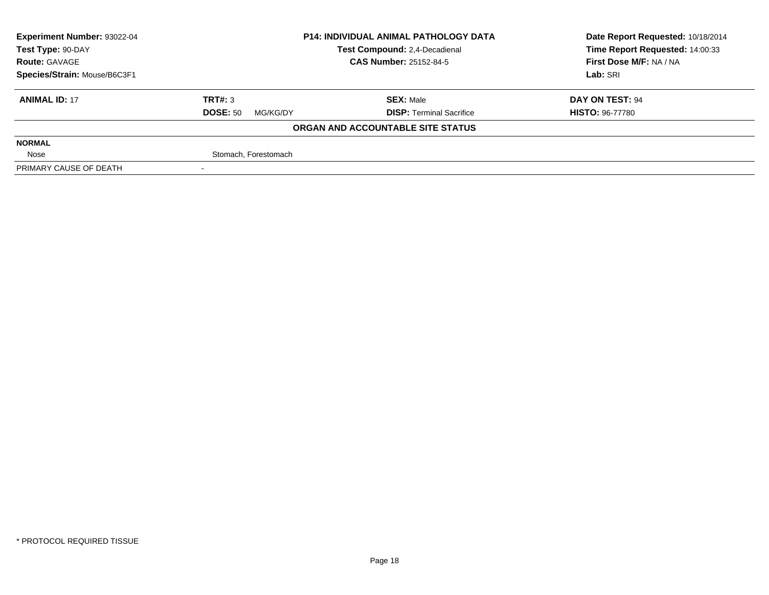**Experiment Number:** 93022-04
**Test Type:** 90-DAY
**Route:** GAVAGE
**Species/Strain:** Mouse/B6C3F1

**P14: INDIVIDUAL ANIMAL PATHOLOGY DATA**
**Test Compound:** 2,4-Decadienal
**CAS Number:** 25152-84-5

**Date Report Requested:** 10/18/2014
**Time Report Requested:** 14:00:33
**First Dose M/F:** NA / NA
**Lab:** SRI

| **ANIMAL ID:** 17 | **TRT#:** 3 | **SEX:** Male | **DAY ON TEST:** 94 |
|---|---|---|---|
| | **DOSE:** 50 MG/KG/DY | **DISP:** Terminal Sacrifice | **HISTO:** 96-77780 |

**ORGAN AND ACCOUNTABLE SITE STATUS**

| **NORMAL** | |
|---|---|
| Nose | Stomach, Forestomach |
| PRIMARY CAUSE OF DEATH | - |

* PROTOCOL REQUIRED TISSUE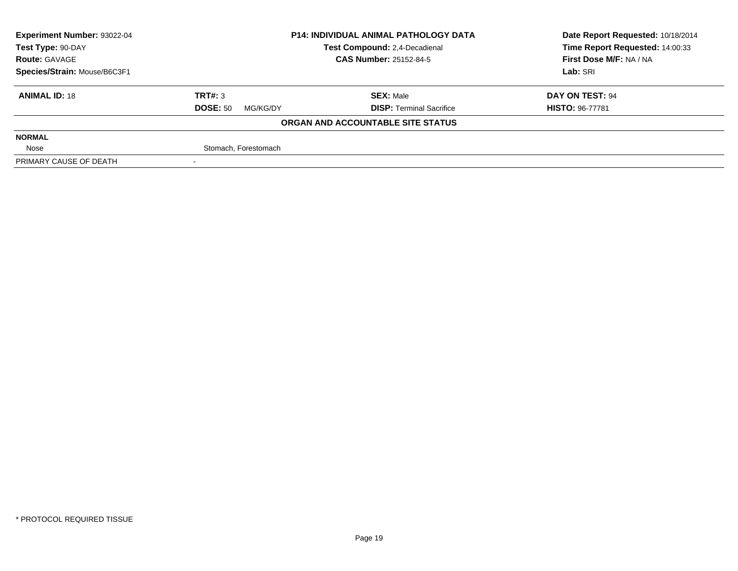| **Experiment Number:** 93022-04 | **P14: INDIVIDUAL ANIMAL PATHOLOGY DATA** | **Date Report Requested:** 10/18/2014 |
|---|---|---|
| **Test Type:** 90-DAY | **Test Compound:** 2,4-Decadienal | **Time Report Requested:** 14:00:33 |
| **Route:** GAVAGE | **CAS Number:** 25152-84-5 | **First Dose M/F:** NA / NA |
| **Species/Strain:** Mouse/B6C3F1 | | **Lab:** SRI |

| **ANIMAL ID:** 18 | **TRT#:** 3 | **SEX:** Male | **DAY ON TEST:** 94 |
|---|---|---|---|
| | **DOSE:** 50 MG/KG/DY | **DISP:** Terminal Sacrifice | **HISTO:** 96-77781 |

**ORGAN AND ACCOUNTABLE SITE STATUS**

| | |
|---|---|
| **NORMAL** | |
| Nose | Stomach, Forestomach |
| PRIMARY CAUSE OF DEATH | - |

* PROTOCOL REQUIRED TISSUE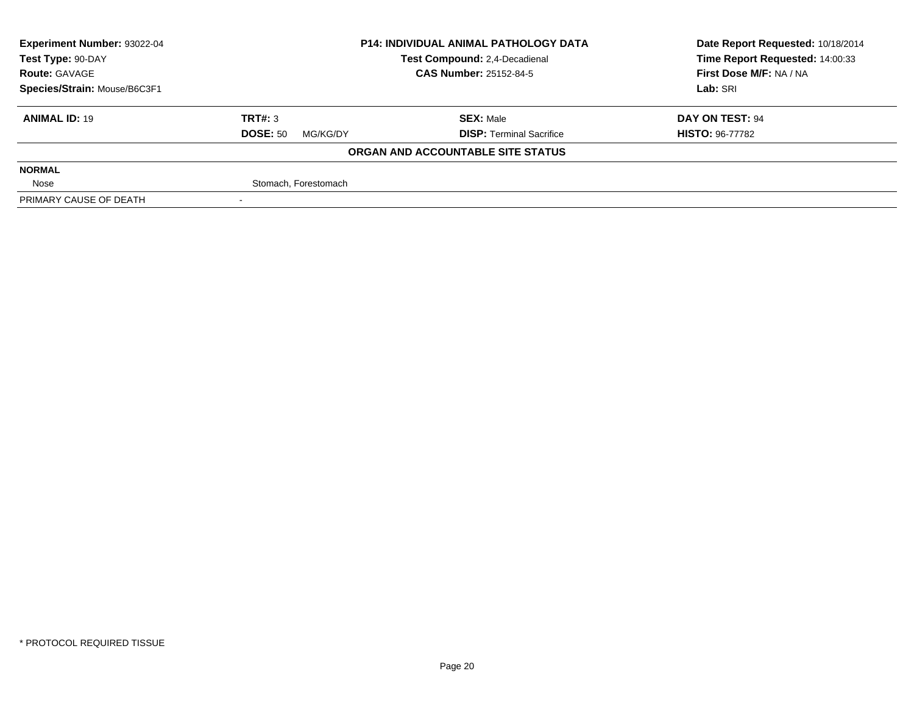**Experiment Number:** 93022-04
**Test Type:** 90-DAY
**Route:** GAVAGE
**Species/Strain:** Mouse/B6C3F1

**P14: INDIVIDUAL ANIMAL PATHOLOGY DATA**
**Test Compound:** 2,4-Decadienal
**CAS Number:** 25152-84-5

**Date Report Requested:** 10/18/2014
**Time Report Requested:** 14:00:33
**First Dose M/F:** NA / NA
**Lab:** SRI

| **ANIMAL ID:** 19 | **TRT#:** 3 | **SEX:** Male | **DAY ON TEST:** 94 |
|---|---|---|---|
| | **DOSE:** 50 MG/KG/DY | **DISP:** Terminal Sacrifice | **HISTO:** 96-77782 |

**ORGAN AND ACCOUNTABLE SITE STATUS**

| **NORMAL** | |
|---|---|
| Nose | Stomach, Forestomach |
| PRIMARY CAUSE OF DEATH | - |

* PROTOCOL REQUIRED TISSUE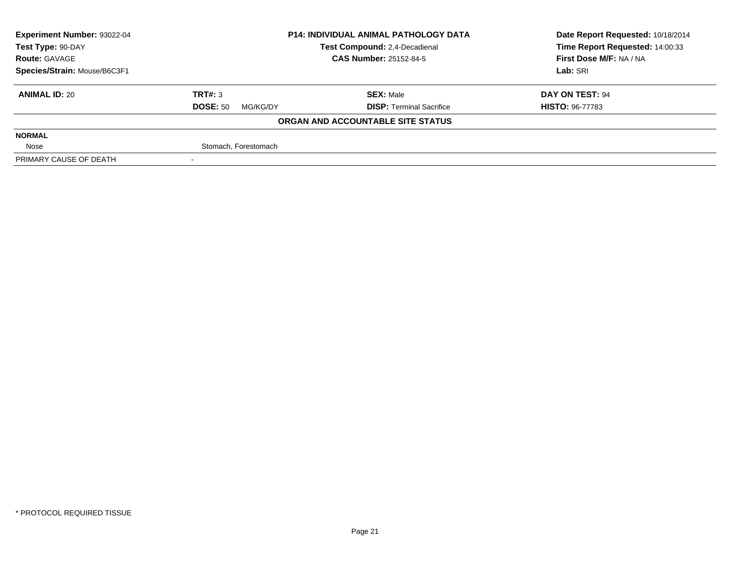| Experiment Number: 93022-04 | P14: INDIVIDUAL ANIMAL PATHOLOGY DATA | Date Report Requested: 10/18/2014 |
|---|---|---|
| Test Type: 90-DAY | Test Compound: 2,4-Decadienal | Time Report Requested: 14:00:33 |
| Route: GAVAGE | CAS Number: 25152-84-5 | First Dose M/F: NA / NA |
| Species/Strain: Mouse/B6C3F1 | | Lab: SRI |

| ANIMAL ID: 20 | TRT#: 3 | SEX: Male | DAY ON TEST: 94 |
|---|---|---|---|
| | DOSE: 50 MG/KG/DY | DISP: Terminal Sacrifice | HISTO: 96-77783 |

**ORGAN AND ACCOUNTABLE SITE STATUS**

| NORMAL | |
|---|---|
| Nose | Stomach, Forestomach |
| PRIMARY CAUSE OF DEATH | - |

* PROTOCOL REQUIRED TISSUE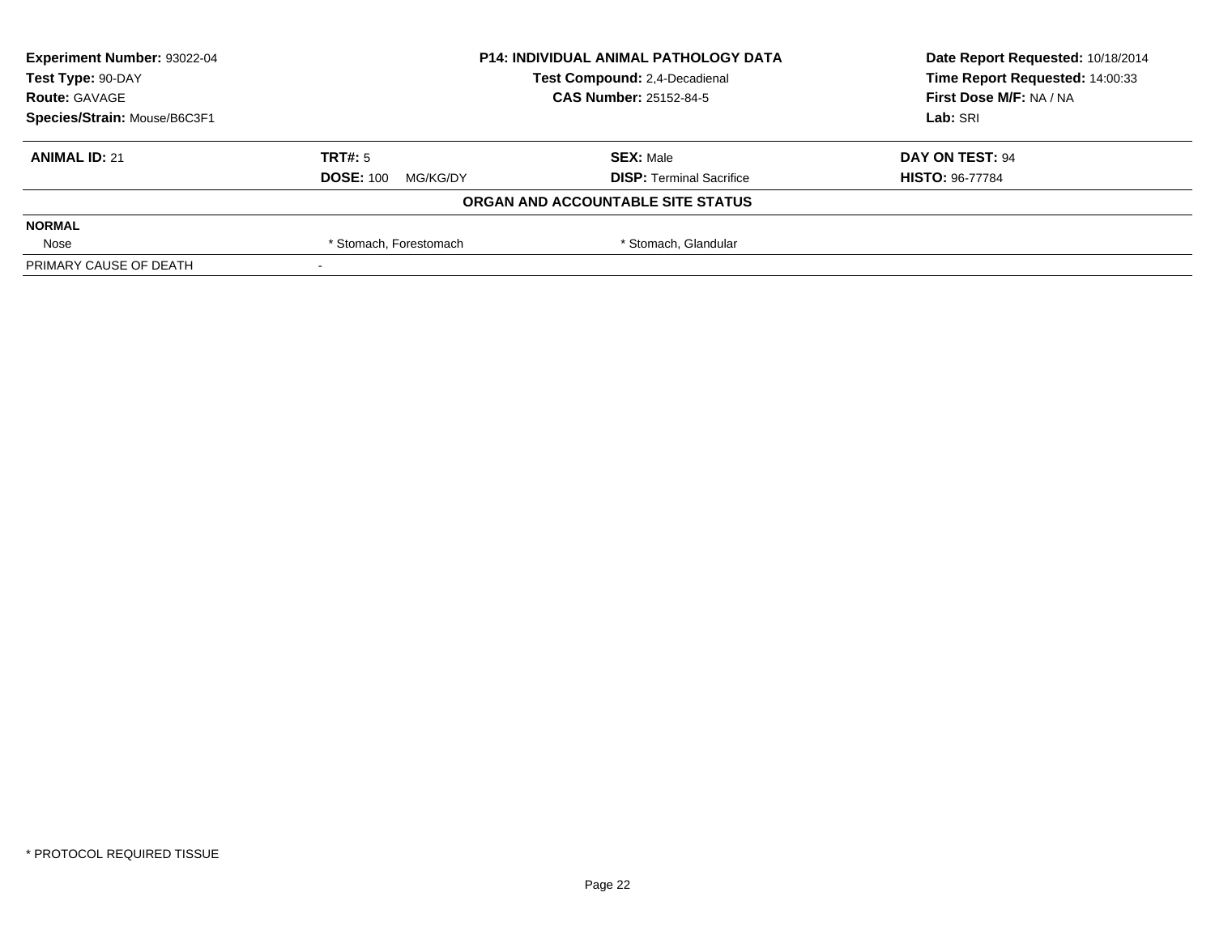**Experiment Number:** 93022-04
**Test Type:** 90-DAY
**Route:** GAVAGE
**Species/Strain:** Mouse/B6C3F1

**P14: INDIVIDUAL ANIMAL PATHOLOGY DATA**
**Test Compound:** 2,4-Decadienal
**CAS Number:** 25152-84-5

**Date Report Requested:** 10/18/2014
**Time Report Requested:** 14:00:33
**First Dose M/F:** NA / NA
**Lab:** SRI

| **ANIMAL ID:** 21 | **TRT#:** 5 | **SEX:** Male | **DAY ON TEST:** 94 |
|---|---|---|---|
| | **DOSE:** 100 MG/KG/DY | **DISP:** Terminal Sacrifice | **HISTO:** 96-77784 |

**ORGAN AND ACCOUNTABLE SITE STATUS**

| **NORMAL** | | |
|---|---|---|
| Nose | * Stomach, Forestomach | * Stomach, Glandular |
| PRIMARY CAUSE OF DEATH | - | |

\* PROTOCOL REQUIRED TISSUE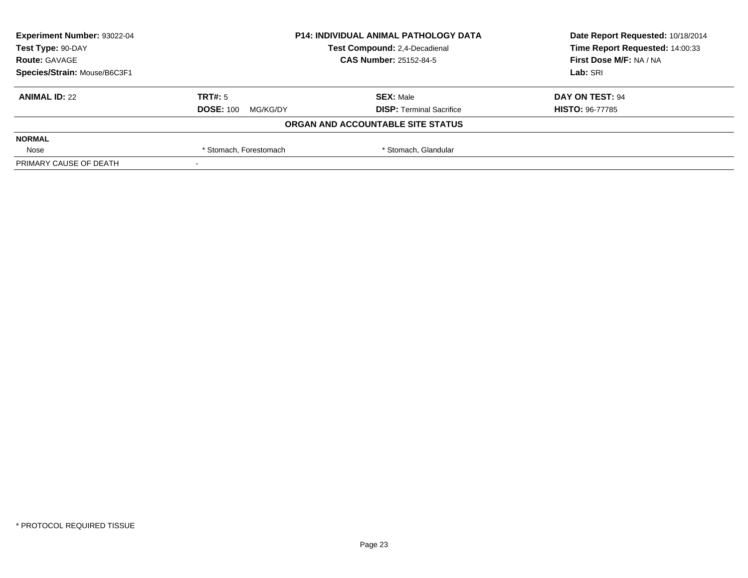**Experiment Number:** 93022-04
**Test Type:** 90-DAY
**Route:** GAVAGE
**Species/Strain:** Mouse/B6C3F1

**P14: INDIVIDUAL ANIMAL PATHOLOGY DATA**
**Test Compound:** 2,4-Decadienal
**CAS Number:** 25152-84-5

**Date Report Requested:** 10/18/2014
**Time Report Requested:** 14:00:33
**First Dose M/F:** NA / NA
**Lab:** SRI

| **ANIMAL ID:** 22 | **TRT#:** 5 | **SEX:** Male | **DAY ON TEST:** 94 |
|---|---|---|---|
| | **DOSE:** 100 MG/KG/DY | **DISP:** Terminal Sacrifice | **HISTO:** 96-77785 |

**ORGAN AND ACCOUNTABLE SITE STATUS**

| **NORMAL** | | | |
|---|---|---|---|
| Nose | * Stomach, Forestomach | * Stomach, Glandular | |
| PRIMARY CAUSE OF DEATH | - | | |

* PROTOCOL REQUIRED TISSUE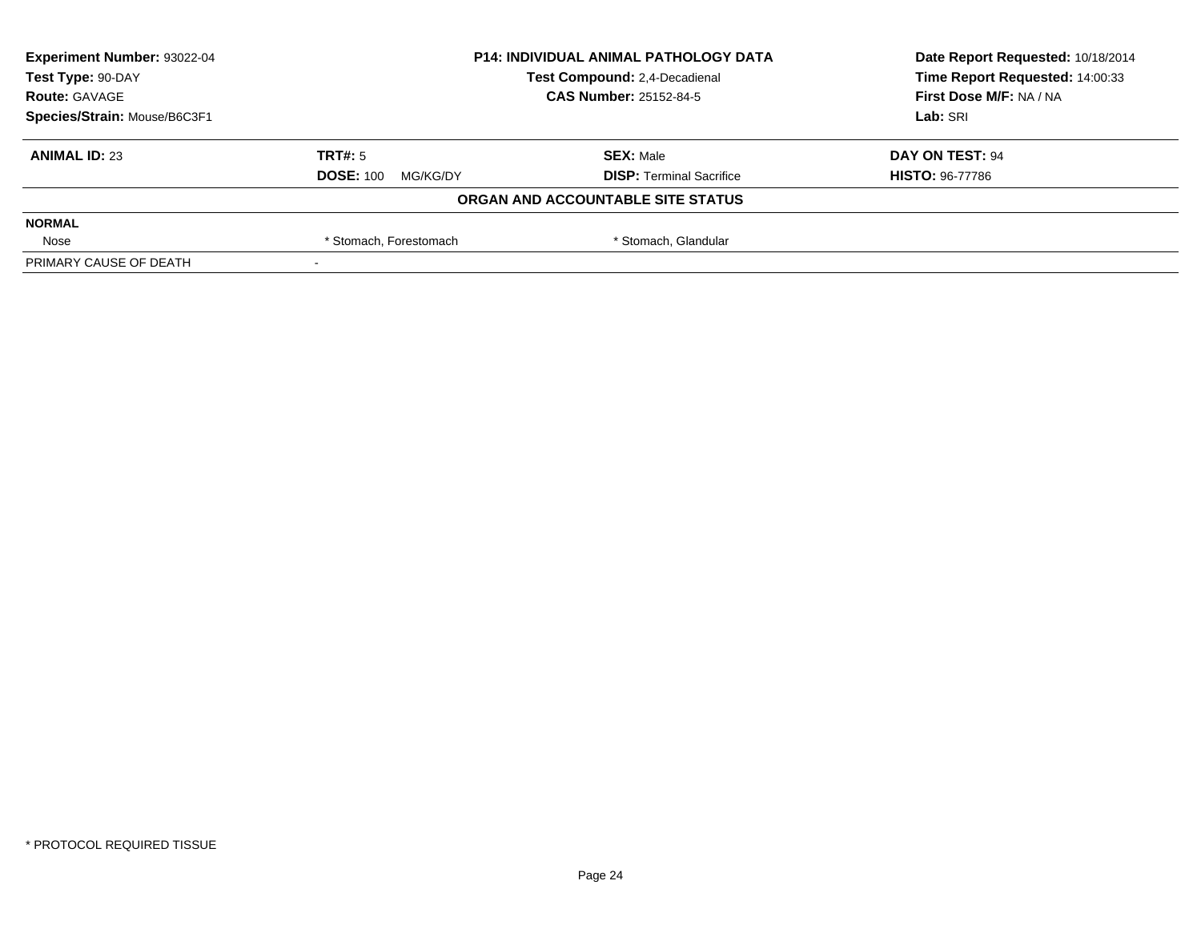| Experiment Number: 93022-04 | P14: INDIVIDUAL ANIMAL PATHOLOGY DATA | Date Report Requested: 10/18/2014 |
|---|---|---|
| Test Type: 90-DAY | Test Compound: 2,4-Decadienal | Time Report Requested: 14:00:33 |
| Route: GAVAGE | CAS Number: 25152-84-5 | First Dose M/F: NA / NA |
| Species/Strain: Mouse/B6C3F1 | | Lab: SRI |

| **ANIMAL ID:** 23 | **TRT#:** 5 | **SEX:** Male | **DAY ON TEST:** 94 |
|---|---|---|---|
| | **DOSE:** 100 MG/KG/DY | **DISP:** Terminal Sacrifice | **HISTO:** 96-77786 |

**ORGAN AND ACCOUNTABLE SITE STATUS**

| **NORMAL** | | | |
|---|---|---|---|
| Nose | * Stomach, Forestomach | * Stomach, Glandular | |
| PRIMARY CAUSE OF DEATH | - | | |

* PROTOCOL REQUIRED TISSUE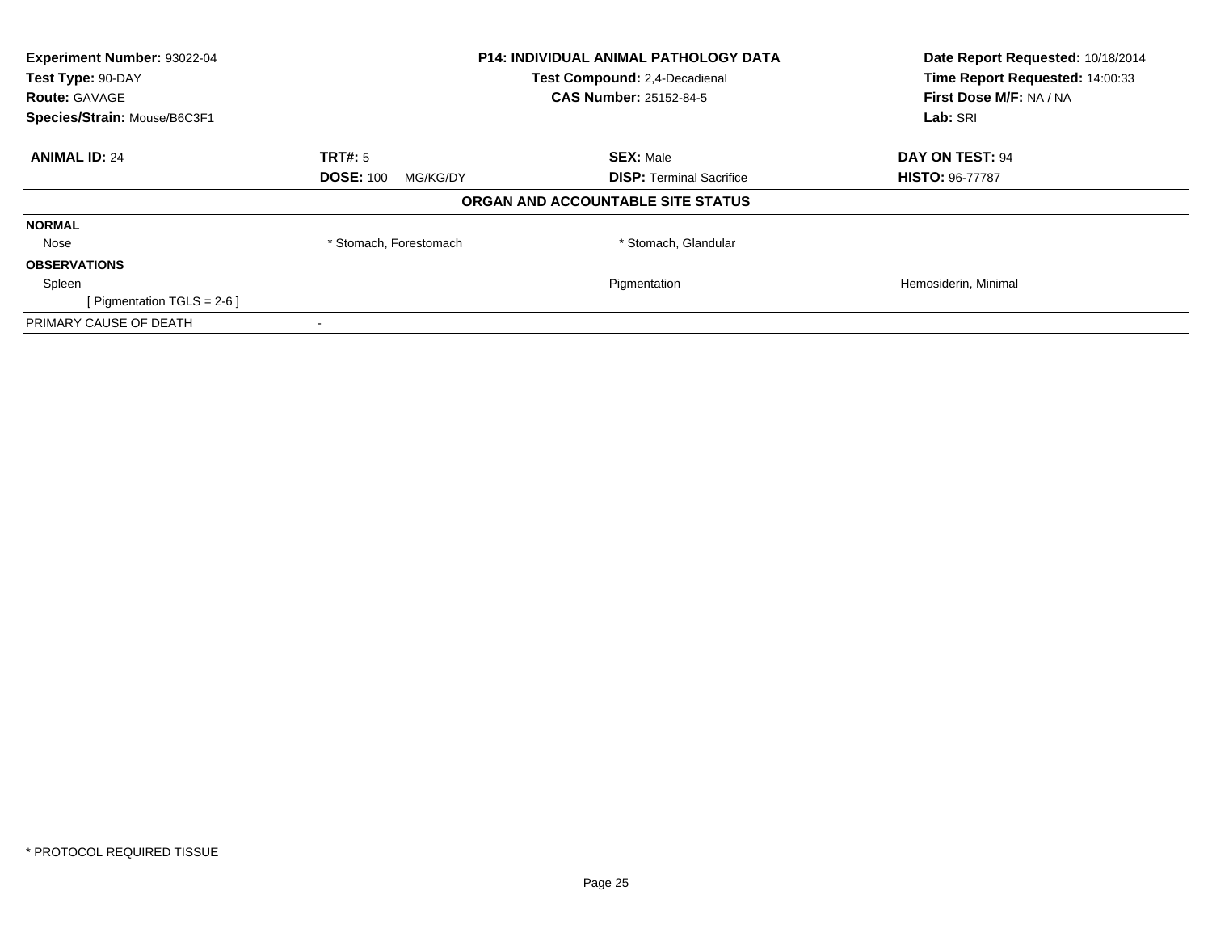**Experiment Number:** 93022-04
**Test Type:** 90-DAY
**Route:** GAVAGE
**Species/Strain:** Mouse/B6C3F1

**P14: INDIVIDUAL ANIMAL PATHOLOGY DATA**
**Test Compound:** 2,4-Decadienal
**CAS Number:** 25152-84-5

**Date Report Requested:** 10/18/2014
**Time Report Requested:** 14:00:33
**First Dose M/F:** NA / NA
**Lab:** SRI

| **ANIMAL ID:** 24 | **TRT#:** 5 | **SEX:** Male | **DAY ON TEST:** 94 |
|---|---|---|---|
| | **DOSE:** 100 MG/KG/DY | **DISP:** Terminal Sacrifice | **HISTO:** 96-77787 |

**ORGAN AND ACCOUNTABLE SITE STATUS**

| | | | |
|---|---|---|---|
| **NORMAL** | | | |
| Nose | * Stomach, Forestomach | * Stomach, Glandular | |
| **OBSERVATIONS** | | | |
| Spleen | | Pigmentation | Hemosiderin, Minimal |
| [ Pigmentation TGLS = 2-6 ] | | | |
| PRIMARY CAUSE OF DEATH | - | | |

* PROTOCOL REQUIRED TISSUE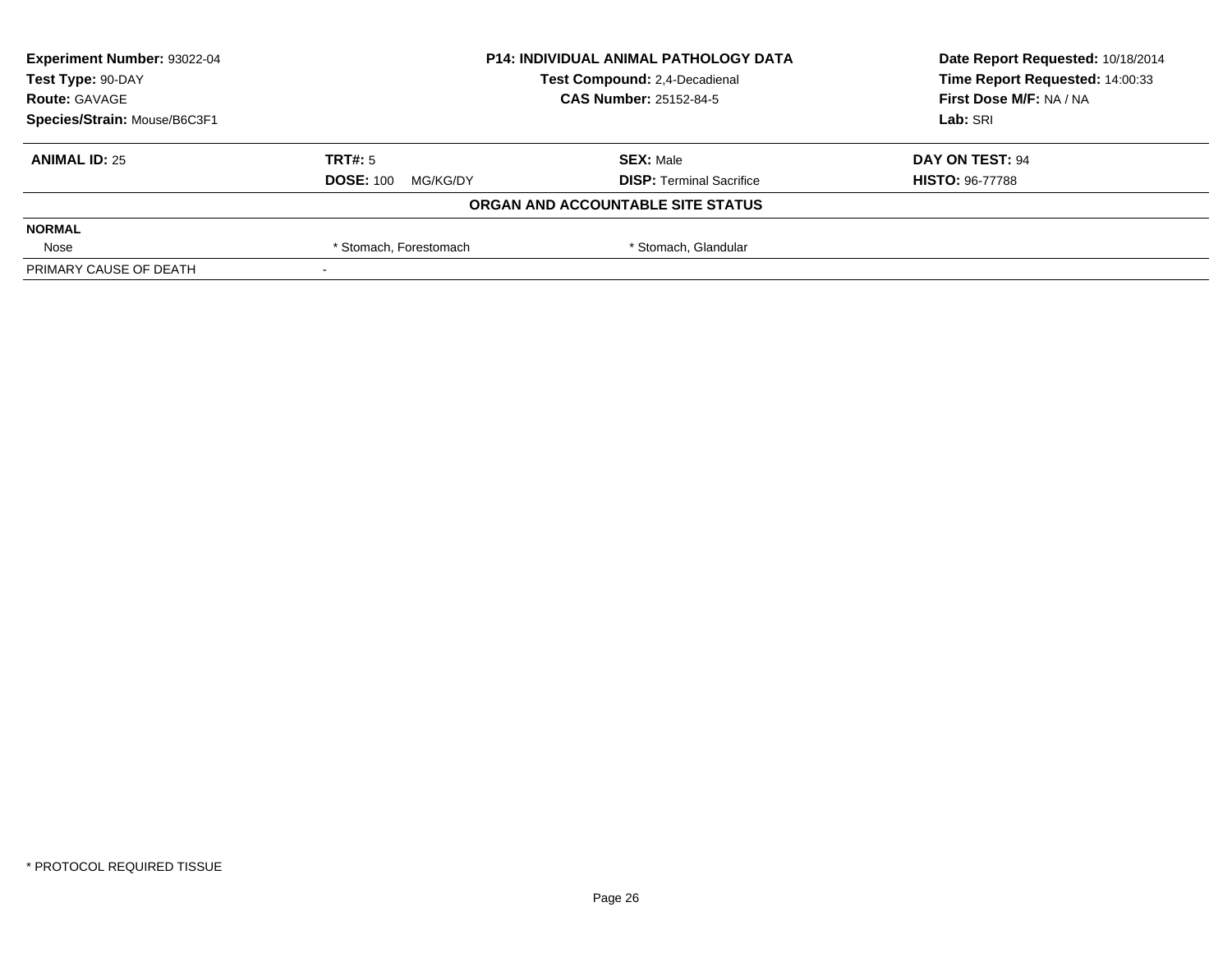| Experiment Number: 93022-04 | P14: INDIVIDUAL ANIMAL PATHOLOGY DATA | Date Report Requested: 10/18/2014 |
|---|---|---|
| Test Type: 90-DAY | Test Compound: 2,4-Decadienal | Time Report Requested: 14:00:33 |
| Route: GAVAGE | CAS Number: 25152-84-5 | First Dose M/F: NA / NA |
| Species/Strain: Mouse/B6C3F1 | | Lab: SRI |

| ANIMAL ID: 25 | TRT#: 5 | SEX: Male | DAY ON TEST: 94 |
|---|---|---|---|
| | DOSE: 100 MG/KG/DY | DISP: Terminal Sacrifice | HISTO: 96-77788 |

**ORGAN AND ACCOUNTABLE SITE STATUS**

| NORMAL | | | |
|---|---|---|---|
| Nose | * Stomach, Forestomach | * Stomach, Glandular | |
| PRIMARY CAUSE OF DEATH | - | | |

\* PROTOCOL REQUIRED TISSUE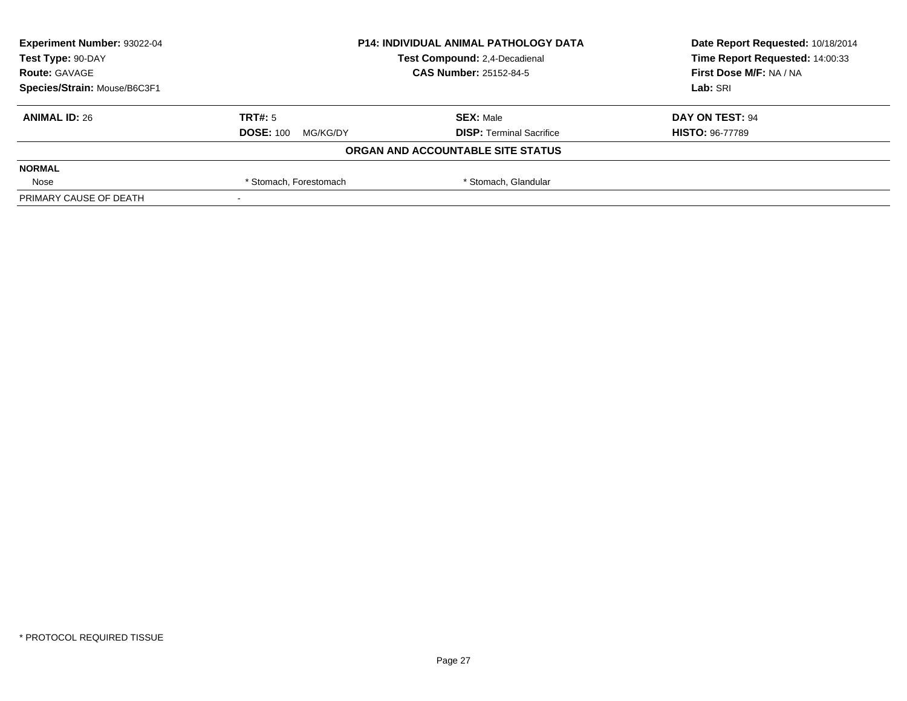| Experiment Number: 93022-04 | P14: INDIVIDUAL ANIMAL PATHOLOGY DATA | Date Report Requested: 10/18/2014 |
|---|---|---|
| Test Type: 90-DAY | Test Compound: 2,4-Decadienal | Time Report Requested: 14:00:33 |
| Route: GAVAGE | CAS Number: 25152-84-5 | First Dose M/F: NA / NA |
| Species/Strain: Mouse/B6C3F1 | | Lab: SRI |

| ANIMAL ID: 26 | TRT#: 5 | SEX: Male | DAY ON TEST: 94 |
|---|---|---|---|
| | DOSE: 100 MG/KG/DY | DISP: Terminal Sacrifice | HISTO: 96-77789 |

**ORGAN AND ACCOUNTABLE SITE STATUS**

| NORMAL | | |
|---|---|---|
| Nose | * Stomach, Forestomach | * Stomach, Glandular |
| PRIMARY CAUSE OF DEATH | - | |

* PROTOCOL REQUIRED TISSUE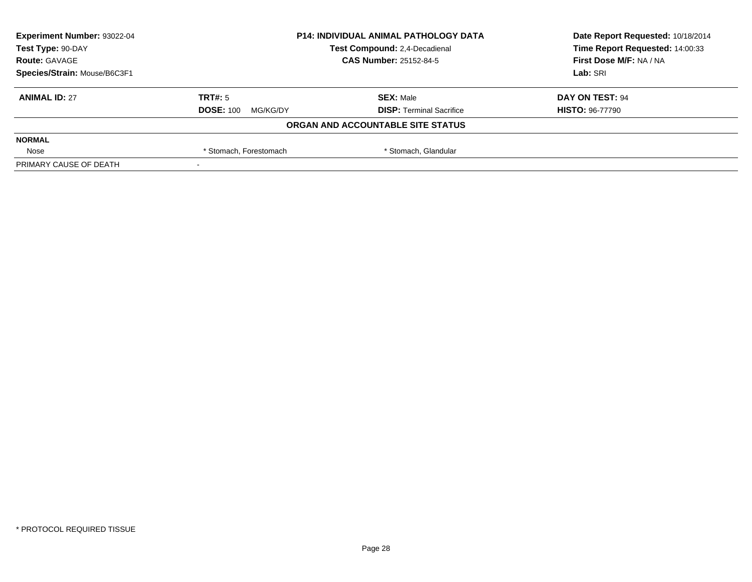**Experiment Number:** 93022-04
**Test Type:** 90-DAY
**Route:** GAVAGE
**Species/Strain:** Mouse/B6C3F1

**P14: INDIVIDUAL ANIMAL PATHOLOGY DATA**
**Test Compound:** 2,4-Decadienal
**CAS Number:** 25152-84-5

**Date Report Requested:** 10/18/2014
**Time Report Requested:** 14:00:33
**First Dose M/F:** NA / NA
**Lab:** SRI

| **ANIMAL ID:** 27 | **TRT#:** 5 | **SEX:** Male | **DAY ON TEST:** 94 |
|---|---|---|---|
| | **DOSE:** 100 MG/KG/DY | **DISP:** Terminal Sacrifice | **HISTO:** 96-77790 |

**ORGAN AND ACCOUNTABLE SITE STATUS**

| | | | |
|---|---|---|---|
| **NORMAL** | | | |
| Nose | * Stomach, Forestomach | * Stomach, Glandular | |
| PRIMARY CAUSE OF DEATH | - | | |

* PROTOCOL REQUIRED TISSUE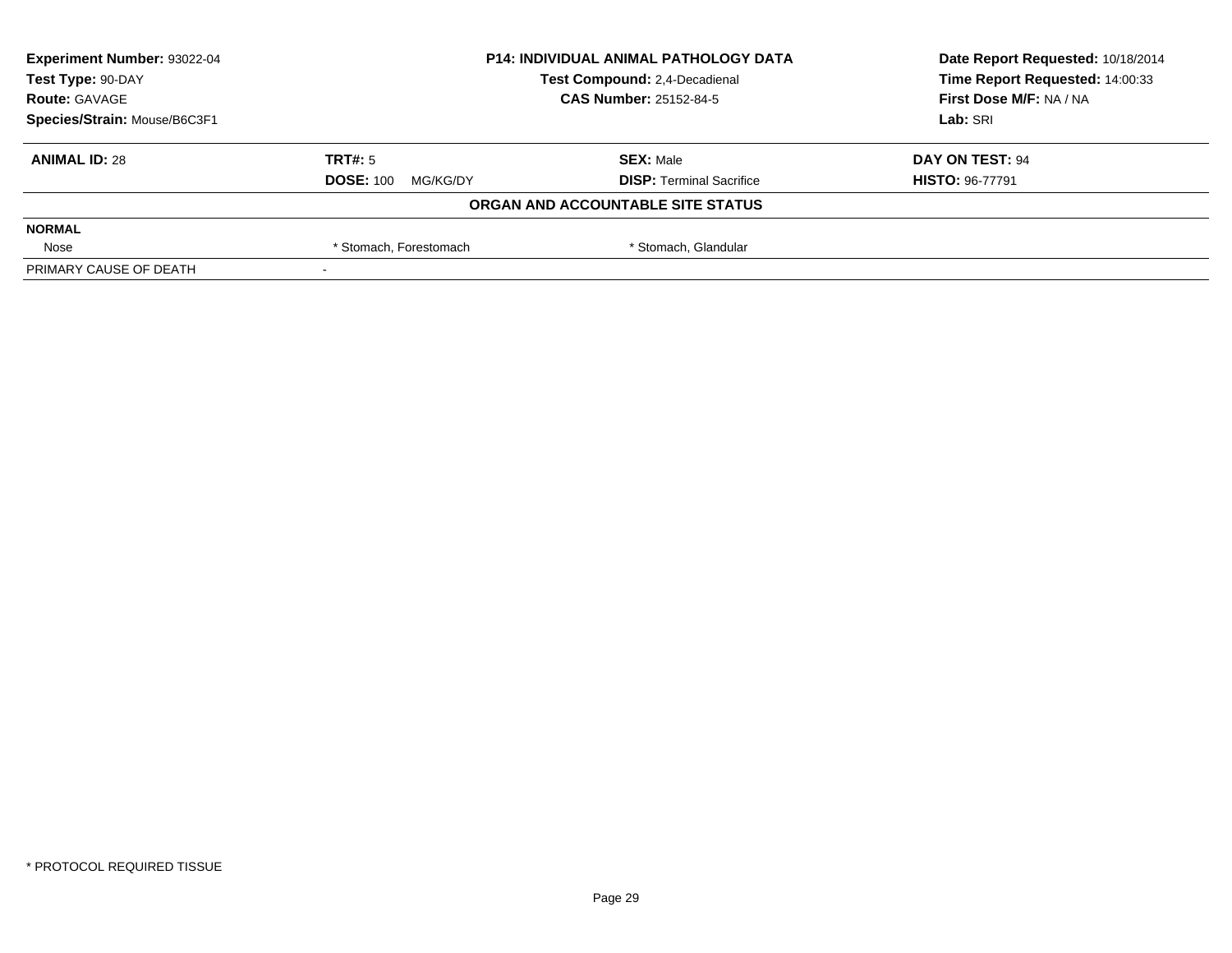| **Experiment Number:** 93022-04 | **P14: INDIVIDUAL ANIMAL PATHOLOGY DATA** | **Date Report Requested:** 10/18/2014 |
|---|---|---|
| **Test Type:** 90-DAY | **Test Compound:** 2,4-Decadienal | **Time Report Requested:** 14:00:33 |
| **Route:** GAVAGE | **CAS Number:** 25152-84-5 | **First Dose M/F:** NA / NA |
| **Species/Strain:** Mouse/B6C3F1 | | **Lab:** SRI |

| **ANIMAL ID:** 28 | **TRT#:** 5 | **SEX:** Male | **DAY ON TEST:** 94 |
|---|---|---|---|
| | **DOSE:** 100 MG/KG/DY | **DISP:** Terminal Sacrifice | **HISTO:** 96-77791 |

**ORGAN AND ACCOUNTABLE SITE STATUS**

| **NORMAL** | | | |
|---|---|---|---|
| Nose | * Stomach, Forestomach | * Stomach, Glandular | |
| PRIMARY CAUSE OF DEATH | - | | |

* PROTOCOL REQUIRED TISSUE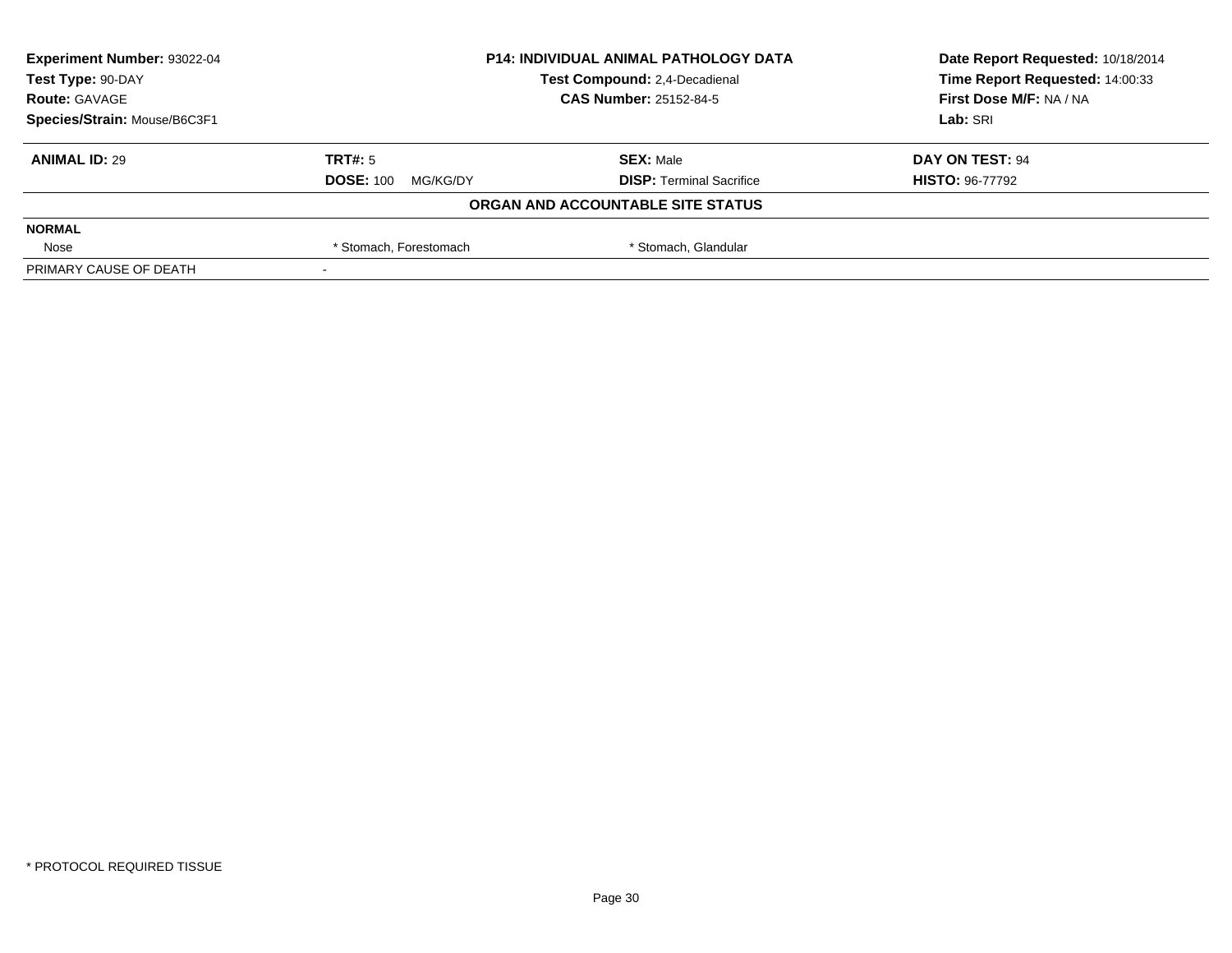| Experiment Number: 93022-04 | P14: INDIVIDUAL ANIMAL PATHOLOGY DATA | Date Report Requested: 10/18/2014 |
|---|---|---|
| Test Type: 90-DAY | Test Compound: 2,4-Decadienal | Time Report Requested: 14:00:33 |
| Route: GAVAGE | CAS Number: 25152-84-5 | First Dose M/F: NA / NA |
| Species/Strain: Mouse/B6C3F1 | | Lab: SRI |

| **ANIMAL ID:** 29 | **TRT#:** 5 | **SEX:** Male | **DAY ON TEST:** 94 |
|---|---|---|---|
| | **DOSE:** 100 MG/KG/DY | **DISP:** Terminal Sacrifice | **HISTO:** 96-77792 |

**ORGAN AND ACCOUNTABLE SITE STATUS**

| **NORMAL** | | | |
|---|---|---|---|
| Nose | * Stomach, Forestomach | * Stomach, Glandular | |
| PRIMARY CAUSE OF DEATH | - | | |

* PROTOCOL REQUIRED TISSUE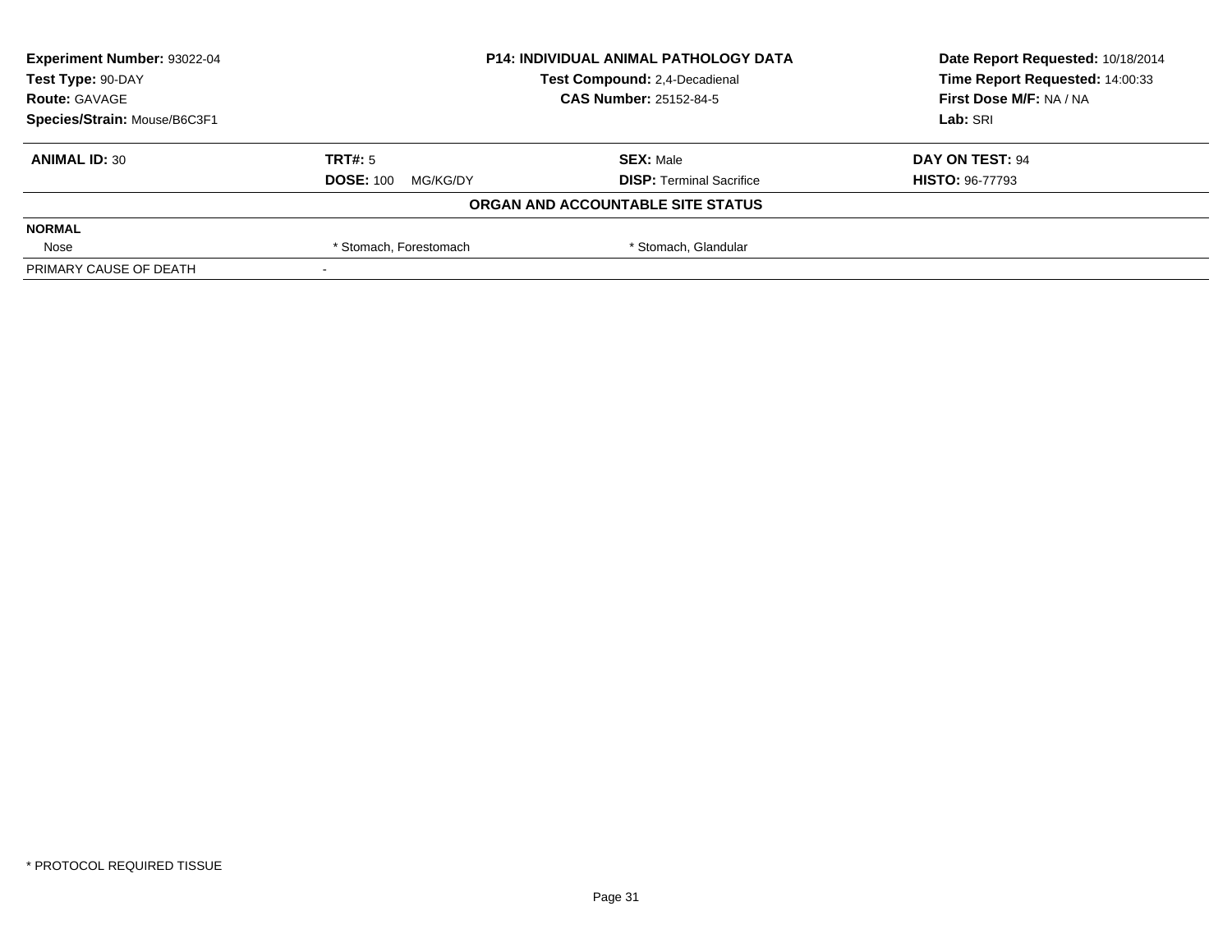**Experiment Number:** 93022-04
**Test Type:** 90-DAY
**Route:** GAVAGE
**Species/Strain:** Mouse/B6C3F1

**P14: INDIVIDUAL ANIMAL PATHOLOGY DATA**
**Test Compound:** 2,4-Decadienal
**CAS Number:** 25152-84-5

**Date Report Requested:** 10/18/2014
**Time Report Requested:** 14:00:33
**First Dose M/F:** NA / NA
**Lab:** SRI

| **ANIMAL ID:** 30 | **TRT#:** 5 | **SEX:** Male | **DAY ON TEST:** 94 |
|---|---|---|---|
| | **DOSE:** 100 MG/KG/DY | **DISP:** Terminal Sacrifice | **HISTO:** 96-77793 |

**ORGAN AND ACCOUNTABLE SITE STATUS**

| **NORMAL** | | |
|---|---|---|
| Nose | * Stomach, Forestomach | * Stomach, Glandular |
| PRIMARY CAUSE OF DEATH | - | |

* PROTOCOL REQUIRED TISSUE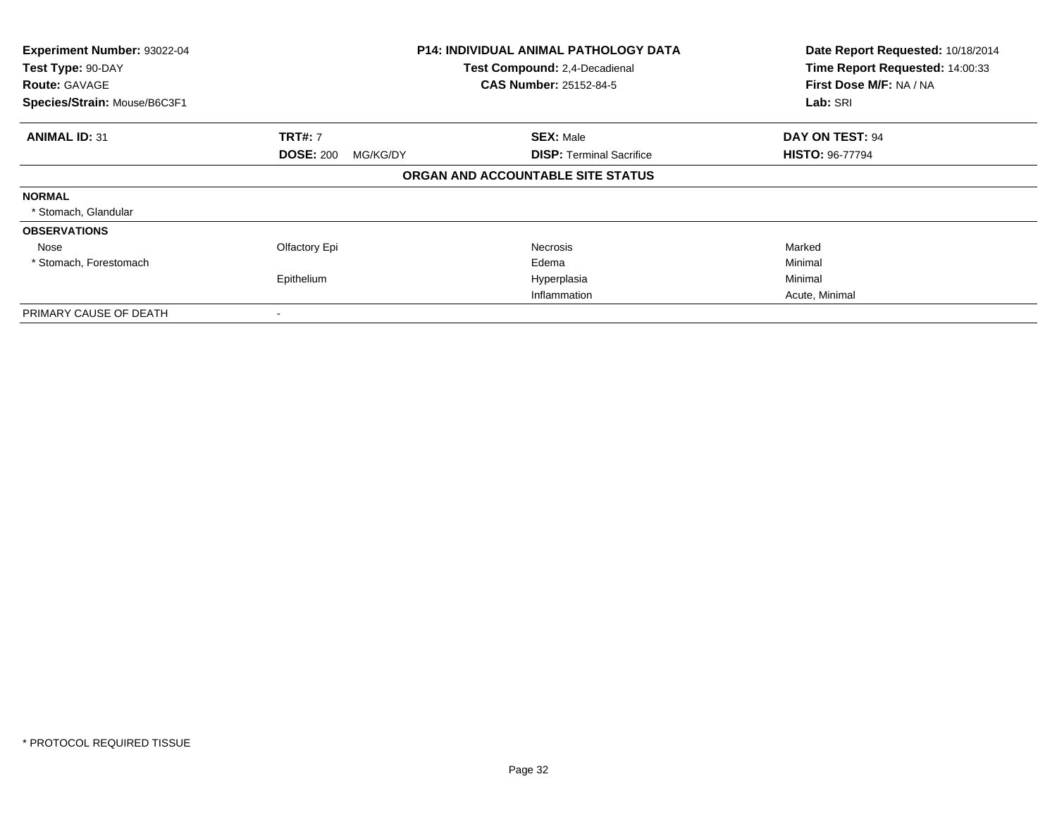**Experiment Number:** 93022-04
**Test Type:** 90-DAY
**Route:** GAVAGE
**Species/Strain:** Mouse/B6C3F1

**P14: INDIVIDUAL ANIMAL PATHOLOGY DATA**
**Test Compound:** 2,4-Decadienal
**CAS Number:** 25152-84-5

**Date Report Requested:** 10/18/2014
**Time Report Requested:** 14:00:33
**First Dose M/F:** NA / NA
**Lab:** SRI

| **ANIMAL ID:** 31 | **TRT#:** 7 | **SEX:** Male | **DAY ON TEST:** 94 |
|---|---|---|---|
| | **DOSE:** 200 MG/KG/DY | **DISP:** Terminal Sacrifice | **HISTO:** 96-77794 |

**ORGAN AND ACCOUNTABLE SITE STATUS**

| | | | |
|---|---|---|---|
| **NORMAL** | | | |
| * Stomach, Glandular | | | |
| **OBSERVATIONS** | | | |
| Nose | Olfactory Epi | Necrosis | Marked |
| * Stomach, Forestomach | | Edema | Minimal |
| | Epithelium | Hyperplasia | Minimal |
| | | Inflammation | Acute, Minimal |
| PRIMARY CAUSE OF DEATH | - | | |

* PROTOCOL REQUIRED TISSUE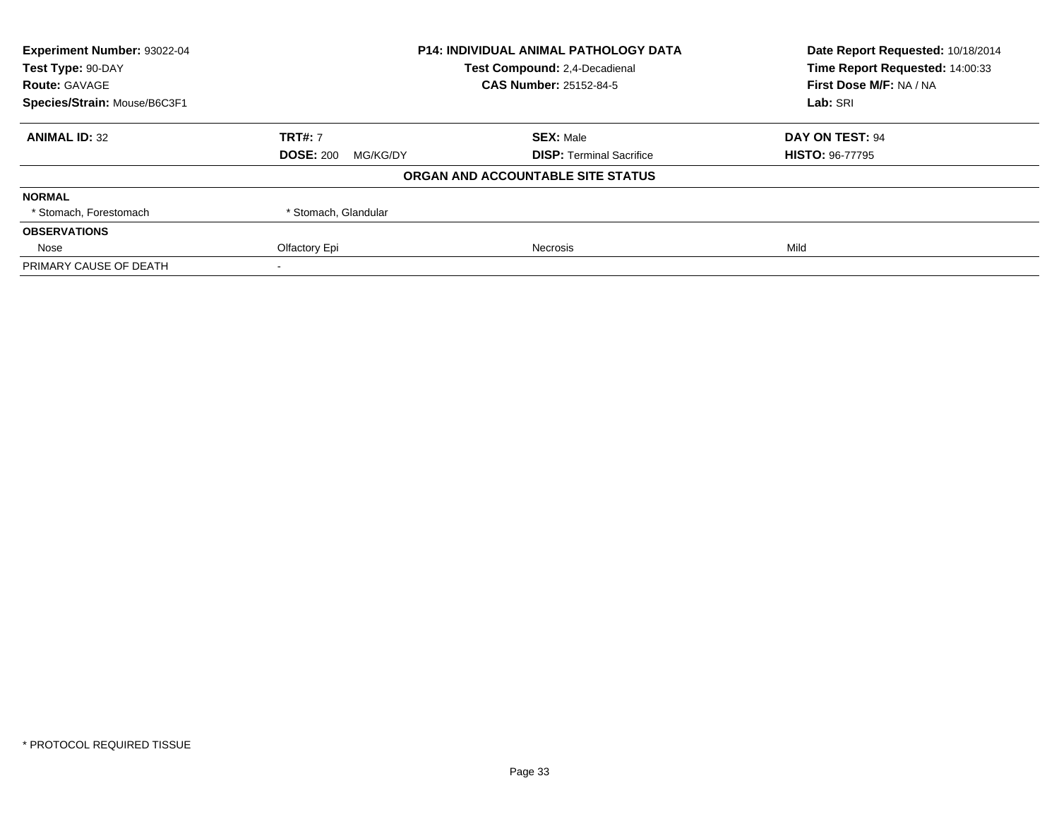| Experiment Number: 93022-04 | P14: INDIVIDUAL ANIMAL PATHOLOGY DATA | Date Report Requested: 10/18/2014 |
|---|---|---|
| Test Type: 90-DAY | Test Compound: 2,4-Decadienal | Time Report Requested: 14:00:33 |
| Route: GAVAGE | CAS Number: 25152-84-5 | First Dose M/F: NA / NA |
| Species/Strain: Mouse/B6C3F1 | | Lab: SRI |

| **ANIMAL ID:** 32 | **TRT#:** 7 | **SEX:** Male | **DAY ON TEST:** 94 |
|---|---|---|---|
| | **DOSE:** 200 MG/KG/DY | **DISP:** Terminal Sacrifice | **HISTO:** 96-77795 |

**ORGAN AND ACCOUNTABLE SITE STATUS**

| | | | |
|---|---|---|---|
| **NORMAL** | | | |
| * Stomach, Forestomach | * Stomach, Glandular | | |
| **OBSERVATIONS** | | | |
| Nose | Olfactory Epi | Necrosis | Mild |
| PRIMARY CAUSE OF DEATH | - | | |

* PROTOCOL REQUIRED TISSUE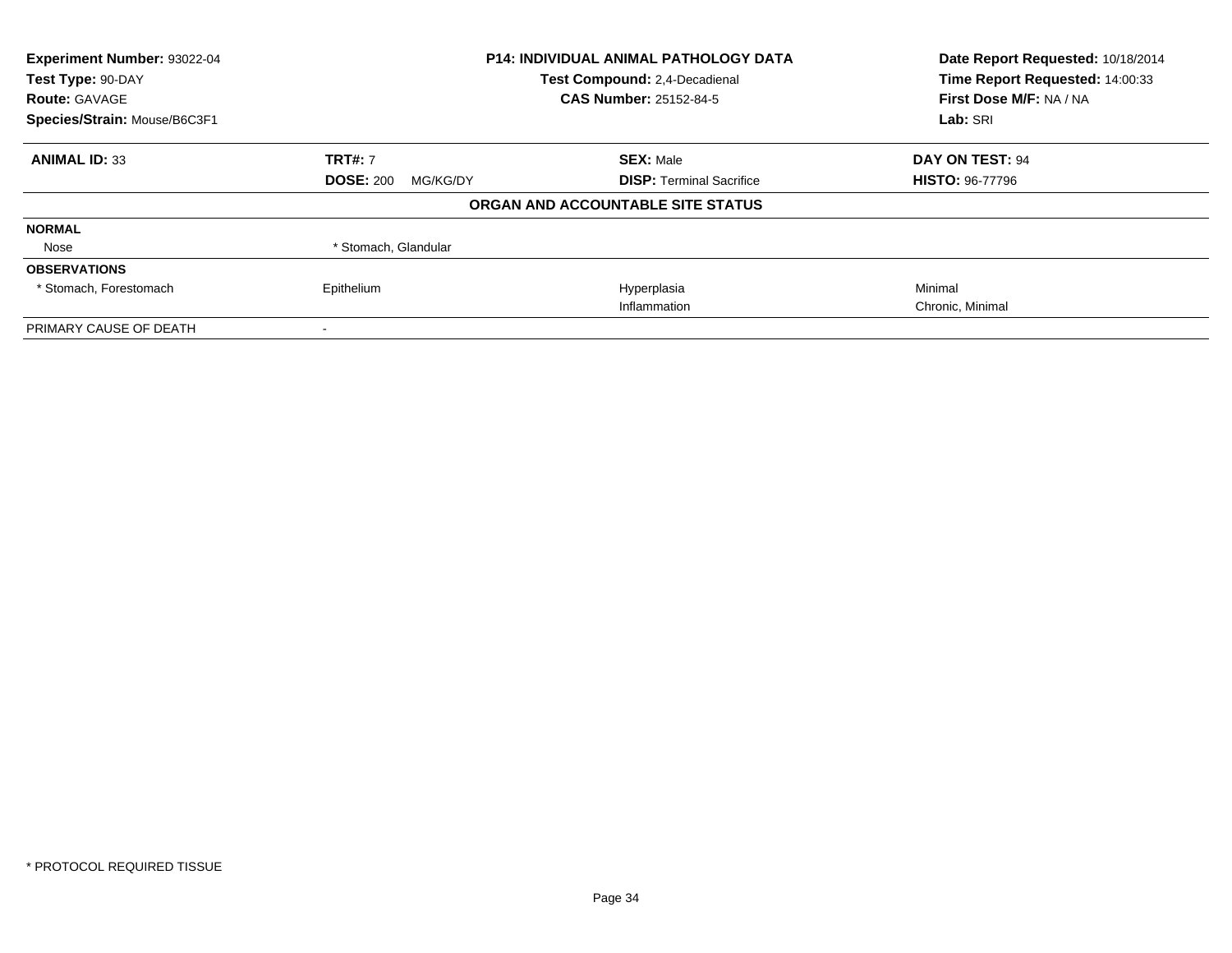| **Experiment Number:** 93022-04 | **P14: INDIVIDUAL ANIMAL PATHOLOGY DATA** | | **Date Report Requested:** 10/18/2014 |
|---|---|---|---|
| **Test Type:** 90-DAY | **Test Compound:** 2,4-Decadienal | | **Time Report Requested:** 14:00:33 |
| **Route:** GAVAGE | **CAS Number:** 25152-84-5 | | **First Dose M/F:** NA / NA |
| **Species/Strain:** Mouse/B6C3F1 | | | **Lab:** SRI |

| **ANIMAL ID:** 33 | **TRT#:** 7 | **SEX:** Male | **DAY ON TEST:** 94 |
|---|---|---|---|
| | **DOSE:** 200 MG/KG/DY | **DISP:** Terminal Sacrifice | **HISTO:** 96-77796 |

**ORGAN AND ACCOUNTABLE SITE STATUS**

| | | | |
|---|---|---|---|
| **NORMAL** | | | |
| Nose | * Stomach, Glandular | | |
| **OBSERVATIONS** | | | |
| * Stomach, Forestomach | Epithelium | Hyperplasia | Minimal |
| | | Inflammation | Chronic, Minimal |
| PRIMARY CAUSE OF DEATH | - | | |

* PROTOCOL REQUIRED TISSUE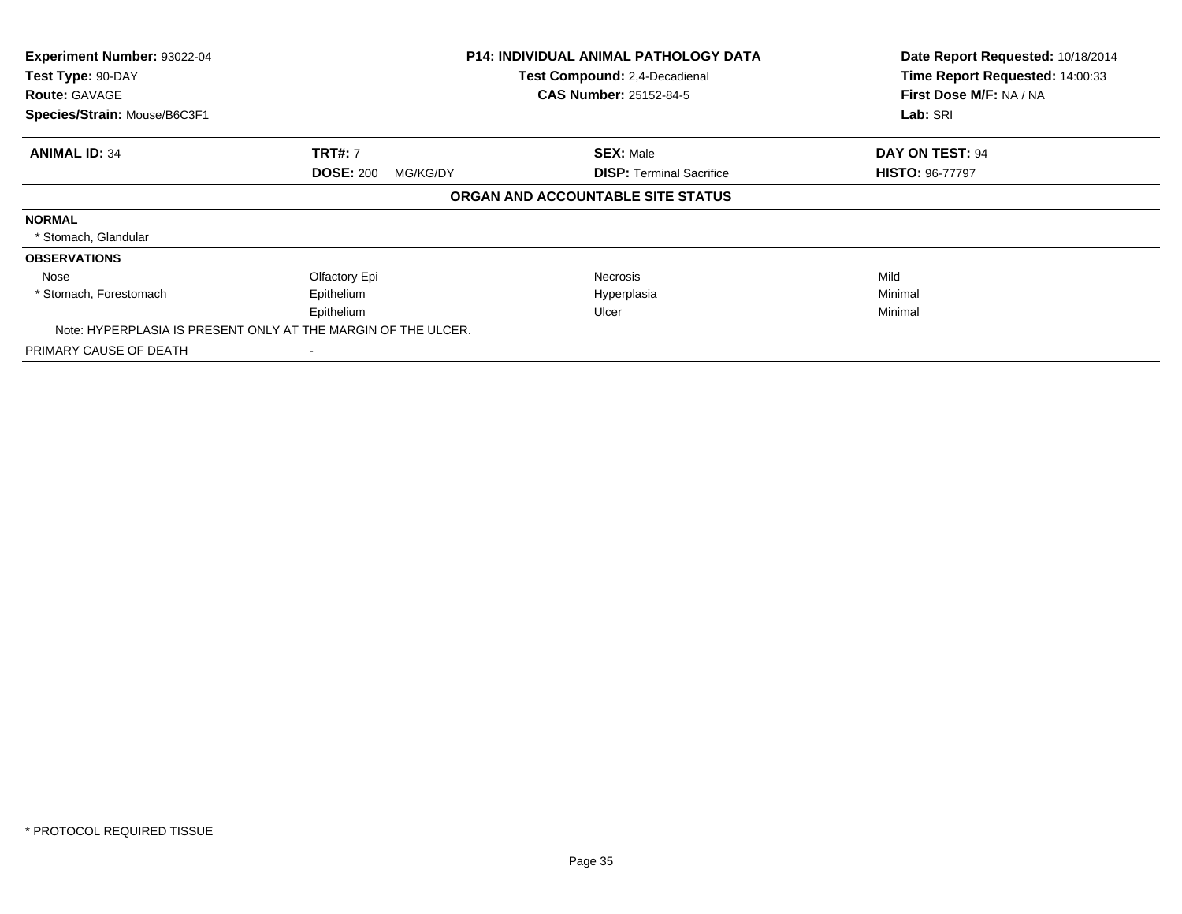**Experiment Number:** 93022-04
**Test Type:** 90-DAY
**Route:** GAVAGE
**Species/Strain:** Mouse/B6C3F1

**P14: INDIVIDUAL ANIMAL PATHOLOGY DATA**
**Test Compound:** 2,4-Decadienal
**CAS Number:** 25152-84-5

**Date Report Requested:** 10/18/2014
**Time Report Requested:** 14:00:33
**First Dose M/F:** NA / NA
**Lab:** SRI

| **ANIMAL ID:** 34 | **TRT#:** 7 | **SEX:** Male | **DAY ON TEST:** 94 |
|---|---|---|---|
| | **DOSE:** 200 MG/KG/DY | **DISP:** Terminal Sacrifice | **HISTO:** 96-77797 |

**ORGAN AND ACCOUNTABLE SITE STATUS**

**NORMAL**

* Stomach, Glandular

**OBSERVATIONS**

| | | | |
|---|---|---|---|
| Nose | Olfactory Epi | Necrosis | Mild |
| * Stomach, Forestomach | Epithelium | Hyperplasia | Minimal |
| | Epithelium | Ulcer | Minimal |

Note: HYPERPLASIA IS PRESENT ONLY AT THE MARGIN OF THE ULCER.

PRIMARY CAUSE OF DEATH -

* PROTOCOL REQUIRED TISSUE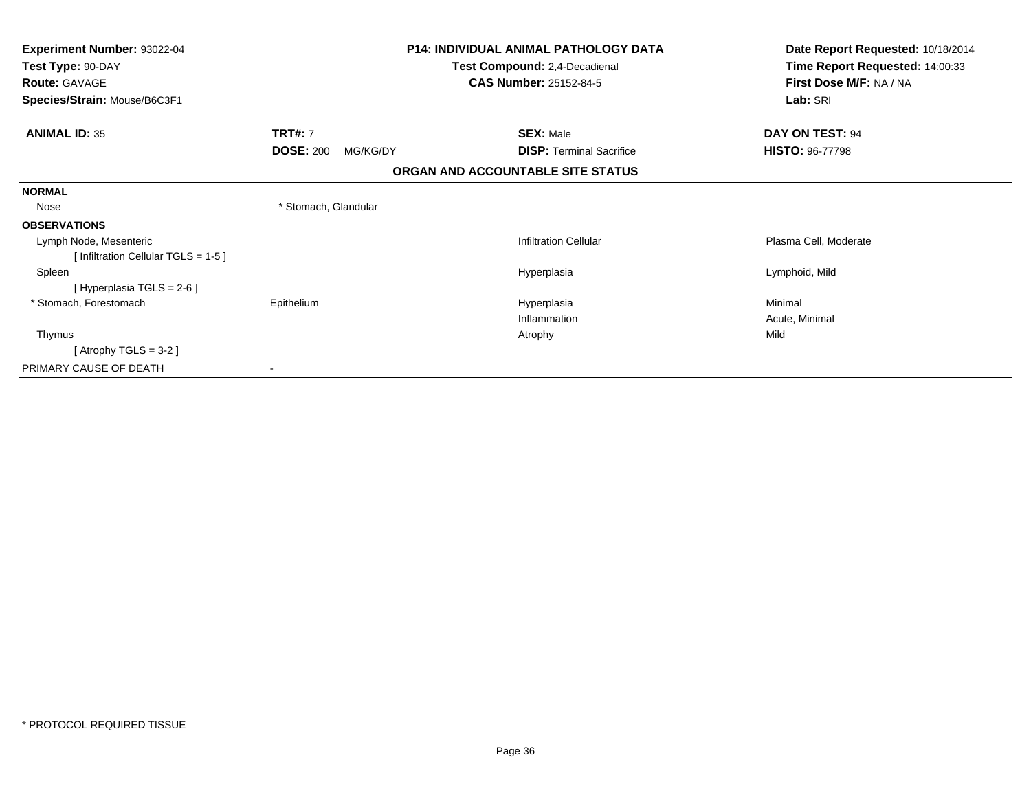**Experiment Number:** 93022-04
**Test Type:** 90-DAY
**Route:** GAVAGE
**Species/Strain:** Mouse/B6C3F1

**P14: INDIVIDUAL ANIMAL PATHOLOGY DATA**
**Test Compound:** 2,4-Decadienal
**CAS Number:** 25152-84-5

**Date Report Requested:** 10/18/2014
**Time Report Requested:** 14:00:33
**First Dose M/F:** NA / NA
**Lab:** SRI

| **ANIMAL ID:** 35 | **TRT#:** 7 | **SEX:** Male | **DAY ON TEST:** 94 |
|---|---|---|---|
| | **DOSE:** 200 MG/KG/DY | **DISP:** Terminal Sacrifice | **HISTO:** 96-77798 |

## ORGAN AND ACCOUNTABLE SITE STATUS

| | | | |
|---|---|---|---|
| **NORMAL** | | | |
| Nose | * Stomach, Glandular | | |
| **OBSERVATIONS** | | | |
| Lymph Node, Mesenteric | | Infiltration Cellular | Plasma Cell, Moderate |
| [ Infiltration Cellular TGLS = 1-5 ] | | | |
| Spleen | | Hyperplasia | Lymphoid, Mild |
| [ Hyperplasia TGLS = 2-6 ] | | | |
| * Stomach, Forestomach | Epithelium | Hyperplasia | Minimal |
| | | Inflammation | Acute, Minimal |
| Thymus | | Atrophy | Mild |
| [ Atrophy TGLS = 3-2 ] | | | |
| PRIMARY CAUSE OF DEATH | - | | |

* PROTOCOL REQUIRED TISSUE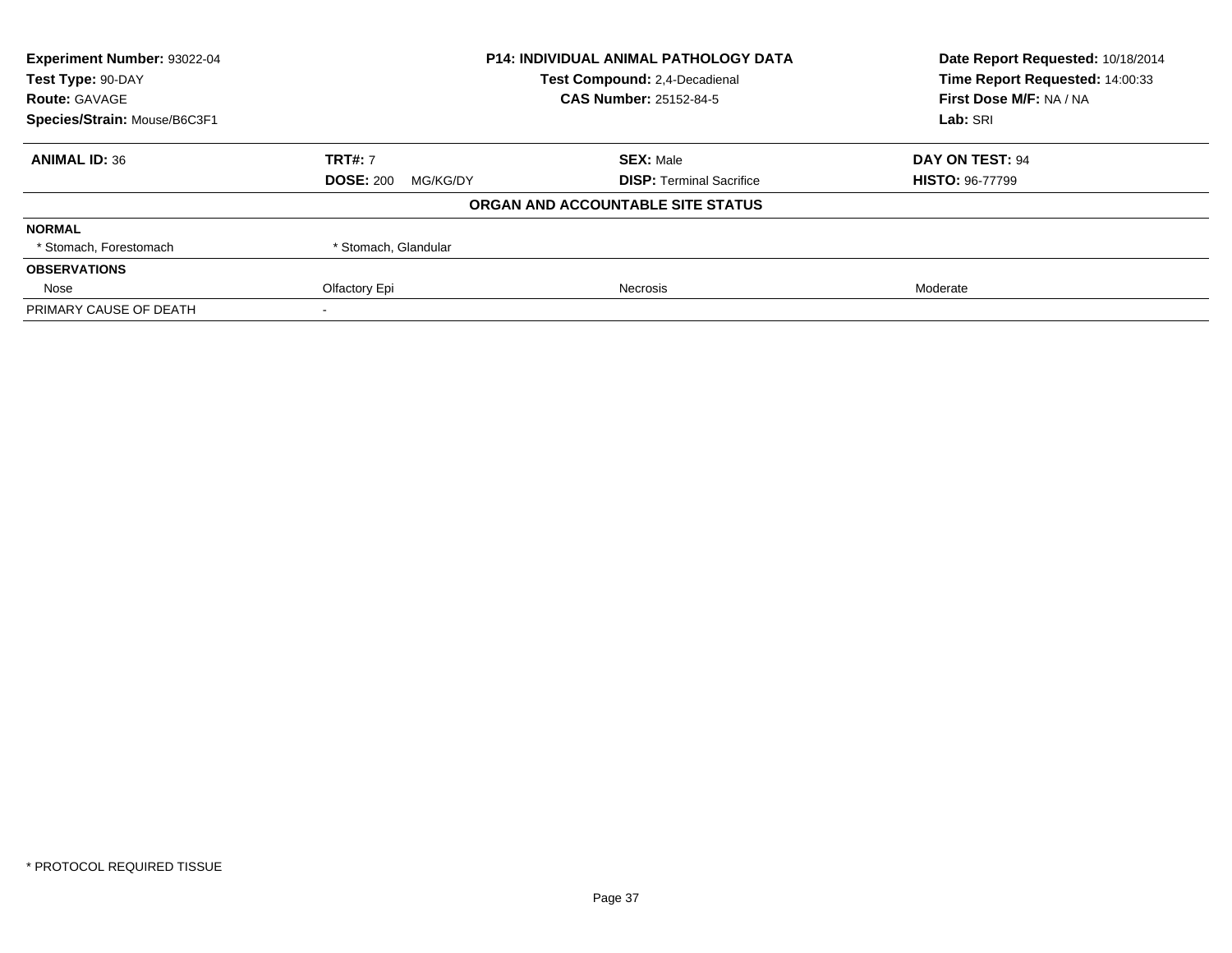| Experiment Number: 93022-04 | P14: INDIVIDUAL ANIMAL PATHOLOGY DATA | Date Report Requested: 10/18/2014 |
|---|---|---|
| Test Type: 90-DAY | Test Compound: 2,4-Decadienal | Time Report Requested: 14:00:33 |
| Route: GAVAGE | CAS Number: 25152-84-5 | First Dose M/F: NA / NA |
| Species/Strain: Mouse/B6C3F1 | | Lab: SRI |

| ANIMAL ID: 36 | TRT#: 7 | SEX: Male | DAY ON TEST: 94 |
|---|---|---|---|
| | DOSE: 200 MG/KG/DY | DISP: Terminal Sacrifice | HISTO: 96-77799 |

**ORGAN AND ACCOUNTABLE SITE STATUS**

| | | | |
|---|---|---|---|
| **NORMAL** | | | |
| * Stomach, Forestomach | * Stomach, Glandular | | |
| **OBSERVATIONS** | | | |
| Nose | Olfactory Epi | Necrosis | Moderate |
| PRIMARY CAUSE OF DEATH | - | | |

* PROTOCOL REQUIRED TISSUE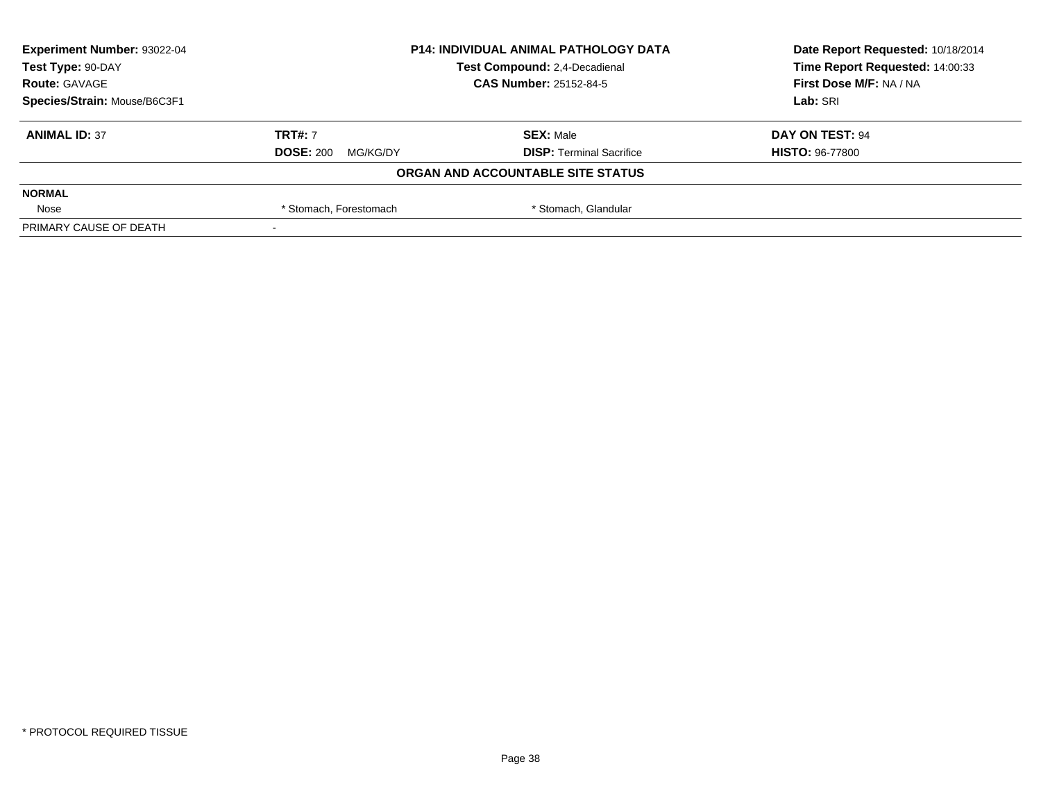| Experiment Number: 93022-04 | P14: INDIVIDUAL ANIMAL PATHOLOGY DATA | Date Report Requested: 10/18/2014 |
|---|---|---|
| Test Type: 90-DAY | Test Compound: 2,4-Decadienal | Time Report Requested: 14:00:33 |
| Route: GAVAGE | CAS Number: 25152-84-5 | First Dose M/F: NA / NA |
| Species/Strain: Mouse/B6C3F1 | | Lab: SRI |

| ANIMAL ID: 37 | TRT#: 7 | SEX: Male | DAY ON TEST: 94 |
|---|---|---|---|
| | DOSE: 200 MG/KG/DY | DISP: Terminal Sacrifice | HISTO: 96-77800 |

**ORGAN AND ACCOUNTABLE SITE STATUS**

| NORMAL | | |
|---|---|---|
| Nose | * Stomach, Forestomach | * Stomach, Glandular |
| PRIMARY CAUSE OF DEATH | - | |

* PROTOCOL REQUIRED TISSUE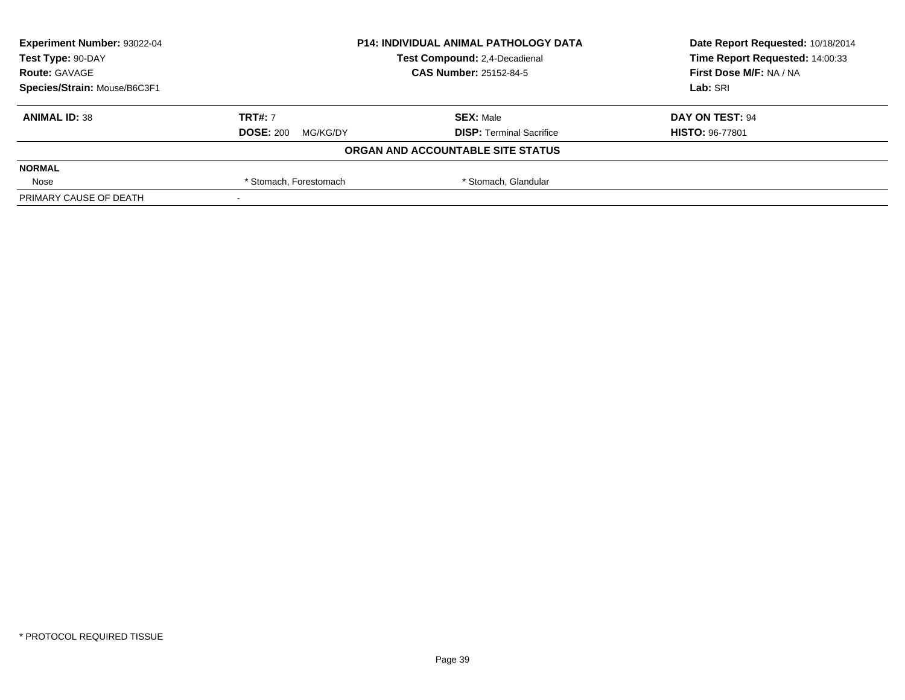| Experiment Number: 93022-04 | P14: INDIVIDUAL ANIMAL PATHOLOGY DATA | Date Report Requested: 10/18/2014 |
|---|---|---|
| Test Type: 90-DAY | Test Compound: 2,4-Decadienal | Time Report Requested: 14:00:33 |
| Route: GAVAGE | CAS Number: 25152-84-5 | First Dose M/F: NA / NA |
| Species/Strain: Mouse/B6C3F1 | | Lab: SRI |

| ANIMAL ID: 38 | TRT#: 7 | SEX: Male | DAY ON TEST: 94 |
|---|---|---|---|
| | DOSE: 200 MG/KG/DY | DISP: Terminal Sacrifice | HISTO: 96-77801 |

**ORGAN AND ACCOUNTABLE SITE STATUS**

| NORMAL | | |
|---|---|---|
| Nose | * Stomach, Forestomach | * Stomach, Glandular |
| PRIMARY CAUSE OF DEATH | - | |

* PROTOCOL REQUIRED TISSUE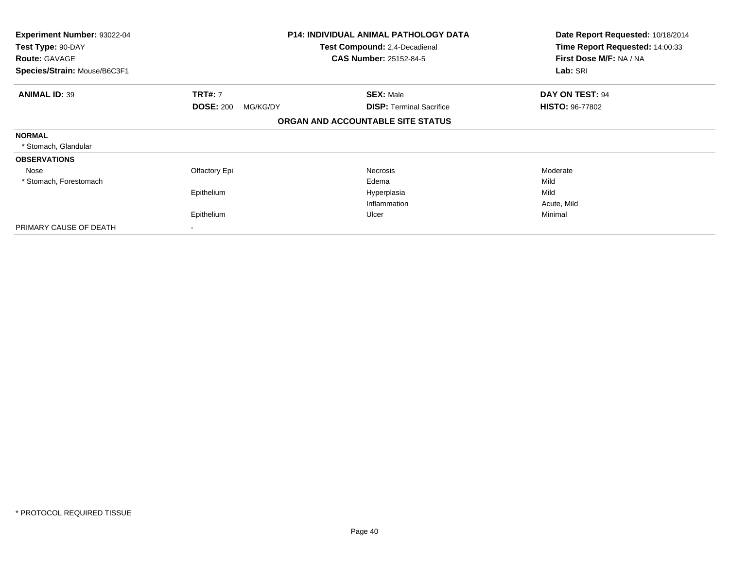| **Experiment Number:** 93022-04 | **P14: INDIVIDUAL ANIMAL PATHOLOGY DATA** | | **Date Report Requested:** 10/18/2014 |
|---|---|---|---|
| **Test Type:** 90-DAY | **Test Compound:** 2,4-Decadienal | | **Time Report Requested:** 14:00:33 |
| **Route:** GAVAGE | **CAS Number:** 25152-84-5 | | **First Dose M/F:** NA / NA |
| **Species/Strain:** Mouse/B6C3F1 | | | **Lab:** SRI |

| **ANIMAL ID:** 39 | **TRT#:** 7 | **SEX:** Male | **DAY ON TEST:** 94 |
|---|---|---|---|
| | **DOSE:** 200 MG/KG/DY | **DISP:** Terminal Sacrifice | **HISTO:** 96-77802 |
| | **ORGAN AND ACCOUNTABLE SITE STATUS** | | |
| **NORMAL** | | | |
| * Stomach, Glandular | | | |
| **OBSERVATIONS** | | | |
| Nose | Olfactory Epi | Necrosis | Moderate |
| * Stomach, Forestomach | | Edema | Mild |
| | Epithelium | Hyperplasia | Mild |
| | | Inflammation | Acute, Mild |
| | Epithelium | Ulcer | Minimal |
| PRIMARY CAUSE OF DEATH | - | | |

* PROTOCOL REQUIRED TISSUE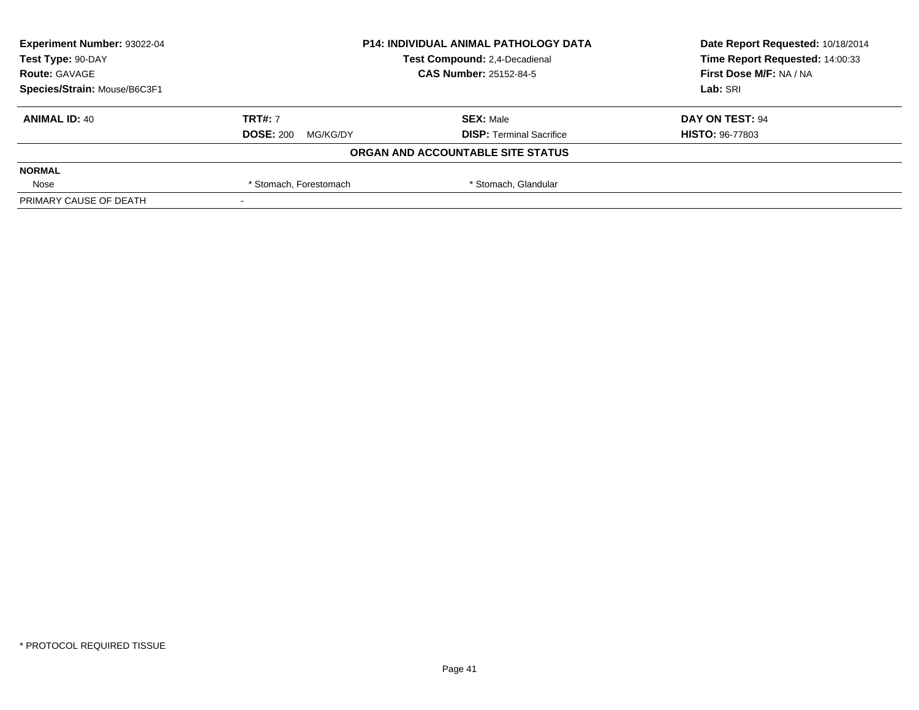| Experiment Number: 93022-04 | P14: INDIVIDUAL ANIMAL PATHOLOGY DATA | Date Report Requested: 10/18/2014 |
|---|---|---|
| Test Type: 90-DAY | Test Compound: 2,4-Decadienal | Time Report Requested: 14:00:33 |
| Route: GAVAGE | CAS Number: 25152-84-5 | First Dose M/F: NA / NA |
| Species/Strain: Mouse/B6C3F1 | | Lab: SRI |

| **ANIMAL ID:** 40 | **TRT#:** 7 | **SEX:** Male | **DAY ON TEST:** 94 |
|---|---|---|---|
| | **DOSE:** 200 MG/KG/DY | **DISP:** Terminal Sacrifice | **HISTO:** 96-77803 |

**ORGAN AND ACCOUNTABLE SITE STATUS**

| NORMAL | | | |
|---|---|---|---|
| Nose | * Stomach, Forestomach | * Stomach, Glandular | |
| PRIMARY CAUSE OF DEATH | - | | |

* PROTOCOL REQUIRED TISSUE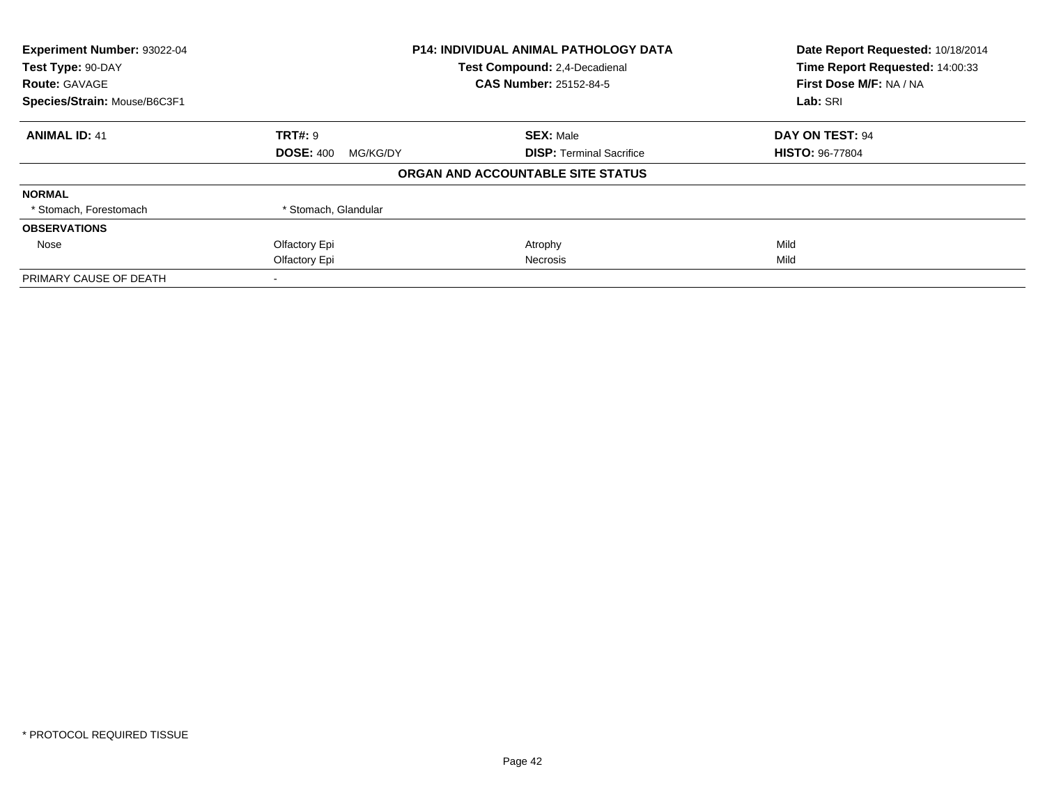**Experiment Number:** 93022-04
**Test Type:** 90-DAY
**Route:** GAVAGE
**Species/Strain:** Mouse/B6C3F1

**P14: INDIVIDUAL ANIMAL PATHOLOGY DATA**
**Test Compound:** 2,4-Decadienal
**CAS Number:** 25152-84-5

**Date Report Requested:** 10/18/2014
**Time Report Requested:** 14:00:33
**First Dose M/F:** NA / NA
**Lab:** SRI

| **ANIMAL ID:** 41 | **TRT#:** 9 | **SEX:** Male | **DAY ON TEST:** 94 |
|---|---|---|---|
| | **DOSE:** 400 MG/KG/DY | **DISP:** Terminal Sacrifice | **HISTO:** 96-77804 |

**ORGAN AND ACCOUNTABLE SITE STATUS**

| | | | |
|---|---|---|---|
| **NORMAL** | | | |
| * Stomach, Forestomach | * Stomach, Glandular | | |
| **OBSERVATIONS** | | | |
| Nose | Olfactory Epi | Atrophy | Mild |
| | Olfactory Epi | Necrosis | Mild |
| PRIMARY CAUSE OF DEATH | - | | |

\* PROTOCOL REQUIRED TISSUE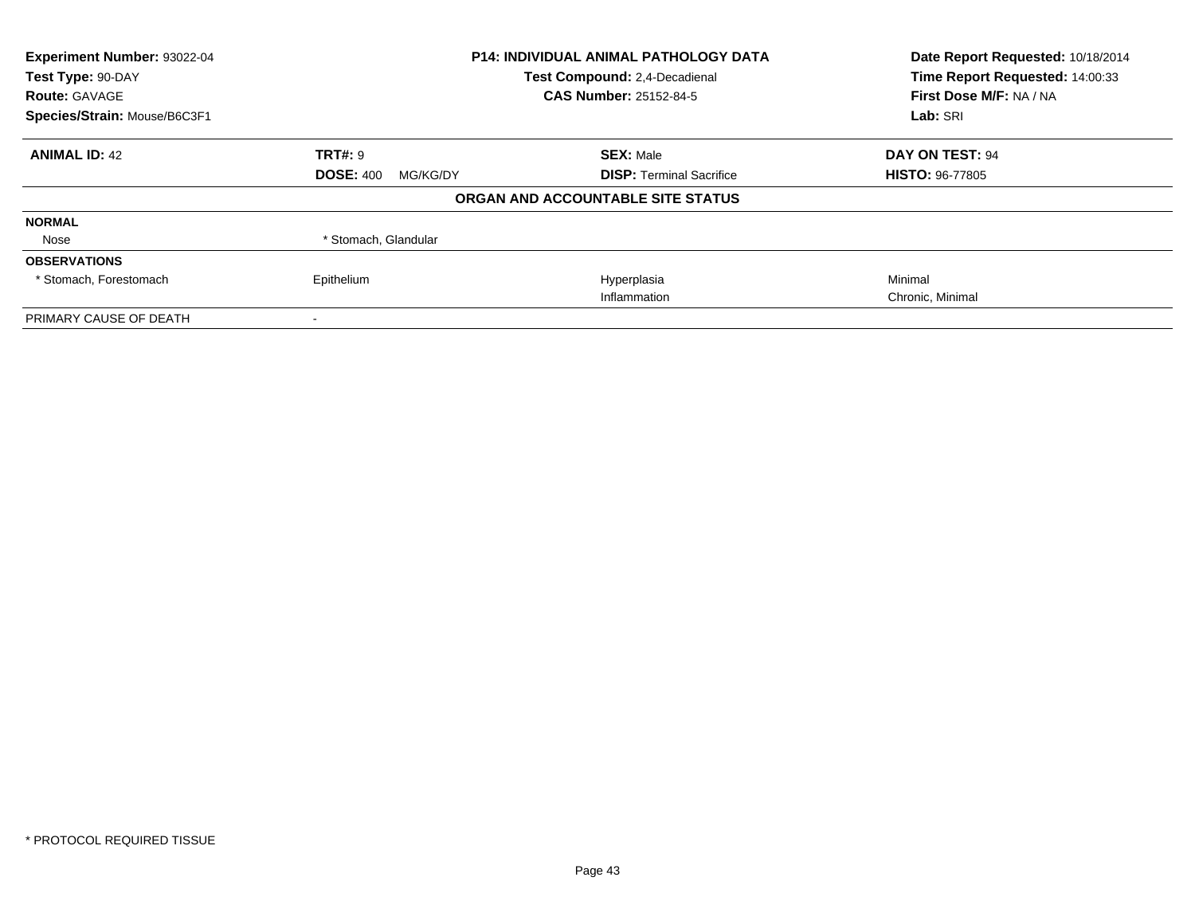| Experiment Number: 93022-04 | P14: INDIVIDUAL ANIMAL PATHOLOGY DATA | Date Report Requested: 10/18/2014 |
|---|---|---|
| Test Type: 90-DAY | Test Compound: 2,4-Decadienal | Time Report Requested: 14:00:33 |
| Route: GAVAGE | CAS Number: 25152-84-5 | First Dose M/F: NA / NA |
| Species/Strain: Mouse/B6C3F1 | | Lab: SRI |

| **ANIMAL ID:** 42 | **TRT#:** 9 | **SEX:** Male | **DAY ON TEST:** 94 |
|---|---|---|---|
| | **DOSE:** 400 MG/KG/DY | **DISP:** Terminal Sacrifice | **HISTO:** 96-77805 |

**ORGAN AND ACCOUNTABLE SITE STATUS**

| | | | |
|---|---|---|---|
| **NORMAL** | | | |
| Nose | * Stomach, Glandular | | |
| **OBSERVATIONS** | | | |
| * Stomach, Forestomach | Epithelium | Hyperplasia | Minimal |
| | | Inflammation | Chronic, Minimal |
| PRIMARY CAUSE OF DEATH | - | | |

* PROTOCOL REQUIRED TISSUE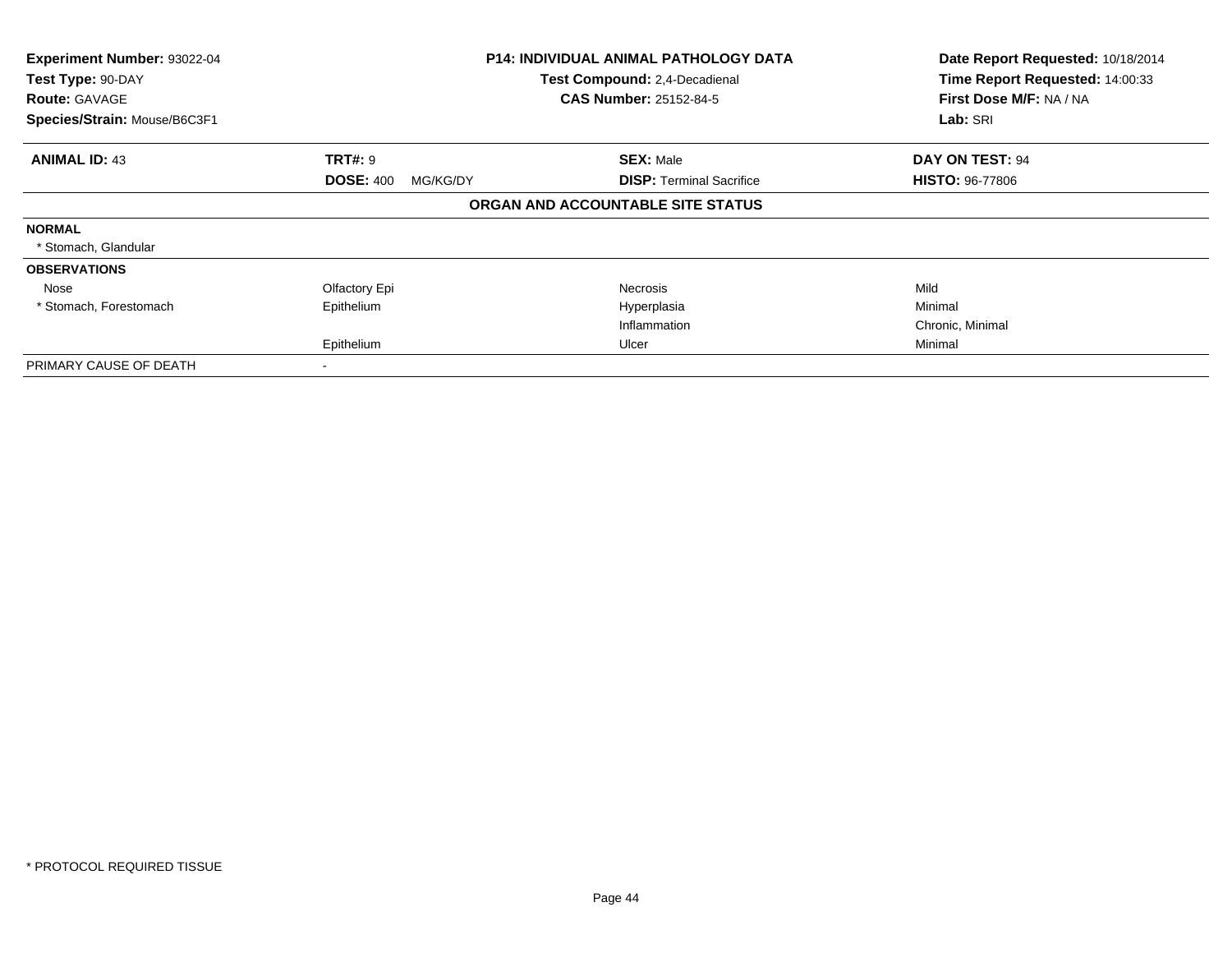**Experiment Number:** 93022-04
**Test Type:** 90-DAY
**Route:** GAVAGE
**Species/Strain:** Mouse/B6C3F1

**P14: INDIVIDUAL ANIMAL PATHOLOGY DATA**
**Test Compound:** 2,4-Decadienal
**CAS Number:** 25152-84-5

**Date Report Requested:** 10/18/2014
**Time Report Requested:** 14:00:33
**First Dose M/F:** NA / NA
**Lab:** SRI

| **ANIMAL ID:** 43 | **TRT#:** 9 | **SEX:** Male | **DAY ON TEST:** 94 |
|---|---|---|---|
| | **DOSE:** 400 MG/KG/DY | **DISP:** Terminal Sacrifice | **HISTO:** 96-77806 |

**ORGAN AND ACCOUNTABLE SITE STATUS**

| | | | |
|---|---|---|---|
| **NORMAL** | | | |
| * Stomach, Glandular | | | |
| **OBSERVATIONS** | | | |
| Nose | Olfactory Epi | Necrosis | Mild |
| * Stomach, Forestomach | Epithelium | Hyperplasia | Minimal |
| | | Inflammation | Chronic, Minimal |
| | Epithelium | Ulcer | Minimal |
| PRIMARY CAUSE OF DEATH | - | | |

* PROTOCOL REQUIRED TISSUE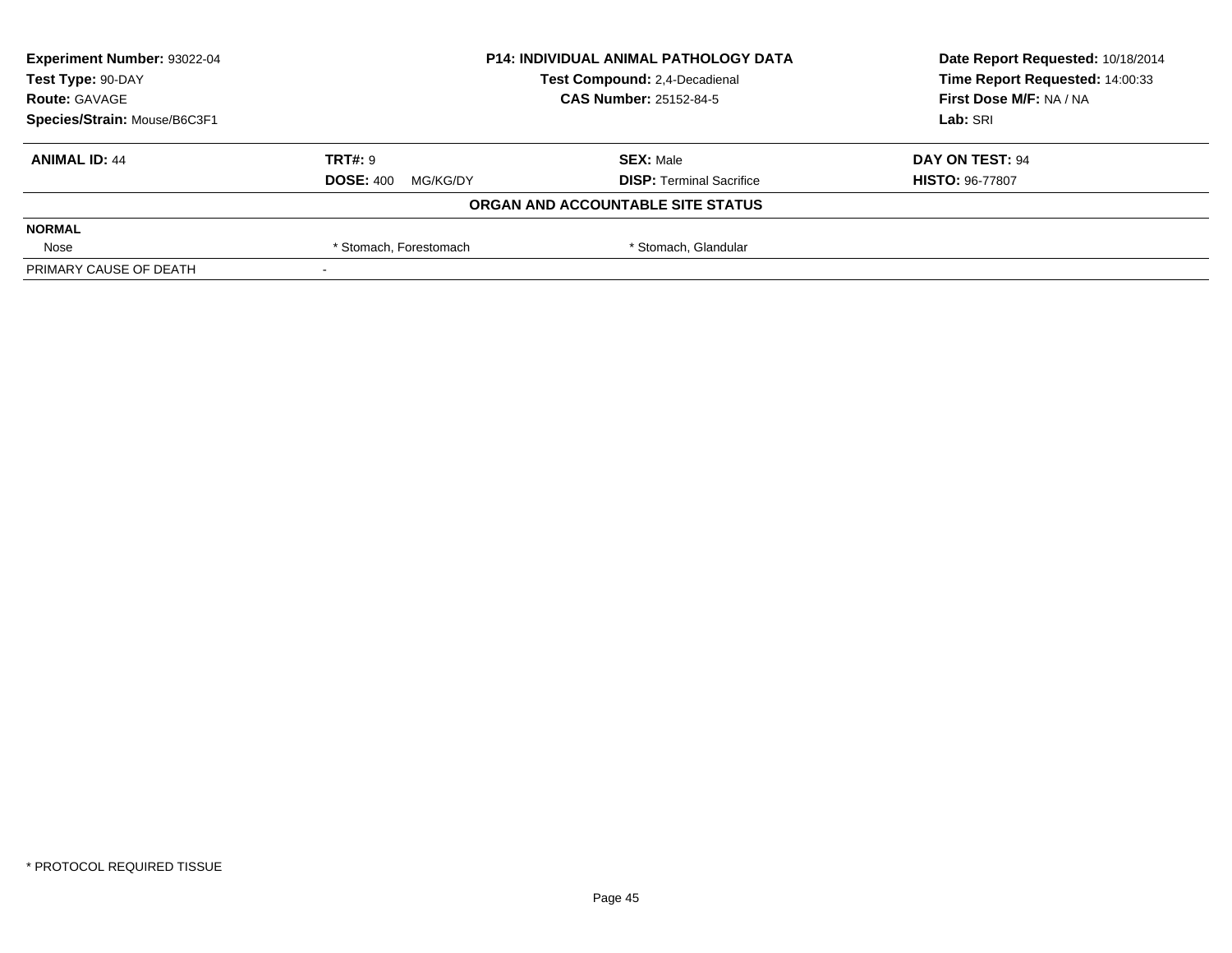**Experiment Number:** 93022-04
**Test Type:** 90-DAY
**Route:** GAVAGE
**Species/Strain:** Mouse/B6C3F1

**P14: INDIVIDUAL ANIMAL PATHOLOGY DATA**
**Test Compound:** 2,4-Decadienal
**CAS Number:** 25152-84-5

**Date Report Requested:** 10/18/2014
**Time Report Requested:** 14:00:33
**First Dose M/F:** NA / NA
**Lab:** SRI

| **ANIMAL ID:** 44 | **TRT#:** 9 | **SEX:** Male | **DAY ON TEST:** 94 |
|---|---|---|---|
| | **DOSE:** 400 MG/KG/DY | **DISP:** Terminal Sacrifice | **HISTO:** 96-77807 |

**ORGAN AND ACCOUNTABLE SITE STATUS**

| | | | |
|---|---|---|---|
| **NORMAL** | | | |
| Nose | * Stomach, Forestomach | * Stomach, Glandular | |
| PRIMARY CAUSE OF DEATH | - | | |

* PROTOCOL REQUIRED TISSUE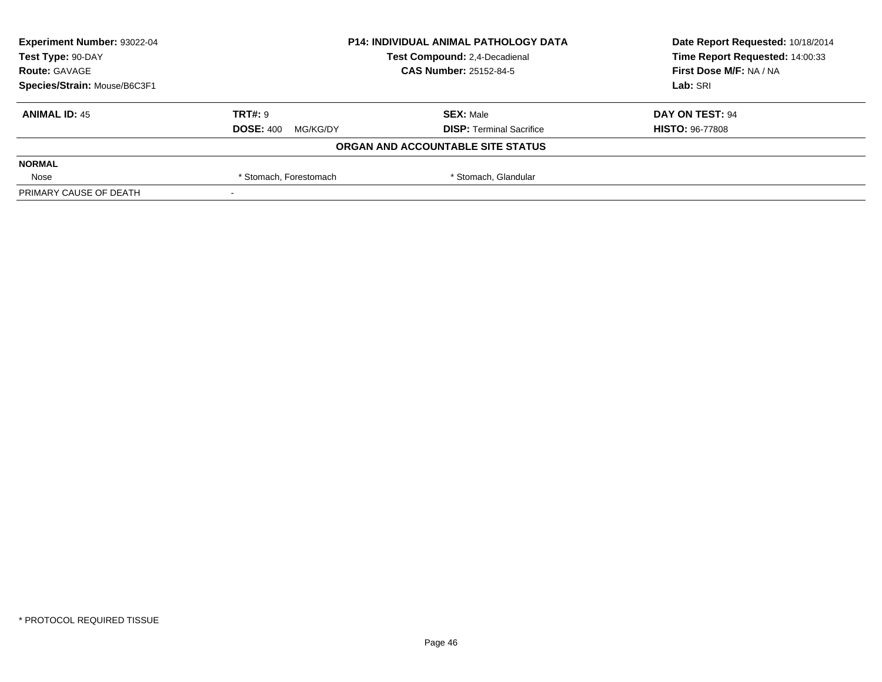| Experiment Number: 93022-04 | P14: INDIVIDUAL ANIMAL PATHOLOGY DATA | Date Report Requested: 10/18/2014 |
|---|---|---|
| Test Type: 90-DAY | Test Compound: 2,4-Decadienal | Time Report Requested: 14:00:33 |
| Route: GAVAGE | CAS Number: 25152-84-5 | First Dose M/F: NA / NA |
| Species/Strain: Mouse/B6C3F1 | | Lab: SRI |

| ANIMAL ID: 45 | TRT#: 9 | SEX: Male | DAY ON TEST: 94 |
|---|---|---|---|
| | DOSE: 400 MG/KG/DY | DISP: Terminal Sacrifice | HISTO: 96-77808 |

**ORGAN AND ACCOUNTABLE SITE STATUS**

| NORMAL | | | |
|---|---|---|---|
| Nose | * Stomach, Forestomach | * Stomach, Glandular | |
| PRIMARY CAUSE OF DEATH | - | | |

* PROTOCOL REQUIRED TISSUE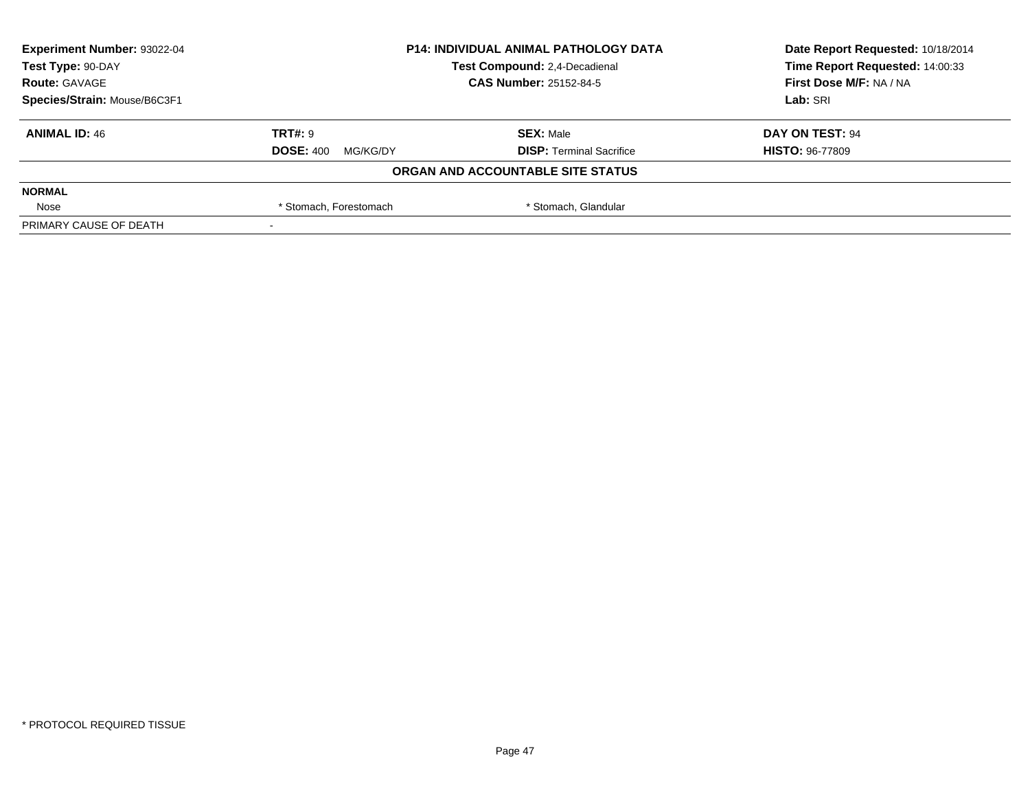| Experiment Number: 93022-04 | P14: INDIVIDUAL ANIMAL PATHOLOGY DATA | Date Report Requested: 10/18/2014 |
|---|---|---|
| Test Type: 90-DAY | Test Compound: 2,4-Decadienal | Time Report Requested: 14:00:33 |
| Route: GAVAGE | CAS Number: 25152-84-5 | First Dose M/F: NA / NA |
| Species/Strain: Mouse/B6C3F1 | | Lab: SRI |

| **ANIMAL ID:** 46 | **TRT#:** 9 | **SEX:** Male | **DAY ON TEST:** 94 |
|---|---|---|---|
| | **DOSE:** 400 MG/KG/DY | **DISP:** Terminal Sacrifice | **HISTO:** 96-77809 |

**ORGAN AND ACCOUNTABLE SITE STATUS**

| **NORMAL** | | | |
|---|---|---|---|
| Nose | * Stomach, Forestomach | * Stomach, Glandular | |
| PRIMARY CAUSE OF DEATH | - | | |

* PROTOCOL REQUIRED TISSUE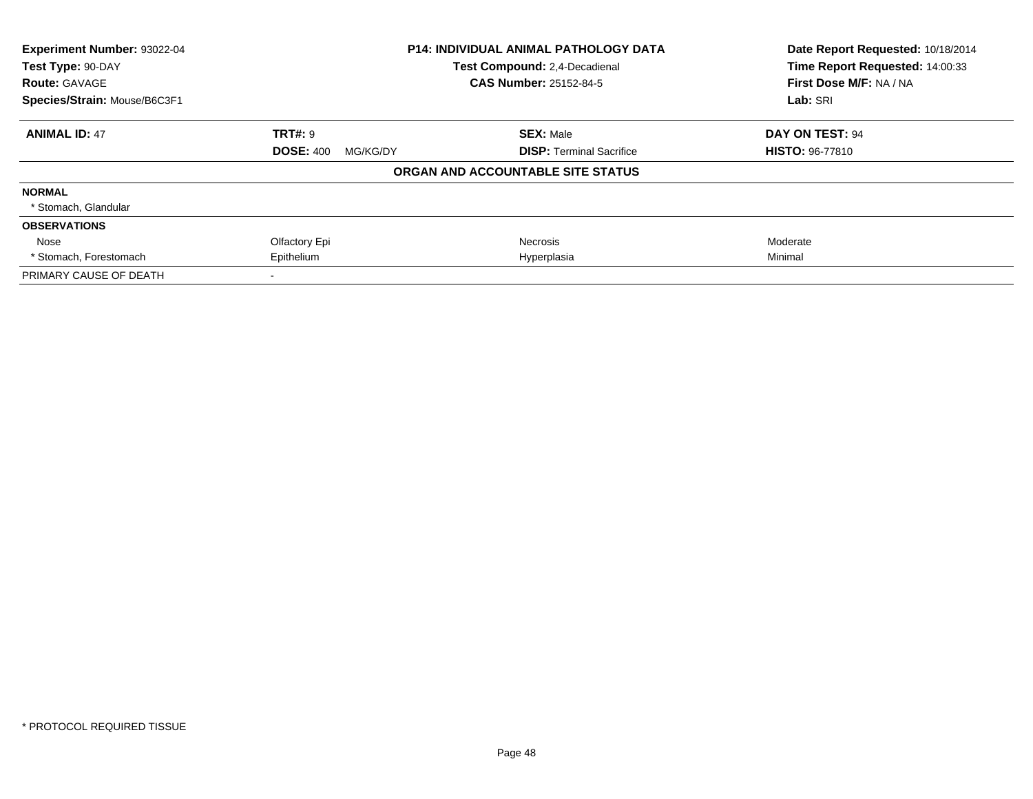**Experiment Number:** 93022-04
**Test Type:** 90-DAY
**Route:** GAVAGE
**Species/Strain:** Mouse/B6C3F1

**P14: INDIVIDUAL ANIMAL PATHOLOGY DATA**
**Test Compound:** 2,4-Decadienal
**CAS Number:** 25152-84-5

**Date Report Requested:** 10/18/2014
**Time Report Requested:** 14:00:33
**First Dose M/F:** NA / NA
**Lab:** SRI

| **ANIMAL ID:** 47 | **TRT#:** 9 | **SEX:** Male | **DAY ON TEST:** 94 |
|---|---|---|---|
| | **DOSE:** 400 MG/KG/DY | **DISP:** Terminal Sacrifice | **HISTO:** 96-77810 |

**ORGAN AND ACCOUNTABLE SITE STATUS**

| | | | |
|---|---|---|---|
| **NORMAL** | | | |
| * Stomach, Glandular | | | |
| **OBSERVATIONS** | | | |
| Nose | Olfactory Epi | Necrosis | Moderate |
| * Stomach, Forestomach | Epithelium | Hyperplasia | Minimal |
| PRIMARY CAUSE OF DEATH | - | | |

* PROTOCOL REQUIRED TISSUE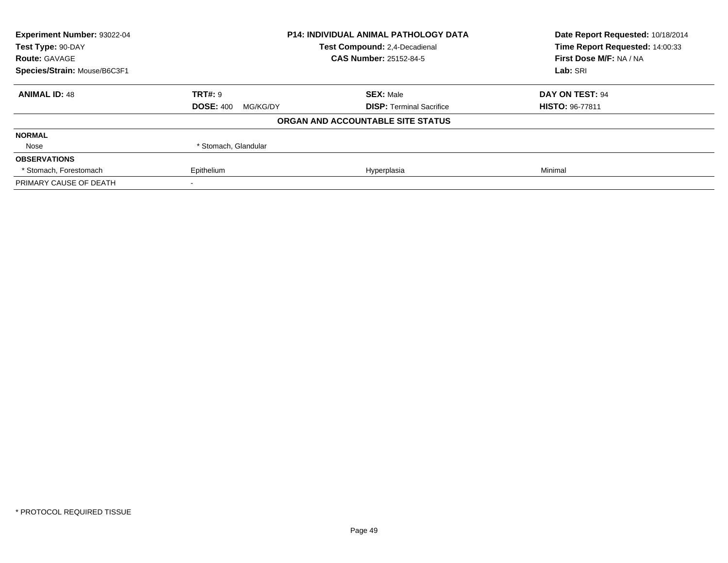| **Experiment Number:** 93022-04 | **P14: INDIVIDUAL ANIMAL PATHOLOGY DATA** | **Date Report Requested:** 10/18/2014 |
|---|---|---|
| **Test Type:** 90-DAY | **Test Compound:** 2,4-Decadienal | **Time Report Requested:** 14:00:33 |
| **Route:** GAVAGE | **CAS Number:** 25152-84-5 | **First Dose M/F:** NA / NA |
| **Species/Strain:** Mouse/B6C3F1 | | **Lab:** SRI |

| **ANIMAL ID:** 48 | **TRT#:** 9 | **SEX:** Male | **DAY ON TEST:** 94 |
|---|---|---|---|
| | **DOSE:** 400 MG/KG/DY | **DISP:** Terminal Sacrifice | **HISTO:** 96-77811 |

**ORGAN AND ACCOUNTABLE SITE STATUS**

| | | | |
|---|---|---|---|
| **NORMAL** | | | |
| Nose | * Stomach, Glandular | | |
| **OBSERVATIONS** | | | |
| * Stomach, Forestomach | Epithelium | Hyperplasia | Minimal |
| PRIMARY CAUSE OF DEATH | - | | |

* PROTOCOL REQUIRED TISSUE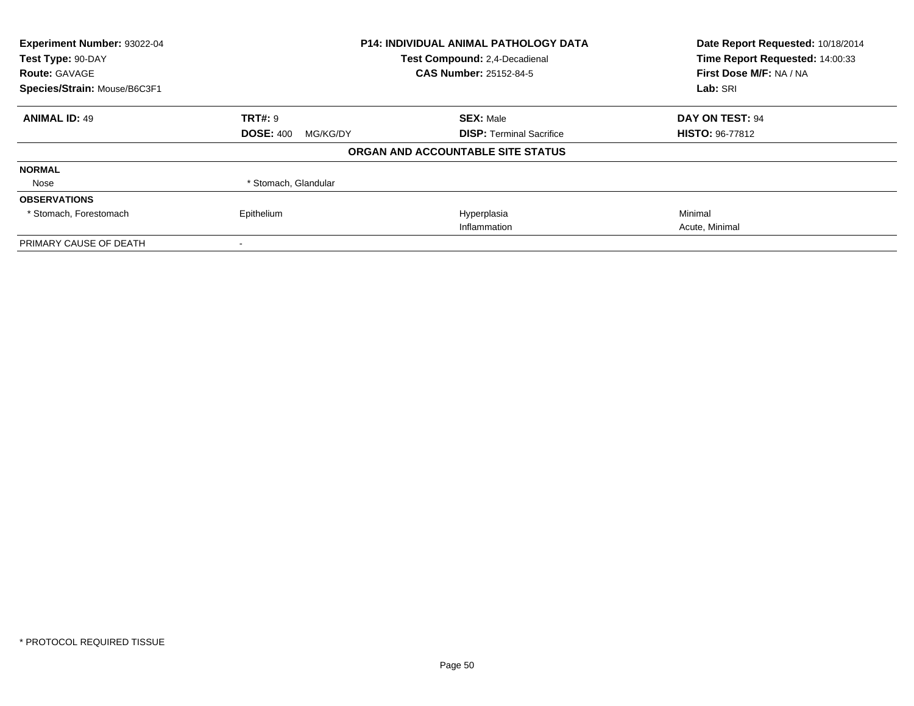**Experiment Number:** 93022-04
**Test Type:** 90-DAY
**Route:** GAVAGE
**Species/Strain:** Mouse/B6C3F1

**P14: INDIVIDUAL ANIMAL PATHOLOGY DATA**
**Test Compound:** 2,4-Decadienal
**CAS Number:** 25152-84-5

**Date Report Requested:** 10/18/2014
**Time Report Requested:** 14:00:33
**First Dose M/F:** NA / NA
**Lab:** SRI

| **ANIMAL ID:** 49 | **TRT#:** 9 | **SEX:** Male | **DAY ON TEST:** 94 |
|---|---|---|---|
| | **DOSE:** 400 MG/KG/DY | **DISP:** Terminal Sacrifice | **HISTO:** 96-77812 |

**ORGAN AND ACCOUNTABLE SITE STATUS**

| | | | |
|---|---|---|---|
| **NORMAL** | | | |
| Nose | * Stomach, Glandular | | |
| **OBSERVATIONS** | | | |
| * Stomach, Forestomach | Epithelium | Hyperplasia | Minimal |
| | | Inflammation | Acute, Minimal |
| PRIMARY CAUSE OF DEATH | - | | |

* PROTOCOL REQUIRED TISSUE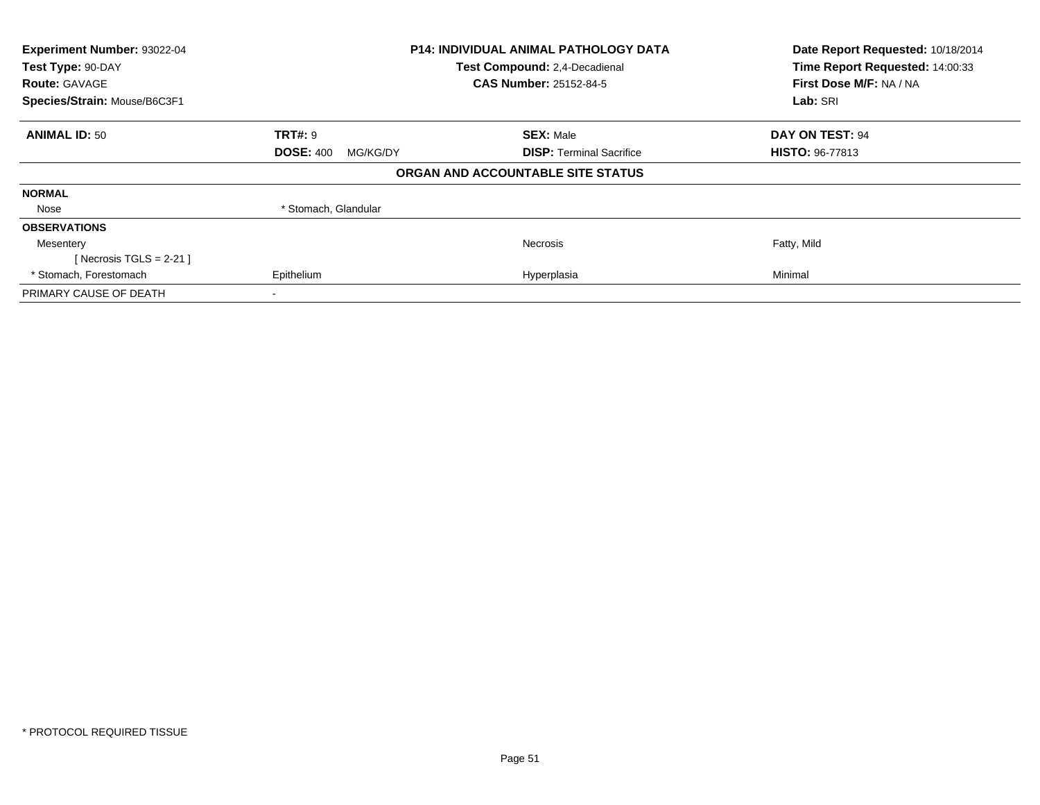| Experiment Number: 93022-04 | P14: INDIVIDUAL ANIMAL PATHOLOGY DATA | | Date Report Requested: 10/18/2014 |
|---|---|---|---|
| Test Type: 90-DAY | Test Compound: 2,4-Decadienal | | Time Report Requested: 14:00:33 |
| Route: GAVAGE | CAS Number: 25152-84-5 | | First Dose M/F: NA / NA |
| Species/Strain: Mouse/B6C3F1 | | | Lab: SRI |

| **ANIMAL ID:** 50 | **TRT#:** 9 | **SEX:** Male | **DAY ON TEST:** 94 |
|---|---|---|---|
| | **DOSE:** 400 MG/KG/DY | **DISP:** Terminal Sacrifice | **HISTO:** 96-77813 |
| | **ORGAN AND ACCOUNTABLE SITE STATUS** | | |
| **NORMAL** | | | |
| Nose | * Stomach, Glandular | | |
| **OBSERVATIONS** | | | |
| Mesentery | | Necrosis | Fatty, Mild |
| [ Necrosis TGLS = 2-21 ] | | | |
| * Stomach, Forestomach | Epithelium | Hyperplasia | Minimal |
| PRIMARY CAUSE OF DEATH | - | | |

* PROTOCOL REQUIRED TISSUE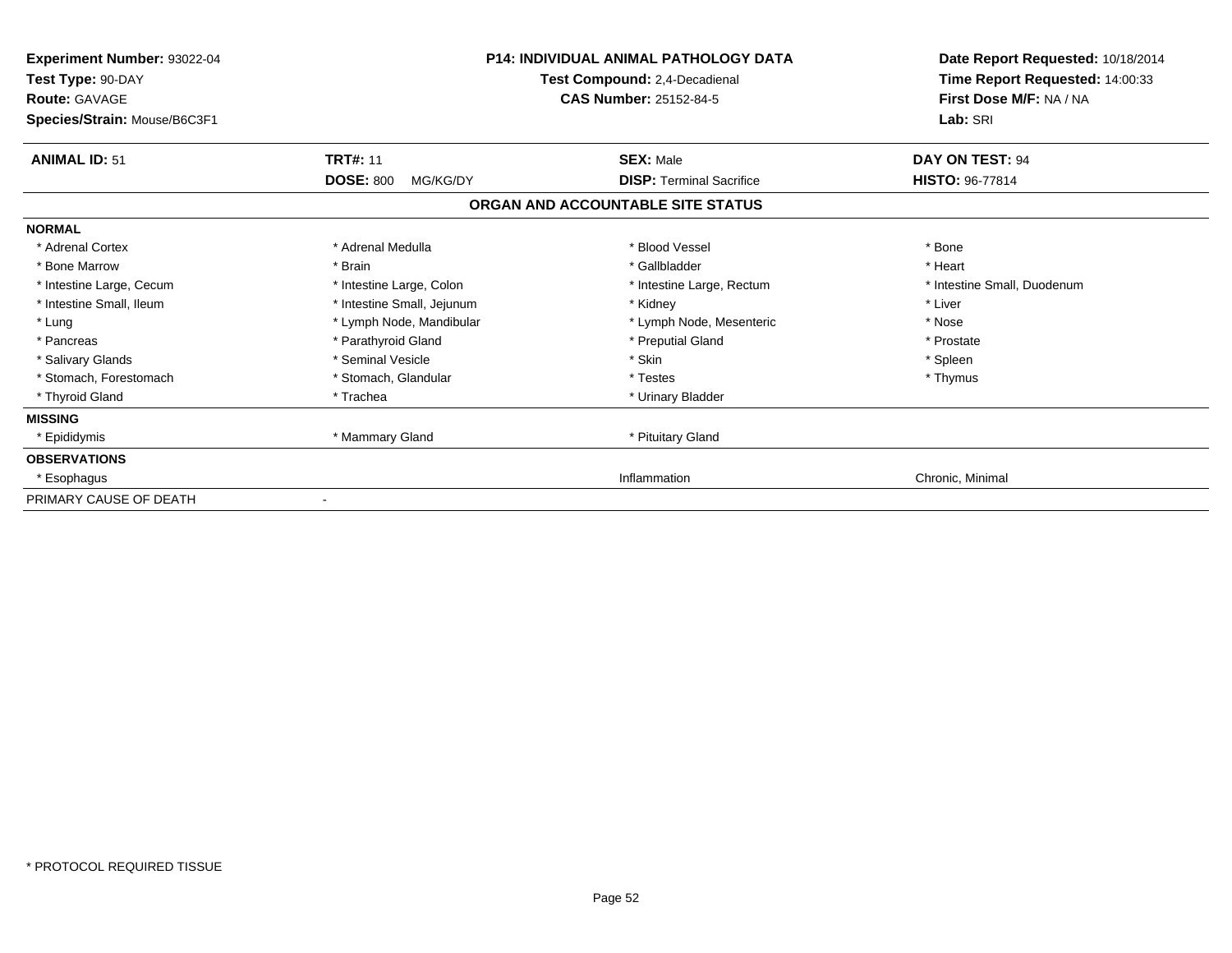**Experiment Number:** 93022-04
**Test Type:** 90-DAY
**Route:** GAVAGE
**Species/Strain:** Mouse/B6C3F1

**P14: INDIVIDUAL ANIMAL PATHOLOGY DATA**
**Test Compound:** 2,4-Decadienal
**CAS Number:** 25152-84-5

**Date Report Requested:** 10/18/2014
**Time Report Requested:** 14:00:33
**First Dose M/F:** NA / NA
**Lab:** SRI

| **ANIMAL ID:** 51 | **TRT#:** 11 | **SEX:** Male | **DAY ON TEST:** 94 |
|---|---|---|---|
| | **DOSE:** 800 MG/KG/DY | **DISP:** Terminal Sacrifice | **HISTO:** 96-77814 |

## ORGAN AND ACCOUNTABLE SITE STATUS

| | | | |
|---|---|---|---|
| **NORMAL** | | | |
| * Adrenal Cortex | * Adrenal Medulla | * Blood Vessel | * Bone |
| * Bone Marrow | * Brain | * Gallbladder | * Heart |
| * Intestine Large, Cecum | * Intestine Large, Colon | * Intestine Large, Rectum | * Intestine Small, Duodenum |
| * Intestine Small, Ileum | * Intestine Small, Jejunum | * Kidney | * Liver |
| * Lung | * Lymph Node, Mandibular | * Lymph Node, Mesenteric | * Nose |
| * Pancreas | * Parathyroid Gland | * Preputial Gland | * Prostate |
| * Salivary Glands | * Seminal Vesicle | * Skin | * Spleen |
| * Stomach, Forestomach | * Stomach, Glandular | * Testes | * Thymus |
| * Thyroid Gland | * Trachea | * Urinary Bladder | |
| **MISSING** | | | |
| * Epididymis | * Mammary Gland | * Pituitary Gland | |
| **OBSERVATIONS** | | | |
| * Esophagus | | Inflammation | Chronic, Minimal |
| PRIMARY CAUSE OF DEATH | - | | |

* PROTOCOL REQUIRED TISSUE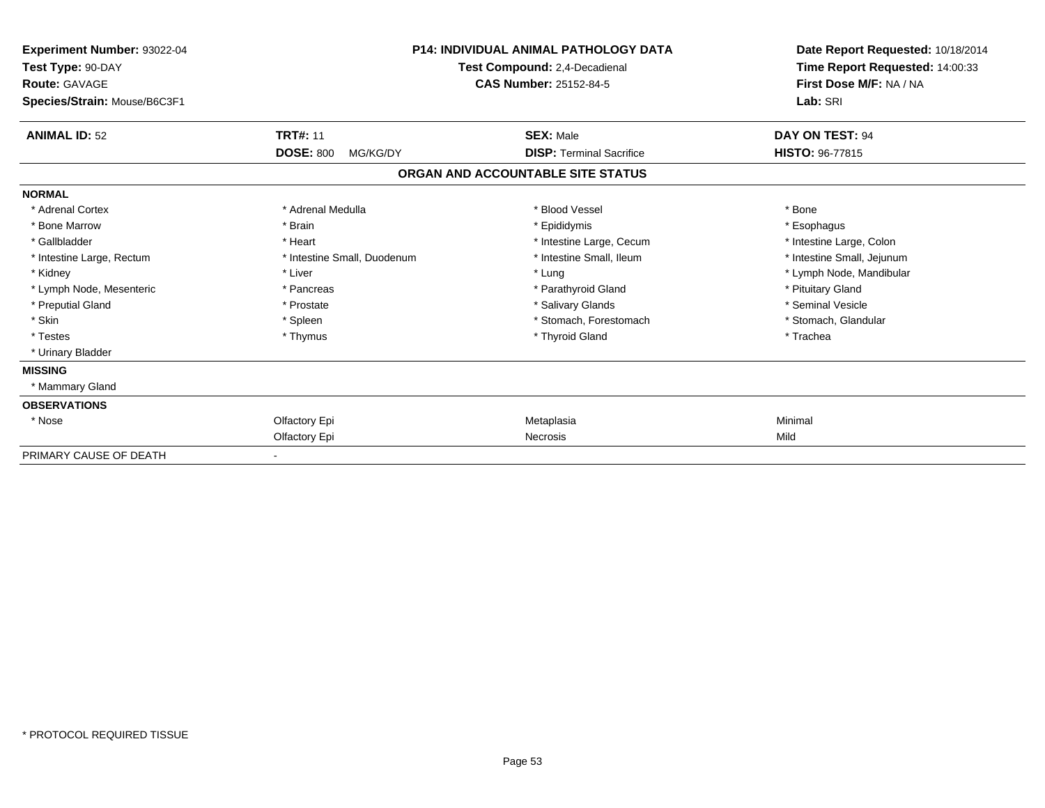**Experiment Number:** 93022-04
**Test Type:** 90-DAY
**Route:** GAVAGE
**Species/Strain:** Mouse/B6C3F1

**P14: INDIVIDUAL ANIMAL PATHOLOGY DATA**
**Test Compound:** 2,4-Decadienal
**CAS Number:** 25152-84-5

**Date Report Requested:** 10/18/2014
**Time Report Requested:** 14:00:33
**First Dose M/F:** NA / NA
**Lab:** SRI

| **ANIMAL ID:** 52 | **TRT#:** 11 | **SEX:** Male | **DAY ON TEST:** 94 |
|---|---|---|---|
| | **DOSE:** 800 MG/KG/DY | **DISP:** Terminal Sacrifice | **HISTO:** 96-77815 |

## ORGAN AND ACCOUNTABLE SITE STATUS

| | | | |
|---|---|---|---|
| **NORMAL** | | | |
| * Adrenal Cortex | * Adrenal Medulla | * Blood Vessel | * Bone |
| * Bone Marrow | * Brain | * Epididymis | * Esophagus |
| * Gallbladder | * Heart | * Intestine Large, Cecum | * Intestine Large, Colon |
| * Intestine Large, Rectum | * Intestine Small, Duodenum | * Intestine Small, Ileum | * Intestine Small, Jejunum |
| * Kidney | * Liver | * Lung | * Lymph Node, Mandibular |
| * Lymph Node, Mesenteric | * Pancreas | * Parathyroid Gland | * Pituitary Gland |
| * Preputial Gland | * Prostate | * Salivary Glands | * Seminal Vesicle |
| * Skin | * Spleen | * Stomach, Forestomach | * Stomach, Glandular |
| * Testes | * Thymus | * Thyroid Gland | * Trachea |
| * Urinary Bladder | | | |
| **MISSING** | | | |
| * Mammary Gland | | | |
| **OBSERVATIONS** | | | |
| * Nose | Olfactory Epi | Metaplasia | Minimal |
| | Olfactory Epi | Necrosis | Mild |
| PRIMARY CAUSE OF DEATH | - | | |

* PROTOCOL REQUIRED TISSUE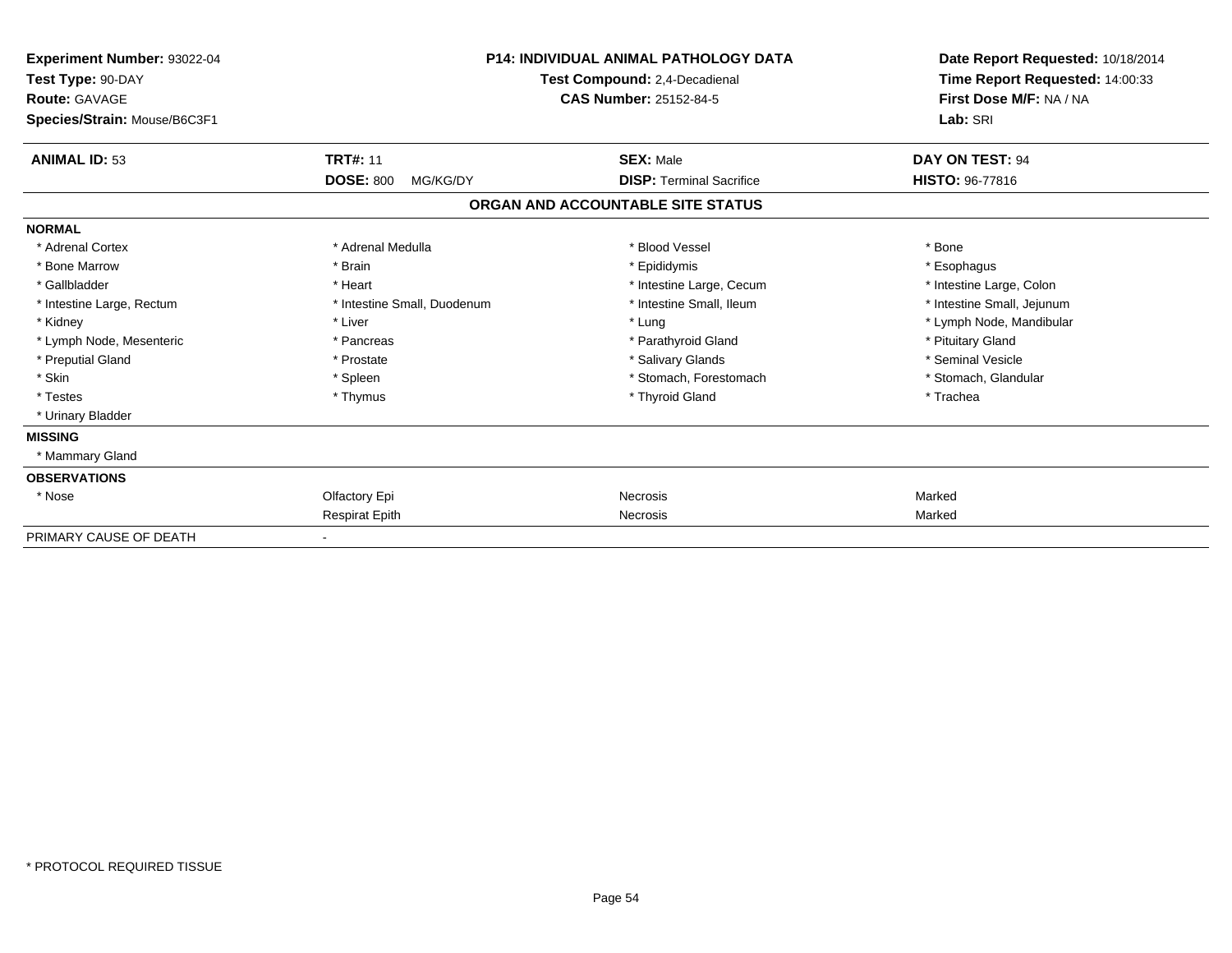**Experiment Number:** 93022-04
**Test Type:** 90-DAY
**Route:** GAVAGE
**Species/Strain:** Mouse/B6C3F1

**P14: INDIVIDUAL ANIMAL PATHOLOGY DATA**
**Test Compound:** 2,4-Decadienal
**CAS Number:** 25152-84-5

**Date Report Requested:** 10/18/2014
**Time Report Requested:** 14:00:33
**First Dose M/F:** NA / NA
**Lab:** SRI

| **ANIMAL ID:** 53 | **TRT#:** 11 | **SEX:** Male | **DAY ON TEST:** 94 |
|---|---|---|---|
| | **DOSE:** 800 MG/KG/DY | **DISP:** Terminal Sacrifice | **HISTO:** 96-77816 |

## ORGAN AND ACCOUNTABLE SITE STATUS

| | | | |
|---|---|---|---|
| **NORMAL** | | | |
| * Adrenal Cortex | * Adrenal Medulla | * Blood Vessel | * Bone |
| * Bone Marrow | * Brain | * Epididymis | * Esophagus |
| * Gallbladder | * Heart | * Intestine Large, Cecum | * Intestine Large, Colon |
| * Intestine Large, Rectum | * Intestine Small, Duodenum | * Intestine Small, Ileum | * Intestine Small, Jejunum |
| * Kidney | * Liver | * Lung | * Lymph Node, Mandibular |
| * Lymph Node, Mesenteric | * Pancreas | * Parathyroid Gland | * Pituitary Gland |
| * Preputial Gland | * Prostate | * Salivary Glands | * Seminal Vesicle |
| * Skin | * Spleen | * Stomach, Forestomach | * Stomach, Glandular |
| * Testes | * Thymus | * Thyroid Gland | * Trachea |
| * Urinary Bladder | | | |
| **MISSING** | | | |
| * Mammary Gland | | | |
| **OBSERVATIONS** | | | |
| * Nose | Olfactory Epi | Necrosis | Marked |
| | Respirat Epith | Necrosis | Marked |
| PRIMARY CAUSE OF DEATH | - | | |

* PROTOCOL REQUIRED TISSUE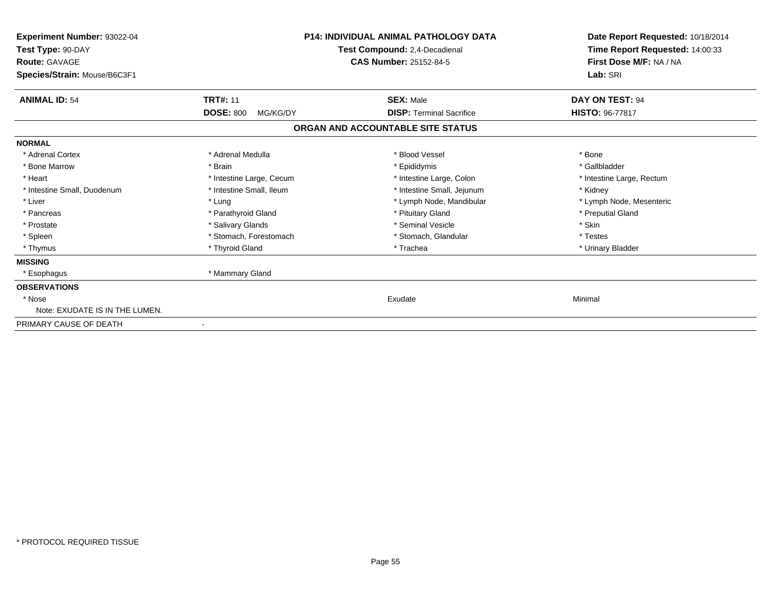**Experiment Number:** 93022-04
**Test Type:** 90-DAY
**Route:** GAVAGE
**Species/Strain:** Mouse/B6C3F1

**P14: INDIVIDUAL ANIMAL PATHOLOGY DATA**
**Test Compound:** 2,4-Decadienal
**CAS Number:** 25152-84-5

**Date Report Requested:** 10/18/2014
**Time Report Requested:** 14:00:33
**First Dose M/F:** NA / NA
**Lab:** SRI

| **ANIMAL ID:** 54 | **TRT#:** 11 | **SEX:** Male | **DAY ON TEST:** 94 |
|---|---|---|---|
| | **DOSE:** 800 MG/KG/DY | **DISP:** Terminal Sacrifice | **HISTO:** 96-77817 |

## ORGAN AND ACCOUNTABLE SITE STATUS

| | | | |
|---|---|---|---|
| **NORMAL** | | | |
| * Adrenal Cortex | * Adrenal Medulla | * Blood Vessel | * Bone |
| * Bone Marrow | * Brain | * Epididymis | * Gallbladder |
| * Heart | * Intestine Large, Cecum | * Intestine Large, Colon | * Intestine Large, Rectum |
| * Intestine Small, Duodenum | * Intestine Small, Ileum | * Intestine Small, Jejunum | * Kidney |
| * Liver | * Lung | * Lymph Node, Mandibular | * Lymph Node, Mesenteric |
| * Pancreas | * Parathyroid Gland | * Pituitary Gland | * Preputial Gland |
| * Prostate | * Salivary Glands | * Seminal Vesicle | * Skin |
| * Spleen | * Stomach, Forestomach | * Stomach, Glandular | * Testes |
| * Thymus | * Thyroid Gland | * Trachea | * Urinary Bladder |
| **MISSING** | | | |
| * Esophagus | * Mammary Gland | | |
| **OBSERVATIONS** | | | |
| * Nose | | Exudate | Minimal |
| Note: EXUDATE IS IN THE LUMEN. | | | |
| PRIMARY CAUSE OF DEATH | - | | |

* PROTOCOL REQUIRED TISSUE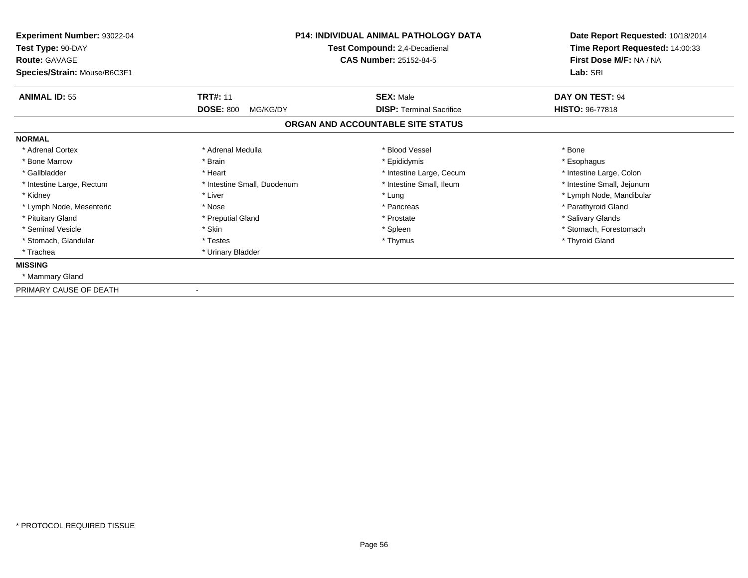**Experiment Number:** 93022-04
**Test Type:** 90-DAY
**Route:** GAVAGE
**Species/Strain:** Mouse/B6C3F1

**P14: INDIVIDUAL ANIMAL PATHOLOGY DATA**
**Test Compound:** 2,4-Decadienal
**CAS Number:** 25152-84-5

**Date Report Requested:** 10/18/2014
**Time Report Requested:** 14:00:33
**First Dose M/F:** NA / NA
**Lab:** SRI

| **ANIMAL ID:** 55 | **TRT#:** 11 | **SEX:** Male | **DAY ON TEST:** 94 |
|---|---|---|---|
| | **DOSE:** 800 MG/KG/DY | **DISP:** Terminal Sacrifice | **HISTO:** 96-77818 |

## ORGAN AND ACCOUNTABLE SITE STATUS

**NORMAL**

| | | | |
|---|---|---|---|
| * Adrenal Cortex | * Adrenal Medulla | * Blood Vessel | * Bone |
| * Bone Marrow | * Brain | * Epididymis | * Esophagus |
| * Gallbladder | * Heart | * Intestine Large, Cecum | * Intestine Large, Colon |
| * Intestine Large, Rectum | * Intestine Small, Duodenum | * Intestine Small, Ileum | * Intestine Small, Jejunum |
| * Kidney | * Liver | * Lung | * Lymph Node, Mandibular |
| * Lymph Node, Mesenteric | * Nose | * Pancreas | * Parathyroid Gland |
| * Pituitary Gland | * Preputial Gland | * Prostate | * Salivary Glands |
| * Seminal Vesicle | * Skin | * Spleen | * Stomach, Forestomach |
| * Stomach, Glandular | * Testes | * Thymus | * Thyroid Gland |
| * Trachea | * Urinary Bladder | | |

**MISSING**

* Mammary Gland

PRIMARY CAUSE OF DEATH -

* PROTOCOL REQUIRED TISSUE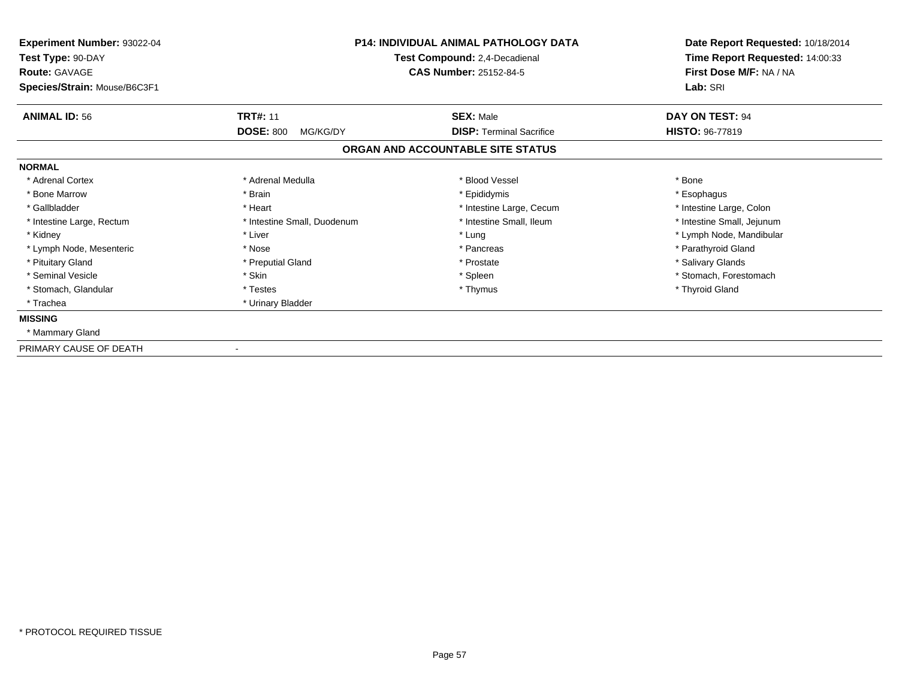**Experiment Number:** 93022-04
**Test Type:** 90-DAY
**Route:** GAVAGE
**Species/Strain:** Mouse/B6C3F1

**P14: INDIVIDUAL ANIMAL PATHOLOGY DATA**
**Test Compound:** 2,4-Decadienal
**CAS Number:** 25152-84-5

**Date Report Requested:** 10/18/2014
**Time Report Requested:** 14:00:33
**First Dose M/F:** NA / NA
**Lab:** SRI

| **ANIMAL ID:** 56 | **TRT#:** 11 | **SEX:** Male | **DAY ON TEST:** 94 |
|---|---|---|---|
| | **DOSE:** 800 MG/KG/DY | **DISP:** Terminal Sacrifice | **HISTO:** 96-77819 |

## ORGAN AND ACCOUNTABLE SITE STATUS

**NORMAL**

| | | | |
|---|---|---|---|
| * Adrenal Cortex | * Adrenal Medulla | * Blood Vessel | * Bone |
| * Bone Marrow | * Brain | * Epididymis | * Esophagus |
| * Gallbladder | * Heart | * Intestine Large, Cecum | * Intestine Large, Colon |
| * Intestine Large, Rectum | * Intestine Small, Duodenum | * Intestine Small, Ileum | * Intestine Small, Jejunum |
| * Kidney | * Liver | * Lung | * Lymph Node, Mandibular |
| * Lymph Node, Mesenteric | * Nose | * Pancreas | * Parathyroid Gland |
| * Pituitary Gland | * Preputial Gland | * Prostate | * Salivary Glands |
| * Seminal Vesicle | * Skin | * Spleen | * Stomach, Forestomach |
| * Stomach, Glandular | * Testes | * Thymus | * Thyroid Gland |
| * Trachea | * Urinary Bladder | | |

**MISSING**

* Mammary Gland

PRIMARY CAUSE OF DEATH -

* PROTOCOL REQUIRED TISSUE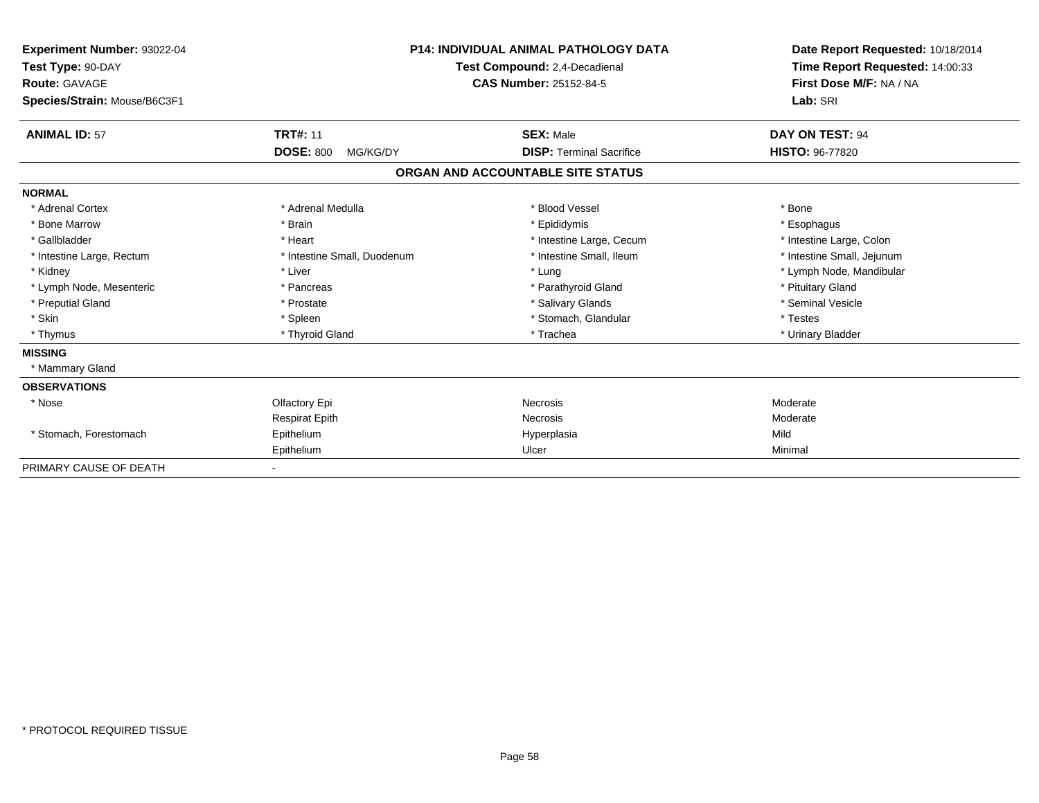**Experiment Number:** 93022-04
**Test Type:** 90-DAY
**Route:** GAVAGE
**Species/Strain:** Mouse/B6C3F1

**P14: INDIVIDUAL ANIMAL PATHOLOGY DATA**
**Test Compound:** 2,4-Decadienal
**CAS Number:** 25152-84-5

**Date Report Requested:** 10/18/2014
**Time Report Requested:** 14:00:33
**First Dose M/F:** NA / NA
**Lab:** SRI

| **ANIMAL ID:** 57 | **TRT#:** 11 | **SEX:** Male | **DAY ON TEST:** 94 |
|---|---|---|---|
| | **DOSE:** 800 MG/KG/DY | **DISP:** Terminal Sacrifice | **HISTO:** 96-77820 |

## ORGAN AND ACCOUNTABLE SITE STATUS

**NORMAL**

| | | | |
|---|---|---|---|
| * Adrenal Cortex | * Adrenal Medulla | * Blood Vessel | * Bone |
| * Bone Marrow | * Brain | * Epididymis | * Esophagus |
| * Gallbladder | * Heart | * Intestine Large, Cecum | * Intestine Large, Colon |
| * Intestine Large, Rectum | * Intestine Small, Duodenum | * Intestine Small, Ileum | * Intestine Small, Jejunum |
| * Kidney | * Liver | * Lung | * Lymph Node, Mandibular |
| * Lymph Node, Mesenteric | * Pancreas | * Parathyroid Gland | * Pituitary Gland |
| * Preputial Gland | * Prostate | * Salivary Glands | * Seminal Vesicle |
| * Skin | * Spleen | * Stomach, Glandular | * Testes |
| * Thymus | * Thyroid Gland | * Trachea | * Urinary Bladder |

**MISSING**

* Mammary Gland

**OBSERVATIONS**

| | | | |
|---|---|---|---|
| * Nose | Olfactory Epi | Necrosis | Moderate |
| | Respirat Epith | Necrosis | Moderate |
| * Stomach, Forestomach | Epithelium | Hyperplasia | Mild |
| | Epithelium | Ulcer | Minimal |

PRIMARY CAUSE OF DEATH -

* PROTOCOL REQUIRED TISSUE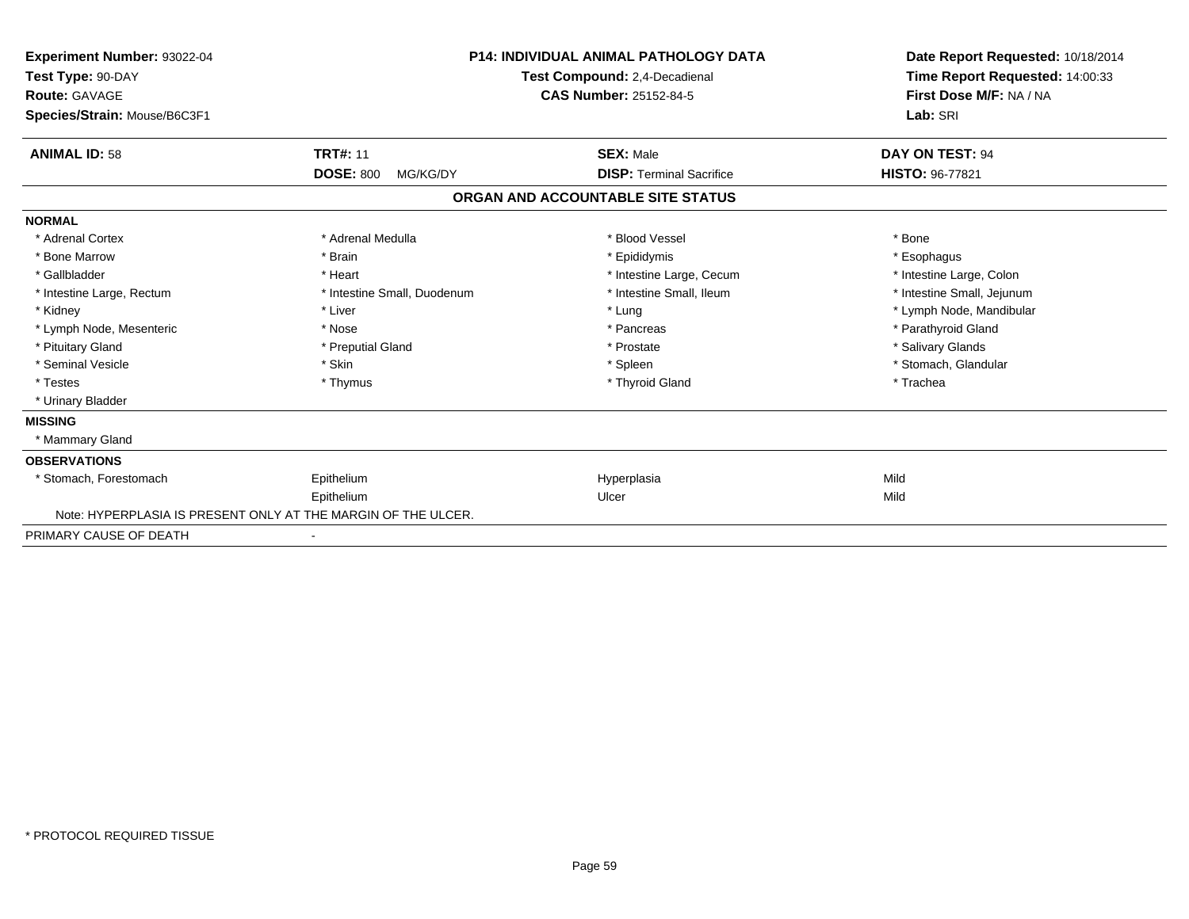**Experiment Number:** 93022-04
**Test Type:** 90-DAY
**Route:** GAVAGE
**Species/Strain:** Mouse/B6C3F1

**P14: INDIVIDUAL ANIMAL PATHOLOGY DATA**
**Test Compound:** 2,4-Decadienal
**CAS Number:** 25152-84-5

**Date Report Requested:** 10/18/2014
**Time Report Requested:** 14:00:33
**First Dose M/F:** NA / NA
**Lab:** SRI

| **ANIMAL ID:** 58 | **TRT#:** 11 | **SEX:** Male | **DAY ON TEST:** 94 |
|---|---|---|---|
| | **DOSE:** 800 MG/KG/DY | **DISP:** Terminal Sacrifice | **HISTO:** 96-77821 |

## ORGAN AND ACCOUNTABLE SITE STATUS

**NORMAL**

| | | | |
|---|---|---|---|
| * Adrenal Cortex | * Adrenal Medulla | * Blood Vessel | * Bone |
| * Bone Marrow | * Brain | * Epididymis | * Esophagus |
| * Gallbladder | * Heart | * Intestine Large, Cecum | * Intestine Large, Colon |
| * Intestine Large, Rectum | * Intestine Small, Duodenum | * Intestine Small, Ileum | * Intestine Small, Jejunum |
| * Kidney | * Liver | * Lung | * Lymph Node, Mandibular |
| * Lymph Node, Mesenteric | * Nose | * Pancreas | * Parathyroid Gland |
| * Pituitary Gland | * Preputial Gland | * Prostate | * Salivary Glands |
| * Seminal Vesicle | * Skin | * Spleen | * Stomach, Glandular |
| * Testes | * Thymus | * Thyroid Gland | * Trachea |
| * Urinary Bladder | | | |

**MISSING**

* Mammary Gland

**OBSERVATIONS**

| | | | |
|---|---|---|---|
| * Stomach, Forestomach | Epithelium | Hyperplasia | Mild |
| | Epithelium | Ulcer | Mild |

Note: HYPERPLASIA IS PRESENT ONLY AT THE MARGIN OF THE ULCER.

PRIMARY CAUSE OF DEATH -

* PROTOCOL REQUIRED TISSUE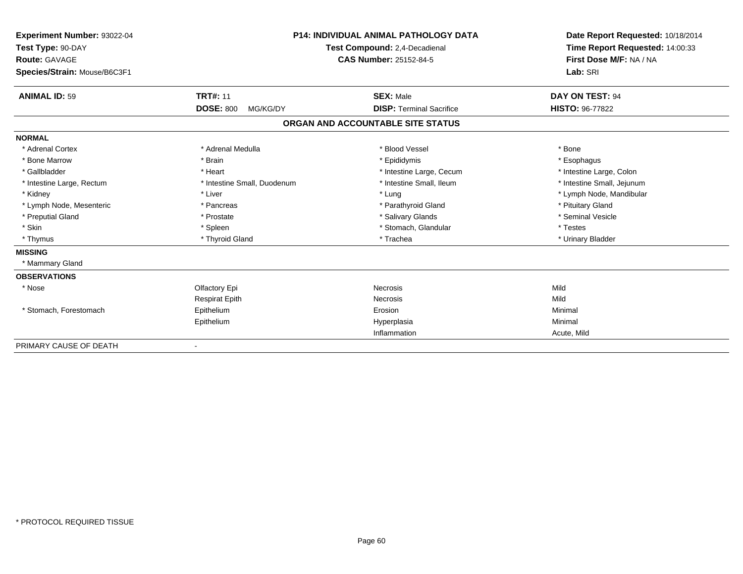**Experiment Number:** 93022-04
**Test Type:** 90-DAY
**Route:** GAVAGE
**Species/Strain:** Mouse/B6C3F1

**P14: INDIVIDUAL ANIMAL PATHOLOGY DATA**
**Test Compound:** 2,4-Decadienal
**CAS Number:** 25152-84-5

**Date Report Requested:** 10/18/2014
**Time Report Requested:** 14:00:33
**First Dose M/F:** NA / NA
**Lab:** SRI

| **ANIMAL ID:** 59 | **TRT#:** 11 | **SEX:** Male | **DAY ON TEST:** 94 |
|---|---|---|---|
| | **DOSE:** 800 MG/KG/DY | **DISP:** Terminal Sacrifice | **HISTO:** 96-77822 |

## ORGAN AND ACCOUNTABLE SITE STATUS

**NORMAL**

| | | | |
|---|---|---|---|
| * Adrenal Cortex | * Adrenal Medulla | * Blood Vessel | * Bone |
| * Bone Marrow | * Brain | * Epididymis | * Esophagus |
| * Gallbladder | * Heart | * Intestine Large, Cecum | * Intestine Large, Colon |
| * Intestine Large, Rectum | * Intestine Small, Duodenum | * Intestine Small, Ileum | * Intestine Small, Jejunum |
| * Kidney | * Liver | * Lung | * Lymph Node, Mandibular |
| * Lymph Node, Mesenteric | * Pancreas | * Parathyroid Gland | * Pituitary Gland |
| * Preputial Gland | * Prostate | * Salivary Glands | * Seminal Vesicle |
| * Skin | * Spleen | * Stomach, Glandular | * Testes |
| * Thymus | * Thyroid Gland | * Trachea | * Urinary Bladder |

**MISSING**

* Mammary Gland

**OBSERVATIONS**

| | | | |
|---|---|---|---|
| * Nose | Olfactory Epi | Necrosis | Mild |
| | Respirat Epith | Necrosis | Mild |
| * Stomach, Forestomach | Epithelium | Erosion | Minimal |
| | Epithelium | Hyperplasia | Minimal |
| | | Inflammation | Acute, Mild |

PRIMARY CAUSE OF DEATH -

* PROTOCOL REQUIRED TISSUE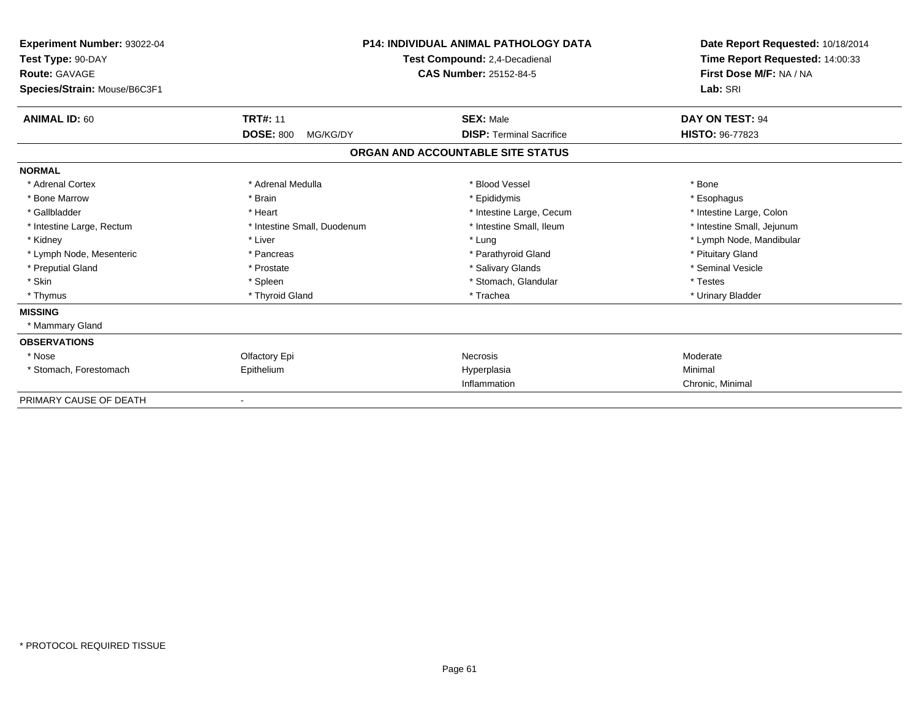**Experiment Number:** 93022-04
**Test Type:** 90-DAY
**Route:** GAVAGE
**Species/Strain:** Mouse/B6C3F1

**P14: INDIVIDUAL ANIMAL PATHOLOGY DATA**
**Test Compound:** 2,4-Decadienal
**CAS Number:** 25152-84-5

**Date Report Requested:** 10/18/2014
**Time Report Requested:** 14:00:33
**First Dose M/F:** NA / NA
**Lab:** SRI

| **ANIMAL ID:** 60 | **TRT#:** 11 | **SEX:** Male | **DAY ON TEST:** 94 |
|---|---|---|---|
| | **DOSE:** 800 MG/KG/DY | **DISP:** Terminal Sacrifice | **HISTO:** 96-77823 |

## ORGAN AND ACCOUNTABLE SITE STATUS

| | | | |
|---|---|---|---|
| **NORMAL** | | | |
| * Adrenal Cortex | * Adrenal Medulla | * Blood Vessel | * Bone |
| * Bone Marrow | * Brain | * Epididymis | * Esophagus |
| * Gallbladder | * Heart | * Intestine Large, Cecum | * Intestine Large, Colon |
| * Intestine Large, Rectum | * Intestine Small, Duodenum | * Intestine Small, Ileum | * Intestine Small, Jejunum |
| * Kidney | * Liver | * Lung | * Lymph Node, Mandibular |
| * Lymph Node, Mesenteric | * Pancreas | * Parathyroid Gland | * Pituitary Gland |
| * Preputial Gland | * Prostate | * Salivary Glands | * Seminal Vesicle |
| * Skin | * Spleen | * Stomach, Glandular | * Testes |
| * Thymus | * Thyroid Gland | * Trachea | * Urinary Bladder |
| **MISSING** | | | |
| * Mammary Gland | | | |
| **OBSERVATIONS** | | | |
| * Nose | Olfactory Epi | Necrosis | Moderate |
| * Stomach, Forestomach | Epithelium | Hyperplasia | Minimal |
| | | Inflammation | Chronic, Minimal |
| PRIMARY CAUSE OF DEATH | - | | |

* PROTOCOL REQUIRED TISSUE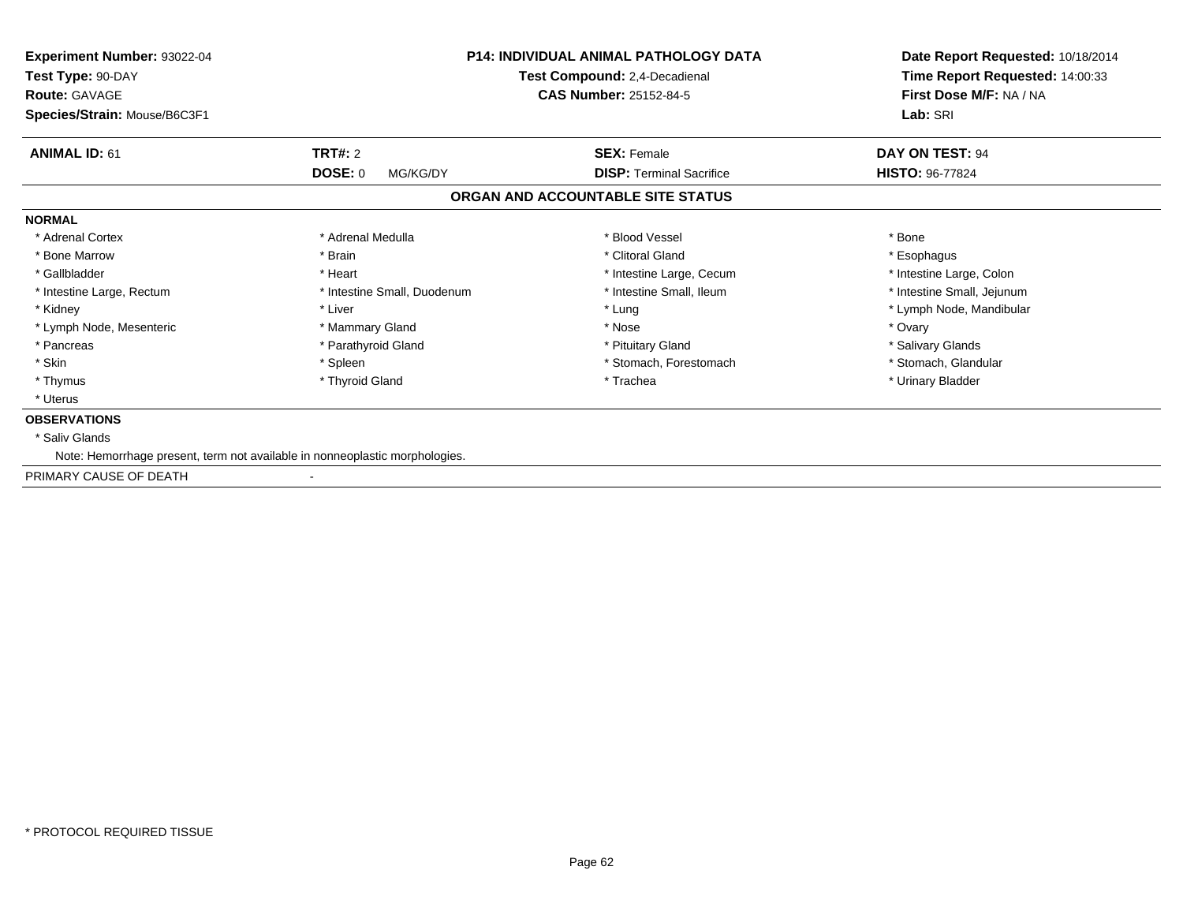**Experiment Number:** 93022-04
**Test Type:** 90-DAY
**Route:** GAVAGE
**Species/Strain:** Mouse/B6C3F1

**P14: INDIVIDUAL ANIMAL PATHOLOGY DATA**
**Test Compound:** 2,4-Decadienal
**CAS Number:** 25152-84-5

**Date Report Requested:** 10/18/2014
**Time Report Requested:** 14:00:33
**First Dose M/F:** NA / NA
**Lab:** SRI

| **ANIMAL ID:** 61 | **TRT#:** 2 | **SEX:** Female | **DAY ON TEST:** 94 |
|---|---|---|---|
| | **DOSE:** 0 MG/KG/DY | **DISP:** Terminal Sacrifice | **HISTO:** 96-77824 |

## ORGAN AND ACCOUNTABLE SITE STATUS

**NORMAL**

| | | | |
|---|---|---|---|
| * Adrenal Cortex | * Adrenal Medulla | * Blood Vessel | * Bone |
| * Bone Marrow | * Brain | * Clitoral Gland | * Esophagus |
| * Gallbladder | * Heart | * Intestine Large, Cecum | * Intestine Large, Colon |
| * Intestine Large, Rectum | * Intestine Small, Duodenum | * Intestine Small, Ileum | * Intestine Small, Jejunum |
| * Kidney | * Liver | * Lung | * Lymph Node, Mandibular |
| * Lymph Node, Mesenteric | * Mammary Gland | * Nose | * Ovary |
| * Pancreas | * Parathyroid Gland | * Pituitary Gland | * Salivary Glands |
| * Skin | * Spleen | * Stomach, Forestomach | * Stomach, Glandular |
| * Thymus | * Thyroid Gland | * Trachea | * Urinary Bladder |
| * Uterus | | | |

**OBSERVATIONS**

* Saliv Glands

Note: Hemorrhage present, term not available in nonneoplastic morphologies.

PRIMARY CAUSE OF DEATH -

* PROTOCOL REQUIRED TISSUE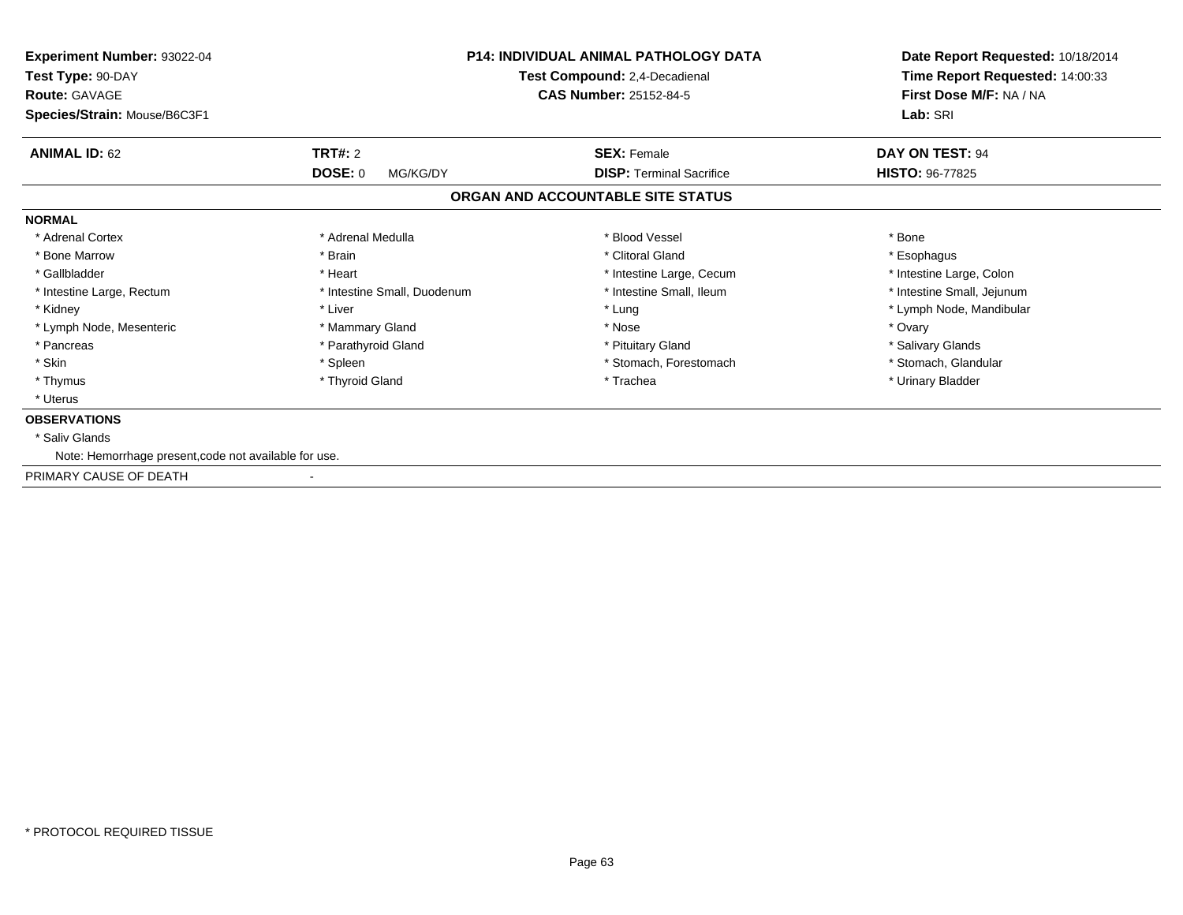**Experiment Number:** 93022-04
**Test Type:** 90-DAY
**Route:** GAVAGE
**Species/Strain:** Mouse/B6C3F1

**P14: INDIVIDUAL ANIMAL PATHOLOGY DATA**
**Test Compound:** 2,4-Decadienal
**CAS Number:** 25152-84-5

**Date Report Requested:** 10/18/2014
**Time Report Requested:** 14:00:33
**First Dose M/F:** NA / NA
**Lab:** SRI

| **ANIMAL ID:** 62 | **TRT#:** 2 | **SEX:** Female | **DAY ON TEST:** 94 |
|---|---|---|---|
| | **DOSE:** 0 MG/KG/DY | **DISP:** Terminal Sacrifice | **HISTO:** 96-77825 |

## ORGAN AND ACCOUNTABLE SITE STATUS

**NORMAL**

| | | | |
|---|---|---|---|
| * Adrenal Cortex | * Adrenal Medulla | * Blood Vessel | * Bone |
| * Bone Marrow | * Brain | * Clitoral Gland | * Esophagus |
| * Gallbladder | * Heart | * Intestine Large, Cecum | * Intestine Large, Colon |
| * Intestine Large, Rectum | * Intestine Small, Duodenum | * Intestine Small, Ileum | * Intestine Small, Jejunum |
| * Kidney | * Liver | * Lung | * Lymph Node, Mandibular |
| * Lymph Node, Mesenteric | * Mammary Gland | * Nose | * Ovary |
| * Pancreas | * Parathyroid Gland | * Pituitary Gland | * Salivary Glands |
| * Skin | * Spleen | * Stomach, Forestomach | * Stomach, Glandular |
| * Thymus | * Thyroid Gland | * Trachea | * Urinary Bladder |
| * Uterus | | | |

**OBSERVATIONS**

* Saliv Glands

Note: Hemorrhage present,code not available for use.

PRIMARY CAUSE OF DEATH -

* PROTOCOL REQUIRED TISSUE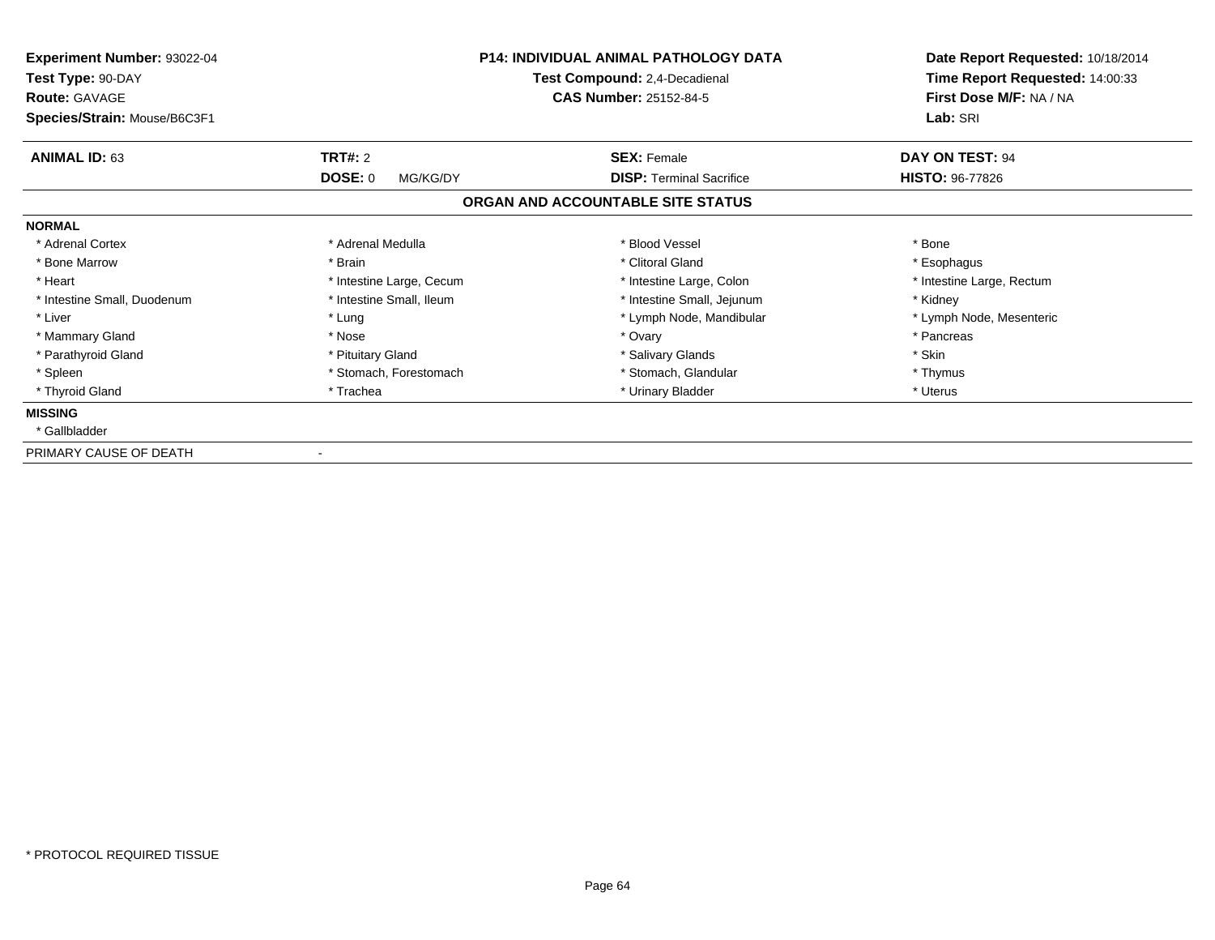**Experiment Number:** 93022-04
**Test Type:** 90-DAY
**Route:** GAVAGE
**Species/Strain:** Mouse/B6C3F1

**P14: INDIVIDUAL ANIMAL PATHOLOGY DATA**
**Test Compound:** 2,4-Decadienal
**CAS Number:** 25152-84-5

**Date Report Requested:** 10/18/2014
**Time Report Requested:** 14:00:33
**First Dose M/F:** NA / NA
**Lab:** SRI

| **ANIMAL ID:** 63 | **TRT#:** 2 | **SEX:** Female | **DAY ON TEST:** 94 |
|---|---|---|---|
| | **DOSE:** 0 MG/KG/DY | **DISP:** Terminal Sacrifice | **HISTO:** 96-77826 |

## ORGAN AND ACCOUNTABLE SITE STATUS

**NORMAL**

| | | | |
|---|---|---|---|
| * Adrenal Cortex | * Adrenal Medulla | * Blood Vessel | * Bone |
| * Bone Marrow | * Brain | * Clitoral Gland | * Esophagus |
| * Heart | * Intestine Large, Cecum | * Intestine Large, Colon | * Intestine Large, Rectum |
| * Intestine Small, Duodenum | * Intestine Small, Ileum | * Intestine Small, Jejunum | * Kidney |
| * Liver | * Lung | * Lymph Node, Mandibular | * Lymph Node, Mesenteric |
| * Mammary Gland | * Nose | * Ovary | * Pancreas |
| * Parathyroid Gland | * Pituitary Gland | * Salivary Glands | * Skin |
| * Spleen | * Stomach, Forestomach | * Stomach, Glandular | * Thymus |
| * Thyroid Gland | * Trachea | * Urinary Bladder | * Uterus |

**MISSING**

* Gallbladder

PRIMARY CAUSE OF DEATH -

* PROTOCOL REQUIRED TISSUE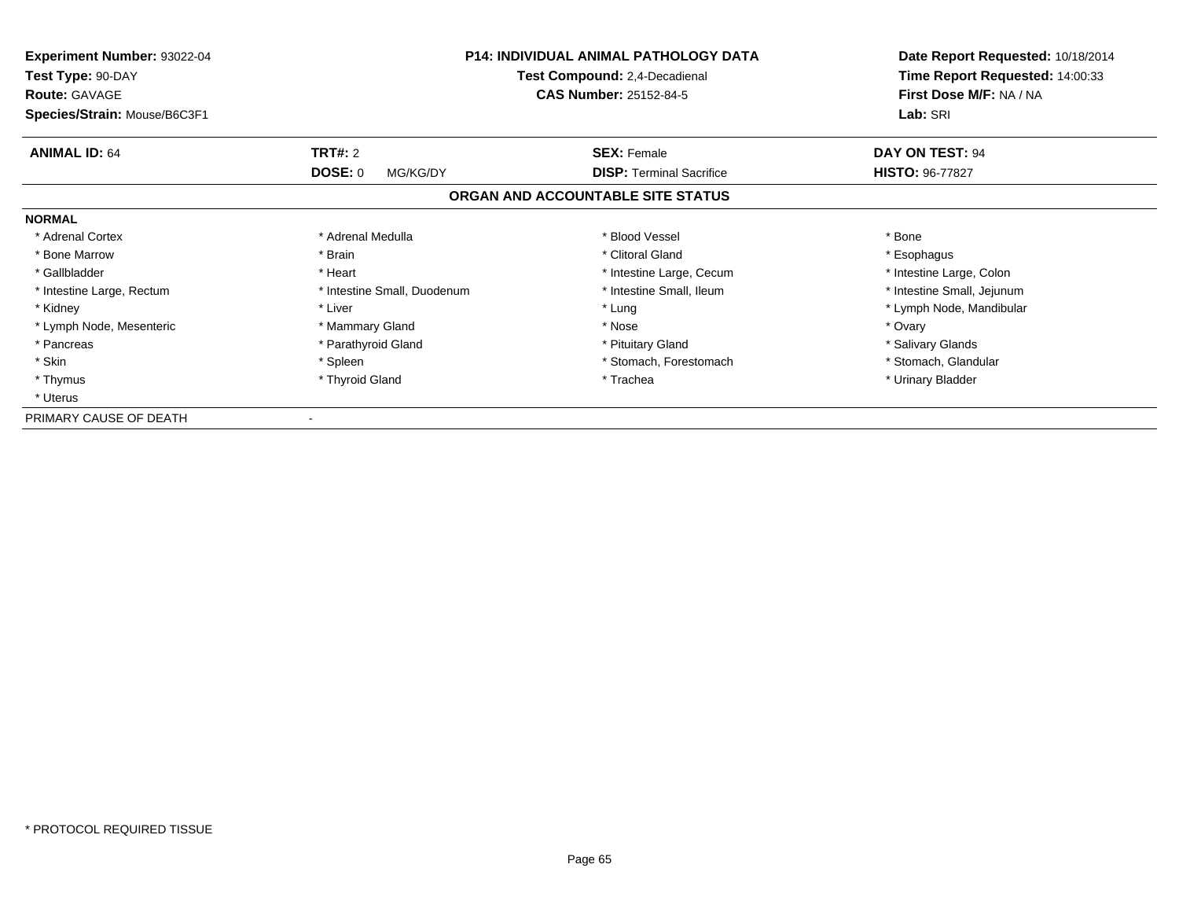**Experiment Number:** 93022-04
**Test Type:** 90-DAY
**Route:** GAVAGE
**Species/Strain:** Mouse/B6C3F1

**P14: INDIVIDUAL ANIMAL PATHOLOGY DATA**
**Test Compound:** 2,4-Decadienal
**CAS Number:** 25152-84-5

**Date Report Requested:** 10/18/2014
**Time Report Requested:** 14:00:33
**First Dose M/F:** NA / NA
**Lab:** SRI

| **ANIMAL ID:** 64 | **TRT#:** 2 | **SEX:** Female | **DAY ON TEST:** 94 |
|---|---|---|---|
| | **DOSE:** 0 MG/KG/DY | **DISP:** Terminal Sacrifice | **HISTO:** 96-77827 |

## ORGAN AND ACCOUNTABLE SITE STATUS

**NORMAL**

| | | | |
|---|---|---|---|
| * Adrenal Cortex | * Adrenal Medulla | * Blood Vessel | * Bone |
| * Bone Marrow | * Brain | * Clitoral Gland | * Esophagus |
| * Gallbladder | * Heart | * Intestine Large, Cecum | * Intestine Large, Colon |
| * Intestine Large, Rectum | * Intestine Small, Duodenum | * Intestine Small, Ileum | * Intestine Small, Jejunum |
| * Kidney | * Liver | * Lung | * Lymph Node, Mandibular |
| * Lymph Node, Mesenteric | * Mammary Gland | * Nose | * Ovary |
| * Pancreas | * Parathyroid Gland | * Pituitary Gland | * Salivary Glands |
| * Skin | * Spleen | * Stomach, Forestomach | * Stomach, Glandular |
| * Thymus | * Thyroid Gland | * Trachea | * Urinary Bladder |
| * Uterus | | | |

PRIMARY CAUSE OF DEATH -

* PROTOCOL REQUIRED TISSUE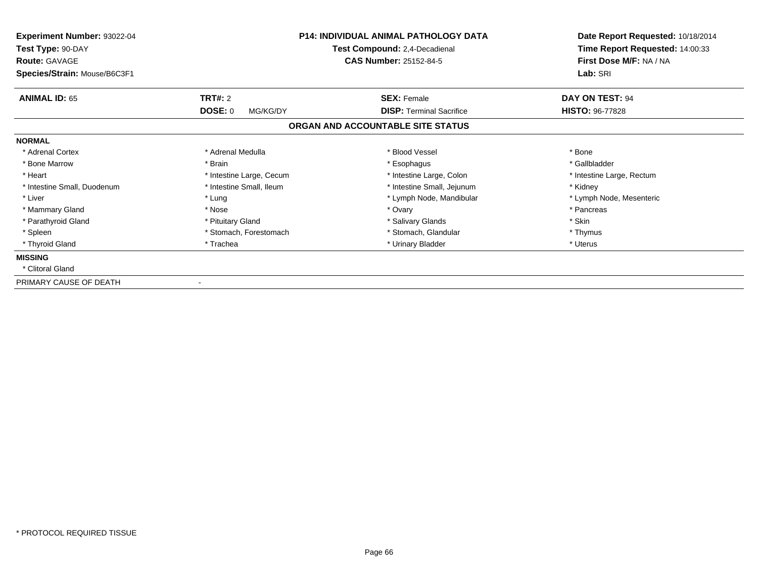**Experiment Number:** 93022-04
**Test Type:** 90-DAY
**Route:** GAVAGE
**Species/Strain:** Mouse/B6C3F1

**P14: INDIVIDUAL ANIMAL PATHOLOGY DATA**
**Test Compound:** 2,4-Decadienal
**CAS Number:** 25152-84-5

**Date Report Requested:** 10/18/2014
**Time Report Requested:** 14:00:33
**First Dose M/F:** NA / NA
**Lab:** SRI

| **ANIMAL ID:** 65 | **TRT#:** 2 | **SEX:** Female | **DAY ON TEST:** 94 |
|---|---|---|---|
| | **DOSE:** 0 MG/KG/DY | **DISP:** Terminal Sacrifice | **HISTO:** 96-77828 |

## ORGAN AND ACCOUNTABLE SITE STATUS

**NORMAL**

| | | | |
|---|---|---|---|
| * Adrenal Cortex | * Adrenal Medulla | * Blood Vessel | * Bone |
| * Bone Marrow | * Brain | * Esophagus | * Gallbladder |
| * Heart | * Intestine Large, Cecum | * Intestine Large, Colon | * Intestine Large, Rectum |
| * Intestine Small, Duodenum | * Intestine Small, Ileum | * Intestine Small, Jejunum | * Kidney |
| * Liver | * Lung | * Lymph Node, Mandibular | * Lymph Node, Mesenteric |
| * Mammary Gland | * Nose | * Ovary | * Pancreas |
| * Parathyroid Gland | * Pituitary Gland | * Salivary Glands | * Skin |
| * Spleen | * Stomach, Forestomach | * Stomach, Glandular | * Thymus |
| * Thyroid Gland | * Trachea | * Urinary Bladder | * Uterus |

**MISSING**

* Clitoral Gland

PRIMARY CAUSE OF DEATH -

* PROTOCOL REQUIRED TISSUE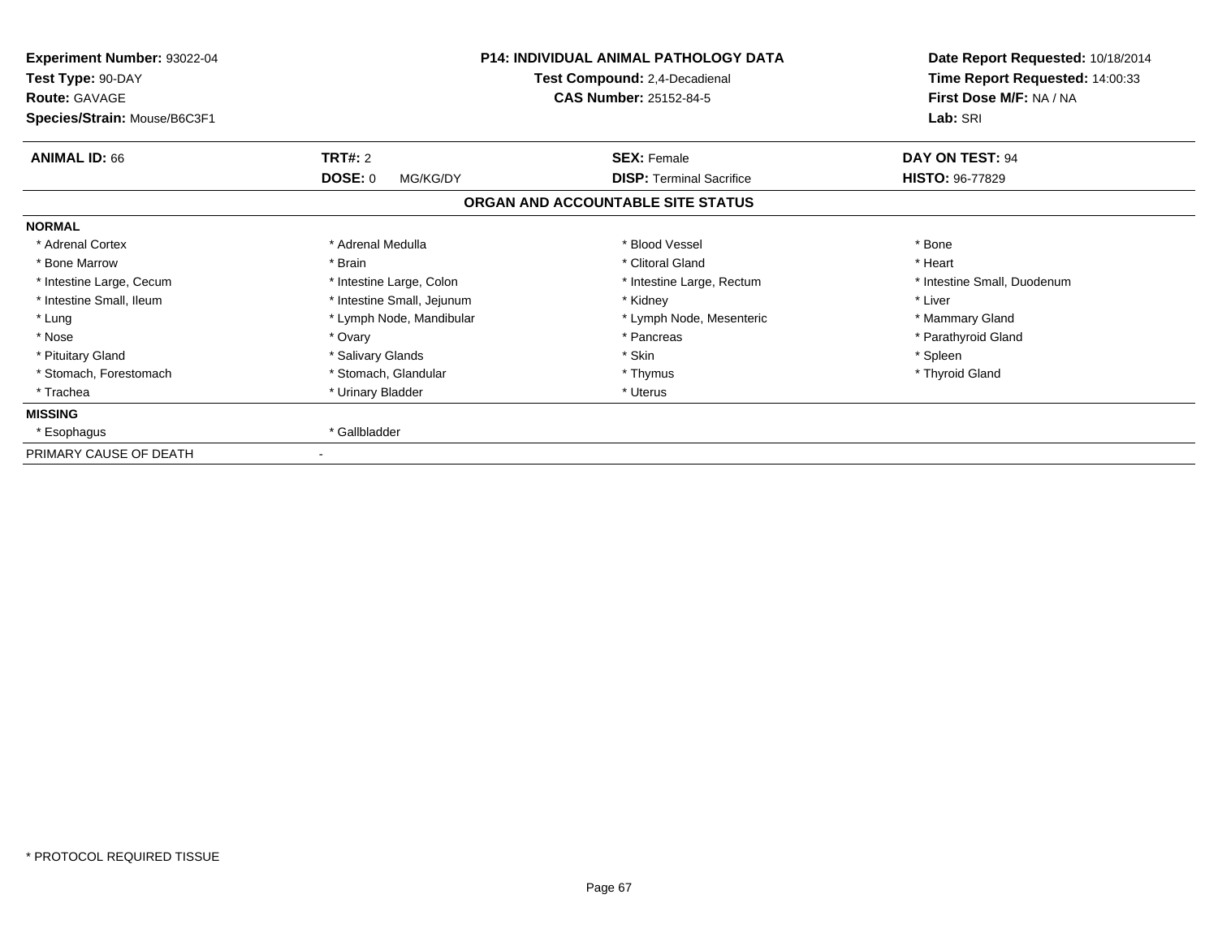**Experiment Number:** 93022-04
**Test Type:** 90-DAY
**Route:** GAVAGE
**Species/Strain:** Mouse/B6C3F1

**P14: INDIVIDUAL ANIMAL PATHOLOGY DATA**
**Test Compound:** 2,4-Decadienal
**CAS Number:** 25152-84-5

**Date Report Requested:** 10/18/2014
**Time Report Requested:** 14:00:33
**First Dose M/F:** NA / NA
**Lab:** SRI

| **ANIMAL ID:** 66 | **TRT#:** 2 | **SEX:** Female | **DAY ON TEST:** 94 |
|---|---|---|---|
| | **DOSE:** 0 MG/KG/DY | **DISP:** Terminal Sacrifice | **HISTO:** 96-77829 |

## ORGAN AND ACCOUNTABLE SITE STATUS

**NORMAL**

| | | | |
|---|---|---|---|
| * Adrenal Cortex | * Adrenal Medulla | * Blood Vessel | * Bone |
| * Bone Marrow | * Brain | * Clitoral Gland | * Heart |
| * Intestine Large, Cecum | * Intestine Large, Colon | * Intestine Large, Rectum | * Intestine Small, Duodenum |
| * Intestine Small, Ileum | * Intestine Small, Jejunum | * Kidney | * Liver |
| * Lung | * Lymph Node, Mandibular | * Lymph Node, Mesenteric | * Mammary Gland |
| * Nose | * Ovary | * Pancreas | * Parathyroid Gland |
| * Pituitary Gland | * Salivary Glands | * Skin | * Spleen |
| * Stomach, Forestomach | * Stomach, Glandular | * Thymus | * Thyroid Gland |
| * Trachea | * Urinary Bladder | * Uterus | |

**MISSING**

| | |
|---|---|
| * Esophagus | * Gallbladder |

PRIMARY CAUSE OF DEATH -

* PROTOCOL REQUIRED TISSUE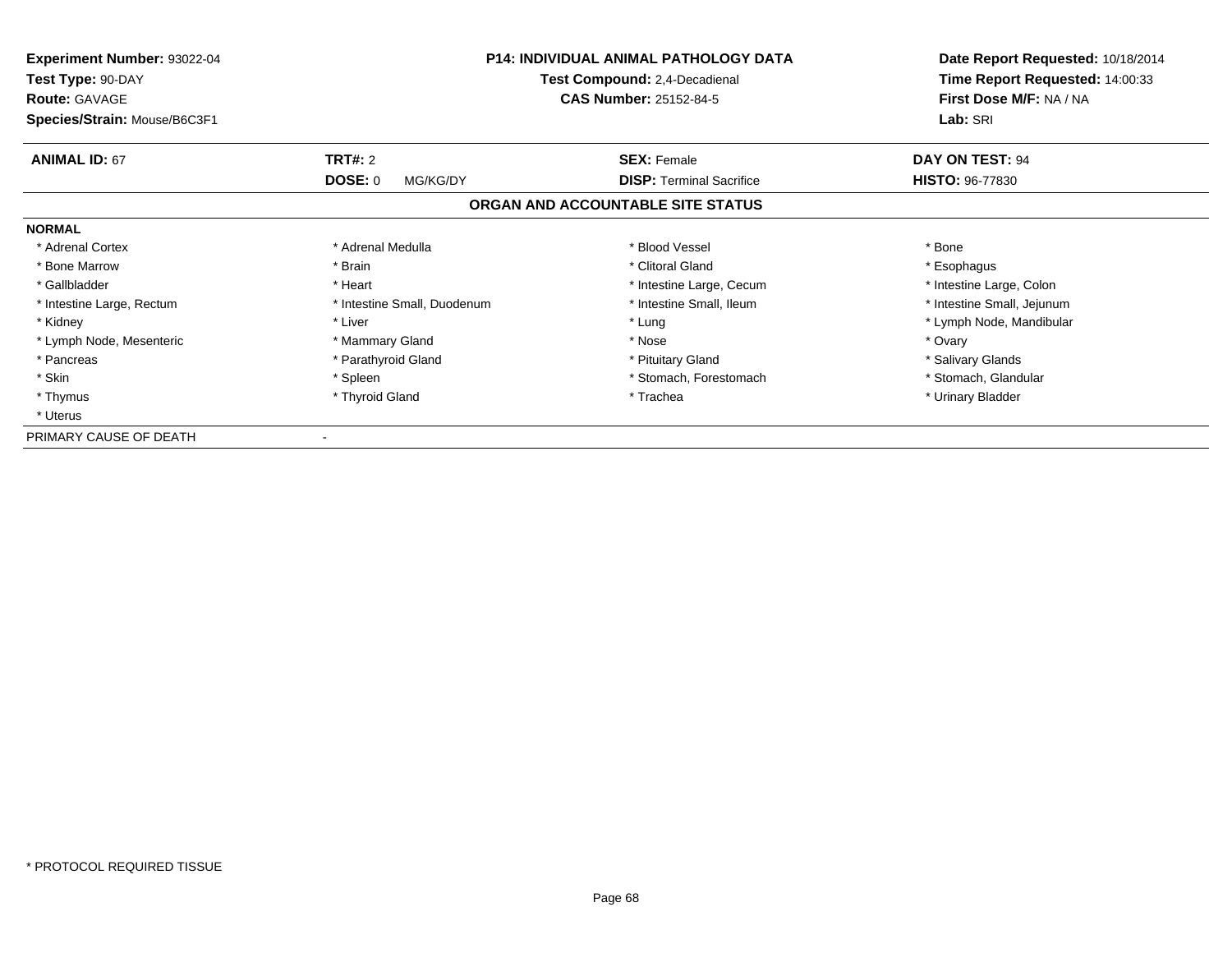**Experiment Number:** 93022-04
**Test Type:** 90-DAY
**Route:** GAVAGE
**Species/Strain:** Mouse/B6C3F1

**P14: INDIVIDUAL ANIMAL PATHOLOGY DATA**
**Test Compound:** 2,4-Decadienal
**CAS Number:** 25152-84-5

**Date Report Requested:** 10/18/2014
**Time Report Requested:** 14:00:33
**First Dose M/F:** NA / NA
**Lab:** SRI

| **ANIMAL ID:** 67 | **TRT#:** 2 | **SEX:** Female | **DAY ON TEST:** 94 |
|---|---|---|---|
| | **DOSE:** 0 MG/KG/DY | **DISP:** Terminal Sacrifice | **HISTO:** 96-77830 |

## ORGAN AND ACCOUNTABLE SITE STATUS

**NORMAL**

| | | | |
|---|---|---|---|
| * Adrenal Cortex | * Adrenal Medulla | * Blood Vessel | * Bone |
| * Bone Marrow | * Brain | * Clitoral Gland | * Esophagus |
| * Gallbladder | * Heart | * Intestine Large, Cecum | * Intestine Large, Colon |
| * Intestine Large, Rectum | * Intestine Small, Duodenum | * Intestine Small, Ileum | * Intestine Small, Jejunum |
| * Kidney | * Liver | * Lung | * Lymph Node, Mandibular |
| * Lymph Node, Mesenteric | * Mammary Gland | * Nose | * Ovary |
| * Pancreas | * Parathyroid Gland | * Pituitary Gland | * Salivary Glands |
| * Skin | * Spleen | * Stomach, Forestomach | * Stomach, Glandular |
| * Thymus | * Thyroid Gland | * Trachea | * Urinary Bladder |
| * Uterus | | | |

PRIMARY CAUSE OF DEATH -

* PROTOCOL REQUIRED TISSUE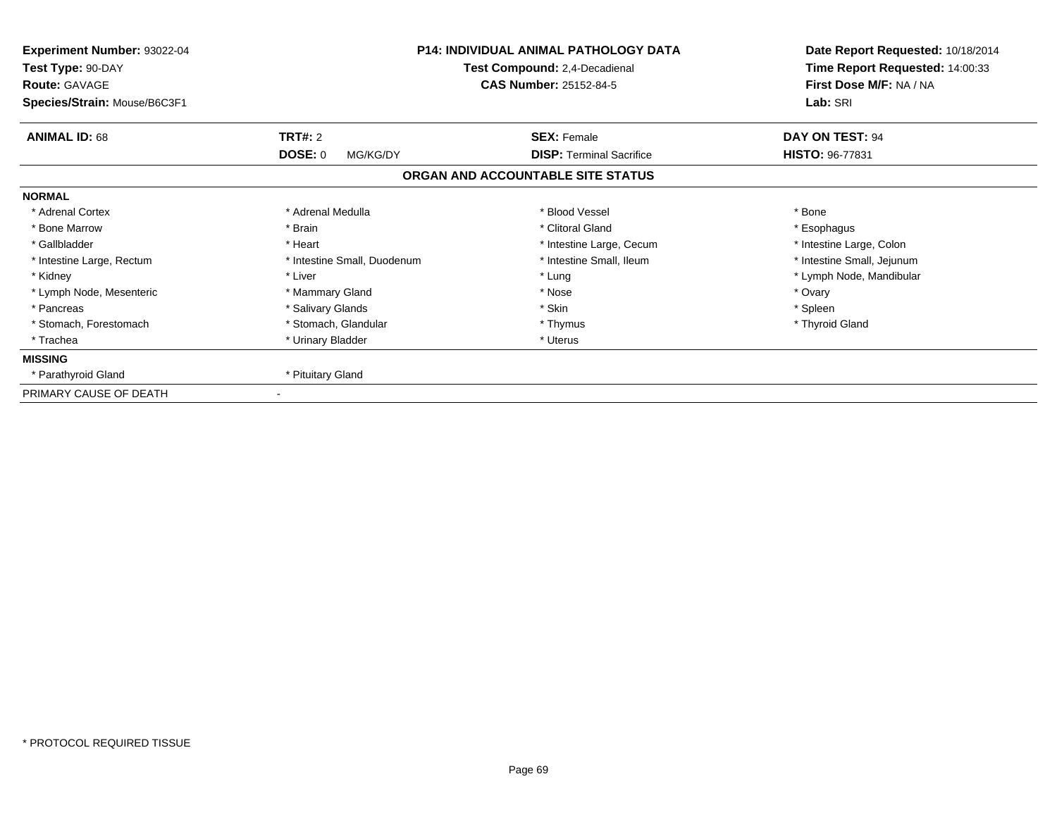**Experiment Number:** 93022-04
**Test Type:** 90-DAY
**Route:** GAVAGE
**Species/Strain:** Mouse/B6C3F1

**P14: INDIVIDUAL ANIMAL PATHOLOGY DATA**
**Test Compound:** 2,4-Decadienal
**CAS Number:** 25152-84-5

**Date Report Requested:** 10/18/2014
**Time Report Requested:** 14:00:33
**First Dose M/F:** NA / NA
**Lab:** SRI

| **ANIMAL ID:** 68 | **TRT#:** 2 | **SEX:** Female | **DAY ON TEST:** 94 |
|---|---|---|---|
| | **DOSE:** 0 MG/KG/DY | **DISP:** Terminal Sacrifice | **HISTO:** 96-77831 |

## ORGAN AND ACCOUNTABLE SITE STATUS

**NORMAL**

| | | | |
|---|---|---|---|
| * Adrenal Cortex | * Adrenal Medulla | * Blood Vessel | * Bone |
| * Bone Marrow | * Brain | * Clitoral Gland | * Esophagus |
| * Gallbladder | * Heart | * Intestine Large, Cecum | * Intestine Large, Colon |
| * Intestine Large, Rectum | * Intestine Small, Duodenum | * Intestine Small, Ileum | * Intestine Small, Jejunum |
| * Kidney | * Liver | * Lung | * Lymph Node, Mandibular |
| * Lymph Node, Mesenteric | * Mammary Gland | * Nose | * Ovary |
| * Pancreas | * Salivary Glands | * Skin | * Spleen |
| * Stomach, Forestomach | * Stomach, Glandular | * Thymus | * Thyroid Gland |
| * Trachea | * Urinary Bladder | * Uterus | |

**MISSING**

| | |
|---|---|
| * Parathyroid Gland | * Pituitary Gland |

PRIMARY CAUSE OF DEATH -

* PROTOCOL REQUIRED TISSUE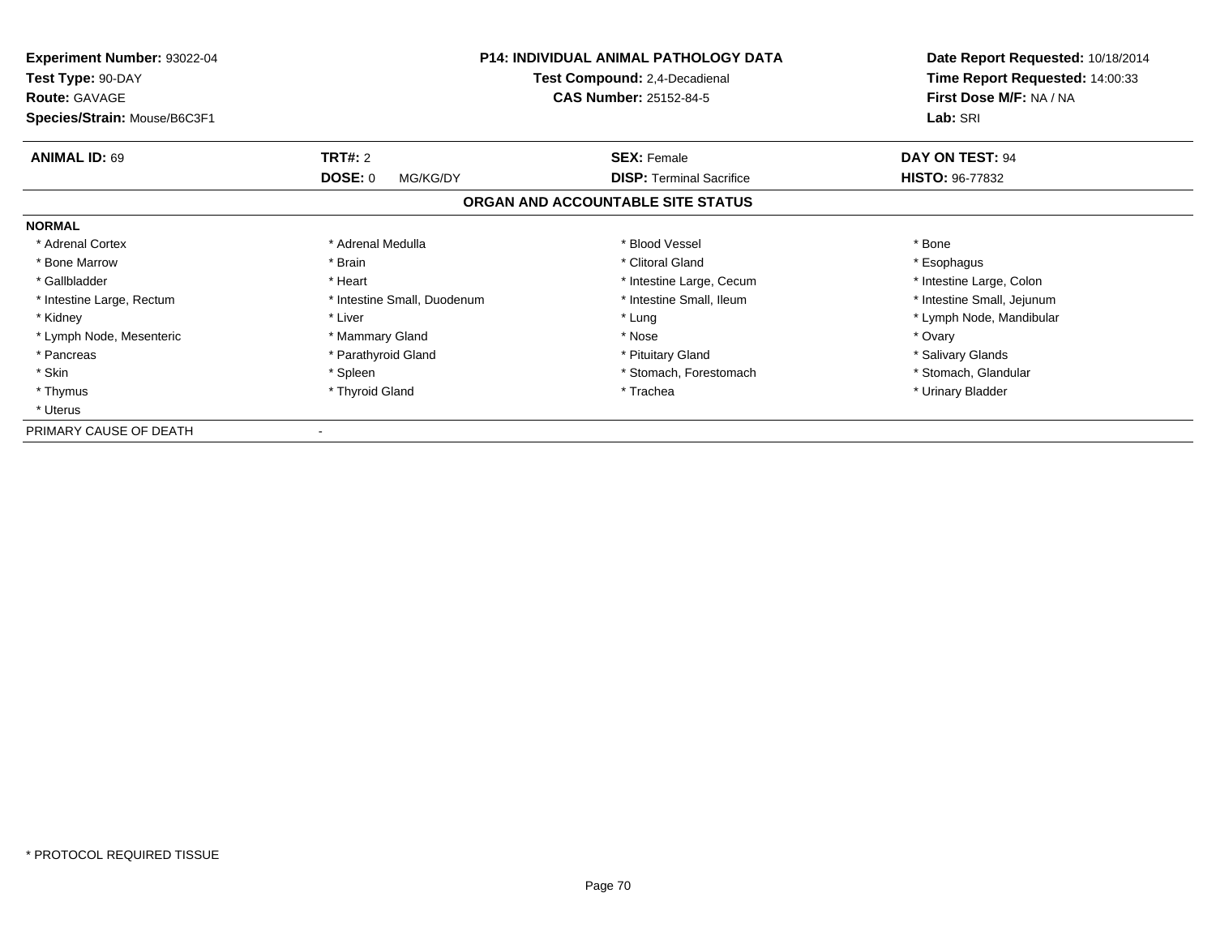**Experiment Number:** 93022-04
**Test Type:** 90-DAY
**Route:** GAVAGE
**Species/Strain:** Mouse/B6C3F1

**P14: INDIVIDUAL ANIMAL PATHOLOGY DATA**
**Test Compound:** 2,4-Decadienal
**CAS Number:** 25152-84-5

**Date Report Requested:** 10/18/2014
**Time Report Requested:** 14:00:33
**First Dose M/F:** NA / NA
**Lab:** SRI

| **ANIMAL ID:** 69 | **TRT#:** 2 | **SEX:** Female | **DAY ON TEST:** 94 |
|---|---|---|---|
| | **DOSE:** 0 MG/KG/DY | **DISP:** Terminal Sacrifice | **HISTO:** 96-77832 |

## ORGAN AND ACCOUNTABLE SITE STATUS

**NORMAL**

| | | | |
|---|---|---|---|
| * Adrenal Cortex | * Adrenal Medulla | * Blood Vessel | * Bone |
| * Bone Marrow | * Brain | * Clitoral Gland | * Esophagus |
| * Gallbladder | * Heart | * Intestine Large, Cecum | * Intestine Large, Colon |
| * Intestine Large, Rectum | * Intestine Small, Duodenum | * Intestine Small, Ileum | * Intestine Small, Jejunum |
| * Kidney | * Liver | * Lung | * Lymph Node, Mandibular |
| * Lymph Node, Mesenteric | * Mammary Gland | * Nose | * Ovary |
| * Pancreas | * Parathyroid Gland | * Pituitary Gland | * Salivary Glands |
| * Skin | * Spleen | * Stomach, Forestomach | * Stomach, Glandular |
| * Thymus | * Thyroid Gland | * Trachea | * Urinary Bladder |
| * Uterus | | | |

PRIMARY CAUSE OF DEATH -

* PROTOCOL REQUIRED TISSUE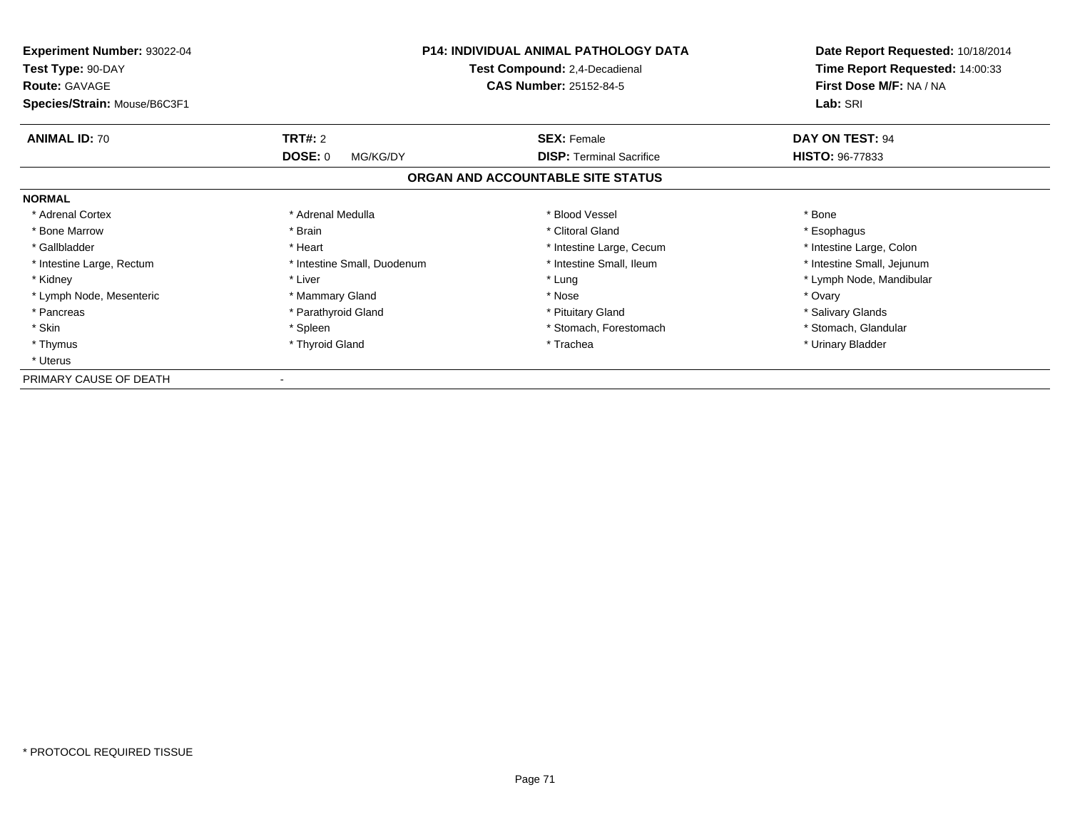| | | | |
|---|---|---|---|
| **Experiment Number:** 93022-04 | **P14: INDIVIDUAL ANIMAL PATHOLOGY DATA** | | **Date Report Requested:** 10/18/2014 |
| **Test Type:** 90-DAY | **Test Compound:** 2,4-Decadienal | | **Time Report Requested:** 14:00:33 |
| **Route:** GAVAGE | **CAS Number:** 25152-84-5 | | **First Dose M/F:** NA / NA |
| **Species/Strain:** Mouse/B6C3F1 | | | **Lab:** SRI |

| **ANIMAL ID:** 70 | **TRT#:** 2 | **SEX:** Female | **DAY ON TEST:** 94 |
|---|---|---|---|
| | **DOSE:** 0 MG/KG/DY | **DISP:** Terminal Sacrifice | **HISTO:** 96-77833 |

## ORGAN AND ACCOUNTABLE SITE STATUS

**NORMAL**

| | | | |
|---|---|---|---|
| * Adrenal Cortex | * Adrenal Medulla | * Blood Vessel | * Bone |
| * Bone Marrow | * Brain | * Clitoral Gland | * Esophagus |
| * Gallbladder | * Heart | * Intestine Large, Cecum | * Intestine Large, Colon |
| * Intestine Large, Rectum | * Intestine Small, Duodenum | * Intestine Small, Ileum | * Intestine Small, Jejunum |
| * Kidney | * Liver | * Lung | * Lymph Node, Mandibular |
| * Lymph Node, Mesenteric | * Mammary Gland | * Nose | * Ovary |
| * Pancreas | * Parathyroid Gland | * Pituitary Gland | * Salivary Glands |
| * Skin | * Spleen | * Stomach, Forestomach | * Stomach, Glandular |
| * Thymus | * Thyroid Gland | * Trachea | * Urinary Bladder |
| * Uterus | | | |

PRIMARY CAUSE OF DEATH -

* PROTOCOL REQUIRED TISSUE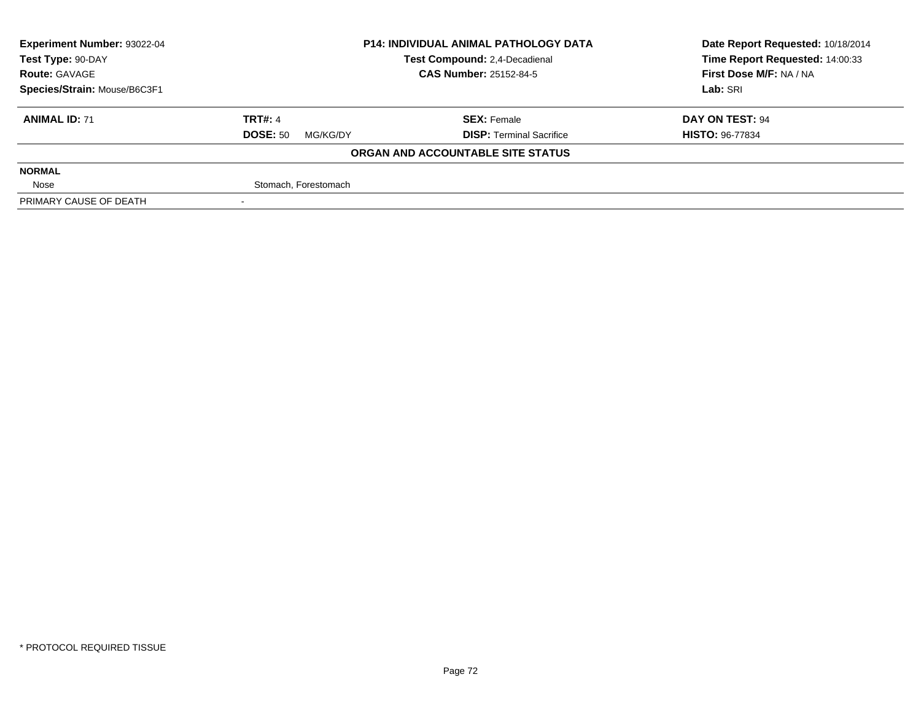| **Experiment Number:** 93022-04 | **P14: INDIVIDUAL ANIMAL PATHOLOGY DATA** | **Date Report Requested:** 10/18/2014 |
|---|---|---|
| **Test Type:** 90-DAY | **Test Compound:** 2,4-Decadienal | **Time Report Requested:** 14:00:33 |
| **Route:** GAVAGE | **CAS Number:** 25152-84-5 | **First Dose M/F:** NA / NA |
| **Species/Strain:** Mouse/B6C3F1 | | **Lab:** SRI |

| **ANIMAL ID:** 71 | **TRT#:** 4 | **SEX:** Female | **DAY ON TEST:** 94 |
|---|---|---|---|
| | **DOSE:** 50 MG/KG/DY | **DISP:** Terminal Sacrifice | **HISTO:** 96-77834 |

**ORGAN AND ACCOUNTABLE SITE STATUS**

| | |
|---|---|
| **NORMAL** | |
| Nose | Stomach, Forestomach |
| PRIMARY CAUSE OF DEATH | - |

* PROTOCOL REQUIRED TISSUE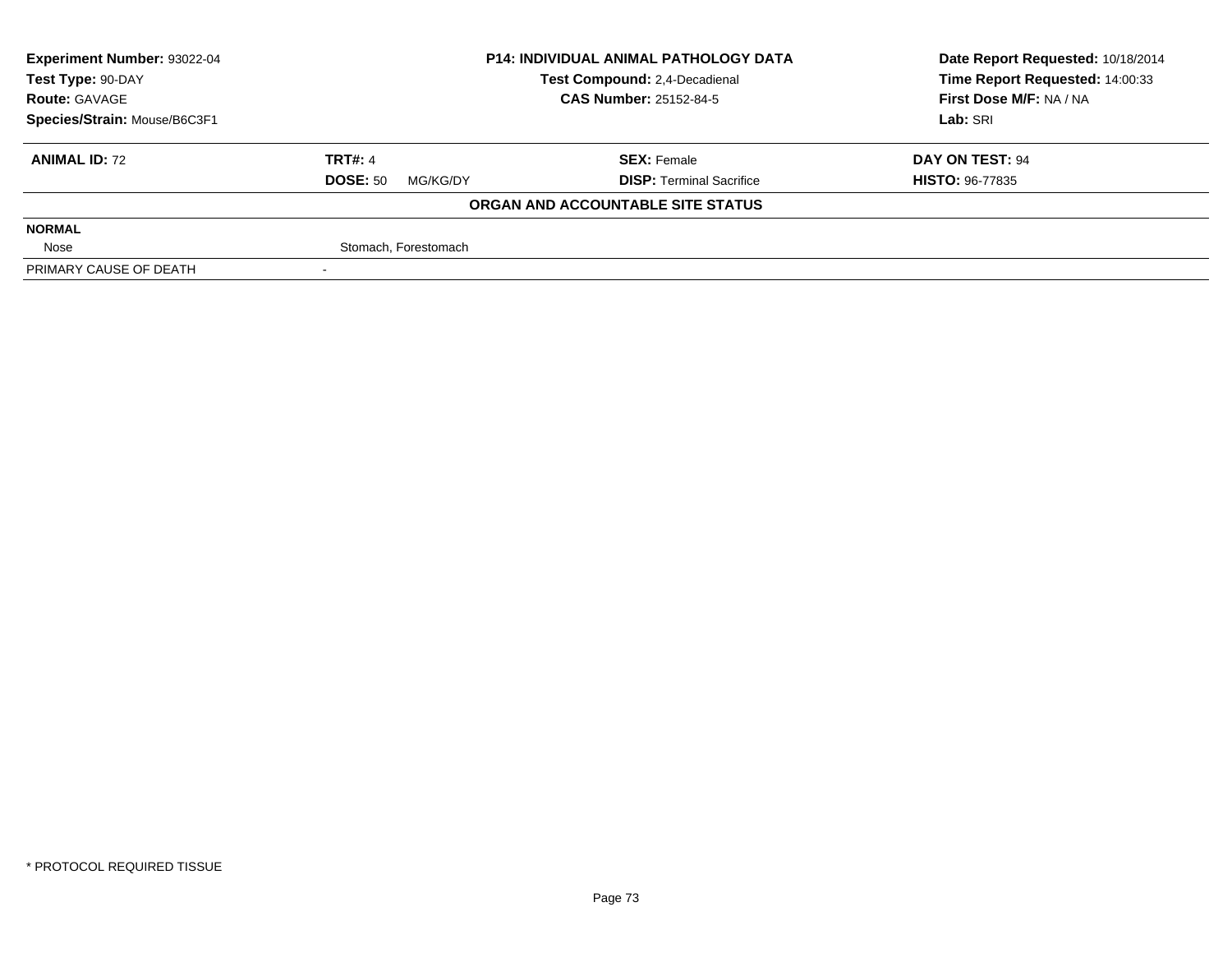**Experiment Number:** 93022-04
**Test Type:** 90-DAY
**Route:** GAVAGE
**Species/Strain:** Mouse/B6C3F1

**P14: INDIVIDUAL ANIMAL PATHOLOGY DATA**
**Test Compound:** 2,4-Decadienal
**CAS Number:** 25152-84-5

**Date Report Requested:** 10/18/2014
**Time Report Requested:** 14:00:33
**First Dose M/F:** NA / NA
**Lab:** SRI

| **ANIMAL ID:** 72 | **TRT#:** 4 | **SEX:** Female | **DAY ON TEST:** 94 |
|---|---|---|---|
| | **DOSE:** 50 MG/KG/DY | **DISP:** Terminal Sacrifice | **HISTO:** 96-77835 |

**ORGAN AND ACCOUNTABLE SITE STATUS**

| | |
|---|---|
| **NORMAL** | |
| Nose | Stomach, Forestomach |
| PRIMARY CAUSE OF DEATH | - |

\* PROTOCOL REQUIRED TISSUE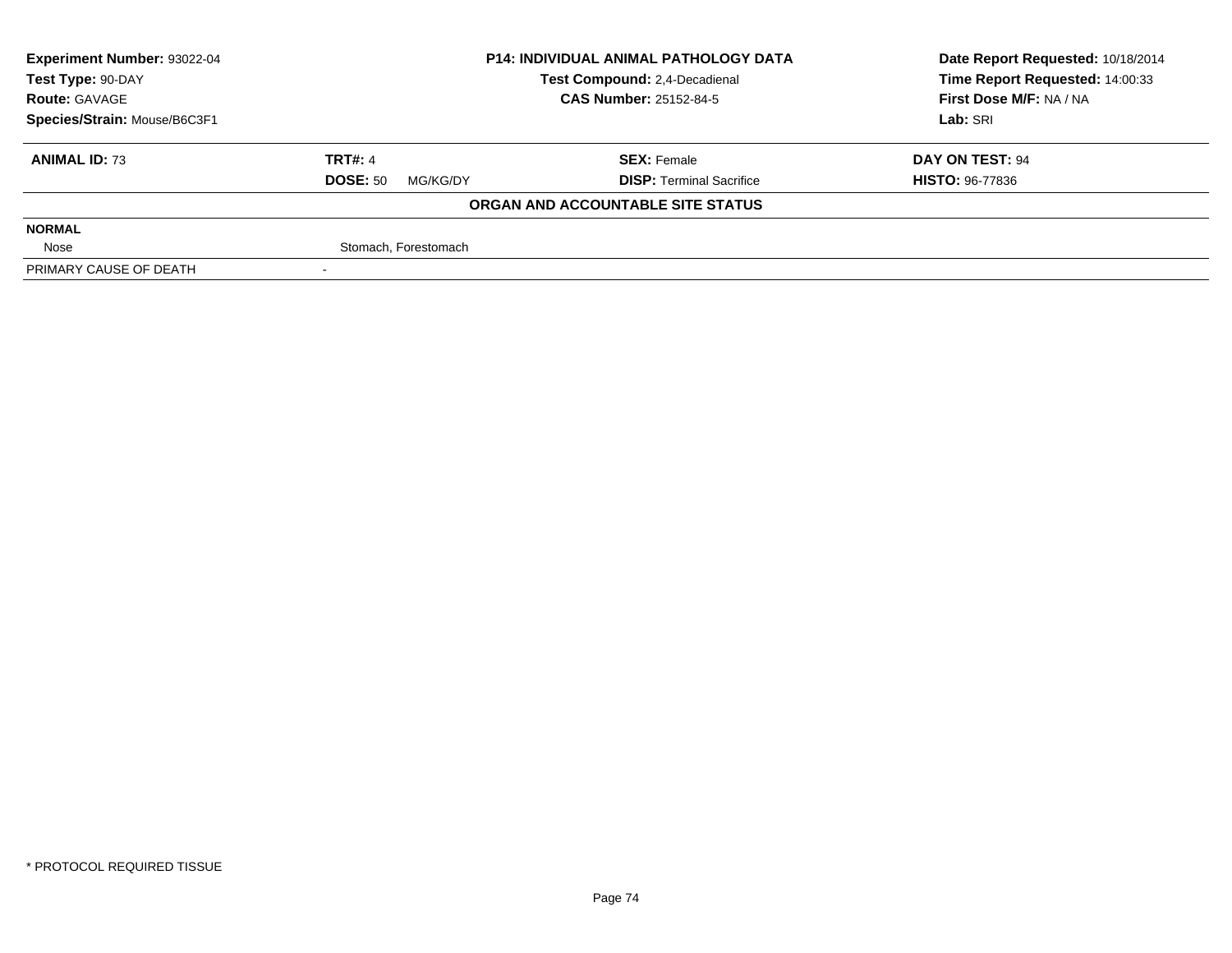| Experiment Number: 93022-04 | P14: INDIVIDUAL ANIMAL PATHOLOGY DATA | Date Report Requested: 10/18/2014 |
|---|---|---|
| Test Type: 90-DAY | Test Compound: 2,4-Decadienal | Time Report Requested: 14:00:33 |
| Route: GAVAGE | CAS Number: 25152-84-5 | First Dose M/F: NA / NA |
| Species/Strain: Mouse/B6C3F1 | | Lab: SRI |

| **ANIMAL ID:** 73 | **TRT#:** 4 | **SEX:** Female | **DAY ON TEST:** 94 |
|---|---|---|---|
| | **DOSE:** 50 MG/KG/DY | **DISP:** Terminal Sacrifice | **HISTO:** 96-77836 |

**ORGAN AND ACCOUNTABLE SITE STATUS**

| | |
|---|---|
| **NORMAL** | |
| Nose | Stomach, Forestomach |
| PRIMARY CAUSE OF DEATH | - |

* PROTOCOL REQUIRED TISSUE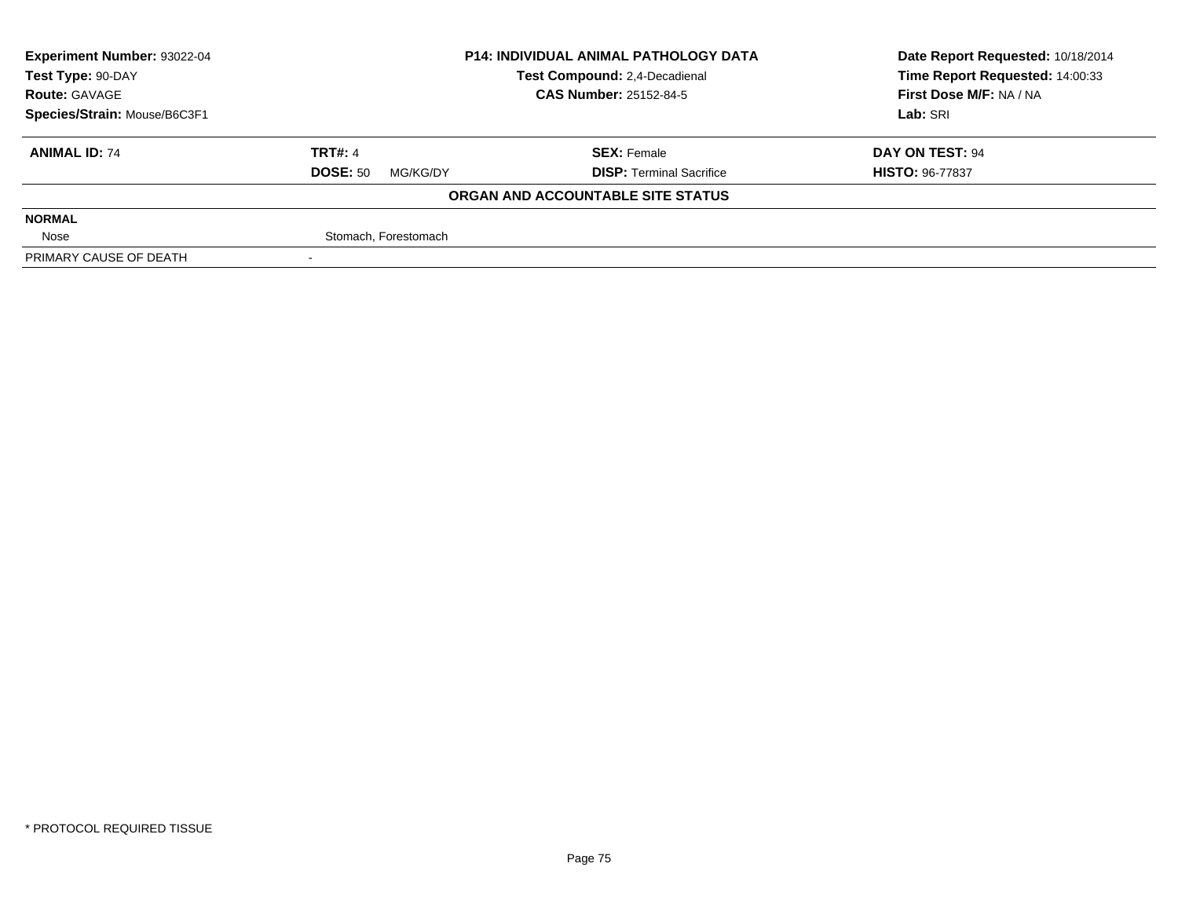| Experiment Number: 93022-04 | P14: INDIVIDUAL ANIMAL PATHOLOGY DATA | Date Report Requested: 10/18/2014 |
|---|---|---|
| Test Type: 90-DAY | Test Compound: 2,4-Decadienal | Time Report Requested: 14:00:33 |
| Route: GAVAGE | CAS Number: 25152-84-5 | First Dose M/F: NA / NA |
| Species/Strain: Mouse/B6C3F1 | | Lab: SRI |

| **ANIMAL ID:** 74 | **TRT#:** 4 | **SEX:** Female | **DAY ON TEST:** 94 |
|---|---|---|---|
| | **DOSE:** 50 MG/KG/DY | **DISP:** Terminal Sacrifice | **HISTO:** 96-77837 |

**ORGAN AND ACCOUNTABLE SITE STATUS**

| | |
|---|---|
| **NORMAL** | |
| Nose | Stomach, Forestomach |
| PRIMARY CAUSE OF DEATH | - |

* PROTOCOL REQUIRED TISSUE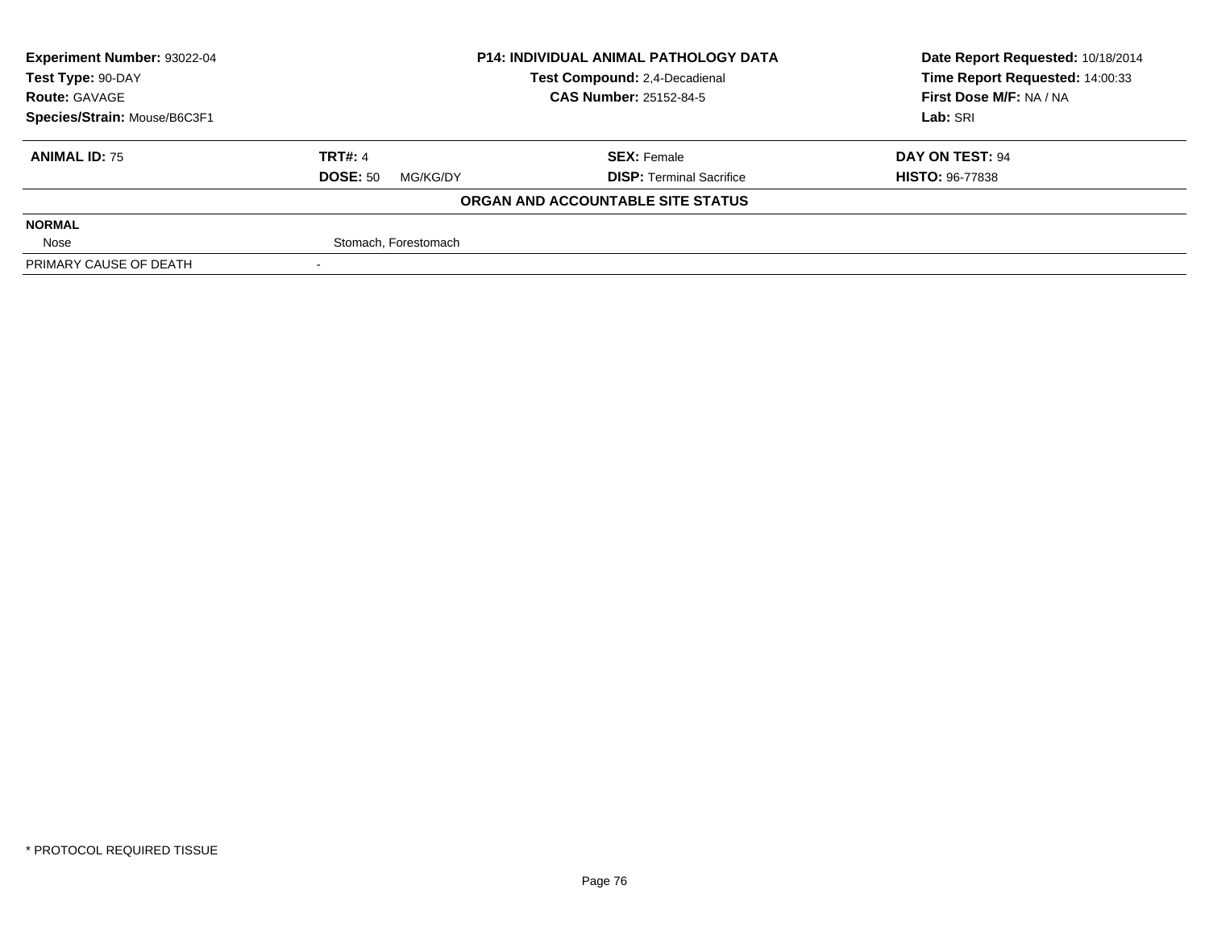**Experiment Number:** 93022-04
**Test Type:** 90-DAY
**Route:** GAVAGE
**Species/Strain:** Mouse/B6C3F1

**P14: INDIVIDUAL ANIMAL PATHOLOGY DATA**
**Test Compound:** 2,4-Decadienal
**CAS Number:** 25152-84-5

**Date Report Requested:** 10/18/2014
**Time Report Requested:** 14:00:33
**First Dose M/F:** NA / NA
**Lab:** SRI

| **ANIMAL ID:** 75 | **TRT#:** 4 | **SEX:** Female | **DAY ON TEST:** 94 |
|---|---|---|---|
| | **DOSE:** 50 MG/KG/DY | **DISP:** Terminal Sacrifice | **HISTO:** 96-77838 |

**ORGAN AND ACCOUNTABLE SITE STATUS**

| | |
|---|---|
| **NORMAL** | |
| Nose | Stomach, Forestomach |
| PRIMARY CAUSE OF DEATH | - |

\* PROTOCOL REQUIRED TISSUE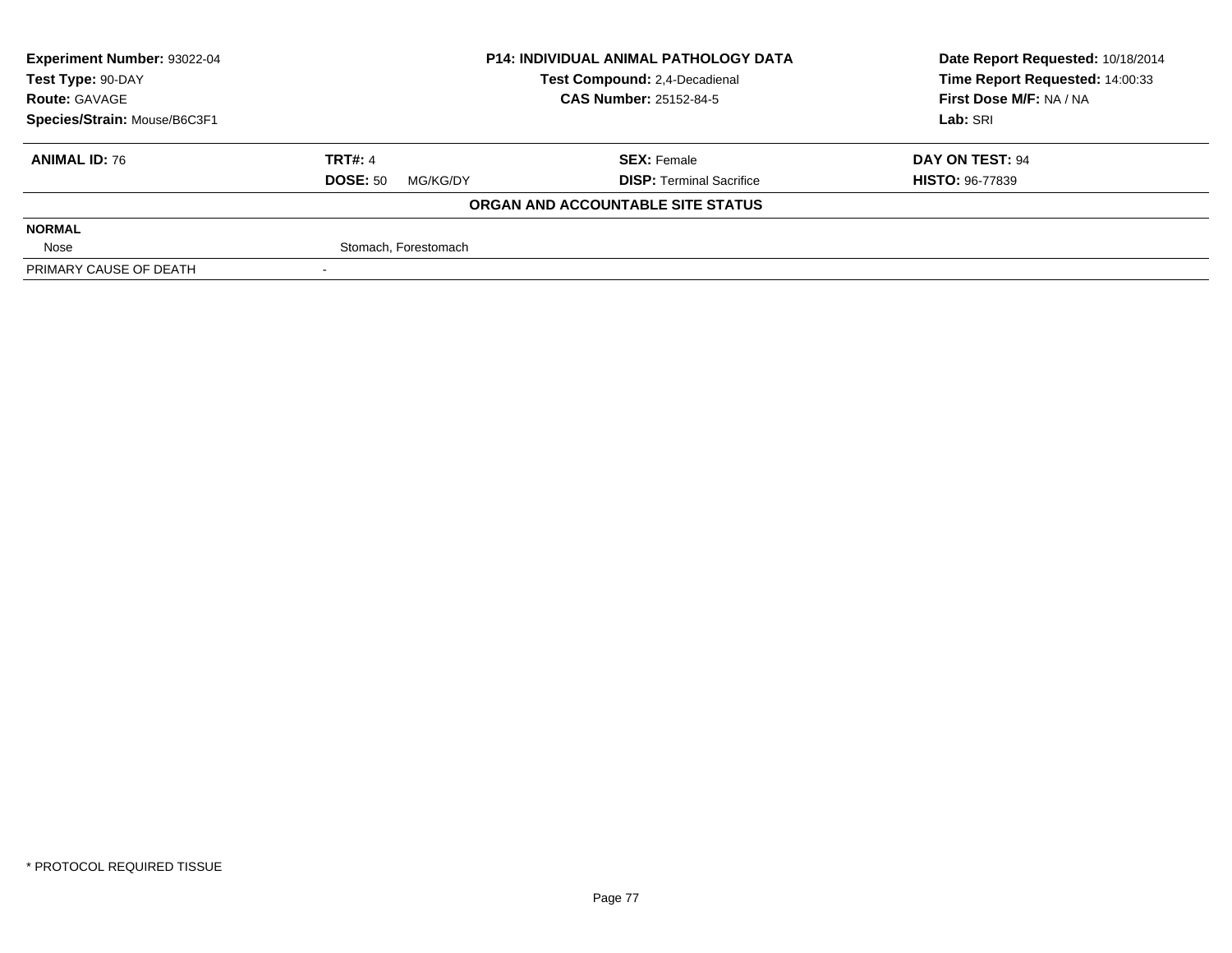| **Experiment Number:** 93022-04 | **P14: INDIVIDUAL ANIMAL PATHOLOGY DATA** | **Date Report Requested:** 10/18/2014 |
|---|---|---|
| **Test Type:** 90-DAY | **Test Compound:** 2,4-Decadienal | **Time Report Requested:** 14:00:33 |
| **Route:** GAVAGE | **CAS Number:** 25152-84-5 | **First Dose M/F:** NA / NA |
| **Species/Strain:** Mouse/B6C3F1 | | **Lab:** SRI |

| **ANIMAL ID:** 76 | **TRT#:** 4 | **SEX:** Female | **DAY ON TEST:** 94 |
|---|---|---|---|
| | **DOSE:** 50 MG/KG/DY | **DISP:** Terminal Sacrifice | **HISTO:** 96-77839 |

**ORGAN AND ACCOUNTABLE SITE STATUS**

| **NORMAL** | |
|---|---|
| Nose | Stomach, Forestomach |
| PRIMARY CAUSE OF DEATH | - |

* PROTOCOL REQUIRED TISSUE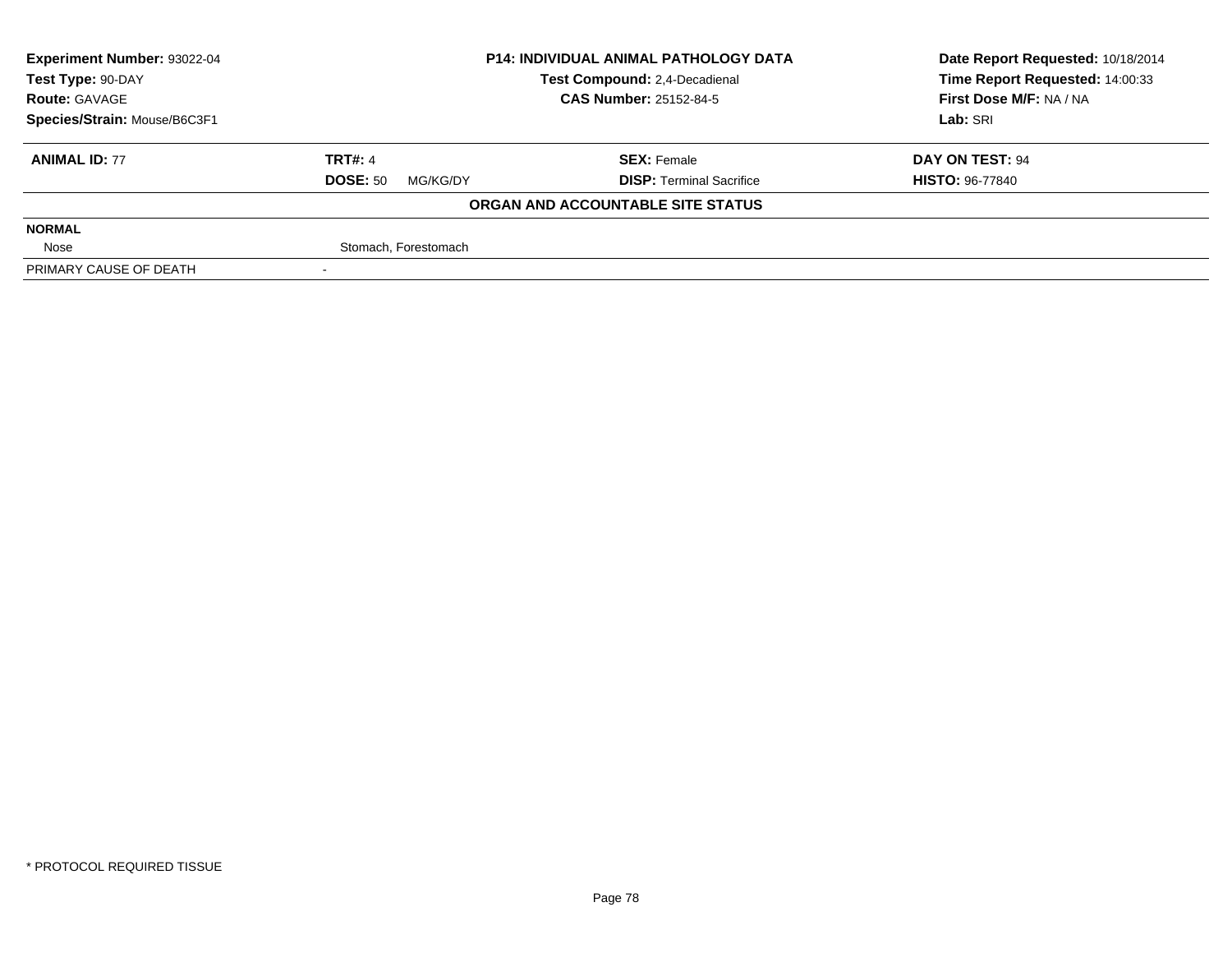| Experiment Number: 93022-04 | P14: INDIVIDUAL ANIMAL PATHOLOGY DATA | Date Report Requested: 10/18/2014 |
|---|---|---|
| Test Type: 90-DAY | Test Compound: 2,4-Decadienal | Time Report Requested: 14:00:33 |
| Route: GAVAGE | CAS Number: 25152-84-5 | First Dose M/F: NA / NA |
| Species/Strain: Mouse/B6C3F1 | | Lab: SRI |

| **ANIMAL ID:** 77 | **TRT#:** 4 | **SEX:** Female | **DAY ON TEST:** 94 |
|---|---|---|---|
| | **DOSE:** 50 MG/KG/DY | **DISP:** Terminal Sacrifice | **HISTO:** 96-77840 |

**ORGAN AND ACCOUNTABLE SITE STATUS**

| **NORMAL** | |
|---|---|
| Nose | Stomach, Forestomach |
| PRIMARY CAUSE OF DEATH | - |

* PROTOCOL REQUIRED TISSUE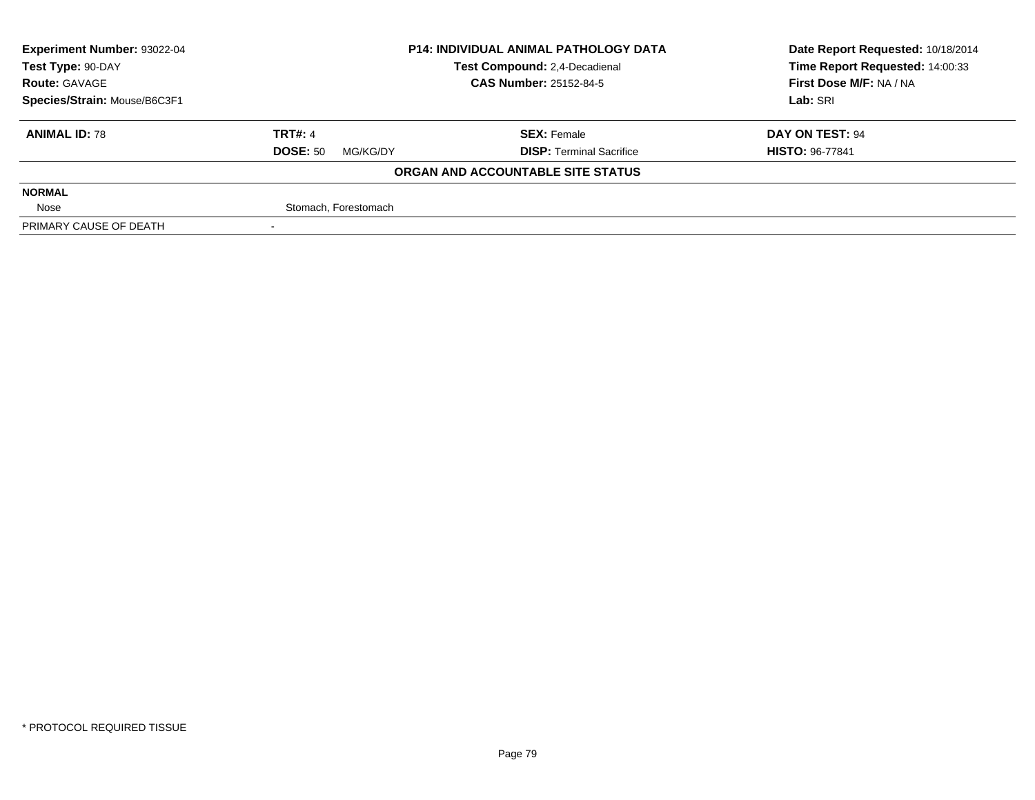**Experiment Number:** 93022-04
**Test Type:** 90-DAY
**Route:** GAVAGE
**Species/Strain:** Mouse/B6C3F1

**P14: INDIVIDUAL ANIMAL PATHOLOGY DATA**
**Test Compound:** 2,4-Decadienal
**CAS Number:** 25152-84-5

**Date Report Requested:** 10/18/2014
**Time Report Requested:** 14:00:33
**First Dose M/F:** NA / NA
**Lab:** SRI

| **ANIMAL ID:** 78 | **TRT#:** 4 | **SEX:** Female | **DAY ON TEST:** 94 |
|---|---|---|---|
| | **DOSE:** 50 MG/KG/DY | **DISP:** Terminal Sacrifice | **HISTO:** 96-77841 |

**ORGAN AND ACCOUNTABLE SITE STATUS**

| | |
|---|---|
| **NORMAL** | |
| Nose | Stomach, Forestomach |
| PRIMARY CAUSE OF DEATH | - |

* PROTOCOL REQUIRED TISSUE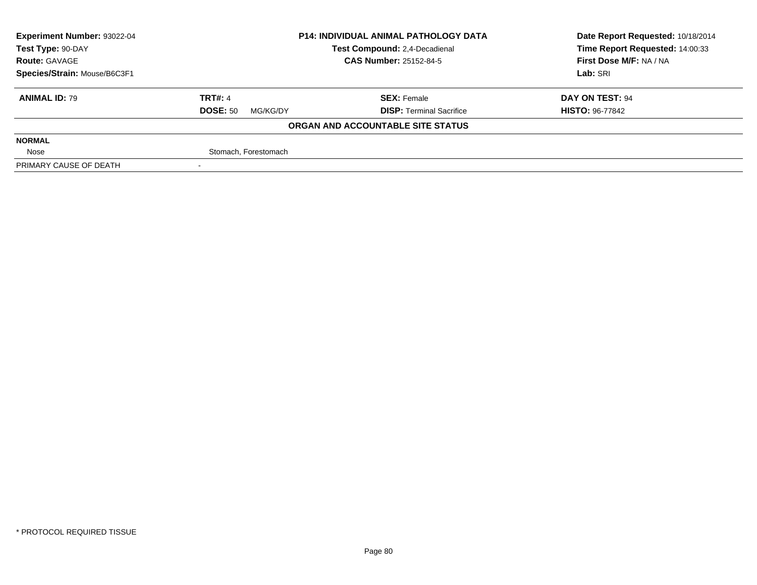**Experiment Number:** 93022-04
**Test Type:** 90-DAY
**Route:** GAVAGE
**Species/Strain:** Mouse/B6C3F1

**P14: INDIVIDUAL ANIMAL PATHOLOGY DATA**
**Test Compound:** 2,4-Decadienal
**CAS Number:** 25152-84-5

**Date Report Requested:** 10/18/2014
**Time Report Requested:** 14:00:33
**First Dose M/F:** NA / NA
**Lab:** SRI

| **ANIMAL ID:** 79 | **TRT#:** 4 | **SEX:** Female | **DAY ON TEST:** 94 |
|---|---|---|---|
| | **DOSE:** 50 MG/KG/DY | **DISP:** Terminal Sacrifice | **HISTO:** 96-77842 |

**ORGAN AND ACCOUNTABLE SITE STATUS**

| | |
|---|---|
| **NORMAL** | |
| Nose | Stomach, Forestomach |
| PRIMARY CAUSE OF DEATH | - |

* PROTOCOL REQUIRED TISSUE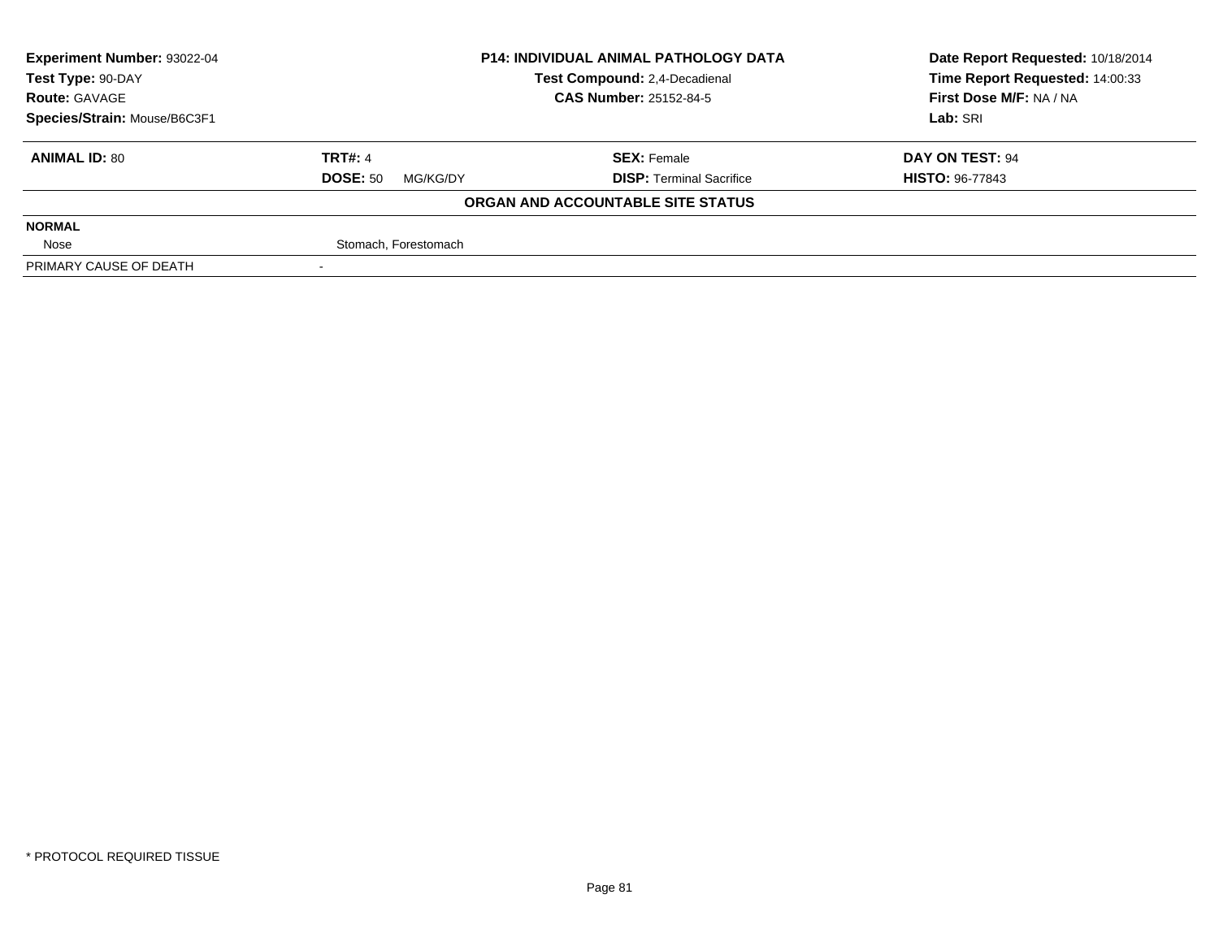**Experiment Number:** 93022-04
**Test Type:** 90-DAY
**Route:** GAVAGE
**Species/Strain:** Mouse/B6C3F1

**P14: INDIVIDUAL ANIMAL PATHOLOGY DATA**
**Test Compound:** 2,4-Decadienal
**CAS Number:** 25152-84-5

**Date Report Requested:** 10/18/2014
**Time Report Requested:** 14:00:33
**First Dose M/F:** NA / NA
**Lab:** SRI

| **ANIMAL ID:** 80 | **TRT#:** 4 | **SEX:** Female | **DAY ON TEST:** 94 |
|---|---|---|---|
| | **DOSE:** 50 MG/KG/DY | **DISP:** Terminal Sacrifice | **HISTO:** 96-77843 |

**ORGAN AND ACCOUNTABLE SITE STATUS**

| | |
|---|---|
| **NORMAL** | |
| Nose | Stomach, Forestomach |
| PRIMARY CAUSE OF DEATH | - |

\* PROTOCOL REQUIRED TISSUE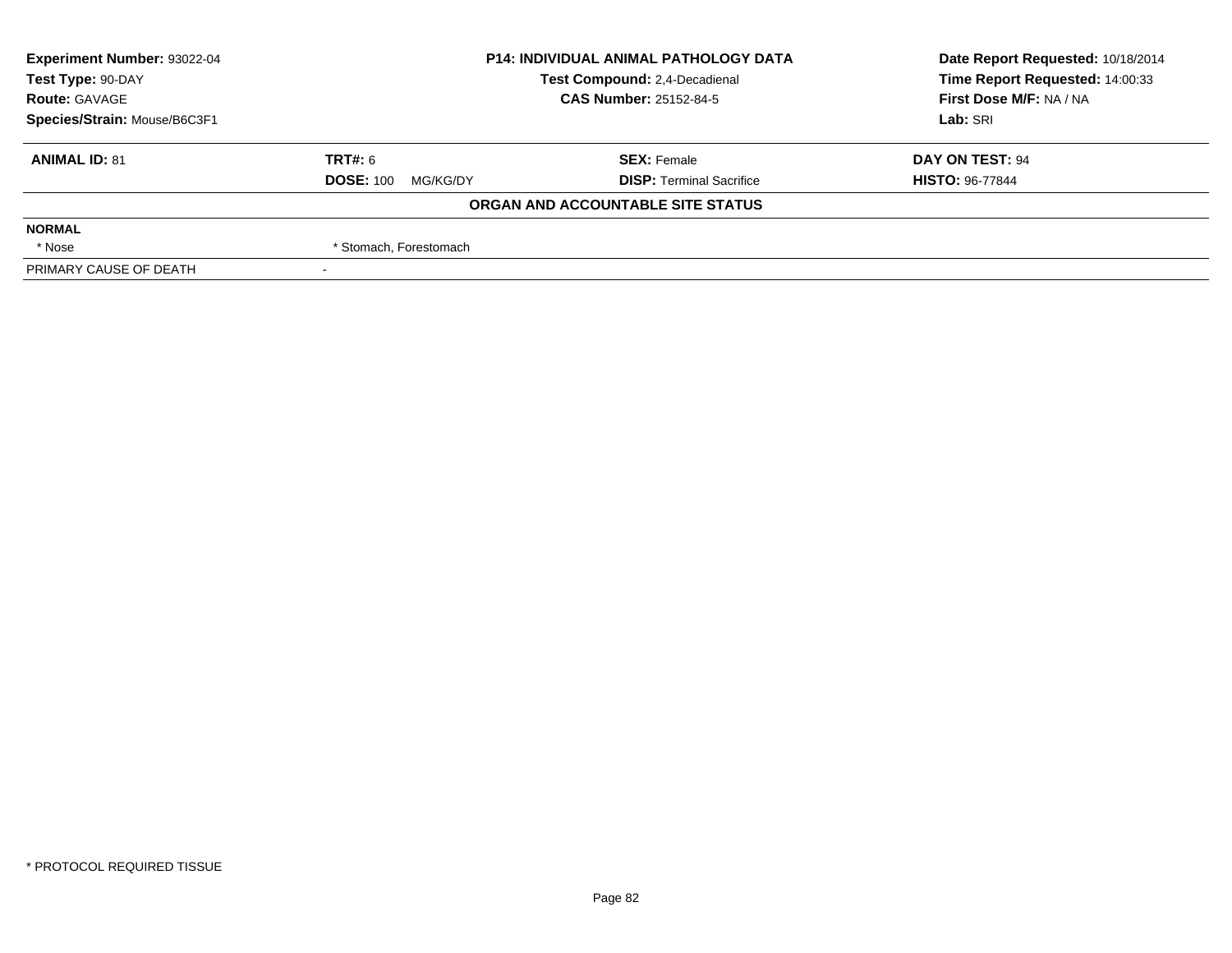| **Experiment Number:** 93022-04 | **P14: INDIVIDUAL ANIMAL PATHOLOGY DATA** | **Date Report Requested:** 10/18/2014 |
|---|---|---|
| **Test Type:** 90-DAY | **Test Compound:** 2,4-Decadienal | **Time Report Requested:** 14:00:33 |
| **Route:** GAVAGE | **CAS Number:** 25152-84-5 | **First Dose M/F:** NA / NA |
| **Species/Strain:** Mouse/B6C3F1 | | **Lab:** SRI |

| **ANIMAL ID:** 81 | **TRT#:** 6 | **SEX:** Female | **DAY ON TEST:** 94 |
|---|---|---|---|
| | **DOSE:** 100 MG/KG/DY | **DISP:** Terminal Sacrifice | **HISTO:** 96-77844 |

**ORGAN AND ACCOUNTABLE SITE STATUS**

| | |
|---|---|
| **NORMAL** | |
| * Nose | * Stomach, Forestomach |
| PRIMARY CAUSE OF DEATH | - |

* PROTOCOL REQUIRED TISSUE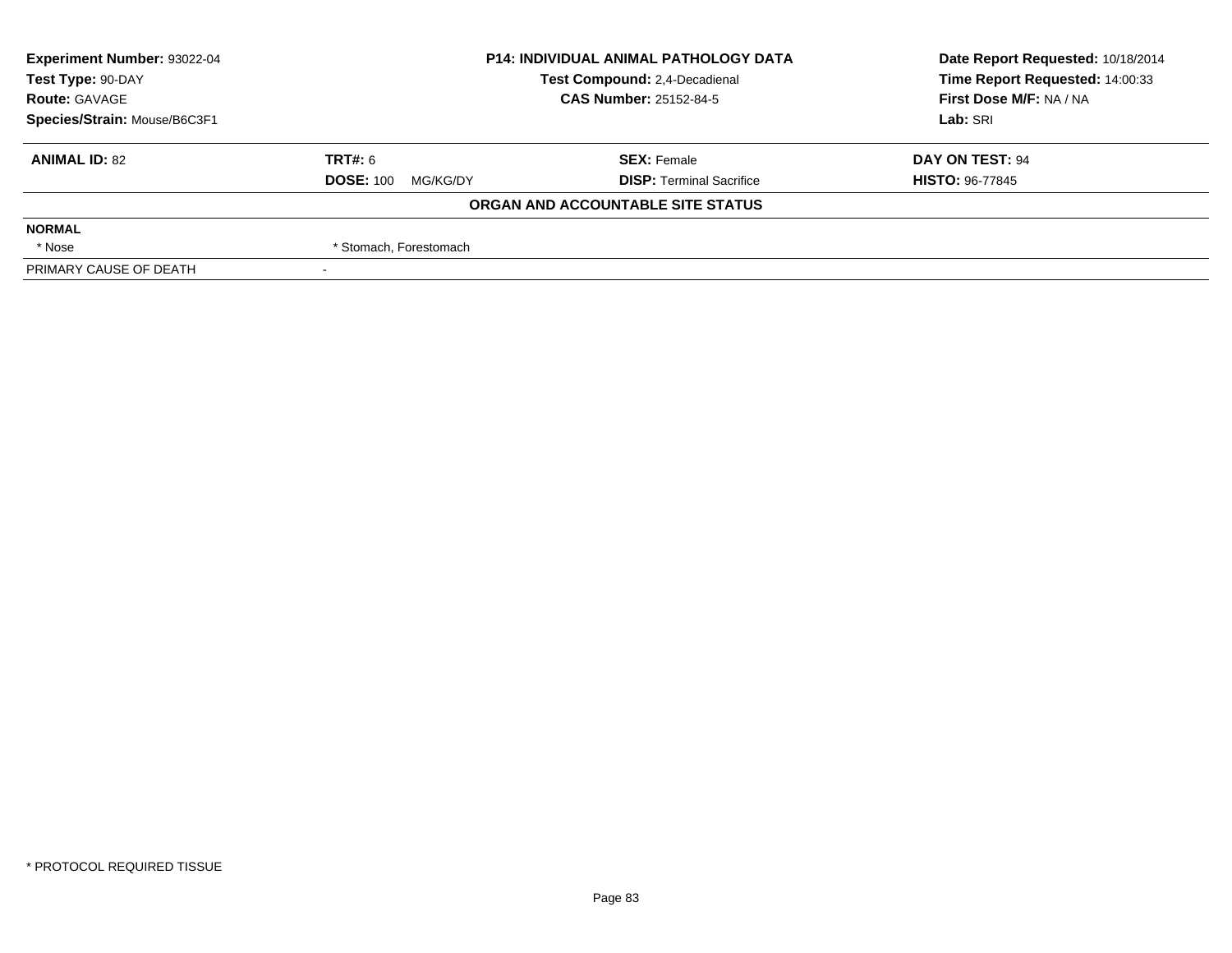| Experiment Number: 93022-04 | P14: INDIVIDUAL ANIMAL PATHOLOGY DATA | Date Report Requested: 10/18/2014 |
|---|---|---|
| Test Type: 90-DAY | Test Compound: 2,4-Decadienal | Time Report Requested: 14:00:33 |
| Route: GAVAGE | CAS Number: 25152-84-5 | First Dose M/F: NA / NA |
| Species/Strain: Mouse/B6C3F1 | | Lab: SRI |

| ANIMAL ID: 82 | TRT#: 6 | SEX: Female | DAY ON TEST: 94 |
|---|---|---|---|
| | DOSE: 100 MG/KG/DY | DISP: Terminal Sacrifice | HISTO: 96-77845 |

**ORGAN AND ACCOUNTABLE SITE STATUS**

**NORMAL**

| * Nose | * Stomach, Forestomach |
|---|---|

| PRIMARY CAUSE OF DEATH | - |
|---|---|

* PROTOCOL REQUIRED TISSUE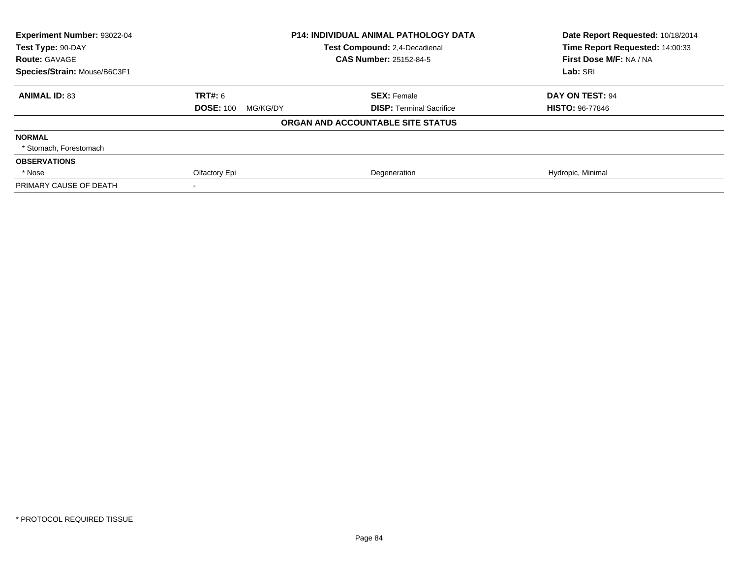| **Experiment Number:** 93022-04 | **P14: INDIVIDUAL ANIMAL PATHOLOGY DATA** | **Date Report Requested:** 10/18/2014 |
|---|---|---|
| **Test Type:** 90-DAY | **Test Compound:** 2,4-Decadienal | **Time Report Requested:** 14:00:33 |
| **Route:** GAVAGE | **CAS Number:** 25152-84-5 | **First Dose M/F:** NA / NA |
| **Species/Strain:** Mouse/B6C3F1 | | **Lab:** SRI |

| **ANIMAL ID:** 83 | **TRT#:** 6 | **SEX:** Female | **DAY ON TEST:** 94 |
|---|---|---|---|
| | **DOSE:** 100 MG/KG/DY | **DISP:** Terminal Sacrifice | **HISTO:** 96-77846 |

**ORGAN AND ACCOUNTABLE SITE STATUS**

| | | | |
|---|---|---|---|
| **NORMAL** | | | |
| * Stomach, Forestomach | | | |
| **OBSERVATIONS** | | | |
| * Nose | Olfactory Epi | Degeneration | Hydropic, Minimal |
| PRIMARY CAUSE OF DEATH | - | | |

* PROTOCOL REQUIRED TISSUE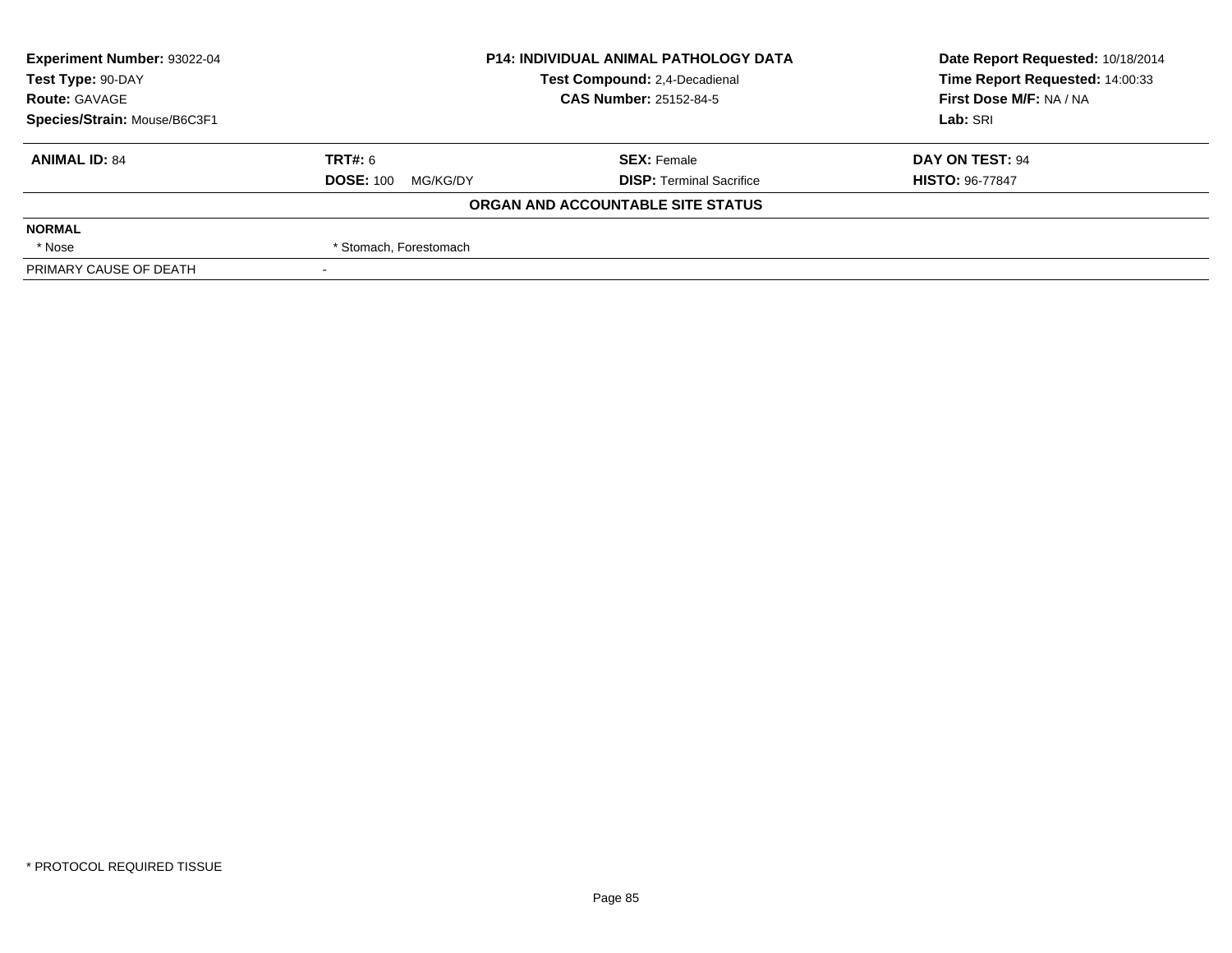| **Experiment Number:** 93022-04 | **P14: INDIVIDUAL ANIMAL PATHOLOGY DATA** | **Date Report Requested:** 10/18/2014 |
|---|---|---|
| **Test Type:** 90-DAY | **Test Compound:** 2,4-Decadienal | **Time Report Requested:** 14:00:33 |
| **Route:** GAVAGE | **CAS Number:** 25152-84-5 | **First Dose M/F:** NA / NA |
| **Species/Strain:** Mouse/B6C3F1 | | **Lab:** SRI |

| **ANIMAL ID:** 84 | **TRT#:** 6 | **SEX:** Female | **DAY ON TEST:** 94 |
|---|---|---|---|
| | **DOSE:** 100 MG/KG/DY | **DISP:** Terminal Sacrifice | **HISTO:** 96-77847 |

**ORGAN AND ACCOUNTABLE SITE STATUS**

| | |
|---|---|
| **NORMAL** | |
| * Nose | * Stomach, Forestomach |
| PRIMARY CAUSE OF DEATH | - |

* PROTOCOL REQUIRED TISSUE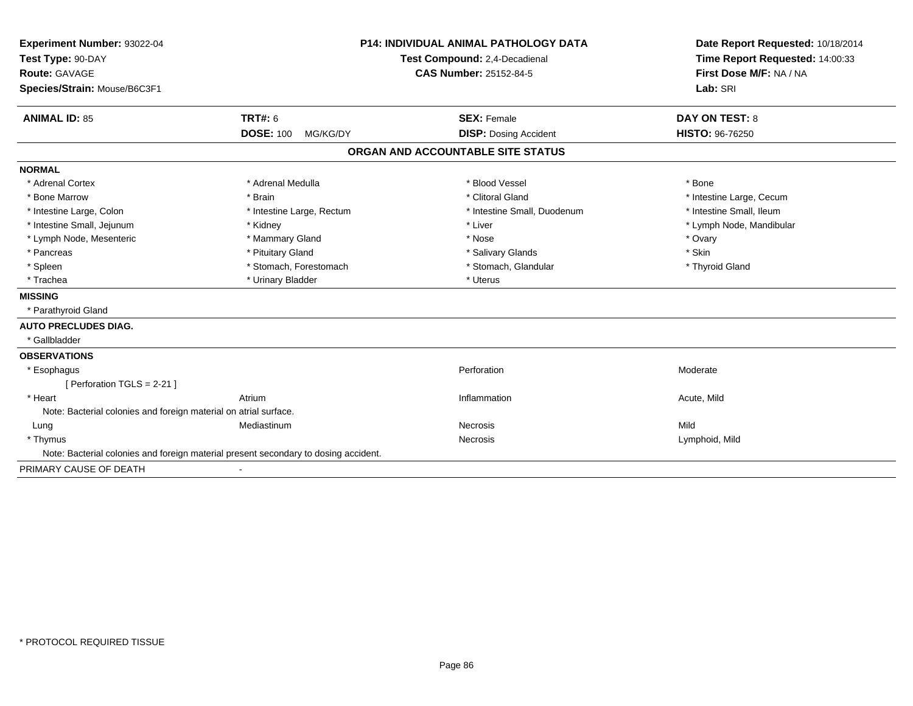**Experiment Number:** 93022-04
**Test Type:** 90-DAY
**Route:** GAVAGE
**Species/Strain:** Mouse/B6C3F1

**P14: INDIVIDUAL ANIMAL PATHOLOGY DATA**
**Test Compound:** 2,4-Decadienal
**CAS Number:** 25152-84-5

**Date Report Requested:** 10/18/2014
**Time Report Requested:** 14:00:33
**First Dose M/F:** NA / NA
**Lab:** SRI

| **ANIMAL ID:** 85 | **TRT#:** 6 | **SEX:** Female | **DAY ON TEST:** 8 |
|---|---|---|---|
| | **DOSE:** 100 MG/KG/DY | **DISP:** Dosing Accident | **HISTO:** 96-76250 |

## ORGAN AND ACCOUNTABLE SITE STATUS

**NORMAL**

| | | | |
|---|---|---|---|
| * Adrenal Cortex | * Adrenal Medulla | * Blood Vessel | * Bone |
| * Bone Marrow | * Brain | * Clitoral Gland | * Intestine Large, Cecum |
| * Intestine Large, Colon | * Intestine Large, Rectum | * Intestine Small, Duodenum | * Intestine Small, Ileum |
| * Intestine Small, Jejunum | * Kidney | * Liver | * Lymph Node, Mandibular |
| * Lymph Node, Mesenteric | * Mammary Gland | * Nose | * Ovary |
| * Pancreas | * Pituitary Gland | * Salivary Glands | * Skin |
| * Spleen | * Stomach, Forestomach | * Stomach, Glandular | * Thyroid Gland |
| * Trachea | * Urinary Bladder | * Uterus | |

**MISSING**

* Parathyroid Gland

**AUTO PRECLUDES DIAG.**

* Gallbladder

**OBSERVATIONS**

| | | | |
|---|---|---|---|
| * Esophagus | | Perforation | Moderate |
| [ Perforation TGLS = 2-21 ] | | | |
| * Heart | Atrium | Inflammation | Acute, Mild |
| Note: Bacterial colonies and foreign material on atrial surface. | | | |
| Lung | Mediastinum | Necrosis | Mild |
| * Thymus | | Necrosis | Lymphoid, Mild |
| Note: Bacterial colonies and foreign material present secondary to dosing accident. | | | |

PRIMARY CAUSE OF DEATH -

\* PROTOCOL REQUIRED TISSUE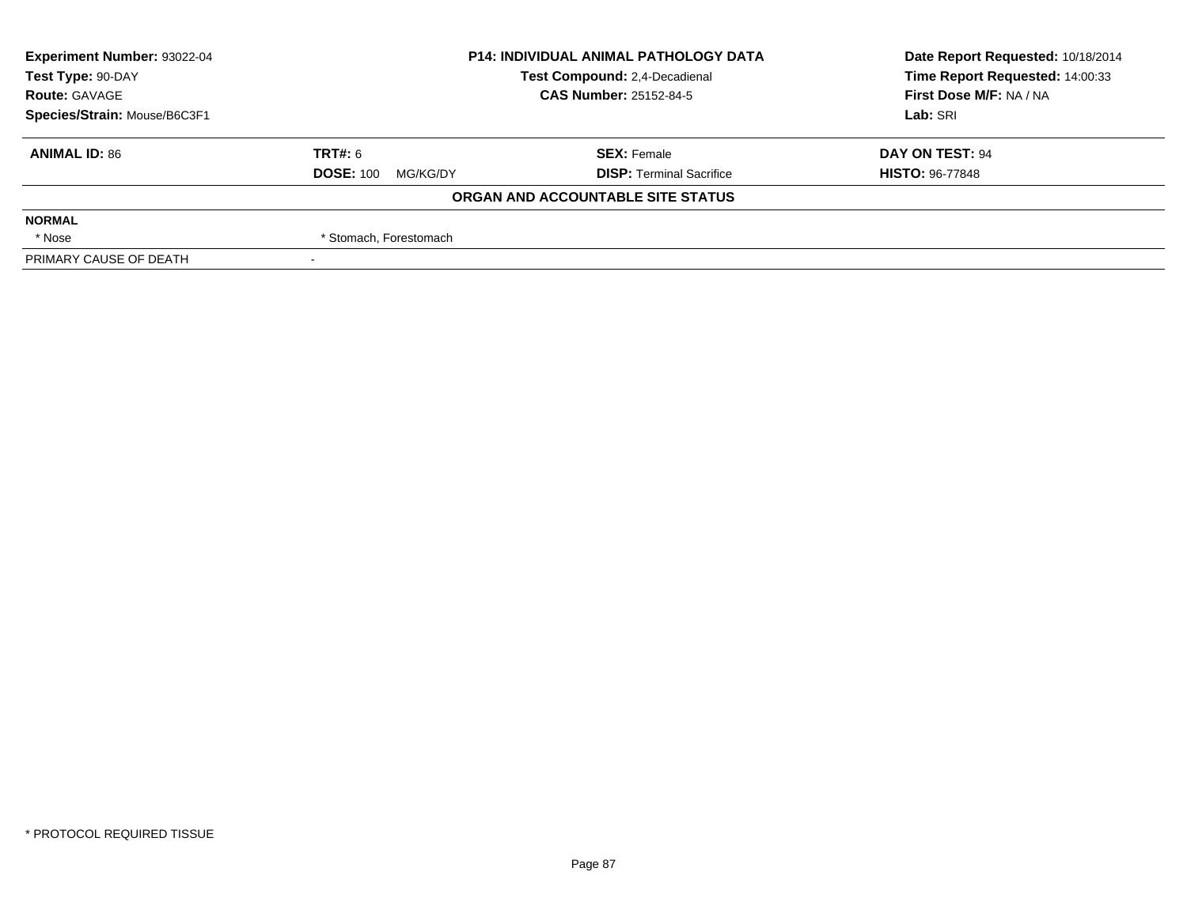| Experiment Number: 93022-04 | P14: INDIVIDUAL ANIMAL PATHOLOGY DATA | Date Report Requested: 10/18/2014 |
|---|---|---|
| Test Type: 90-DAY | Test Compound: 2,4-Decadienal | Time Report Requested: 14:00:33 |
| Route: GAVAGE | CAS Number: 25152-84-5 | First Dose M/F: NA / NA |
| Species/Strain: Mouse/B6C3F1 | | Lab: SRI |

| **ANIMAL ID:** 86 | **TRT#:** 6 | **SEX:** Female | **DAY ON TEST:** 94 |
|---|---|---|---|
| | **DOSE:** 100 MG/KG/DY | **DISP:** Terminal Sacrifice | **HISTO:** 96-77848 |

**ORGAN AND ACCOUNTABLE SITE STATUS**

| **NORMAL** | |
|---|---|
| * Nose | * Stomach, Forestomach |
| PRIMARY CAUSE OF DEATH | - |

* PROTOCOL REQUIRED TISSUE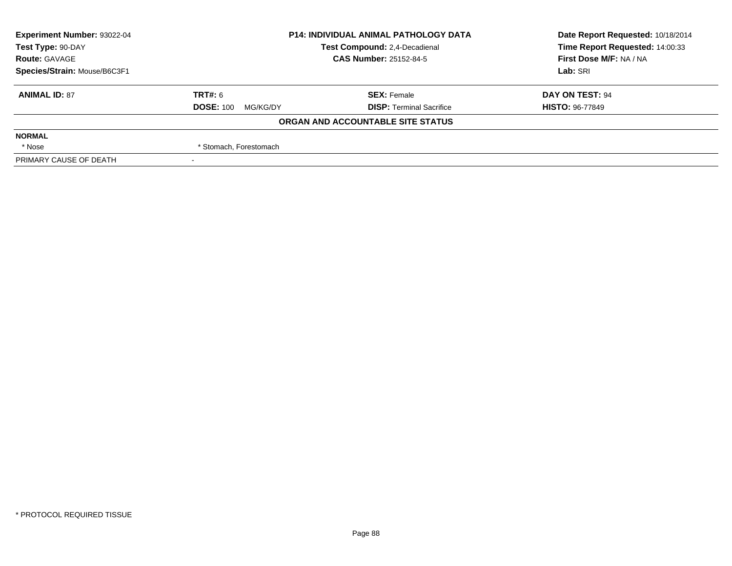**Experiment Number:** 93022-04
**Test Type:** 90-DAY
**Route:** GAVAGE
**Species/Strain:** Mouse/B6C3F1

**P14: INDIVIDUAL ANIMAL PATHOLOGY DATA**
**Test Compound:** 2,4-Decadienal
**CAS Number:** 25152-84-5

**Date Report Requested:** 10/18/2014
**Time Report Requested:** 14:00:33
**First Dose M/F:** NA / NA
**Lab:** SRI

| **ANIMAL ID:** 87 | **TRT#:** 6 | **SEX:** Female | **DAY ON TEST:** 94 |
|---|---|---|---|
| | **DOSE:** 100 MG/KG/DY | **DISP:** Terminal Sacrifice | **HISTO:** 96-77849 |

**ORGAN AND ACCOUNTABLE SITE STATUS**

**NORMAL**

| * Nose | * Stomach, Forestomach |
|---|---|

| PRIMARY CAUSE OF DEATH | - |
|---|---|

* PROTOCOL REQUIRED TISSUE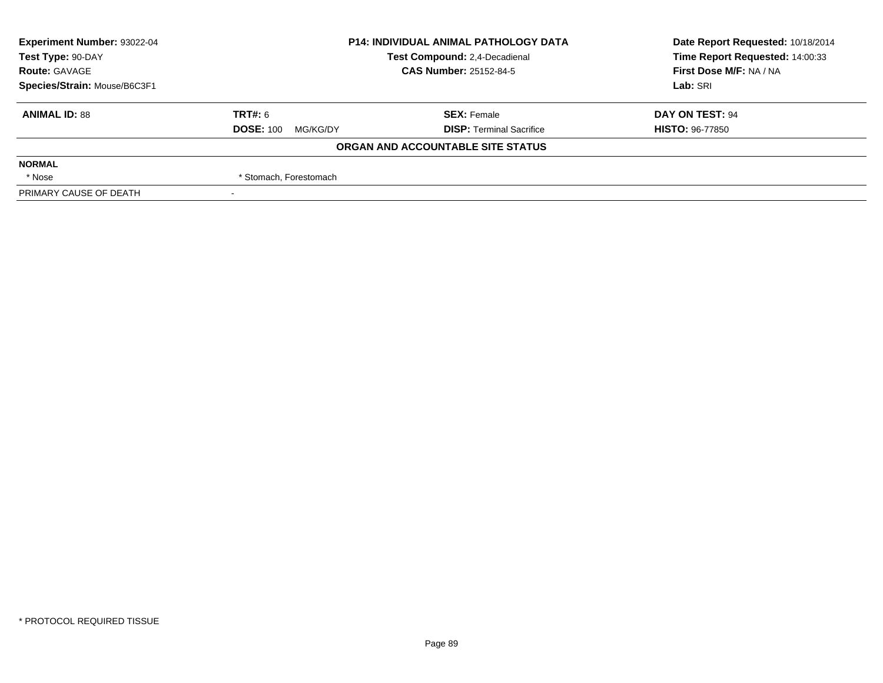**Experiment Number:** 93022-04
**Test Type:** 90-DAY
**Route:** GAVAGE
**Species/Strain:** Mouse/B6C3F1

**P14: INDIVIDUAL ANIMAL PATHOLOGY DATA**
**Test Compound:** 2,4-Decadienal
**CAS Number:** 25152-84-5

**Date Report Requested:** 10/18/2014
**Time Report Requested:** 14:00:33
**First Dose M/F:** NA / NA
**Lab:** SRI

| **ANIMAL ID:** 88 | **TRT#:** 6 | **SEX:** Female | **DAY ON TEST:** 94 |
|---|---|---|---|
| | **DOSE:** 100 MG/KG/DY | **DISP:** Terminal Sacrifice | **HISTO:** 96-77850 |

**ORGAN AND ACCOUNTABLE SITE STATUS**

| | |
|---|---|
| **NORMAL** | |
| * Nose | * Stomach, Forestomach |
| PRIMARY CAUSE OF DEATH | - |

* PROTOCOL REQUIRED TISSUE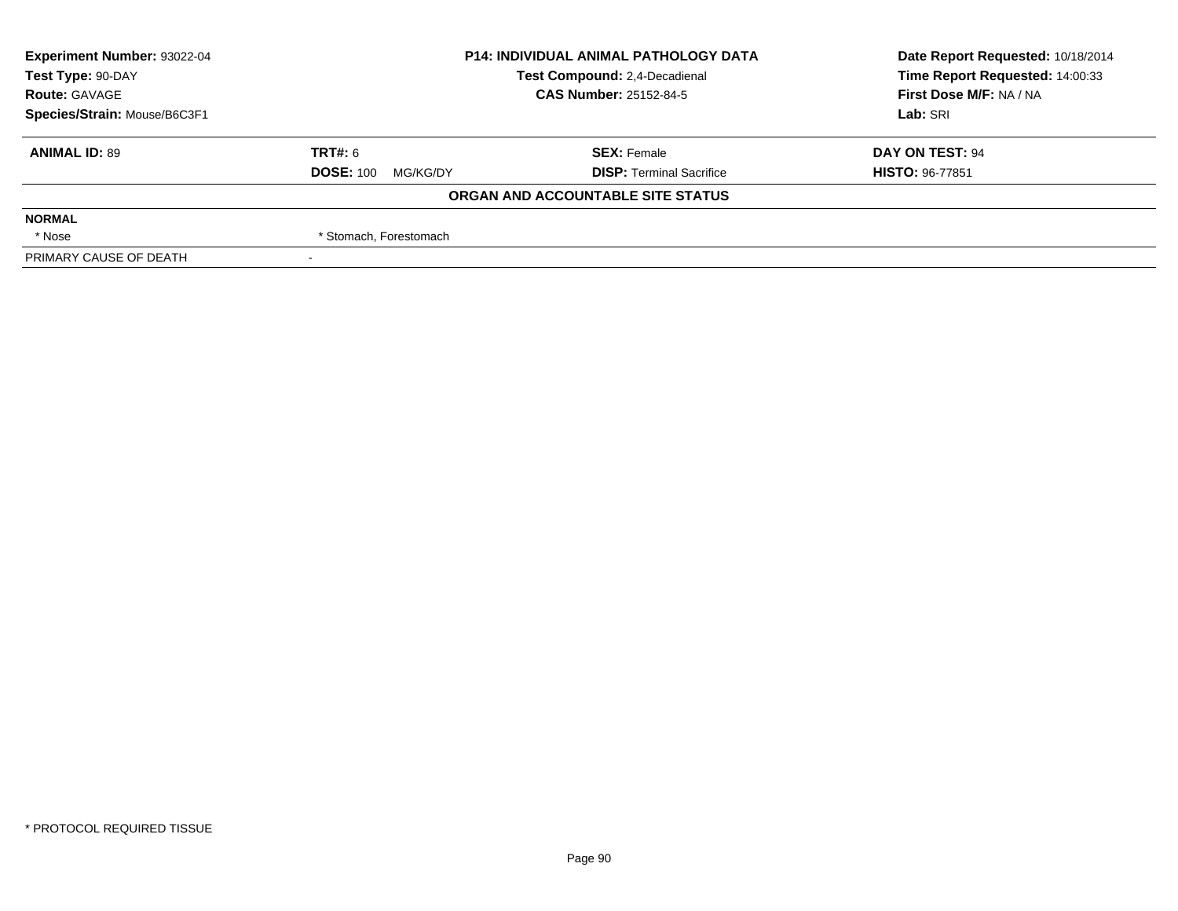| Experiment Number: 93022-04 | P14: INDIVIDUAL ANIMAL PATHOLOGY DATA | Date Report Requested: 10/18/2014 |
|---|---|---|
| Test Type: 90-DAY | Test Compound: 2,4-Decadienal | Time Report Requested: 14:00:33 |
| Route: GAVAGE | CAS Number: 25152-84-5 | First Dose M/F: NA / NA |
| Species/Strain: Mouse/B6C3F1 | | Lab: SRI |

| **ANIMAL ID:** 89 | **TRT#:** 6 | **SEX:** Female | **DAY ON TEST:** 94 |
|---|---|---|---|
| | **DOSE:** 100 MG/KG/DY | **DISP:** Terminal Sacrifice | **HISTO:** 96-77851 |

**ORGAN AND ACCOUNTABLE SITE STATUS**

| **NORMAL** | |
|---|---|
| * Nose | * Stomach, Forestomach |
| PRIMARY CAUSE OF DEATH | - |

* PROTOCOL REQUIRED TISSUE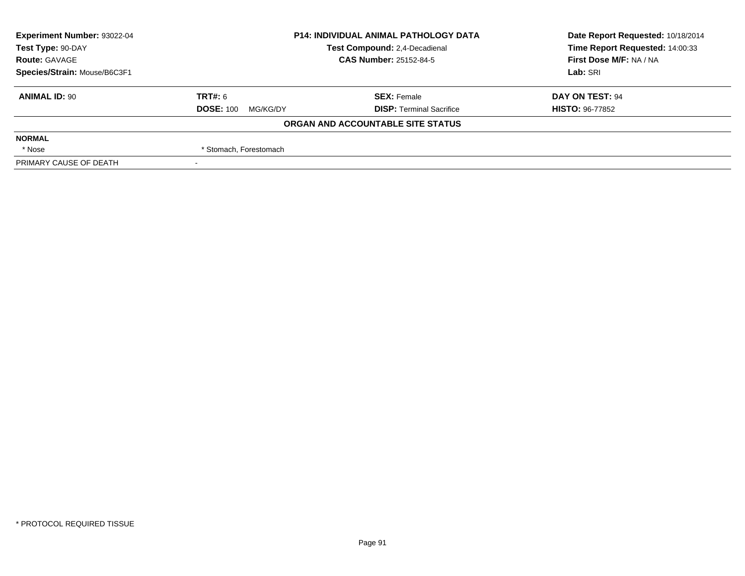**Experiment Number:** 93022-04
**Test Type:** 90-DAY
**Route:** GAVAGE
**Species/Strain:** Mouse/B6C3F1

**P14: INDIVIDUAL ANIMAL PATHOLOGY DATA**
**Test Compound:** 2,4-Decadienal
**CAS Number:** 25152-84-5

**Date Report Requested:** 10/18/2014
**Time Report Requested:** 14:00:33
**First Dose M/F:** NA / NA
**Lab:** SRI

| **ANIMAL ID:** 90 | **TRT#:** 6 | **SEX:** Female | **DAY ON TEST:** 94 |
|---|---|---|---|
| | **DOSE:** 100 MG/KG/DY | **DISP:** Terminal Sacrifice | **HISTO:** 96-77852 |

**ORGAN AND ACCOUNTABLE SITE STATUS**

| **NORMAL** | |
|---|---|
| * Nose | * Stomach, Forestomach |
| PRIMARY CAUSE OF DEATH | - |

* PROTOCOL REQUIRED TISSUE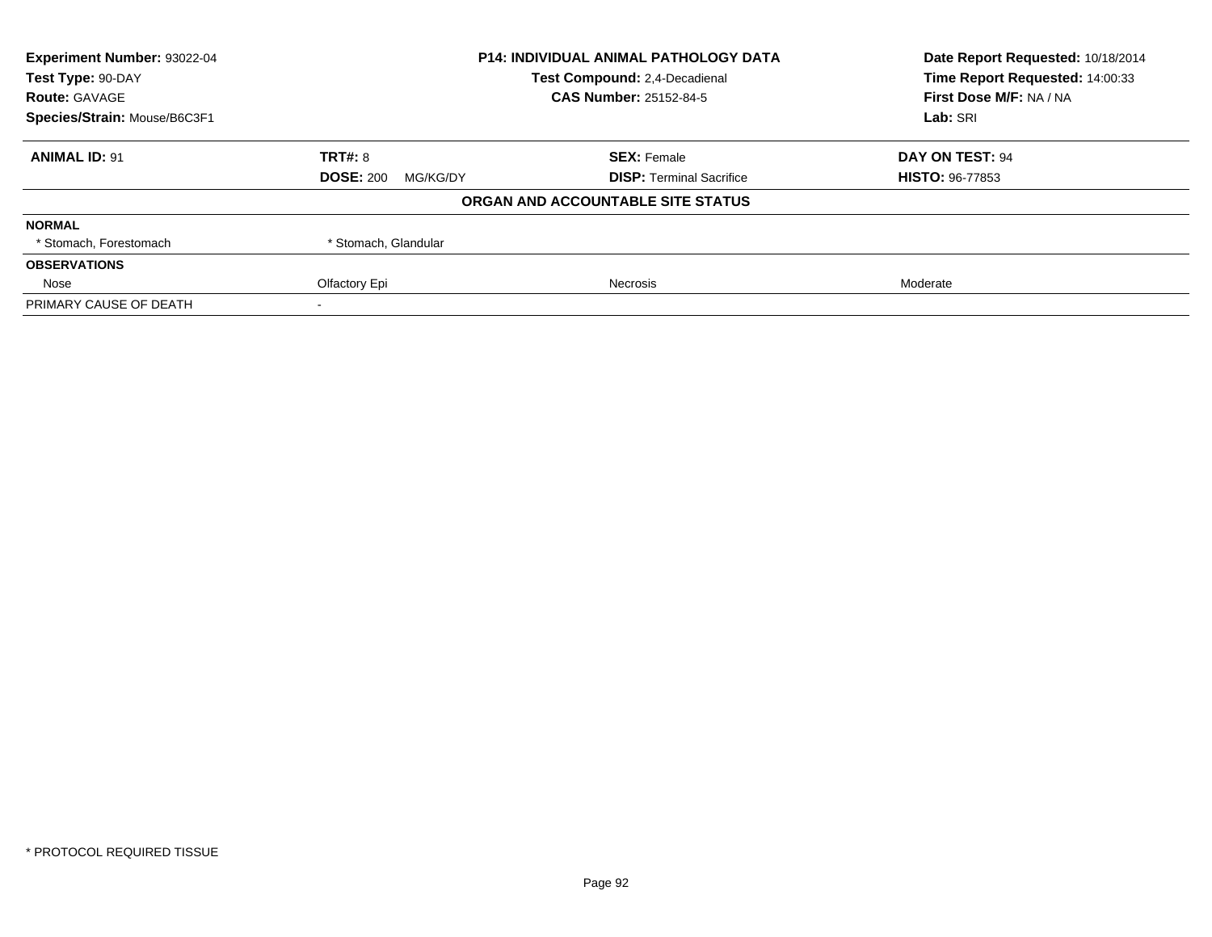| Experiment Number: 93022-04 | P14: INDIVIDUAL ANIMAL PATHOLOGY DATA | Date Report Requested: 10/18/2014 |
|---|---|---|
| Test Type: 90-DAY | Test Compound: 2,4-Decadienal | Time Report Requested: 14:00:33 |
| Route: GAVAGE | CAS Number: 25152-84-5 | First Dose M/F: NA / NA |
| Species/Strain: Mouse/B6C3F1 | | Lab: SRI |

| ANIMAL ID: 91 | TRT#: 8 | SEX: Female | DAY ON TEST: 94 |
|---|---|---|---|
| | DOSE: 200 MG/KG/DY | DISP: Terminal Sacrifice | HISTO: 96-77853 |

**ORGAN AND ACCOUNTABLE SITE STATUS**

| | | | |
|---|---|---|---|
| **NORMAL** | | | |
| * Stomach, Forestomach | * Stomach, Glandular | | |
| **OBSERVATIONS** | | | |
| Nose | Olfactory Epi | Necrosis | Moderate |
| PRIMARY CAUSE OF DEATH | - | | |

* PROTOCOL REQUIRED TISSUE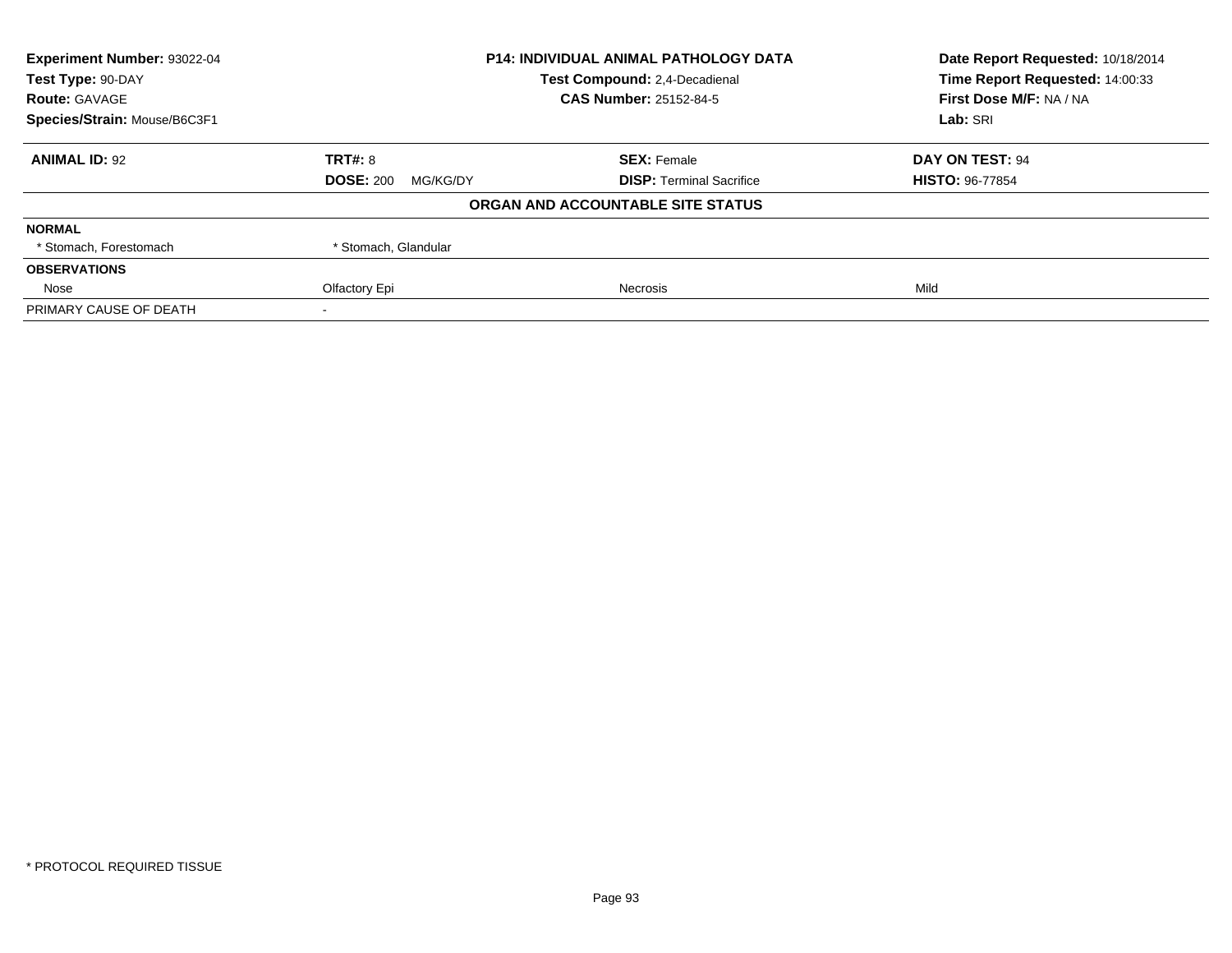**Experiment Number:** 93022-04
**Test Type:** 90-DAY
**Route:** GAVAGE
**Species/Strain:** Mouse/B6C3F1

**P14: INDIVIDUAL ANIMAL PATHOLOGY DATA**
**Test Compound:** 2,4-Decadienal
**CAS Number:** 25152-84-5

**Date Report Requested:** 10/18/2014
**Time Report Requested:** 14:00:33
**First Dose M/F:** NA / NA
**Lab:** SRI

| **ANIMAL ID:** 92 | **TRT#:** 8 | **SEX:** Female | **DAY ON TEST:** 94 |
|---|---|---|---|
| | **DOSE:** 200 MG/KG/DY | **DISP:** Terminal Sacrifice | **HISTO:** 96-77854 |

**ORGAN AND ACCOUNTABLE SITE STATUS**

| | | | |
|---|---|---|---|
| **NORMAL** | | | |
| * Stomach, Forestomach | * Stomach, Glandular | | |
| **OBSERVATIONS** | | | |
| Nose | Olfactory Epi | Necrosis | Mild |
| PRIMARY CAUSE OF DEATH | - | | |

* PROTOCOL REQUIRED TISSUE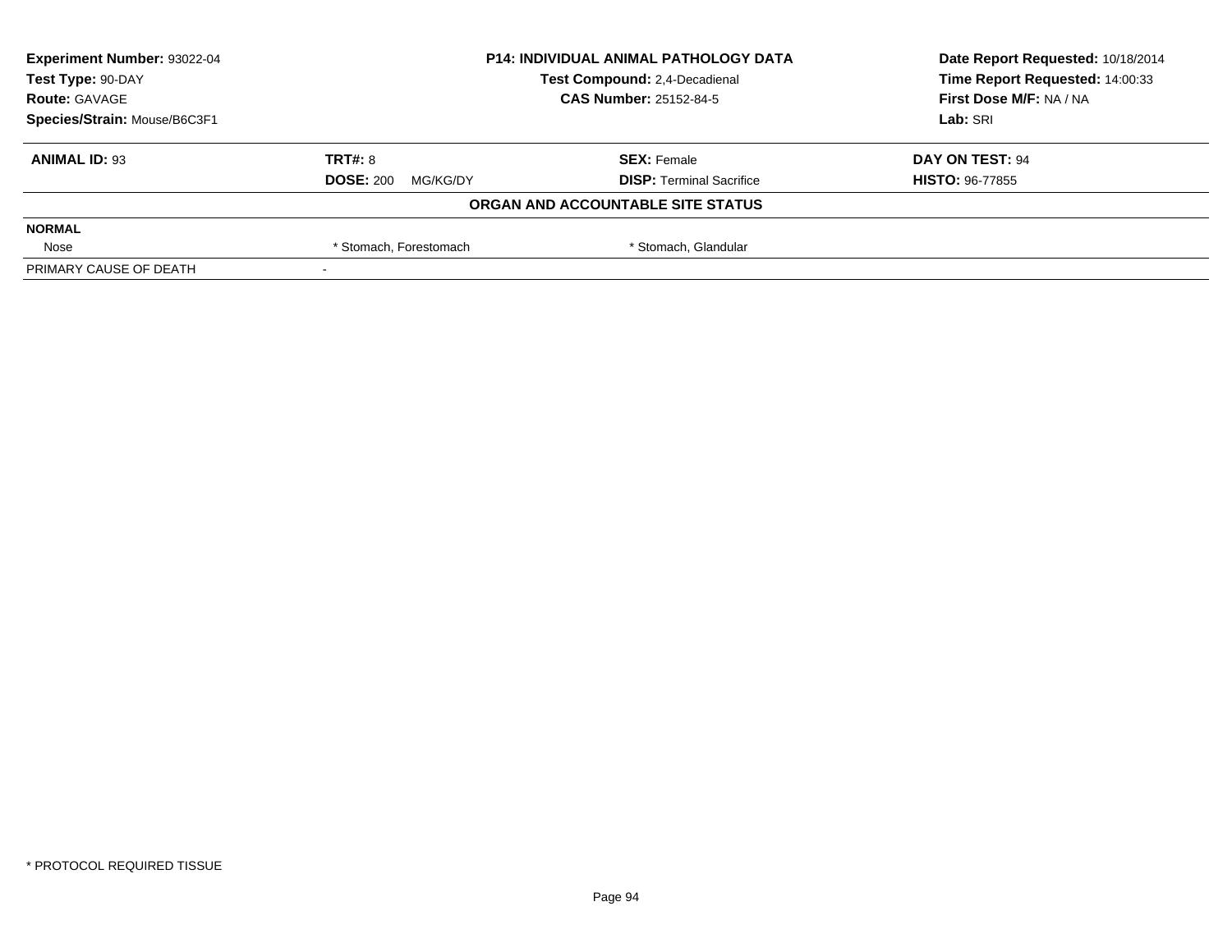| Experiment Number: 93022-04 | P14: INDIVIDUAL ANIMAL PATHOLOGY DATA | Date Report Requested: 10/18/2014 |
|---|---|---|
| Test Type: 90-DAY | Test Compound: 2,4-Decadienal | Time Report Requested: 14:00:33 |
| Route: GAVAGE | CAS Number: 25152-84-5 | First Dose M/F: NA / NA |
| Species/Strain: Mouse/B6C3F1 | | Lab: SRI |

| **ANIMAL ID:** 93 | **TRT#:** 8 | **SEX:** Female | **DAY ON TEST:** 94 |
|---|---|---|---|
| | **DOSE:** 200 MG/KG/DY | **DISP:** Terminal Sacrifice | **HISTO:** 96-77855 |

**ORGAN AND ACCOUNTABLE SITE STATUS**

| **NORMAL** | | | |
|---|---|---|---|
| Nose | * Stomach, Forestomach | * Stomach, Glandular | |
| PRIMARY CAUSE OF DEATH | - | | |

* PROTOCOL REQUIRED TISSUE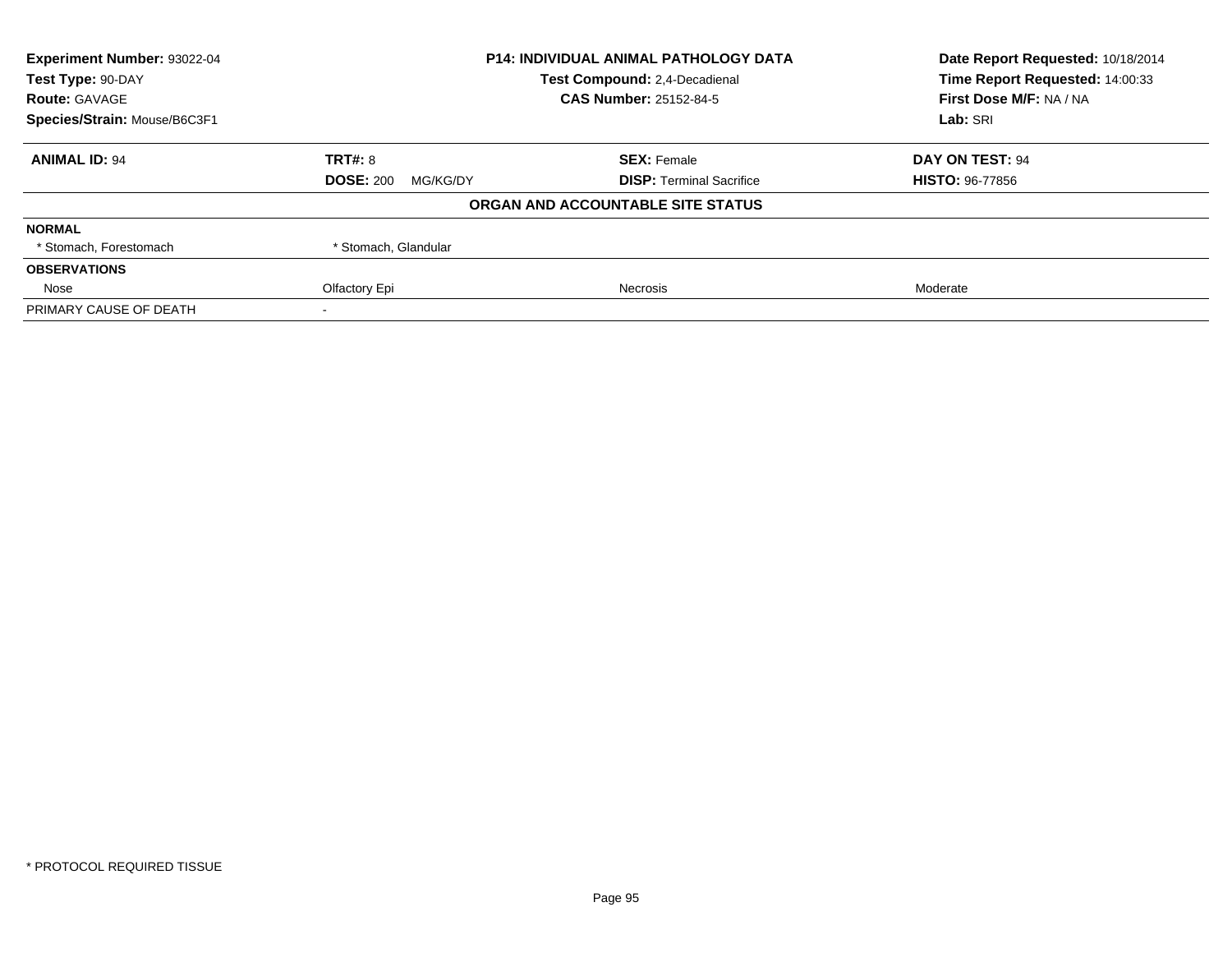**Experiment Number:** 93022-04
**Test Type:** 90-DAY
**Route:** GAVAGE
**Species/Strain:** Mouse/B6C3F1

**P14: INDIVIDUAL ANIMAL PATHOLOGY DATA**
**Test Compound:** 2,4-Decadienal
**CAS Number:** 25152-84-5

**Date Report Requested:** 10/18/2014
**Time Report Requested:** 14:00:33
**First Dose M/F:** NA / NA
**Lab:** SRI

| **ANIMAL ID:** 94 | **TRT#:** 8 | **SEX:** Female | **DAY ON TEST:** 94 |
|---|---|---|---|
| | **DOSE:** 200 MG/KG/DY | **DISP:** Terminal Sacrifice | **HISTO:** 96-77856 |

**ORGAN AND ACCOUNTABLE SITE STATUS**

| | | | |
|---|---|---|---|
| **NORMAL** | | | |
| * Stomach, Forestomach | * Stomach, Glandular | | |
| **OBSERVATIONS** | | | |
| Nose | Olfactory Epi | Necrosis | Moderate |
| PRIMARY CAUSE OF DEATH | - | | |

* PROTOCOL REQUIRED TISSUE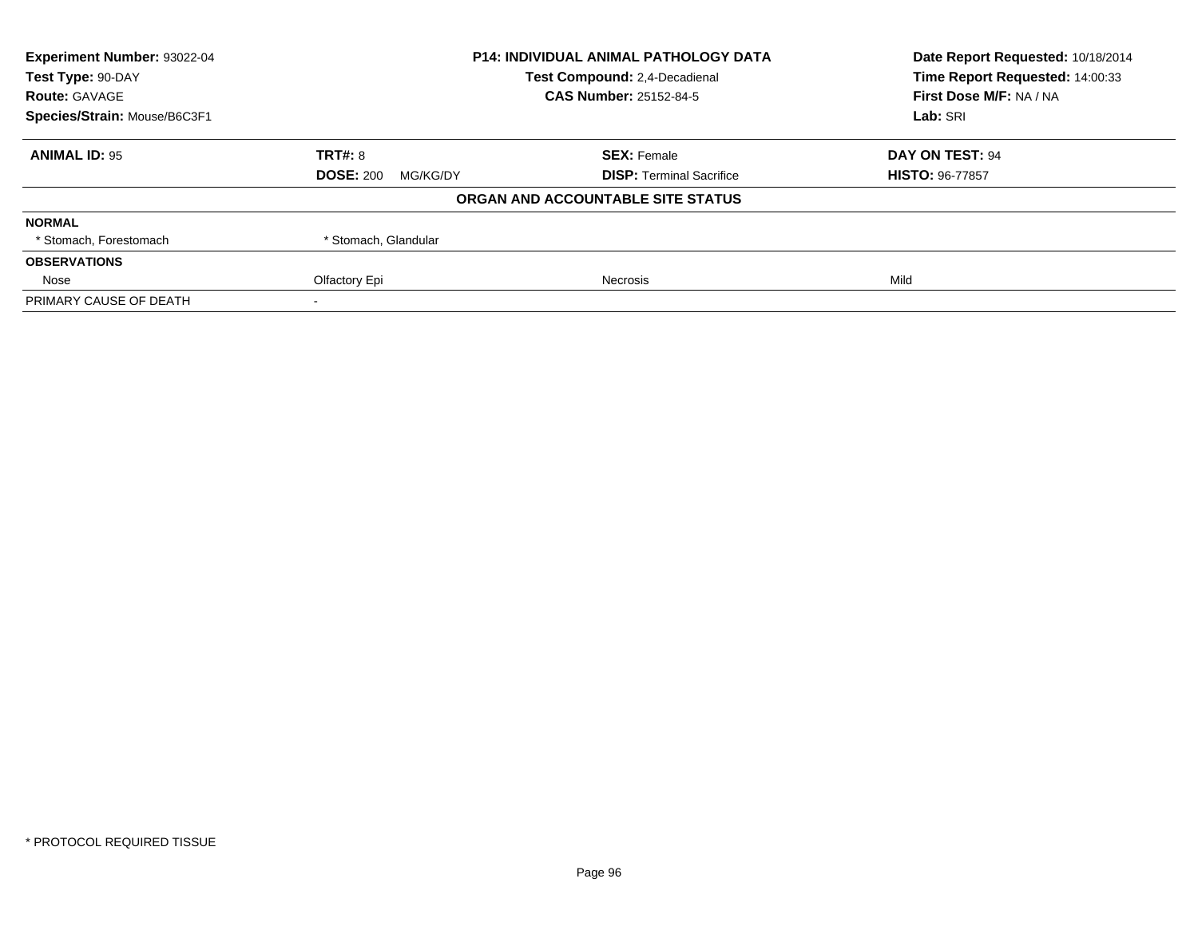| **Experiment Number:** 93022-04 | **P14: INDIVIDUAL ANIMAL PATHOLOGY DATA** | | **Date Report Requested:** 10/18/2014 |
|---|---|---|---|
| **Test Type:** 90-DAY | **Test Compound:** 2,4-Decadienal | | **Time Report Requested:** 14:00:33 |
| **Route:** GAVAGE | **CAS Number:** 25152-84-5 | | **First Dose M/F:** NA / NA |
| **Species/Strain:** Mouse/B6C3F1 | | | **Lab:** SRI |

| **ANIMAL ID:** 95 | **TRT#:** 8 | **SEX:** Female | **DAY ON TEST:** 94 |
|---|---|---|---|
| | **DOSE:** 200 MG/KG/DY | **DISP:** Terminal Sacrifice | **HISTO:** 96-77857 |
| | **ORGAN AND ACCOUNTABLE SITE STATUS** | | |
| **NORMAL** | | | |
| * Stomach, Forestomach | * Stomach, Glandular | | |
| **OBSERVATIONS** | | | |
| Nose | Olfactory Epi | Necrosis | Mild |
| PRIMARY CAUSE OF DEATH | - | | |

* PROTOCOL REQUIRED TISSUE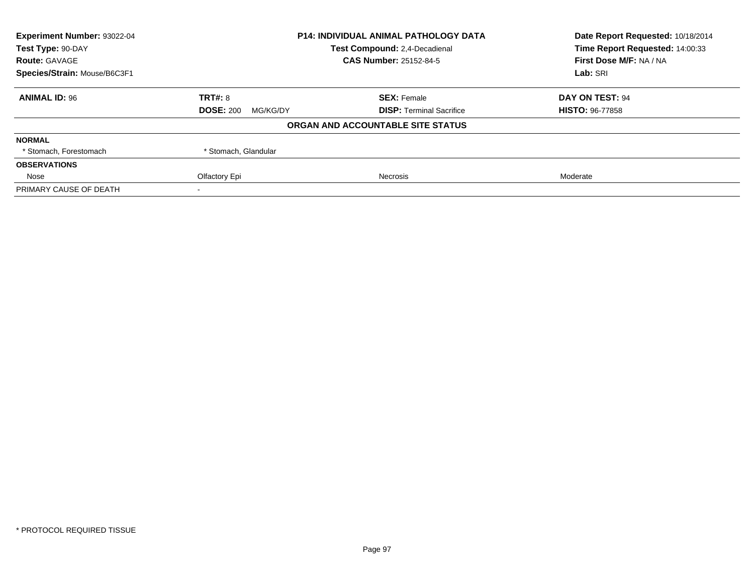| Experiment Number: 93022-04 | P14: INDIVIDUAL ANIMAL PATHOLOGY DATA | Date Report Requested: 10/18/2014 |
|---|---|---|
| Test Type: 90-DAY | Test Compound: 2,4-Decadienal | Time Report Requested: 14:00:33 |
| Route: GAVAGE | CAS Number: 25152-84-5 | First Dose M/F: NA / NA |
| Species/Strain: Mouse/B6C3F1 | | Lab: SRI |

| **ANIMAL ID:** 96 | **TRT#:** 8 | **SEX:** Female | **DAY ON TEST:** 94 |
|---|---|---|---|
| | **DOSE:** 200 MG/KG/DY | **DISP:** Terminal Sacrifice | **HISTO:** 96-77858 |

**ORGAN AND ACCOUNTABLE SITE STATUS**

| | | | |
|---|---|---|---|
| **NORMAL** | | | |
| * Stomach, Forestomach | * Stomach, Glandular | | |
| **OBSERVATIONS** | | | |
| Nose | Olfactory Epi | Necrosis | Moderate |
| PRIMARY CAUSE OF DEATH | - | | |

* PROTOCOL REQUIRED TISSUE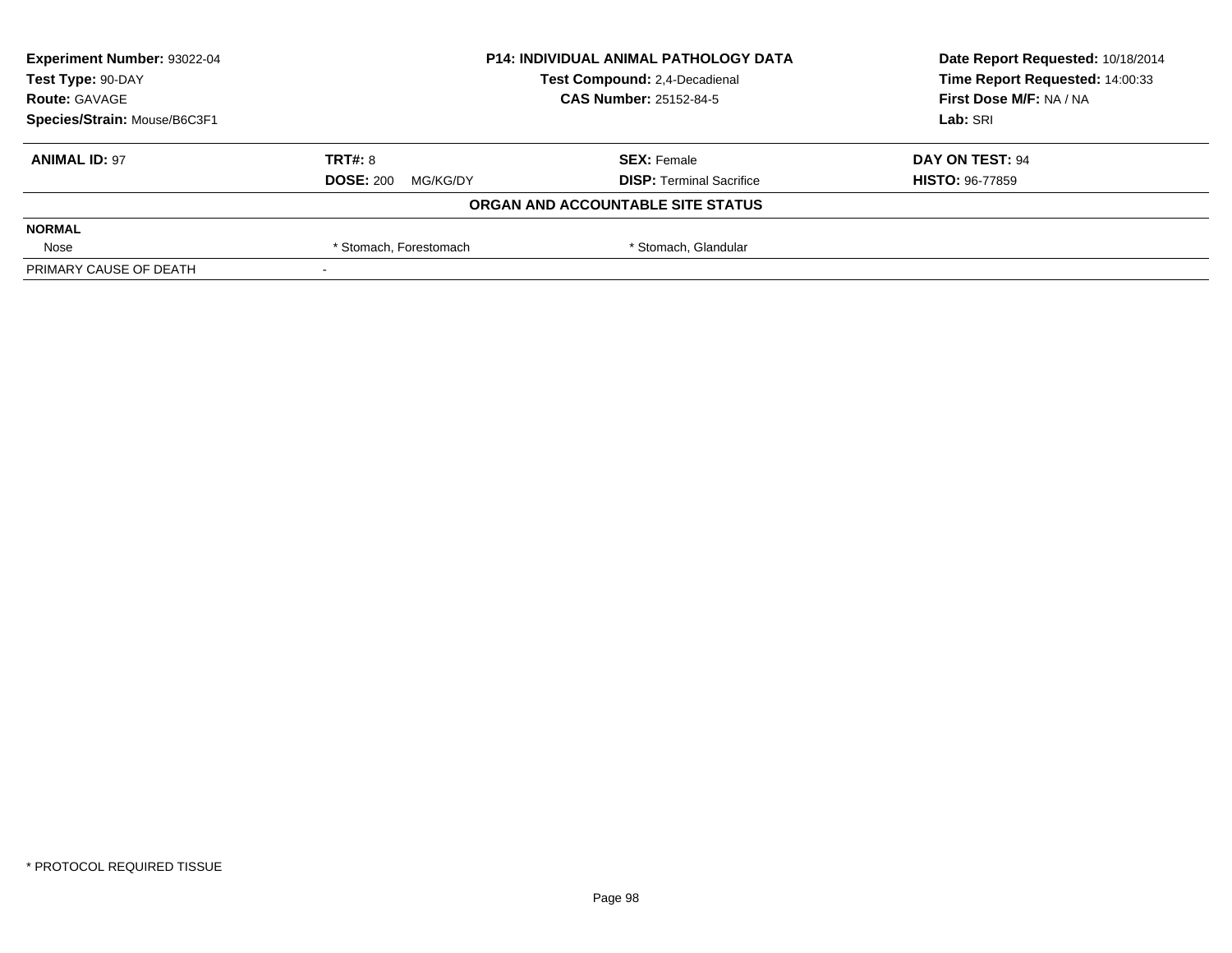| Experiment Number: 93022-04 | P14: INDIVIDUAL ANIMAL PATHOLOGY DATA | Date Report Requested: 10/18/2014 |
|---|---|---|
| Test Type: 90-DAY | Test Compound: 2,4-Decadienal | Time Report Requested: 14:00:33 |
| Route: GAVAGE | CAS Number: 25152-84-5 | First Dose M/F: NA / NA |
| Species/Strain: Mouse/B6C3F1 | | Lab: SRI |

| ANIMAL ID: 97 | TRT#: 8 | SEX: Female | DAY ON TEST: 94 |
|---|---|---|---|
| | DOSE: 200 MG/KG/DY | DISP: Terminal Sacrifice | HISTO: 96-77859 |

**ORGAN AND ACCOUNTABLE SITE STATUS**

| NORMAL | | |
|---|---|---|
| Nose | * Stomach, Forestomach | * Stomach, Glandular |
| PRIMARY CAUSE OF DEATH | - | |

* PROTOCOL REQUIRED TISSUE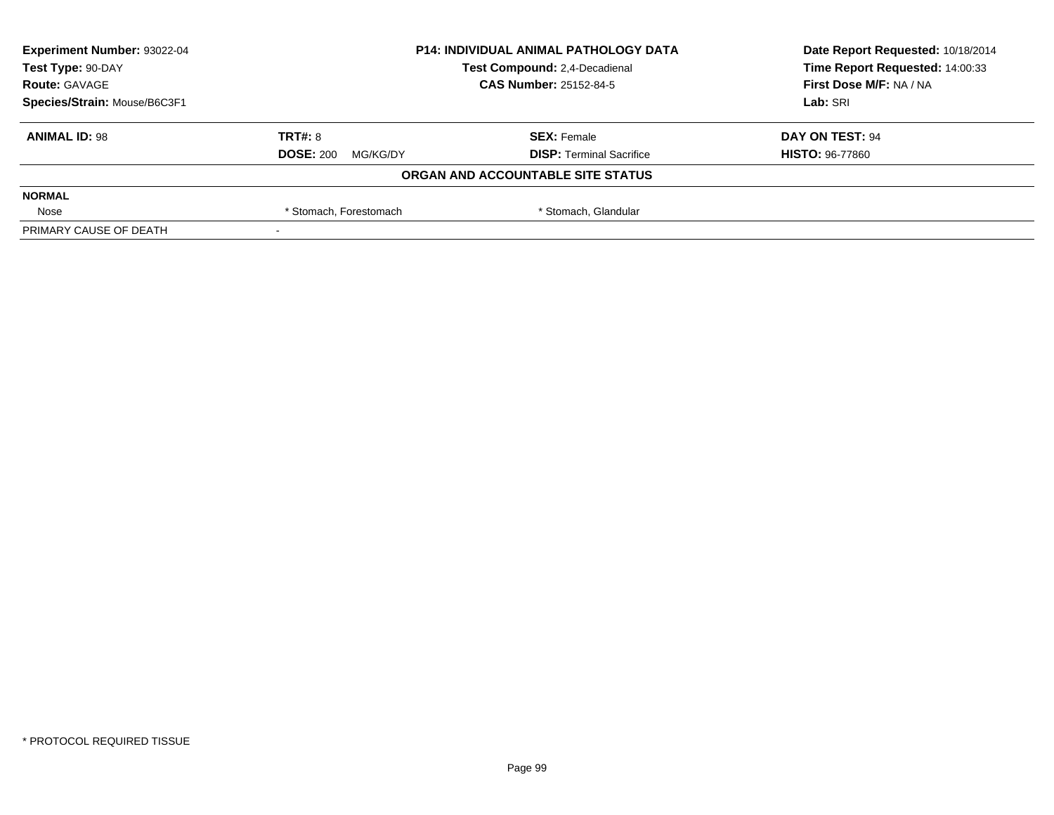| Experiment Number: 93022-04 | P14: INDIVIDUAL ANIMAL PATHOLOGY DATA | Date Report Requested: 10/18/2014 |
|---|---|---|
| Test Type: 90-DAY | Test Compound: 2,4-Decadienal | Time Report Requested: 14:00:33 |
| Route: GAVAGE | CAS Number: 25152-84-5 | First Dose M/F: NA / NA |
| Species/Strain: Mouse/B6C3F1 | | Lab: SRI |

| ANIMAL ID: 98 | TRT#: 8 | SEX: Female | DAY ON TEST: 94 |
|---|---|---|---|
| | DOSE: 200 MG/KG/DY | DISP: Terminal Sacrifice | HISTO: 96-77860 |

**ORGAN AND ACCOUNTABLE SITE STATUS**

| NORMAL | | |
|---|---|---|
| Nose | * Stomach, Forestomach | * Stomach, Glandular |
| PRIMARY CAUSE OF DEATH | - | |

* PROTOCOL REQUIRED TISSUE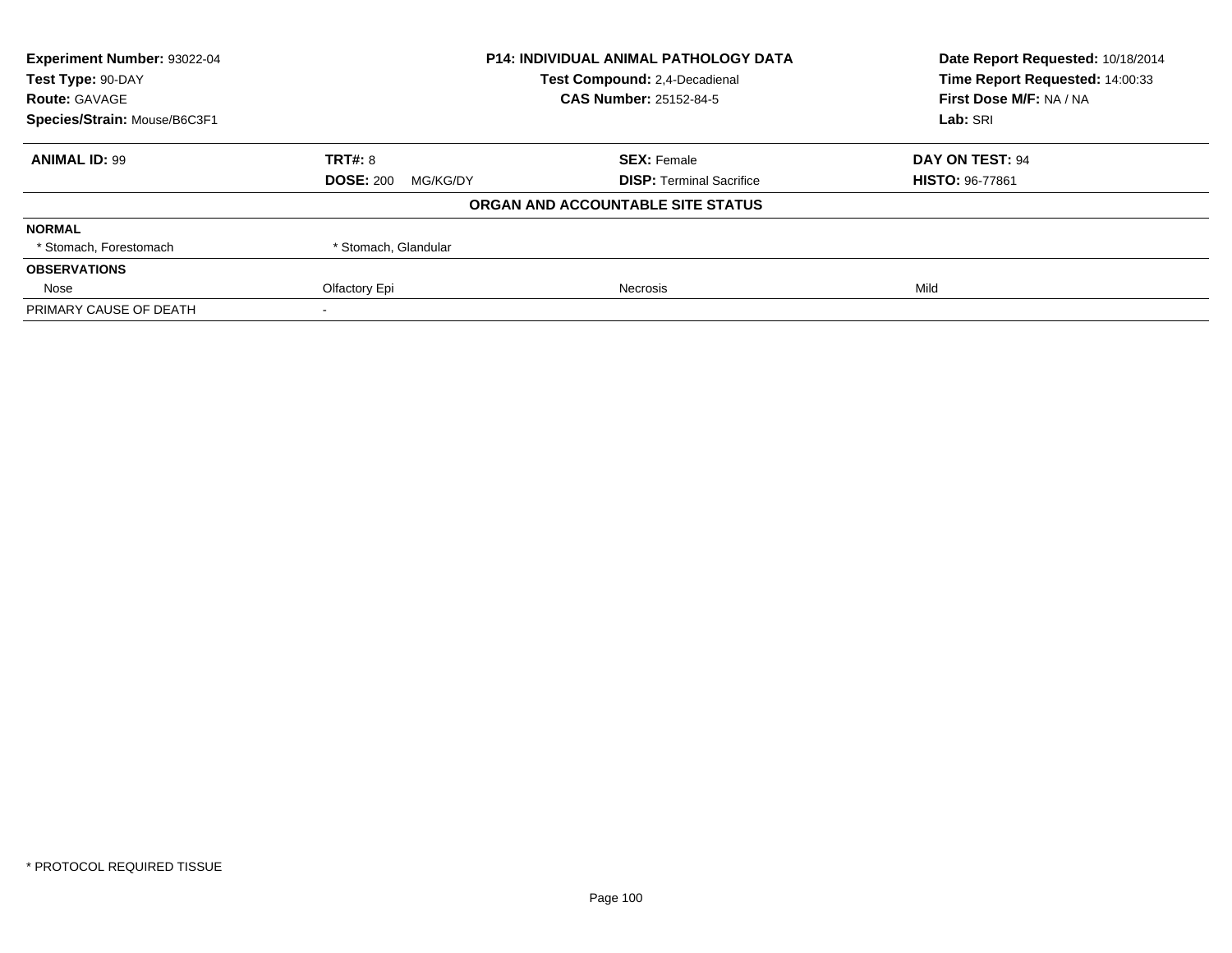| Experiment Number: 93022-04 | P14: INDIVIDUAL ANIMAL PATHOLOGY DATA | Date Report Requested: 10/18/2014 |
|---|---|---|
| Test Type: 90-DAY | Test Compound: 2,4-Decadienal | Time Report Requested: 14:00:33 |
| Route: GAVAGE | CAS Number: 25152-84-5 | First Dose M/F: NA / NA |
| Species/Strain: Mouse/B6C3F1 | | Lab: SRI |

| ANIMAL ID: 99 | TRT#: 8 | SEX: Female | DAY ON TEST: 94 |
|---|---|---|---|
| | DOSE: 200 MG/KG/DY | DISP: Terminal Sacrifice | HISTO: 96-77861 |

**ORGAN AND ACCOUNTABLE SITE STATUS**

| | | | |
|---|---|---|---|
| **NORMAL** | | | |
| * Stomach, Forestomach | * Stomach, Glandular | | |
| **OBSERVATIONS** | | | |
| Nose | Olfactory Epi | Necrosis | Mild |
| PRIMARY CAUSE OF DEATH | - | | |

* PROTOCOL REQUIRED TISSUE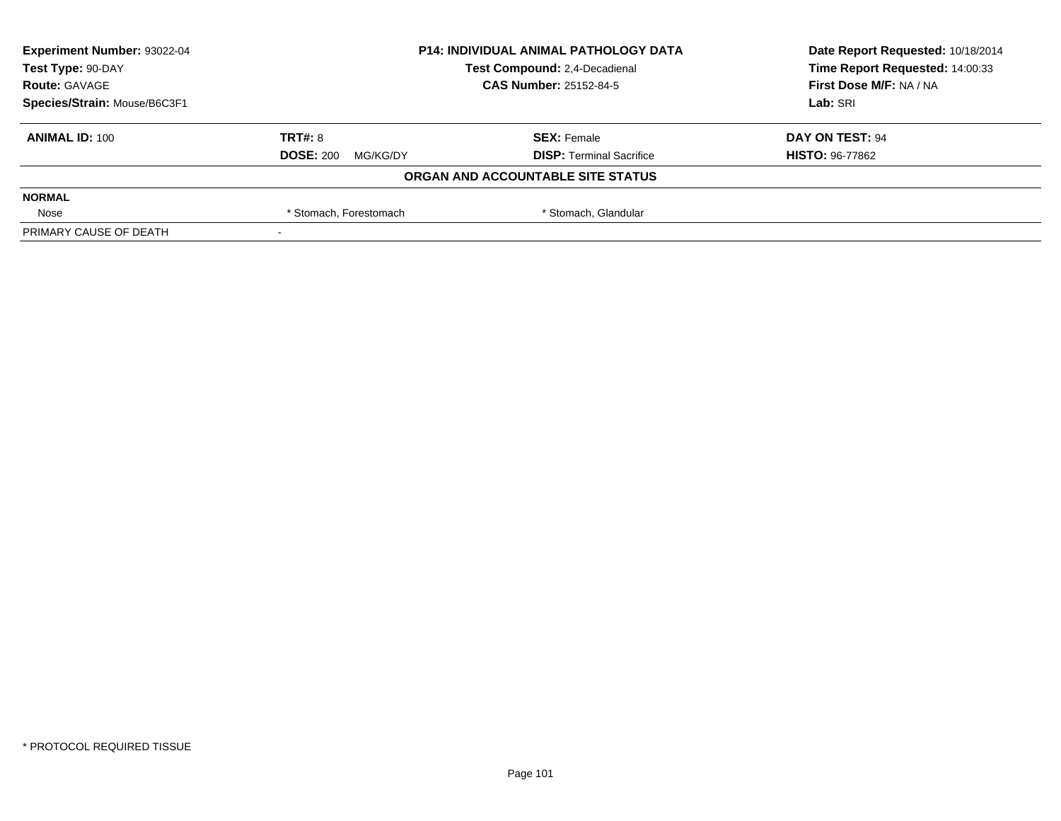**Experiment Number:** 93022-04
**Test Type:** 90-DAY
**Route:** GAVAGE
**Species/Strain:** Mouse/B6C3F1

**P14: INDIVIDUAL ANIMAL PATHOLOGY DATA**
**Test Compound:** 2,4-Decadienal
**CAS Number:** 25152-84-5

**Date Report Requested:** 10/18/2014
**Time Report Requested:** 14:00:33
**First Dose M/F:** NA / NA
**Lab:** SRI

| **ANIMAL ID:** 100 | **TRT#:** 8 | **SEX:** Female | **DAY ON TEST:** 94 |
|---|---|---|---|
| | **DOSE:** 200 MG/KG/DY | **DISP:** Terminal Sacrifice | **HISTO:** 96-77862 |

**ORGAN AND ACCOUNTABLE SITE STATUS**

| **NORMAL** | | | |
|---|---|---|---|
| Nose | * Stomach, Forestomach | * Stomach, Glandular | |
| PRIMARY CAUSE OF DEATH | - | | |

* PROTOCOL REQUIRED TISSUE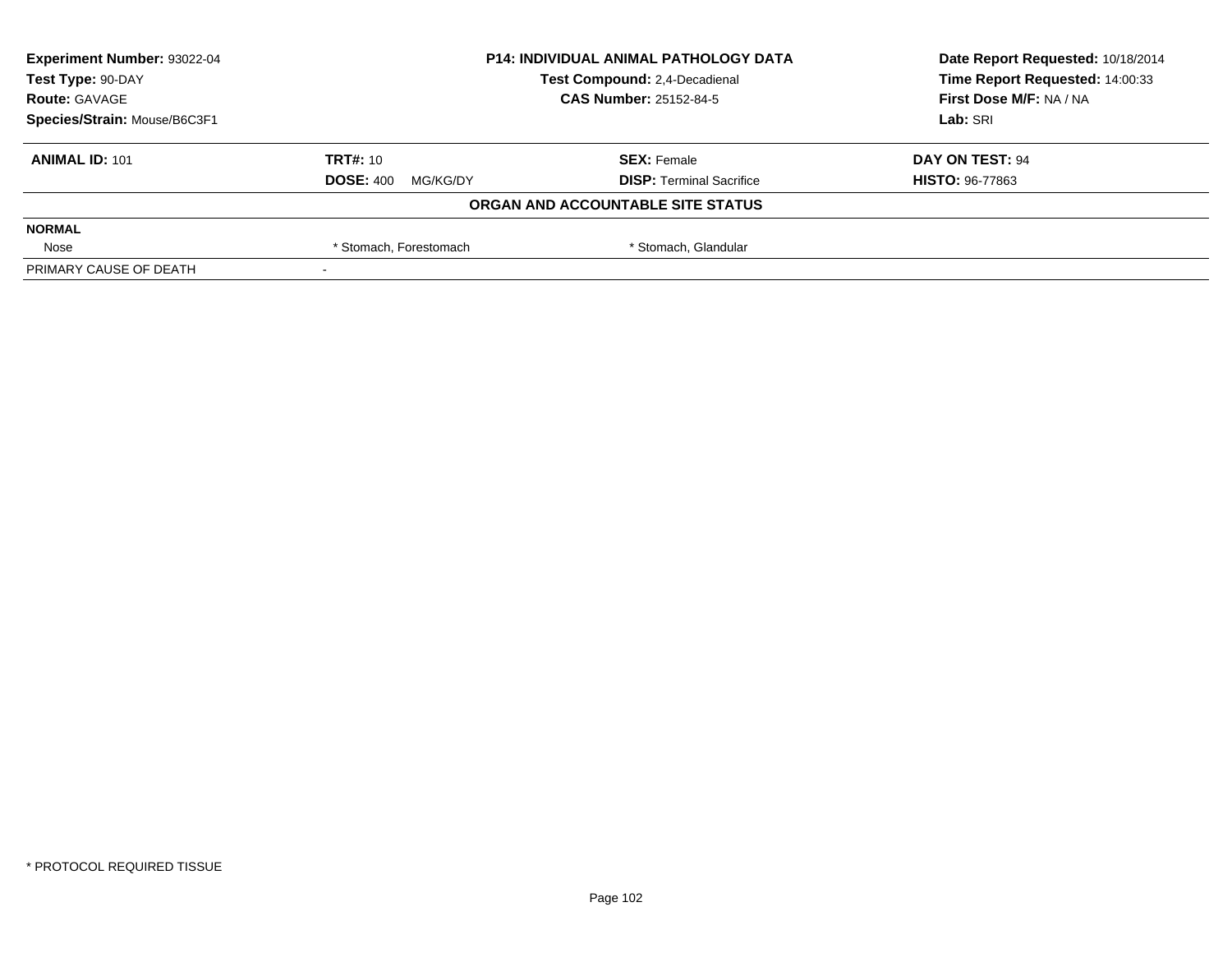**Experiment Number:** 93022-04
**Test Type:** 90-DAY
**Route:** GAVAGE
**Species/Strain:** Mouse/B6C3F1

**P14: INDIVIDUAL ANIMAL PATHOLOGY DATA**
**Test Compound:** 2,4-Decadienal
**CAS Number:** 25152-84-5

**Date Report Requested:** 10/18/2014
**Time Report Requested:** 14:00:33
**First Dose M/F:** NA / NA
**Lab:** SRI

| **ANIMAL ID:** 101 | **TRT#:** 10 | **SEX:** Female | **DAY ON TEST:** 94 |
|---|---|---|---|
| | **DOSE:** 400 MG/KG/DY | **DISP:** Terminal Sacrifice | **HISTO:** 96-77863 |

**ORGAN AND ACCOUNTABLE SITE STATUS**

| | | | |
|---|---|---|---|
| **NORMAL** | | | |
| Nose | * Stomach, Forestomach | * Stomach, Glandular | |
| PRIMARY CAUSE OF DEATH | - | | |

* PROTOCOL REQUIRED TISSUE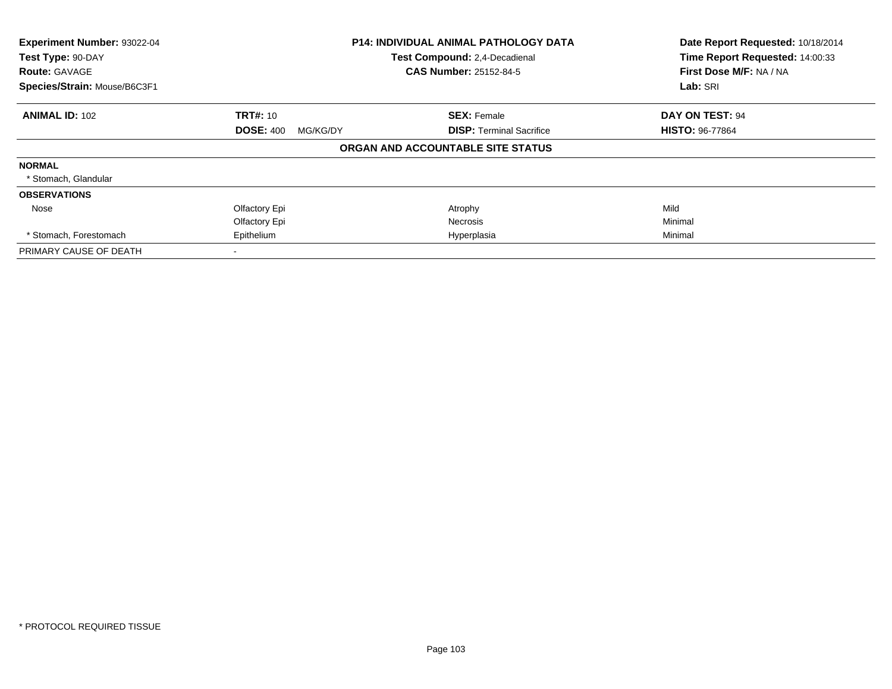**Experiment Number:** 93022-04
**Test Type:** 90-DAY
**Route:** GAVAGE
**Species/Strain:** Mouse/B6C3F1

**P14: INDIVIDUAL ANIMAL PATHOLOGY DATA**
**Test Compound:** 2,4-Decadienal
**CAS Number:** 25152-84-5

**Date Report Requested:** 10/18/2014
**Time Report Requested:** 14:00:33
**First Dose M/F:** NA / NA
**Lab:** SRI

| **ANIMAL ID:** 102 | **TRT#:** 10 | **SEX:** Female | **DAY ON TEST:** 94 |
|---|---|---|---|
| | **DOSE:** 400 MG/KG/DY | **DISP:** Terminal Sacrifice | **HISTO:** 96-77864 |

**ORGAN AND ACCOUNTABLE SITE STATUS**

| | | | |
|---|---|---|---|
| **NORMAL** | | | |
| * Stomach, Glandular | | | |
| **OBSERVATIONS** | | | |
| Nose | Olfactory Epi | Atrophy | Mild |
| | Olfactory Epi | Necrosis | Minimal |
| * Stomach, Forestomach | Epithelium | Hyperplasia | Minimal |
| PRIMARY CAUSE OF DEATH | - | | |

* PROTOCOL REQUIRED TISSUE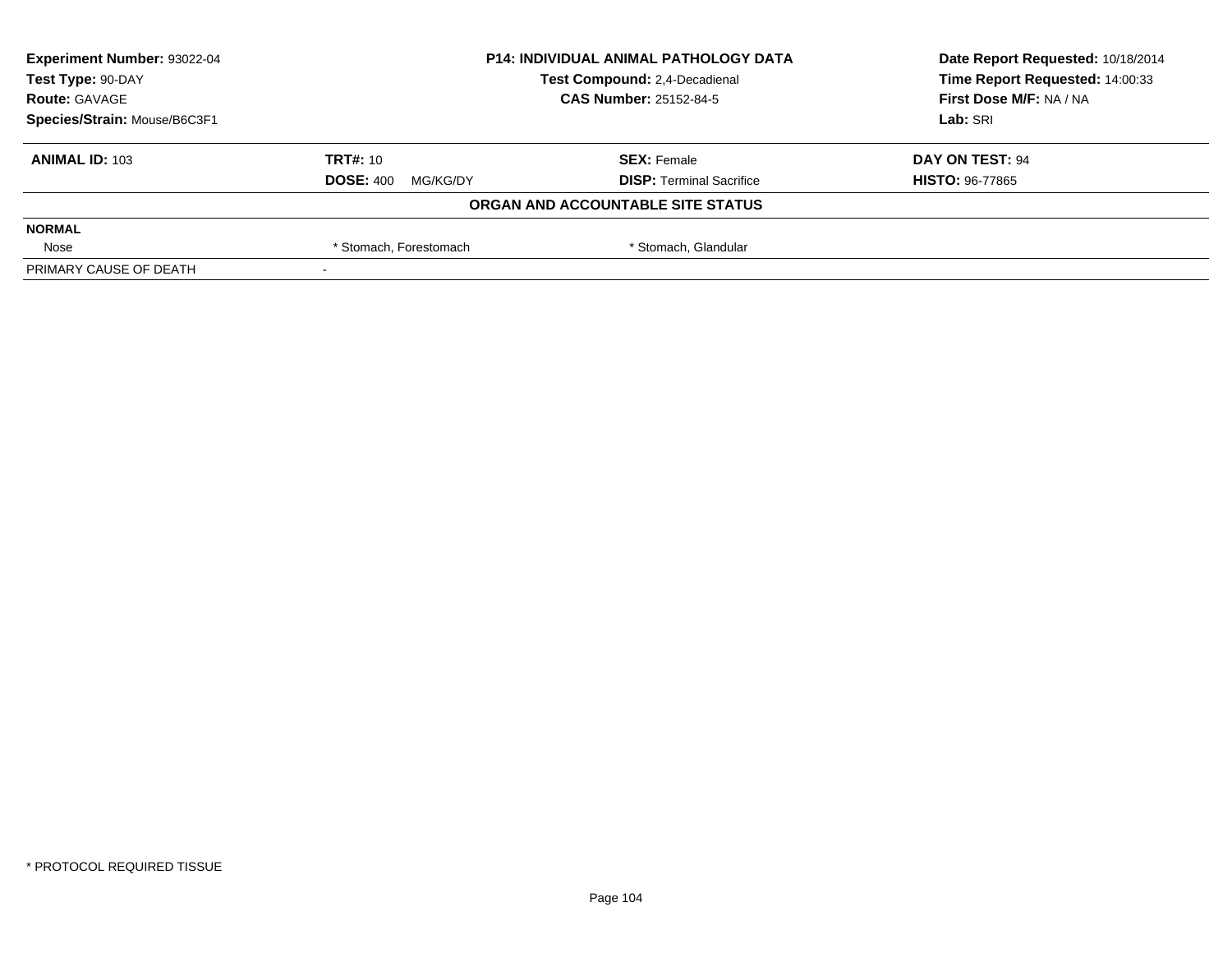| Experiment Number: 93022-04 | P14: INDIVIDUAL ANIMAL PATHOLOGY DATA | Date Report Requested: 10/18/2014 |
|---|---|---|
| Test Type: 90-DAY | Test Compound: 2,4-Decadienal | Time Report Requested: 14:00:33 |
| Route: GAVAGE | CAS Number: 25152-84-5 | First Dose M/F: NA / NA |
| Species/Strain: Mouse/B6C3F1 | | Lab: SRI |

| ANIMAL ID: 103 | TRT#: 10 | SEX: Female | DAY ON TEST: 94 |
|---|---|---|---|
| | DOSE: 400 MG/KG/DY | DISP: Terminal Sacrifice | HISTO: 96-77865 |

**ORGAN AND ACCOUNTABLE SITE STATUS**

| NORMAL | | | |
|---|---|---|---|
| Nose | * Stomach, Forestomach | * Stomach, Glandular | |
| PRIMARY CAUSE OF DEATH | - | | |

* PROTOCOL REQUIRED TISSUE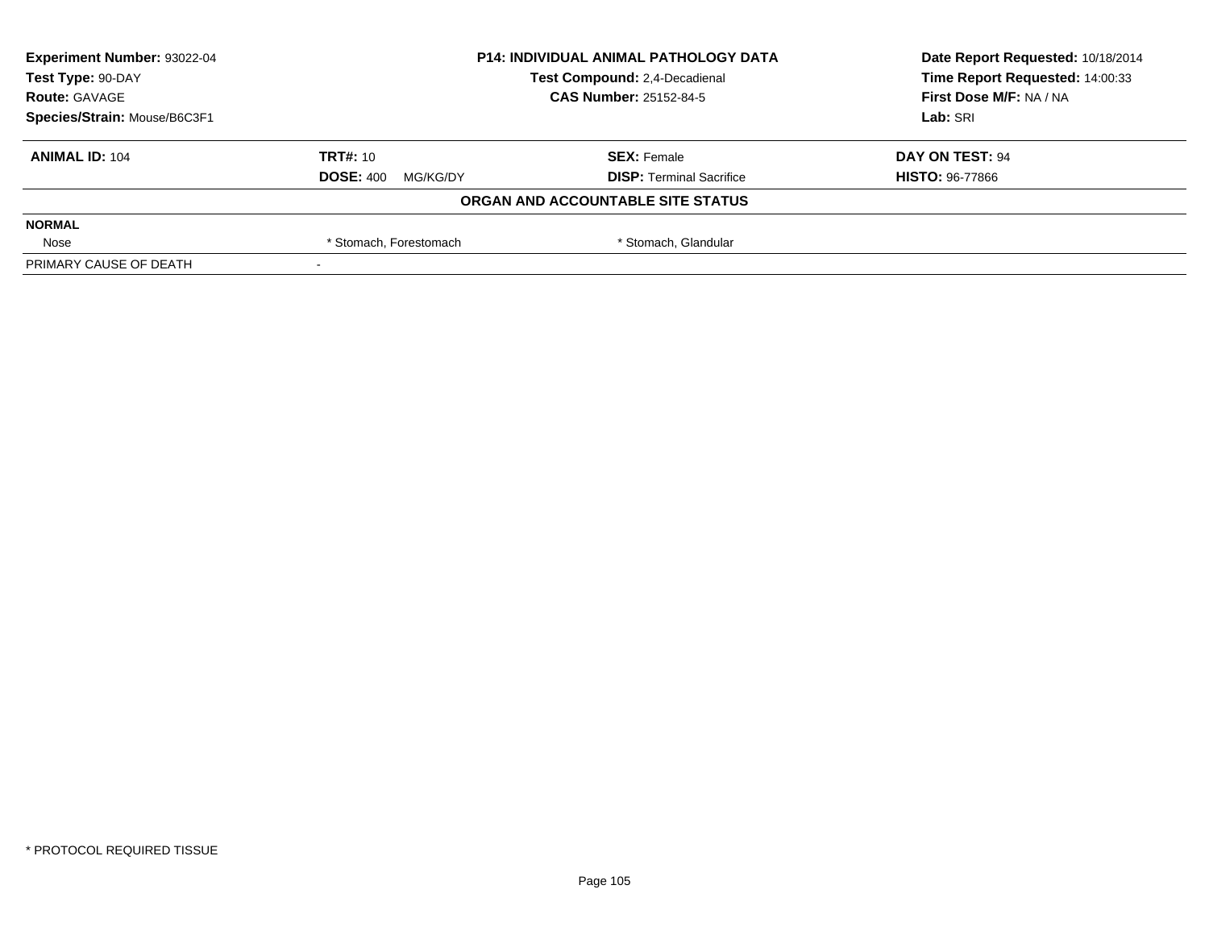| **Experiment Number:** 93022-04 | **P14: INDIVIDUAL ANIMAL PATHOLOGY DATA** | **Date Report Requested:** 10/18/2014 |
|---|---|---|
| **Test Type:** 90-DAY | **Test Compound:** 2,4-Decadienal | **Time Report Requested:** 14:00:33 |
| **Route:** GAVAGE | **CAS Number:** 25152-84-5 | **First Dose M/F:** NA / NA |
| **Species/Strain:** Mouse/B6C3F1 | | **Lab:** SRI |

| **ANIMAL ID:** 104 | **TRT#:** 10 | **SEX:** Female | **DAY ON TEST:** 94 |
|---|---|---|---|
| | **DOSE:** 400 MG/KG/DY | **DISP:** Terminal Sacrifice | **HISTO:** 96-77866 |

**ORGAN AND ACCOUNTABLE SITE STATUS**

| | | | |
|---|---|---|---|
| **NORMAL** | | | |
| Nose | * Stomach, Forestomach | * Stomach, Glandular | |
| PRIMARY CAUSE OF DEATH | - | | |

* PROTOCOL REQUIRED TISSUE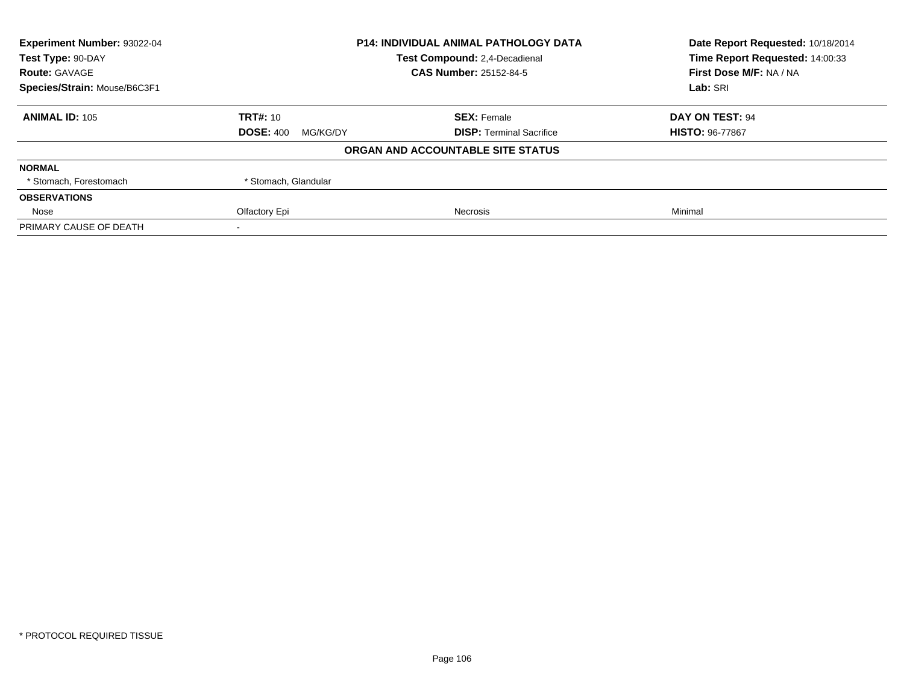| Experiment Number: 93022-04 | P14: INDIVIDUAL ANIMAL PATHOLOGY DATA | Date Report Requested: 10/18/2014 |
|---|---|---|
| Test Type: 90-DAY | Test Compound: 2,4-Decadienal | Time Report Requested: 14:00:33 |
| Route: GAVAGE | CAS Number: 25152-84-5 | First Dose M/F: NA / NA |
| Species/Strain: Mouse/B6C3F1 | | Lab: SRI |

| **ANIMAL ID:** 105 | **TRT#:** 10 | **SEX:** Female | **DAY ON TEST:** 94 |
|---|---|---|---|
| | **DOSE:** 400 MG/KG/DY | **DISP:** Terminal Sacrifice | **HISTO:** 96-77867 |

**ORGAN AND ACCOUNTABLE SITE STATUS**

| | | | |
|---|---|---|---|
| **NORMAL** | | | |
| * Stomach, Forestomach | * Stomach, Glandular | | |
| **OBSERVATIONS** | | | |
| Nose | Olfactory Epi | Necrosis | Minimal |
| PRIMARY CAUSE OF DEATH | - | | |

* PROTOCOL REQUIRED TISSUE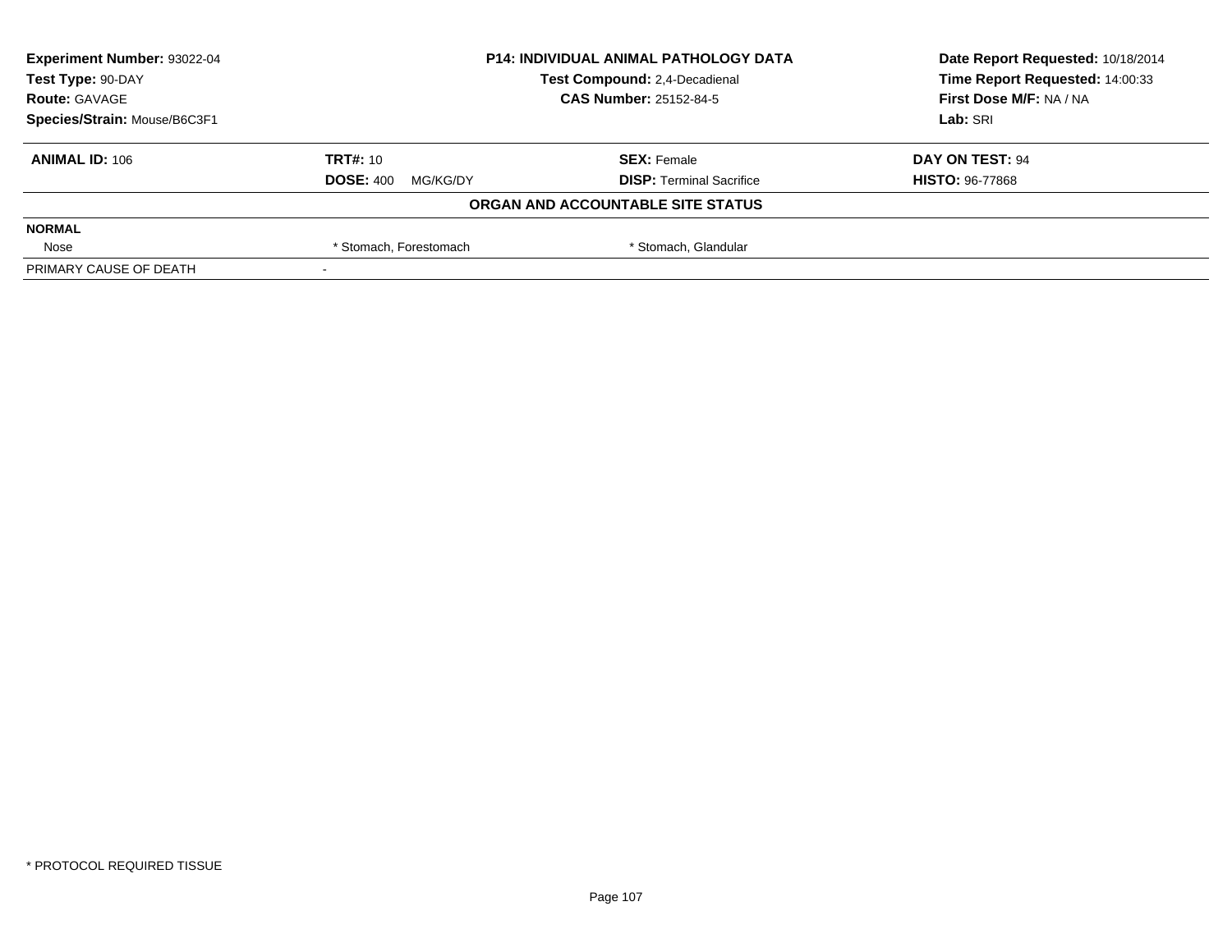| **Experiment Number:** 93022-04 | **P14: INDIVIDUAL ANIMAL PATHOLOGY DATA** | **Date Report Requested:** 10/18/2014 |
|---|---|---|
| **Test Type:** 90-DAY | **Test Compound:** 2,4-Decadienal | **Time Report Requested:** 14:00:33 |
| **Route:** GAVAGE | **CAS Number:** 25152-84-5 | **First Dose M/F:** NA / NA |
| **Species/Strain:** Mouse/B6C3F1 | | **Lab:** SRI |

| **ANIMAL ID:** 106 | **TRT#:** 10 | **SEX:** Female | **DAY ON TEST:** 94 |
|---|---|---|---|
| | **DOSE:** 400 MG/KG/DY | **DISP:** Terminal Sacrifice | **HISTO:** 96-77868 |

**ORGAN AND ACCOUNTABLE SITE STATUS**

| **NORMAL** | | | |
|---|---|---|---|
| Nose | * Stomach, Forestomach | * Stomach, Glandular | |
| PRIMARY CAUSE OF DEATH | - | | |

* PROTOCOL REQUIRED TISSUE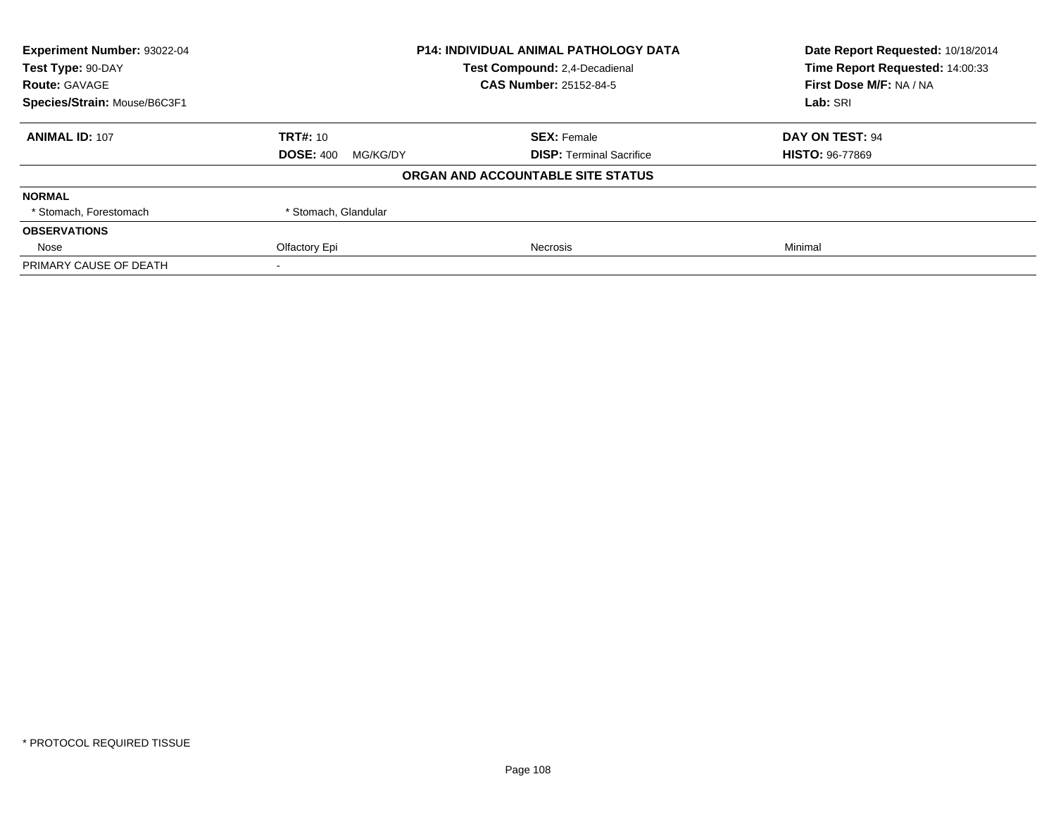| | | | |
|---|---|---|---|
| **Experiment Number:** 93022-04 | **P14: INDIVIDUAL ANIMAL PATHOLOGY DATA** | | **Date Report Requested:** 10/18/2014 |
| **Test Type:** 90-DAY | **Test Compound:** 2,4-Decadienal | | **Time Report Requested:** 14:00:33 |
| **Route:** GAVAGE | **CAS Number:** 25152-84-5 | | **First Dose M/F:** NA / NA |
| **Species/Strain:** Mouse/B6C3F1 | | | **Lab:** SRI |

| | | | |
|---|---|---|---|
| **ANIMAL ID:** 107 | **TRT#:** 10 | **SEX:** Female | **DAY ON TEST:** 94 |
| | **DOSE:** 400 MG/KG/DY | **DISP:** Terminal Sacrifice | **HISTO:** 96-77869 |

**ORGAN AND ACCOUNTABLE SITE STATUS**

| | | | |
|---|---|---|---|
| **NORMAL** | | | |
| * Stomach, Forestomach | * Stomach, Glandular | | |
| **OBSERVATIONS** | | | |
| Nose | Olfactory Epi | Necrosis | Minimal |
| PRIMARY CAUSE OF DEATH | - | | |

* PROTOCOL REQUIRED TISSUE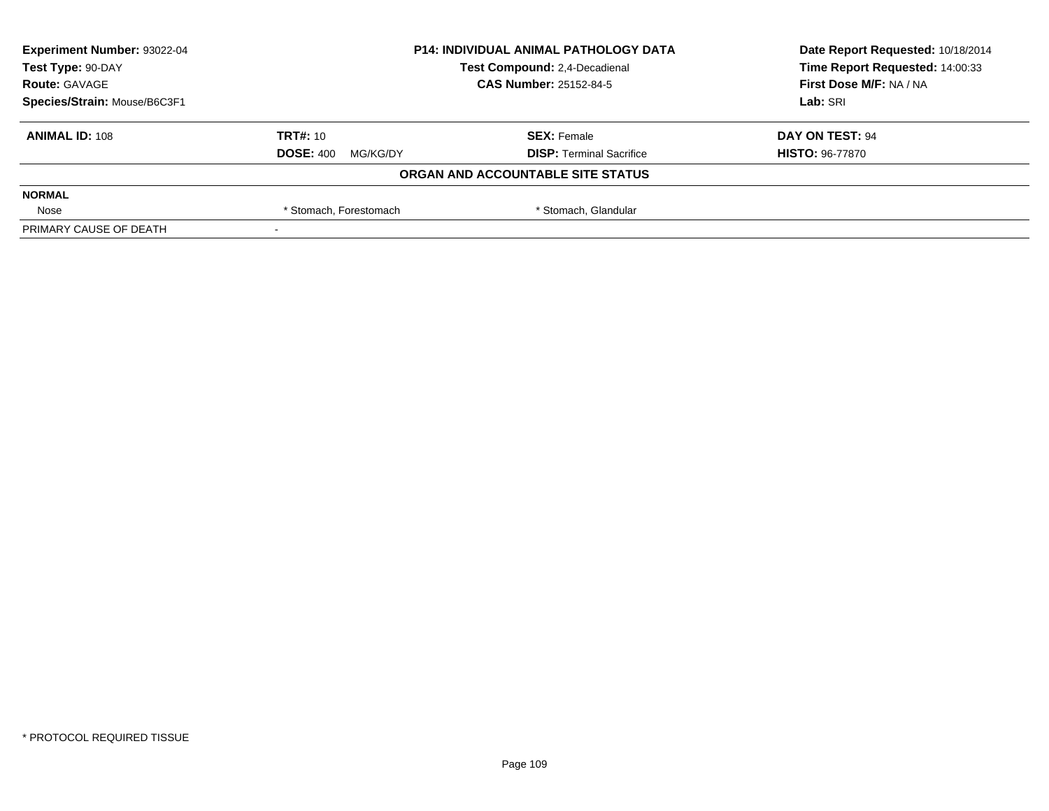| Experiment Number: 93022-04 | P14: INDIVIDUAL ANIMAL PATHOLOGY DATA | Date Report Requested: 10/18/2014 |
|---|---|---|
| Test Type: 90-DAY | Test Compound: 2,4-Decadienal | Time Report Requested: 14:00:33 |
| Route: GAVAGE | CAS Number: 25152-84-5 | First Dose M/F: NA / NA |
| Species/Strain: Mouse/B6C3F1 | | Lab: SRI |

| **ANIMAL ID:** 108 | **TRT#:** 10 | **SEX:** Female | **DAY ON TEST:** 94 |
|---|---|---|---|
| | **DOSE:** 400 MG/KG/DY | **DISP:** Terminal Sacrifice | **HISTO:** 96-77870 |

**ORGAN AND ACCOUNTABLE SITE STATUS**

| | | | |
|---|---|---|---|
| **NORMAL** | | | |
| Nose | * Stomach, Forestomach | * Stomach, Glandular | |
| PRIMARY CAUSE OF DEATH | - | | |

* PROTOCOL REQUIRED TISSUE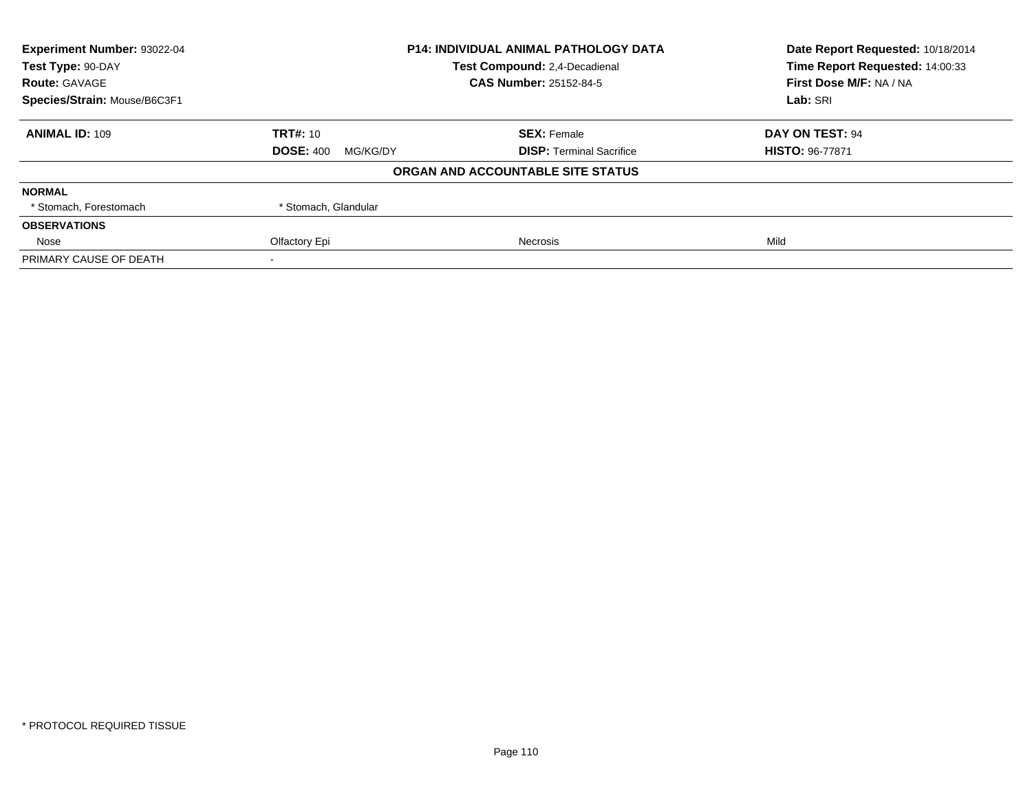**Experiment Number:** 93022-04
**Test Type:** 90-DAY
**Route:** GAVAGE
**Species/Strain:** Mouse/B6C3F1

**P14: INDIVIDUAL ANIMAL PATHOLOGY DATA**
**Test Compound:** 2,4-Decadienal
**CAS Number:** 25152-84-5

**Date Report Requested:** 10/18/2014
**Time Report Requested:** 14:00:33
**First Dose M/F:** NA / NA
**Lab:** SRI

| **ANIMAL ID:** 109 | **TRT#:** 10 | **SEX:** Female | **DAY ON TEST:** 94 |
|---|---|---|---|
| | **DOSE:** 400 MG/KG/DY | **DISP:** Terminal Sacrifice | **HISTO:** 96-77871 |

**ORGAN AND ACCOUNTABLE SITE STATUS**

| | | | |
|---|---|---|---|
| **NORMAL** | | | |
| * Stomach, Forestomach | * Stomach, Glandular | | |
| **OBSERVATIONS** | | | |
| Nose | Olfactory Epi | Necrosis | Mild |
| PRIMARY CAUSE OF DEATH | - | | |

* PROTOCOL REQUIRED TISSUE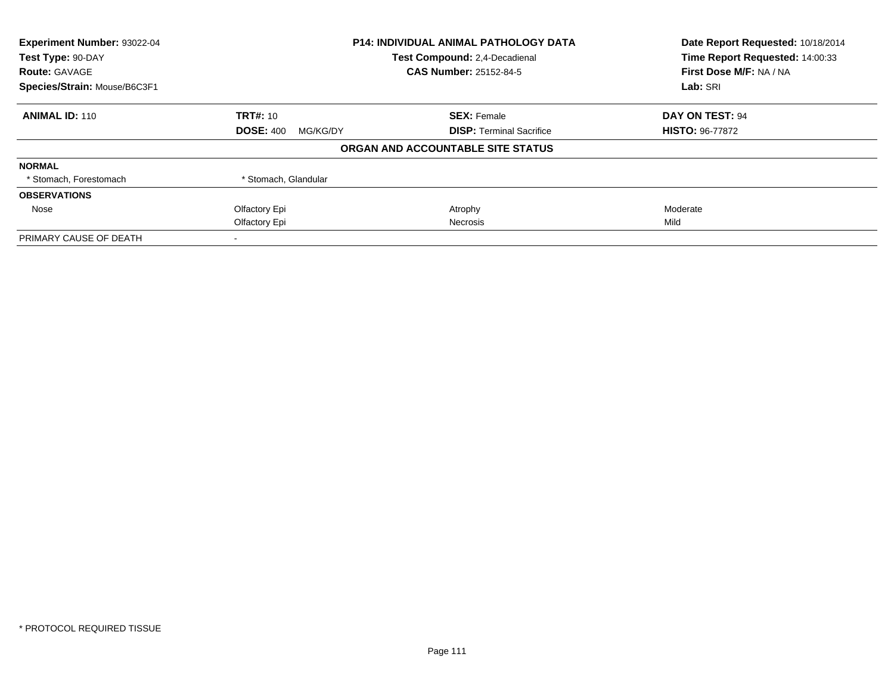**Experiment Number:** 93022-04
**Test Type:** 90-DAY
**Route:** GAVAGE
**Species/Strain:** Mouse/B6C3F1

**P14: INDIVIDUAL ANIMAL PATHOLOGY DATA**
**Test Compound:** 2,4-Decadienal
**CAS Number:** 25152-84-5

**Date Report Requested:** 10/18/2014
**Time Report Requested:** 14:00:33
**First Dose M/F:** NA / NA
**Lab:** SRI

| **ANIMAL ID:** 110 | **TRT#:** 10 | **SEX:** Female | **DAY ON TEST:** 94 |
|---|---|---|---|
| | **DOSE:** 400 MG/KG/DY | **DISP:** Terminal Sacrifice | **HISTO:** 96-77872 |

**ORGAN AND ACCOUNTABLE SITE STATUS**

| | | | |
|---|---|---|---|
| **NORMAL** | | | |
| * Stomach, Forestomach | * Stomach, Glandular | | |
| **OBSERVATIONS** | | | |
| Nose | Olfactory Epi | Atrophy | Moderate |
| | Olfactory Epi | Necrosis | Mild |
| PRIMARY CAUSE OF DEATH | - | | |

* PROTOCOL REQUIRED TISSUE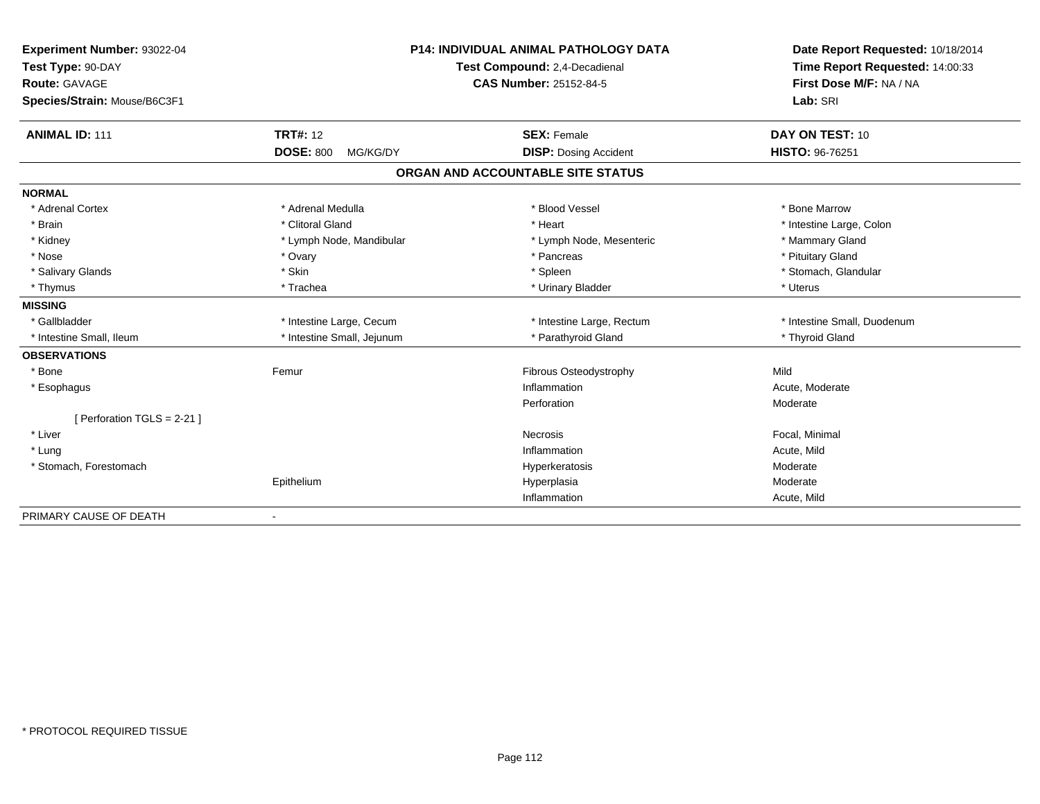**Experiment Number:** 93022-04
**Test Type:** 90-DAY
**Route:** GAVAGE
**Species/Strain:** Mouse/B6C3F1

**P14: INDIVIDUAL ANIMAL PATHOLOGY DATA**
**Test Compound:** 2,4-Decadienal
**CAS Number:** 25152-84-5

**Date Report Requested:** 10/18/2014
**Time Report Requested:** 14:00:33
**First Dose M/F:** NA / NA
**Lab:** SRI

| **ANIMAL ID:** 111 | **TRT#:** 12 | **SEX:** Female | **DAY ON TEST:** 10 |
|---|---|---|---|
| | **DOSE:** 800 MG/KG/DY | **DISP:** Dosing Accident | **HISTO:** 96-76251 |

## ORGAN AND ACCOUNTABLE SITE STATUS

**NORMAL**

| | | | |
|---|---|---|---|
| * Adrenal Cortex | * Adrenal Medulla | * Blood Vessel | * Bone Marrow |
| * Brain | * Clitoral Gland | * Heart | * Intestine Large, Colon |
| * Kidney | * Lymph Node, Mandibular | * Lymph Node, Mesenteric | * Mammary Gland |
| * Nose | * Ovary | * Pancreas | * Pituitary Gland |
| * Salivary Glands | * Skin | * Spleen | * Stomach, Glandular |
| * Thymus | * Trachea | * Urinary Bladder | * Uterus |

**MISSING**

| | | | |
|---|---|---|---|
| * Gallbladder | * Intestine Large, Cecum | * Intestine Large, Rectum | * Intestine Small, Duodenum |
| * Intestine Small, Ileum | * Intestine Small, Jejunum | * Parathyroid Gland | * Thyroid Gland |

**OBSERVATIONS**

| | | | |
|---|---|---|---|
| * Bone | Femur | Fibrous Osteodystrophy | Mild |
| * Esophagus | | Inflammation | Acute, Moderate |
| | | Perforation | Moderate |
| [ Perforation TGLS = 2-21 ] | | | |
| * Liver | | Necrosis | Focal, Minimal |
| * Lung | | Inflammation | Acute, Mild |
| * Stomach, Forestomach | | Hyperkeratosis | Moderate |
| | Epithelium | Hyperplasia | Moderate |
| | | Inflammation | Acute, Mild |

PRIMARY CAUSE OF DEATH -

* PROTOCOL REQUIRED TISSUE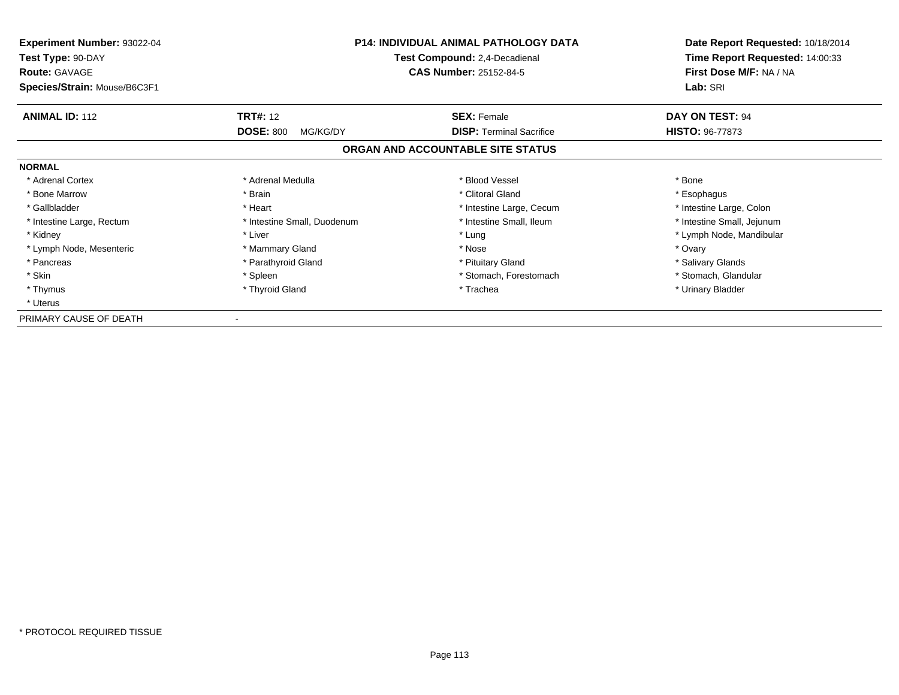**Experiment Number:** 93022-04
**Test Type:** 90-DAY
**Route:** GAVAGE
**Species/Strain:** Mouse/B6C3F1

**P14: INDIVIDUAL ANIMAL PATHOLOGY DATA**
**Test Compound:** 2,4-Decadienal
**CAS Number:** 25152-84-5

**Date Report Requested:** 10/18/2014
**Time Report Requested:** 14:00:33
**First Dose M/F:** NA / NA
**Lab:** SRI

| **ANIMAL ID:** 112 | **TRT#:** 12 | **SEX:** Female | **DAY ON TEST:** 94 |
|---|---|---|---|
| | **DOSE:** 800 MG/KG/DY | **DISP:** Terminal Sacrifice | **HISTO:** 96-77873 |

## ORGAN AND ACCOUNTABLE SITE STATUS

**NORMAL**

| | | | |
|---|---|---|---|
| * Adrenal Cortex | * Adrenal Medulla | * Blood Vessel | * Bone |
| * Bone Marrow | * Brain | * Clitoral Gland | * Esophagus |
| * Gallbladder | * Heart | * Intestine Large, Cecum | * Intestine Large, Colon |
| * Intestine Large, Rectum | * Intestine Small, Duodenum | * Intestine Small, Ileum | * Intestine Small, Jejunum |
| * Kidney | * Liver | * Lung | * Lymph Node, Mandibular |
| * Lymph Node, Mesenteric | * Mammary Gland | * Nose | * Ovary |
| * Pancreas | * Parathyroid Gland | * Pituitary Gland | * Salivary Glands |
| * Skin | * Spleen | * Stomach, Forestomach | * Stomach, Glandular |
| * Thymus | * Thyroid Gland | * Trachea | * Urinary Bladder |
| * Uterus | | | |

PRIMARY CAUSE OF DEATH -

* PROTOCOL REQUIRED TISSUE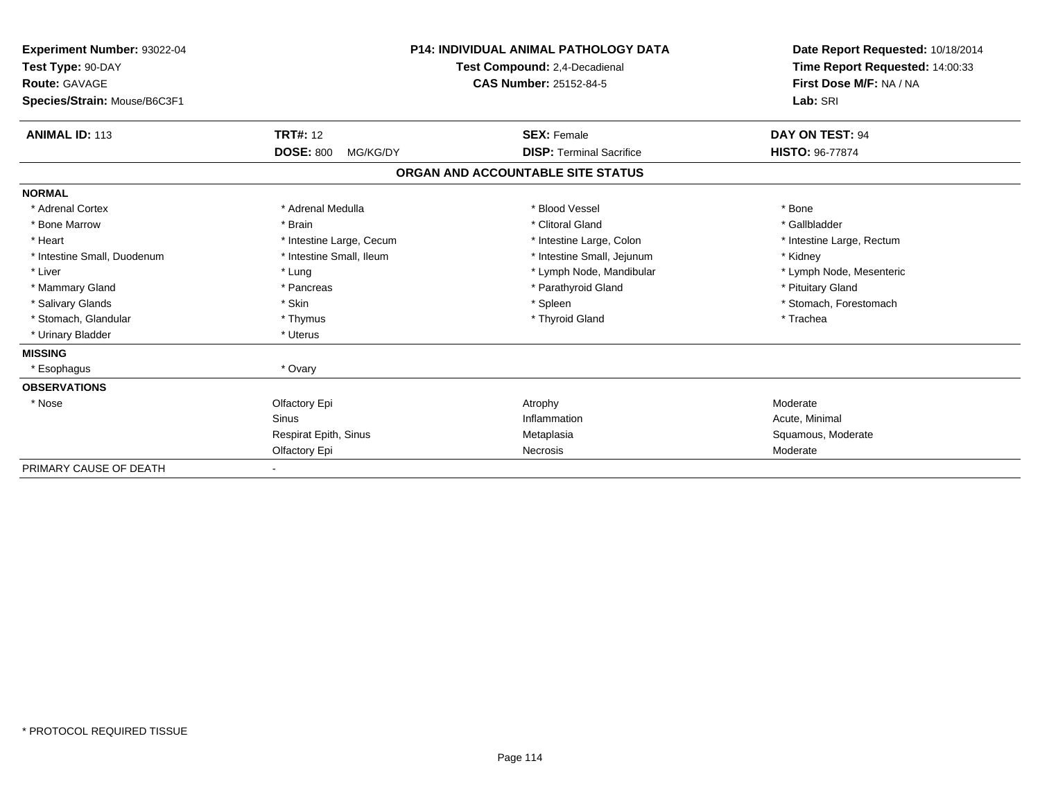**Experiment Number:** 93022-04
**Test Type:** 90-DAY
**Route:** GAVAGE
**Species/Strain:** Mouse/B6C3F1

**P14: INDIVIDUAL ANIMAL PATHOLOGY DATA**
**Test Compound:** 2,4-Decadienal
**CAS Number:** 25152-84-5

**Date Report Requested:** 10/18/2014
**Time Report Requested:** 14:00:33
**First Dose M/F:** NA / NA
**Lab:** SRI

| **ANIMAL ID:** 113 | **TRT#:** 12 | **SEX:** Female | **DAY ON TEST:** 94 |
|---|---|---|---|
| | **DOSE:** 800 MG/KG/DY | **DISP:** Terminal Sacrifice | **HISTO:** 96-77874 |

## ORGAN AND ACCOUNTABLE SITE STATUS

**NORMAL**

| | | | |
|---|---|---|---|
| * Adrenal Cortex | * Adrenal Medulla | * Blood Vessel | * Bone |
| * Bone Marrow | * Brain | * Clitoral Gland | * Gallbladder |
| * Heart | * Intestine Large, Cecum | * Intestine Large, Colon | * Intestine Large, Rectum |
| * Intestine Small, Duodenum | * Intestine Small, Ileum | * Intestine Small, Jejunum | * Kidney |
| * Liver | * Lung | * Lymph Node, Mandibular | * Lymph Node, Mesenteric |
| * Mammary Gland | * Pancreas | * Parathyroid Gland | * Pituitary Gland |
| * Salivary Glands | * Skin | * Spleen | * Stomach, Forestomach |
| * Stomach, Glandular | * Thymus | * Thyroid Gland | * Trachea |
| * Urinary Bladder | * Uterus | | |

**MISSING**

| | |
|---|---|
| * Esophagus | * Ovary |

**OBSERVATIONS**

| | | | |
|---|---|---|---|
| * Nose | Olfactory Epi | Atrophy | Moderate |
| | Sinus | Inflammation | Acute, Minimal |
| | Respirat Epith, Sinus | Metaplasia | Squamous, Moderate |
| | Olfactory Epi | Necrosis | Moderate |

PRIMARY CAUSE OF DEATH -

* PROTOCOL REQUIRED TISSUE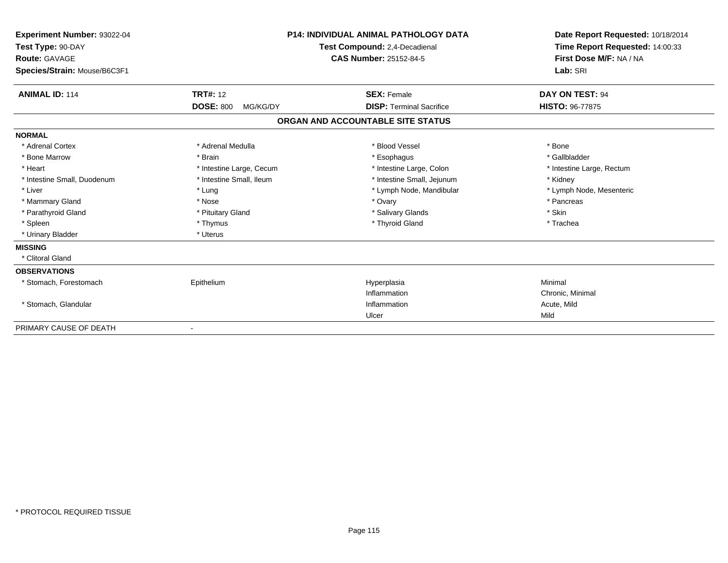**Experiment Number:** 93022-04
**Test Type:** 90-DAY
**Route:** GAVAGE
**Species/Strain:** Mouse/B6C3F1

**P14: INDIVIDUAL ANIMAL PATHOLOGY DATA**
**Test Compound:** 2,4-Decadienal
**CAS Number:** 25152-84-5

**Date Report Requested:** 10/18/2014
**Time Report Requested:** 14:00:33
**First Dose M/F:** NA / NA
**Lab:** SRI

| **ANIMAL ID:** 114 | **TRT#:** 12 | **SEX:** Female | **DAY ON TEST:** 94 |
|---|---|---|---|
| | **DOSE:** 800 MG/KG/DY | **DISP:** Terminal Sacrifice | **HISTO:** 96-77875 |

## ORGAN AND ACCOUNTABLE SITE STATUS

| | | | |
|---|---|---|---|
| **NORMAL** | | | |
| * Adrenal Cortex | * Adrenal Medulla | * Blood Vessel | * Bone |
| * Bone Marrow | * Brain | * Esophagus | * Gallbladder |
| * Heart | * Intestine Large, Cecum | * Intestine Large, Colon | * Intestine Large, Rectum |
| * Intestine Small, Duodenum | * Intestine Small, Ileum | * Intestine Small, Jejunum | * Kidney |
| * Liver | * Lung | * Lymph Node, Mandibular | * Lymph Node, Mesenteric |
| * Mammary Gland | * Nose | * Ovary | * Pancreas |
| * Parathyroid Gland | * Pituitary Gland | * Salivary Glands | * Skin |
| * Spleen | * Thymus | * Thyroid Gland | * Trachea |
| * Urinary Bladder | * Uterus | | |
| **MISSING** | | | |
| * Clitoral Gland | | | |
| **OBSERVATIONS** | | | |
| * Stomach, Forestomach | Epithelium | Hyperplasia | Minimal |
| | | Inflammation | Chronic, Minimal |
| * Stomach, Glandular | | Inflammation | Acute, Mild |
| | | Ulcer | Mild |
| PRIMARY CAUSE OF DEATH | - | | |

\* PROTOCOL REQUIRED TISSUE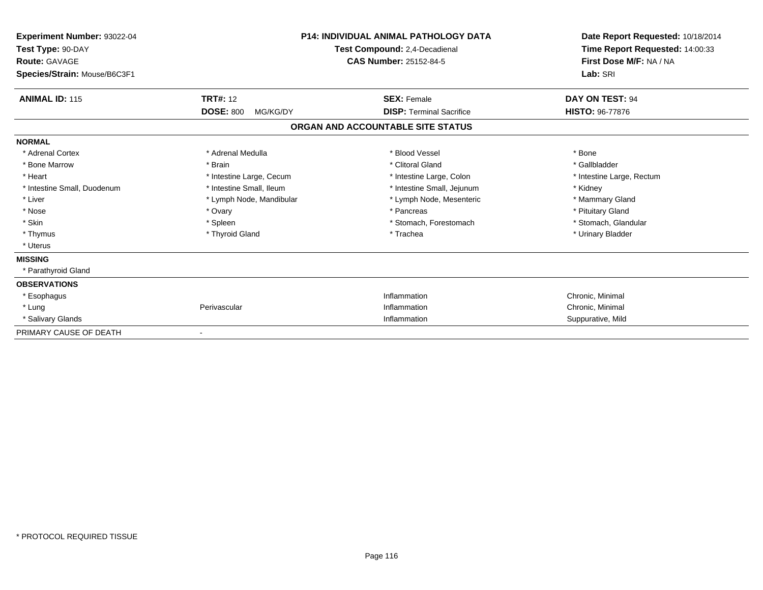**Experiment Number:** 93022-04
**Test Type:** 90-DAY
**Route:** GAVAGE
**Species/Strain:** Mouse/B6C3F1

**P14: INDIVIDUAL ANIMAL PATHOLOGY DATA**
**Test Compound:** 2,4-Decadienal
**CAS Number:** 25152-84-5

**Date Report Requested:** 10/18/2014
**Time Report Requested:** 14:00:33
**First Dose M/F:** NA / NA
**Lab:** SRI

| **ANIMAL ID:** 115 | **TRT#:** 12 | **SEX:** Female | **DAY ON TEST:** 94 |
|---|---|---|---|
| | **DOSE:** 800 MG/KG/DY | **DISP:** Terminal Sacrifice | **HISTO:** 96-77876 |

## ORGAN AND ACCOUNTABLE SITE STATUS

**NORMAL**

| | | | |
|---|---|---|---|
| * Adrenal Cortex | * Adrenal Medulla | * Blood Vessel | * Bone |
| * Bone Marrow | * Brain | * Clitoral Gland | * Gallbladder |
| * Heart | * Intestine Large, Cecum | * Intestine Large, Colon | * Intestine Large, Rectum |
| * Intestine Small, Duodenum | * Intestine Small, Ileum | * Intestine Small, Jejunum | * Kidney |
| * Liver | * Lymph Node, Mandibular | * Lymph Node, Mesenteric | * Mammary Gland |
| * Nose | * Ovary | * Pancreas | * Pituitary Gland |
| * Skin | * Spleen | * Stomach, Forestomach | * Stomach, Glandular |
| * Thymus | * Thyroid Gland | * Trachea | * Urinary Bladder |
| * Uterus | | | |

**MISSING**

* Parathyroid Gland

**OBSERVATIONS**

| | | | |
|---|---|---|---|
| * Esophagus | | Inflammation | Chronic, Minimal |
| * Lung | Perivascular | Inflammation | Chronic, Minimal |
| * Salivary Glands | | Inflammation | Suppurative, Mild |

PRIMARY CAUSE OF DEATH -

* PROTOCOL REQUIRED TISSUE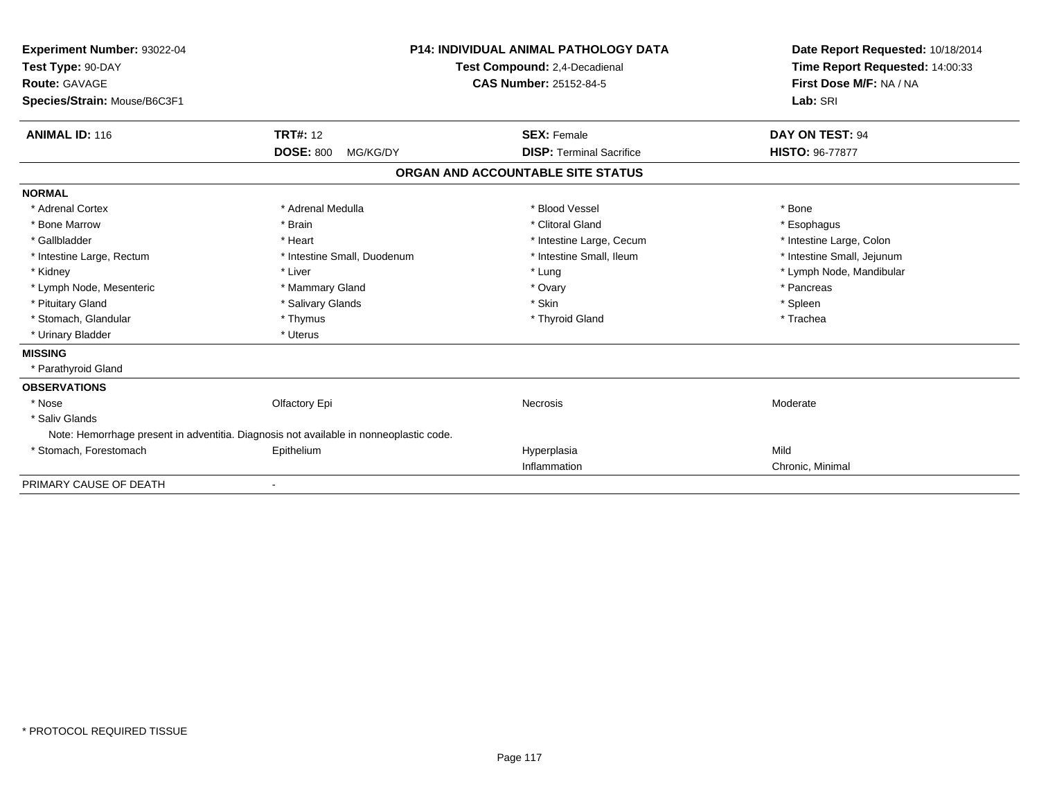**Experiment Number:** 93022-04
**Test Type:** 90-DAY
**Route:** GAVAGE
**Species/Strain:** Mouse/B6C3F1

**P14: INDIVIDUAL ANIMAL PATHOLOGY DATA**
**Test Compound:** 2,4-Decadienal
**CAS Number:** 25152-84-5

**Date Report Requested:** 10/18/2014
**Time Report Requested:** 14:00:33
**First Dose M/F:** NA / NA
**Lab:** SRI

| **ANIMAL ID:** 116 | **TRT#:** 12 | **SEX:** Female | **DAY ON TEST:** 94 |
|---|---|---|---|
| | **DOSE:** 800 MG/KG/DY | **DISP:** Terminal Sacrifice | **HISTO:** 96-77877 |

**ORGAN AND ACCOUNTABLE SITE STATUS**

**NORMAL**

| | | | |
|---|---|---|---|
| * Adrenal Cortex | * Adrenal Medulla | * Blood Vessel | * Bone |
| * Bone Marrow | * Brain | * Clitoral Gland | * Esophagus |
| * Gallbladder | * Heart | * Intestine Large, Cecum | * Intestine Large, Colon |
| * Intestine Large, Rectum | * Intestine Small, Duodenum | * Intestine Small, Ileum | * Intestine Small, Jejunum |
| * Kidney | * Liver | * Lung | * Lymph Node, Mandibular |
| * Lymph Node, Mesenteric | * Mammary Gland | * Ovary | * Pancreas |
| * Pituitary Gland | * Salivary Glands | * Skin | * Spleen |
| * Stomach, Glandular | * Thymus | * Thyroid Gland | * Trachea |
| * Urinary Bladder | * Uterus | | |

**MISSING**

* Parathyroid Gland

**OBSERVATIONS**

| | | | |
|---|---|---|---|
| * Nose | Olfactory Epi | Necrosis | Moderate |
| * Saliv Glands | | | |
| Note: Hemorrhage present in adventitia. Diagnosis not available in nonneoplastic code. | | | |
| * Stomach, Forestomach | Epithelium | Hyperplasia | Mild |
| | | Inflammation | Chronic, Minimal |

PRIMARY CAUSE OF DEATH -

* PROTOCOL REQUIRED TISSUE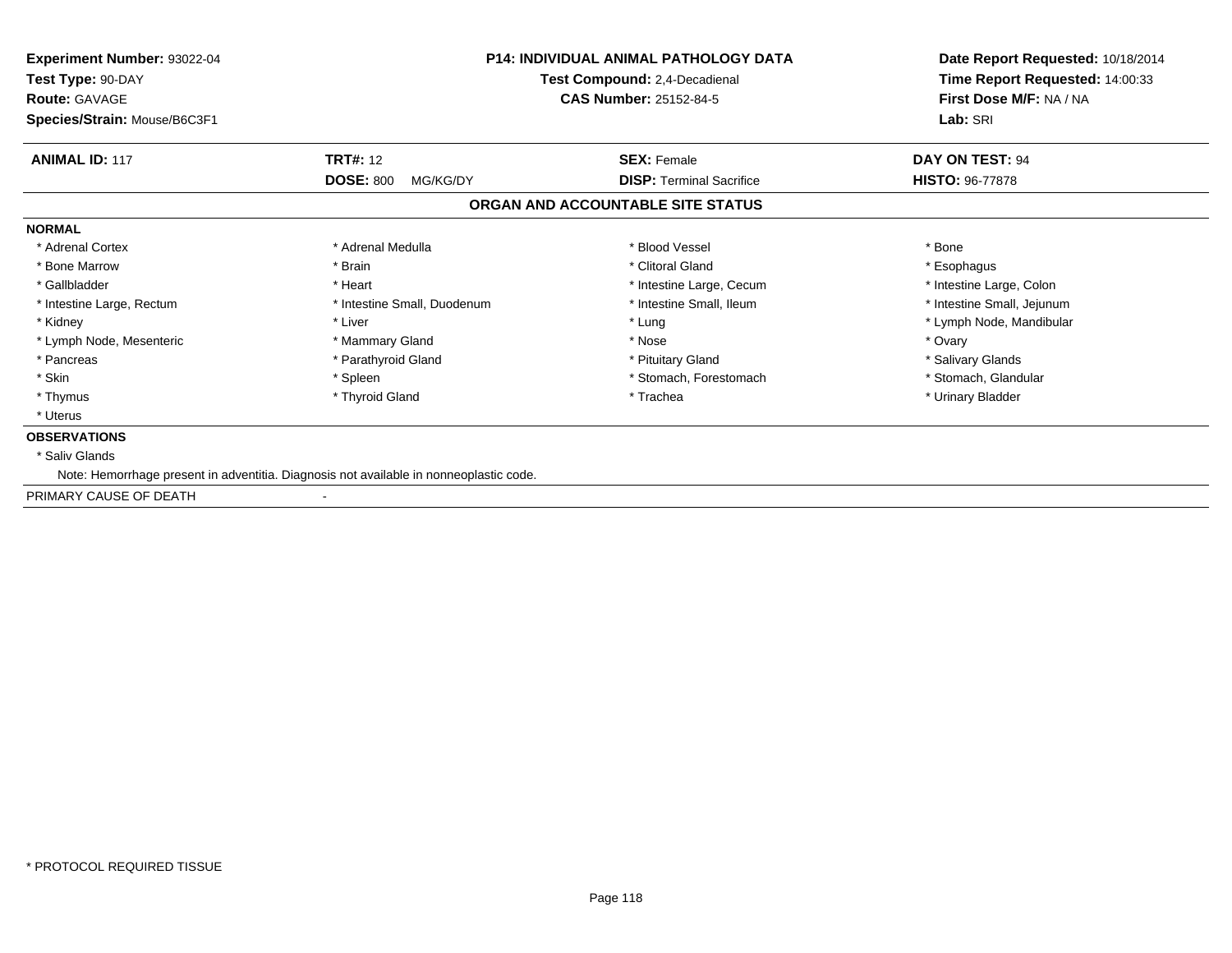**Experiment Number:** 93022-04
**Test Type:** 90-DAY
**Route:** GAVAGE
**Species/Strain:** Mouse/B6C3F1

**P14: INDIVIDUAL ANIMAL PATHOLOGY DATA**
**Test Compound:** 2,4-Decadienal
**CAS Number:** 25152-84-5

**Date Report Requested:** 10/18/2014
**Time Report Requested:** 14:00:33
**First Dose M/F:** NA / NA
**Lab:** SRI

| **ANIMAL ID:** 117 | **TRT#:** 12 | **SEX:** Female | **DAY ON TEST:** 94 |
|---|---|---|---|
| | **DOSE:** 800 MG/KG/DY | **DISP:** Terminal Sacrifice | **HISTO:** 96-77878 |

## ORGAN AND ACCOUNTABLE SITE STATUS

**NORMAL**

| | | | |
|---|---|---|---|
| * Adrenal Cortex | * Adrenal Medulla | * Blood Vessel | * Bone |
| * Bone Marrow | * Brain | * Clitoral Gland | * Esophagus |
| * Gallbladder | * Heart | * Intestine Large, Cecum | * Intestine Large, Colon |
| * Intestine Large, Rectum | * Intestine Small, Duodenum | * Intestine Small, Ileum | * Intestine Small, Jejunum |
| * Kidney | * Liver | * Lung | * Lymph Node, Mandibular |
| * Lymph Node, Mesenteric | * Mammary Gland | * Nose | * Ovary |
| * Pancreas | * Parathyroid Gland | * Pituitary Gland | * Salivary Glands |
| * Skin | * Spleen | * Stomach, Forestomach | * Stomach, Glandular |
| * Thymus | * Thyroid Gland | * Trachea | * Urinary Bladder |
| * Uterus | | | |

**OBSERVATIONS**

* Saliv Glands

Note: Hemorrhage present in adventitia. Diagnosis not available in nonneoplastic code.

PRIMARY CAUSE OF DEATH -

* PROTOCOL REQUIRED TISSUE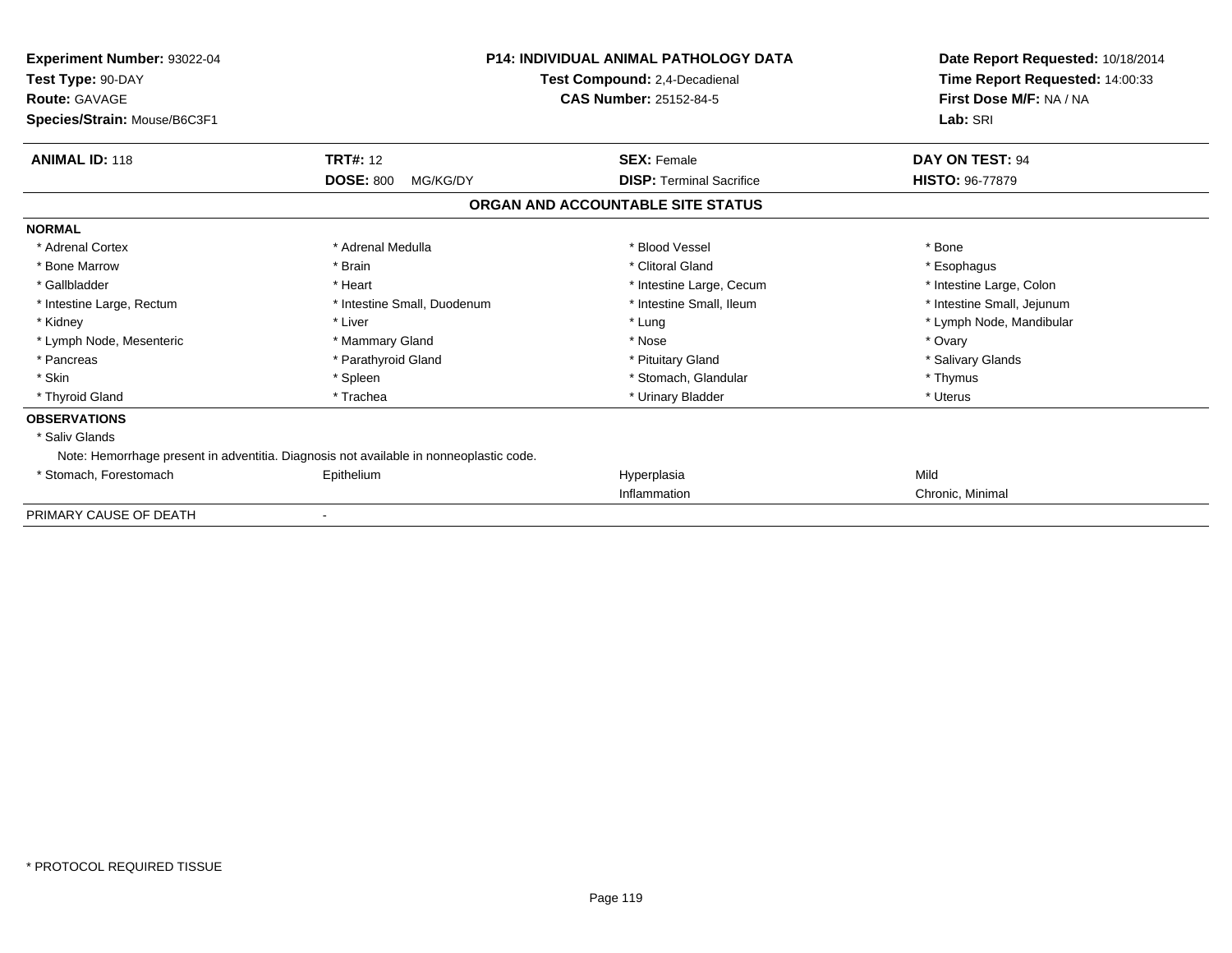**Experiment Number:** 93022-04
**Test Type:** 90-DAY
**Route:** GAVAGE
**Species/Strain:** Mouse/B6C3F1

**P14: INDIVIDUAL ANIMAL PATHOLOGY DATA**
**Test Compound:** 2,4-Decadienal
**CAS Number:** 25152-84-5

**Date Report Requested:** 10/18/2014
**Time Report Requested:** 14:00:33
**First Dose M/F:** NA / NA
**Lab:** SRI

| **ANIMAL ID:** 118 | **TRT#:** 12 | **SEX:** Female | **DAY ON TEST:** 94 |
|---|---|---|---|
| | **DOSE:** 800 MG/KG/DY | **DISP:** Terminal Sacrifice | **HISTO:** 96-77879 |

## ORGAN AND ACCOUNTABLE SITE STATUS

**NORMAL**

| | | | |
|---|---|---|---|
| * Adrenal Cortex | * Adrenal Medulla | * Blood Vessel | * Bone |
| * Bone Marrow | * Brain | * Clitoral Gland | * Esophagus |
| * Gallbladder | * Heart | * Intestine Large, Cecum | * Intestine Large, Colon |
| * Intestine Large, Rectum | * Intestine Small, Duodenum | * Intestine Small, Ileum | * Intestine Small, Jejunum |
| * Kidney | * Liver | * Lung | * Lymph Node, Mandibular |
| * Lymph Node, Mesenteric | * Mammary Gland | * Nose | * Ovary |
| * Pancreas | * Parathyroid Gland | * Pituitary Gland | * Salivary Glands |
| * Skin | * Spleen | * Stomach, Glandular | * Thymus |
| * Thyroid Gland | * Trachea | * Urinary Bladder | * Uterus |

**OBSERVATIONS**

* Saliv Glands

Note: Hemorrhage present in adventitia. Diagnosis not available in nonneoplastic code.

| | | | |
|---|---|---|---|
| * Stomach, Forestomach | Epithelium | Hyperplasia | Mild |
| | | Inflammation | Chronic, Minimal |

PRIMARY CAUSE OF DEATH -

* PROTOCOL REQUIRED TISSUE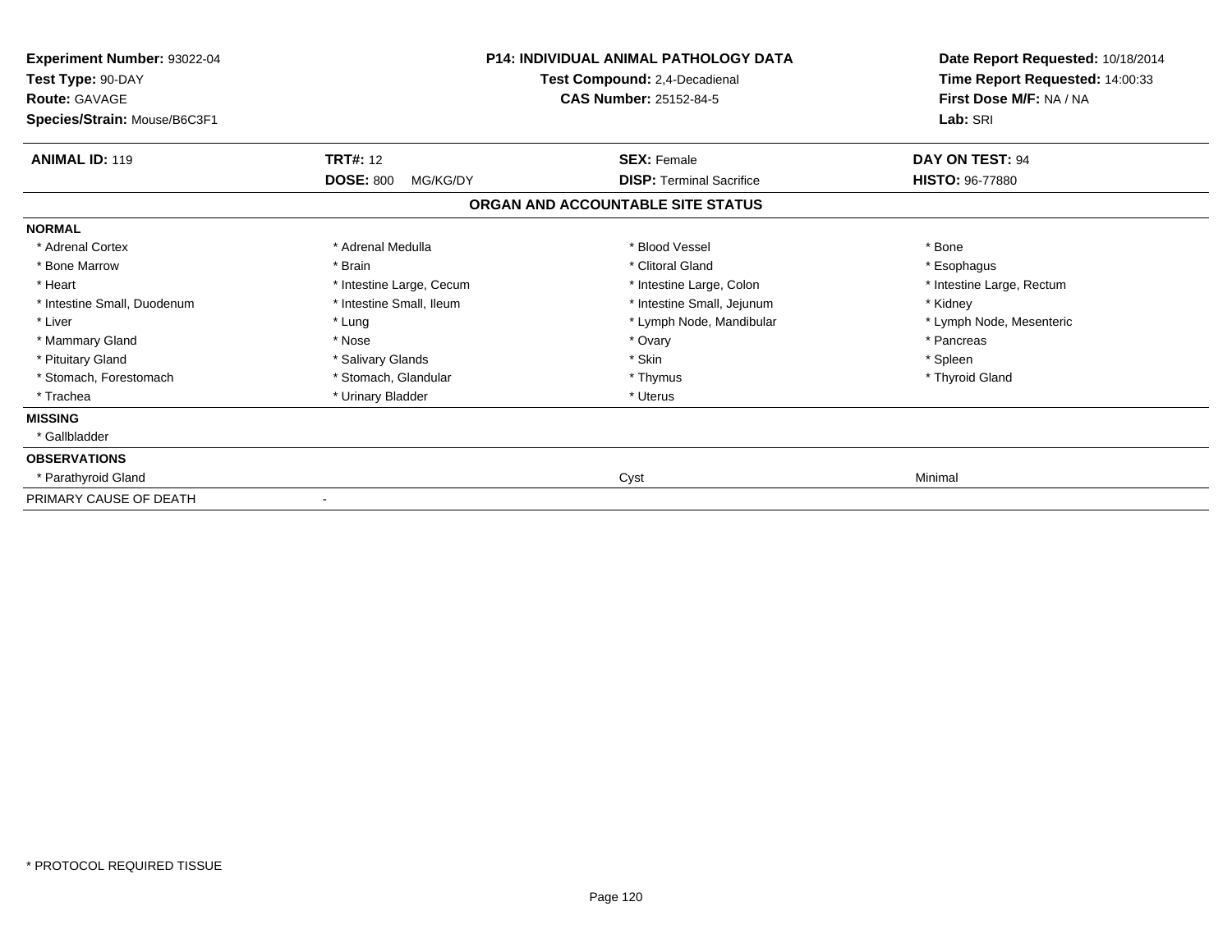**Experiment Number:** 93022-04
**Test Type:** 90-DAY
**Route:** GAVAGE
**Species/Strain:** Mouse/B6C3F1

**P14: INDIVIDUAL ANIMAL PATHOLOGY DATA**
**Test Compound:** 2,4-Decadienal
**CAS Number:** 25152-84-5

**Date Report Requested:** 10/18/2014
**Time Report Requested:** 14:00:33
**First Dose M/F:** NA / NA
**Lab:** SRI

| **ANIMAL ID:** 119 | **TRT#:** 12 | **SEX:** Female | **DAY ON TEST:** 94 |
|---|---|---|---|
| | **DOSE:** 800 MG/KG/DY | **DISP:** Terminal Sacrifice | **HISTO:** 96-77880 |

## ORGAN AND ACCOUNTABLE SITE STATUS

| | | | |
|---|---|---|---|
| **NORMAL** | | | |
| * Adrenal Cortex | * Adrenal Medulla | * Blood Vessel | * Bone |
| * Bone Marrow | * Brain | * Clitoral Gland | * Esophagus |
| * Heart | * Intestine Large, Cecum | * Intestine Large, Colon | * Intestine Large, Rectum |
| * Intestine Small, Duodenum | * Intestine Small, Ileum | * Intestine Small, Jejunum | * Kidney |
| * Liver | * Lung | * Lymph Node, Mandibular | * Lymph Node, Mesenteric |
| * Mammary Gland | * Nose | * Ovary | * Pancreas |
| * Pituitary Gland | * Salivary Glands | * Skin | * Spleen |
| * Stomach, Forestomach | * Stomach, Glandular | * Thymus | * Thyroid Gland |
| * Trachea | * Urinary Bladder | * Uterus | |
| **MISSING** | | | |
| * Gallbladder | | | |
| **OBSERVATIONS** | | | |
| * Parathyroid Gland | | Cyst | Minimal |
| PRIMARY CAUSE OF DEATH | - | | |

* PROTOCOL REQUIRED TISSUE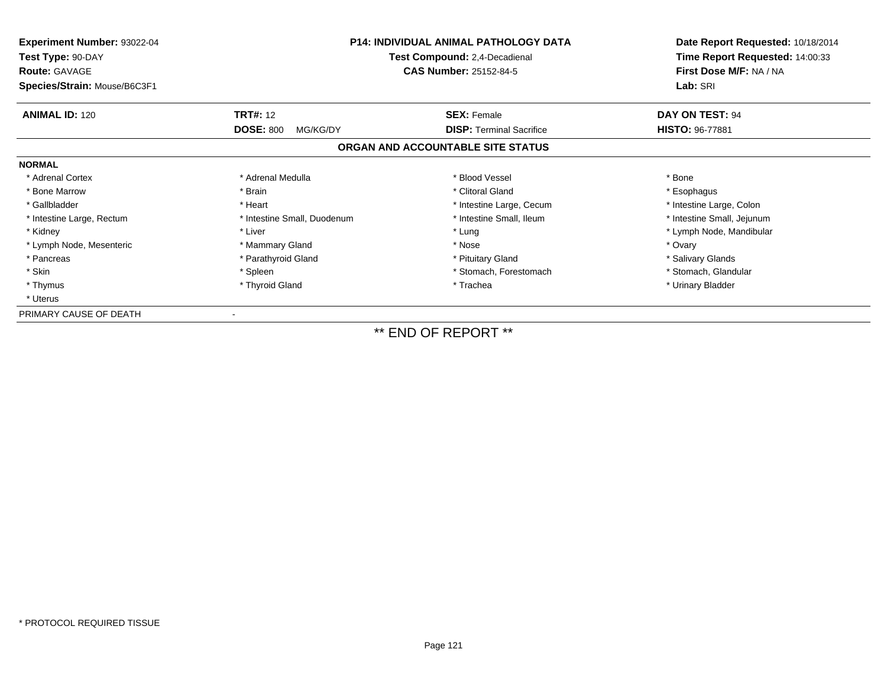**Experiment Number:** 93022-04
**Test Type:** 90-DAY
**Route:** GAVAGE
**Species/Strain:** Mouse/B6C3F1

**P14: INDIVIDUAL ANIMAL PATHOLOGY DATA**
**Test Compound:** 2,4-Decadienal
**CAS Number:** 25152-84-5

**Date Report Requested:** 10/18/2014
**Time Report Requested:** 14:00:33
**First Dose M/F:** NA / NA
**Lab:** SRI

| | | | |
|---|---|---|---|
| **ANIMAL ID:** 120 | **TRT#:** 12 | **SEX:** Female | **DAY ON TEST:** 94 |
| | **DOSE:** 800 MG/KG/DY | **DISP:** Terminal Sacrifice | **HISTO:** 96-77881 |

## ORGAN AND ACCOUNTABLE SITE STATUS

**NORMAL**

| | | | |
|---|---|---|---|
| * Adrenal Cortex | * Adrenal Medulla | * Blood Vessel | * Bone |
| * Bone Marrow | * Brain | * Clitoral Gland | * Esophagus |
| * Gallbladder | * Heart | * Intestine Large, Cecum | * Intestine Large, Colon |
| * Intestine Large, Rectum | * Intestine Small, Duodenum | * Intestine Small, Ileum | * Intestine Small, Jejunum |
| * Kidney | * Liver | * Lung | * Lymph Node, Mandibular |
| * Lymph Node, Mesenteric | * Mammary Gland | * Nose | * Ovary |
| * Pancreas | * Parathyroid Gland | * Pituitary Gland | * Salivary Glands |
| * Skin | * Spleen | * Stomach, Forestomach | * Stomach, Glandular |
| * Thymus | * Thyroid Gland | * Trachea | * Urinary Bladder |
| * Uterus | | | |

PRIMARY CAUSE OF DEATH -

** END OF REPORT **

* PROTOCOL REQUIRED TISSUE